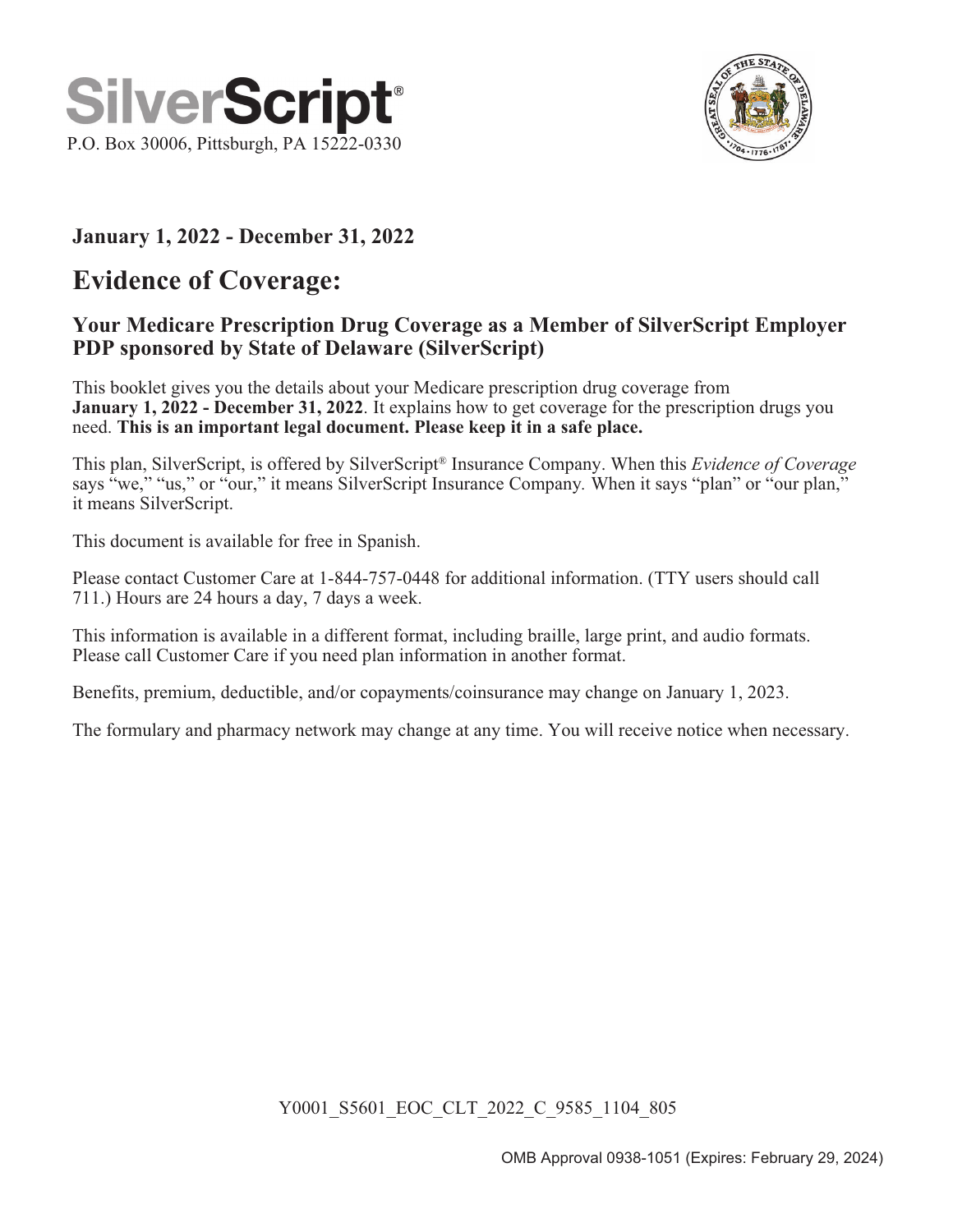SilverScript®

P.O. Box 30006, Pittsburgh, PA 15222-0330

**January 1, 2022 - December 31, 2022**

# Evidence of Coverage:

## Your Medicare Prescription Drug Coverage as a Member of SilverScript Employer PDP sponsored by State of Delaware (SilverScript)

This booklet gives you the details about your Medicare prescription drug coverage from **January 1, 2022 - December 31, 2022**. It explains how to get coverage for the prescription drugs you need. **This is an important legal document. Please keep it in a safe place.**

This plan, SilverScript, is offered by SilverScript® Insurance Company. When this *Evidence of Coverage* says "we," "us," or "our," it means SilverScript Insurance Company. When it says "plan" or "our plan," it means SilverScript.

This document is available for free in Spanish.

Please contact Customer Care at 1-844-757-0448 for additional information. (TTY users should call 711.) Hours are 24 hours a day, 7 days a week.

This information is available in a different format, including braille, large print, and audio formats. Please call Customer Care if you need plan information in another format.

Benefits, premium, deductible, and/or copayments/coinsurance may change on January 1, 2023.

The formulary and pharmacy network may change at any time. You will receive notice when necessary.

Y0001_S5601_EOC_CLT_2022_C_9585_1104_805

OMB Approval 0938-1051 (Expires: February 29, 2024)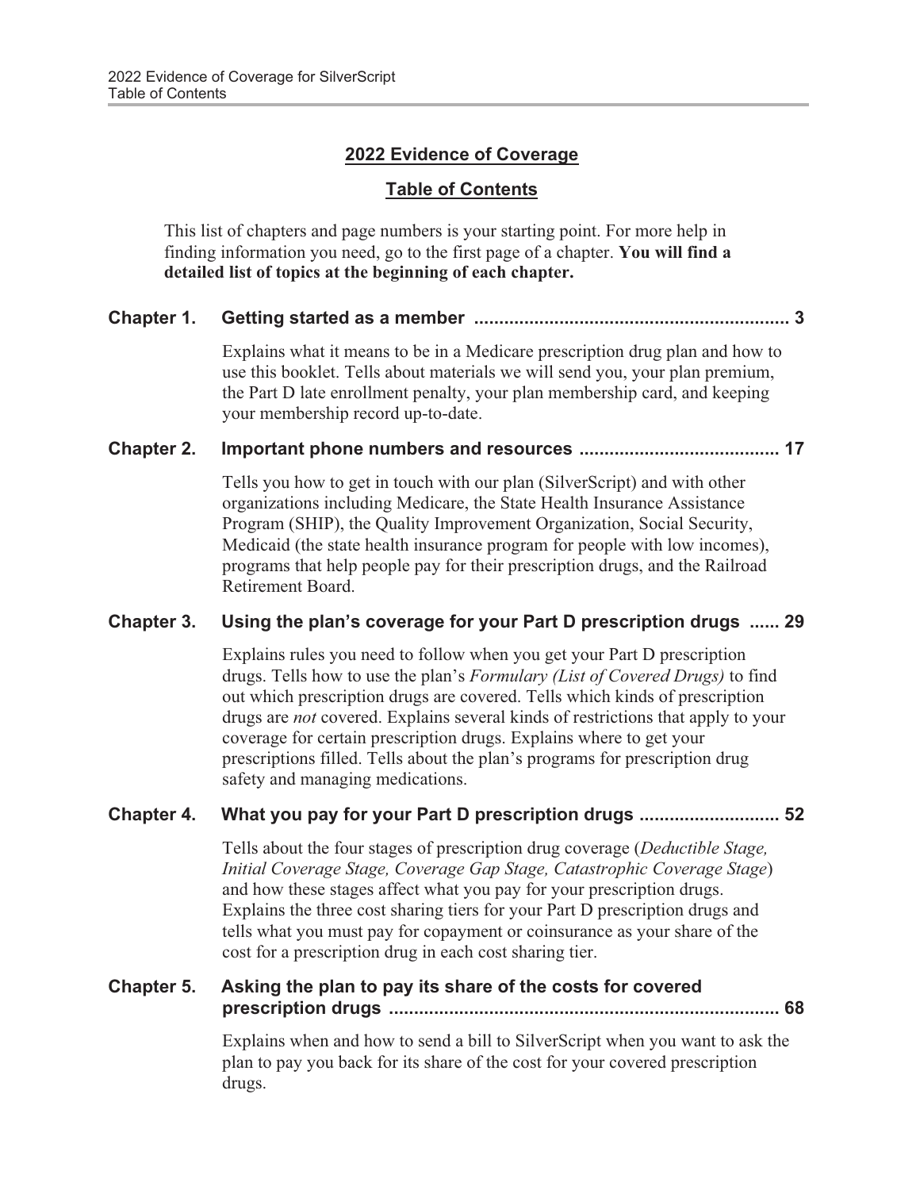## 2022 Evidence of Coverage

## Table of Contents

This list of chapters and page numbers is your starting point. For more help in finding information you need, go to the first page of a chapter. **You will find a detailed list of topics at the beginning of each chapter.**

**Chapter 1. Getting started as a member ............................................................... 3**

Explains what it means to be in a Medicare prescription drug plan and how to use this booklet. Tells about materials we will send you, your plan premium, the Part D late enrollment penalty, your plan membership card, and keeping your membership record up-to-date.

**Chapter 2. Important phone numbers and resources ........................................ 17**

Tells you how to get in touch with our plan (SilverScript) and with other organizations including Medicare, the State Health Insurance Assistance Program (SHIP), the Quality Improvement Organization, Social Security, Medicaid (the state health insurance program for people with low incomes), programs that help people pay for their prescription drugs, and the Railroad Retirement Board.

**Chapter 3. Using the plan's coverage for your Part D prescription drugs ...... 29**

Explains rules you need to follow when you get your Part D prescription drugs. Tells how to use the plan's *Formulary (List of Covered Drugs)* to find out which prescription drugs are covered. Tells which kinds of prescription drugs are *not* covered. Explains several kinds of restrictions that apply to your coverage for certain prescription drugs. Explains where to get your prescriptions filled. Tells about the plan's programs for prescription drug safety and managing medications.

**Chapter 4. What you pay for your Part D prescription drugs ............................ 52**

Tells about the four stages of prescription drug coverage (*Deductible Stage, Initial Coverage Stage, Coverage Gap Stage, Catastrophic Coverage Stage*) and how these stages affect what you pay for your prescription drugs. Explains the three cost sharing tiers for your Part D prescription drugs and tells what you must pay for copayment or coinsurance as your share of the cost for a prescription drug in each cost sharing tier.

**Chapter 5. Asking the plan to pay its share of the costs for covered prescription drugs .............................................................................. 68**

Explains when and how to send a bill to SilverScript when you want to ask the plan to pay you back for its share of the cost for your covered prescription drugs.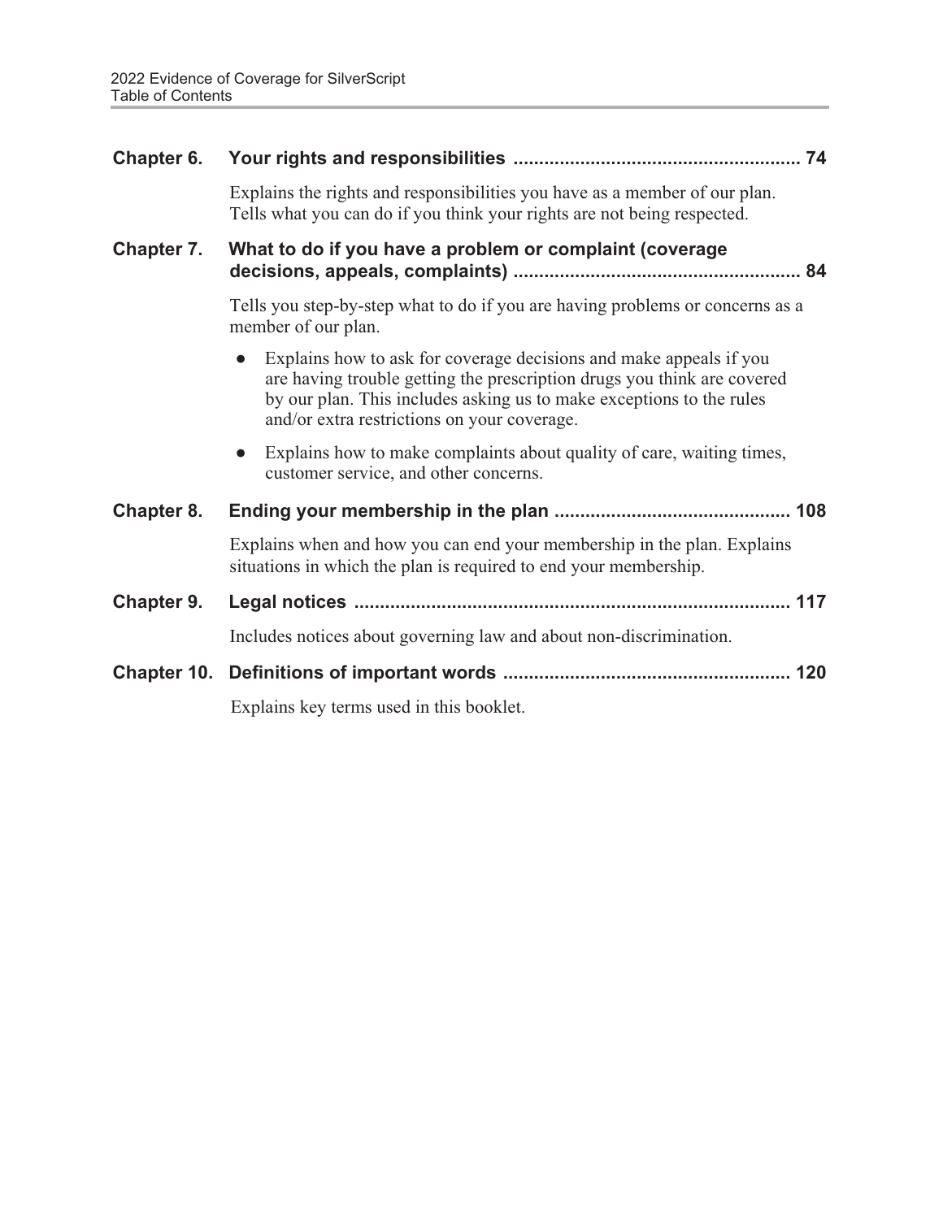**Chapter 6. Your rights and responsibilities ....................................................... 74**

Explains the rights and responsibilities you have as a member of our plan. Tells what you can do if you think your rights are not being respected.

**Chapter 7. What to do if you have a problem or complaint (coverage decisions, appeals, complaints) ....................................................... 84**

Tells you step-by-step what to do if you are having problems or concerns as a member of our plan.

- Explains how to ask for coverage decisions and make appeals if you are having trouble getting the prescription drugs you think are covered by our plan. This includes asking us to make exceptions to the rules and/or extra restrictions on your coverage.
- Explains how to make complaints about quality of care, waiting times, customer service, and other concerns.

**Chapter 8. Ending your membership in the plan ............................................. 108**

Explains when and how you can end your membership in the plan. Explains situations in which the plan is required to end your membership.

**Chapter 9. Legal notices ................................................................................... 117**

Includes notices about governing law and about non-discrimination.

**Chapter 10. Definitions of important words ....................................................... 120**

Explains key terms used in this booklet.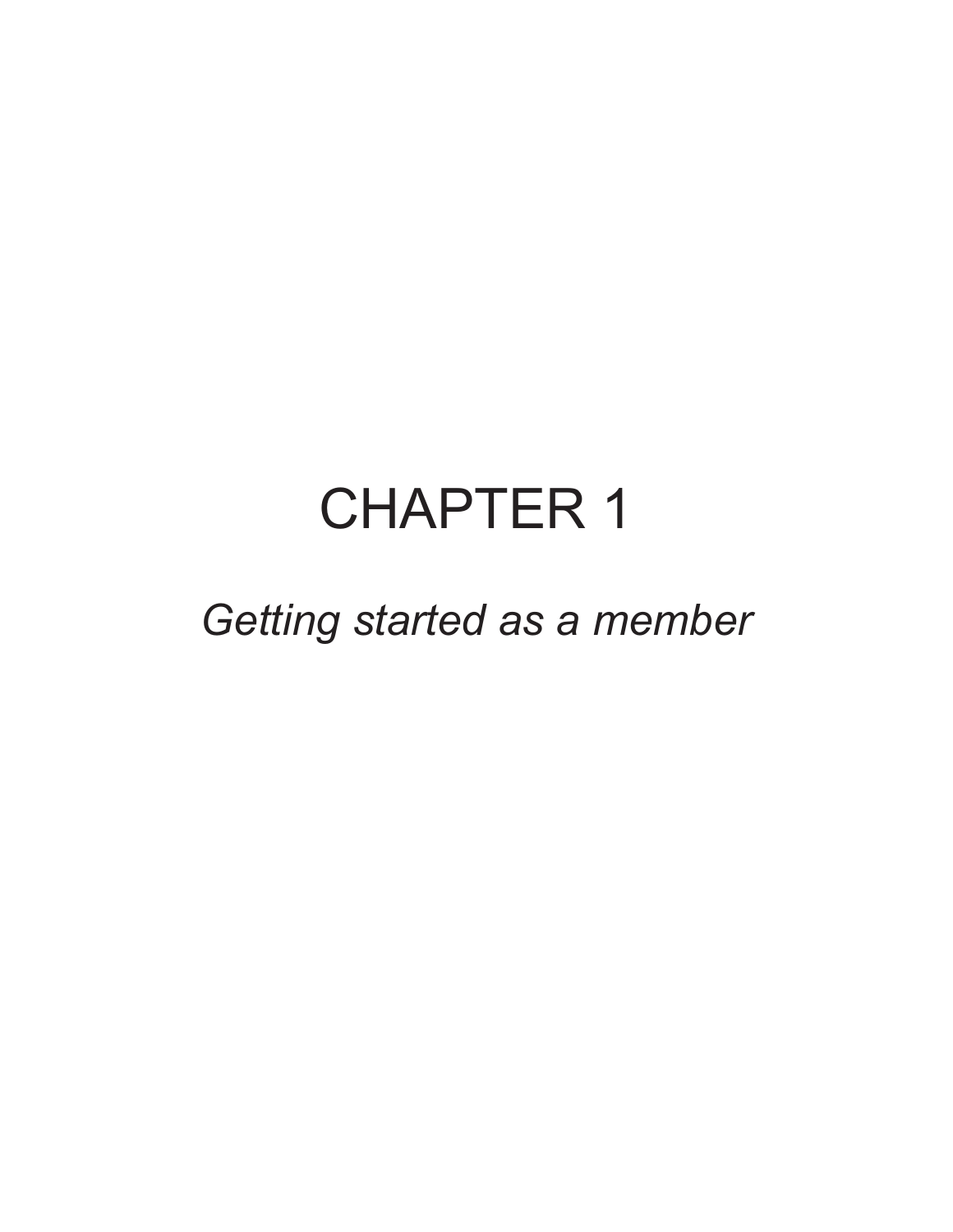# CHAPTER 1

*Getting started as a member*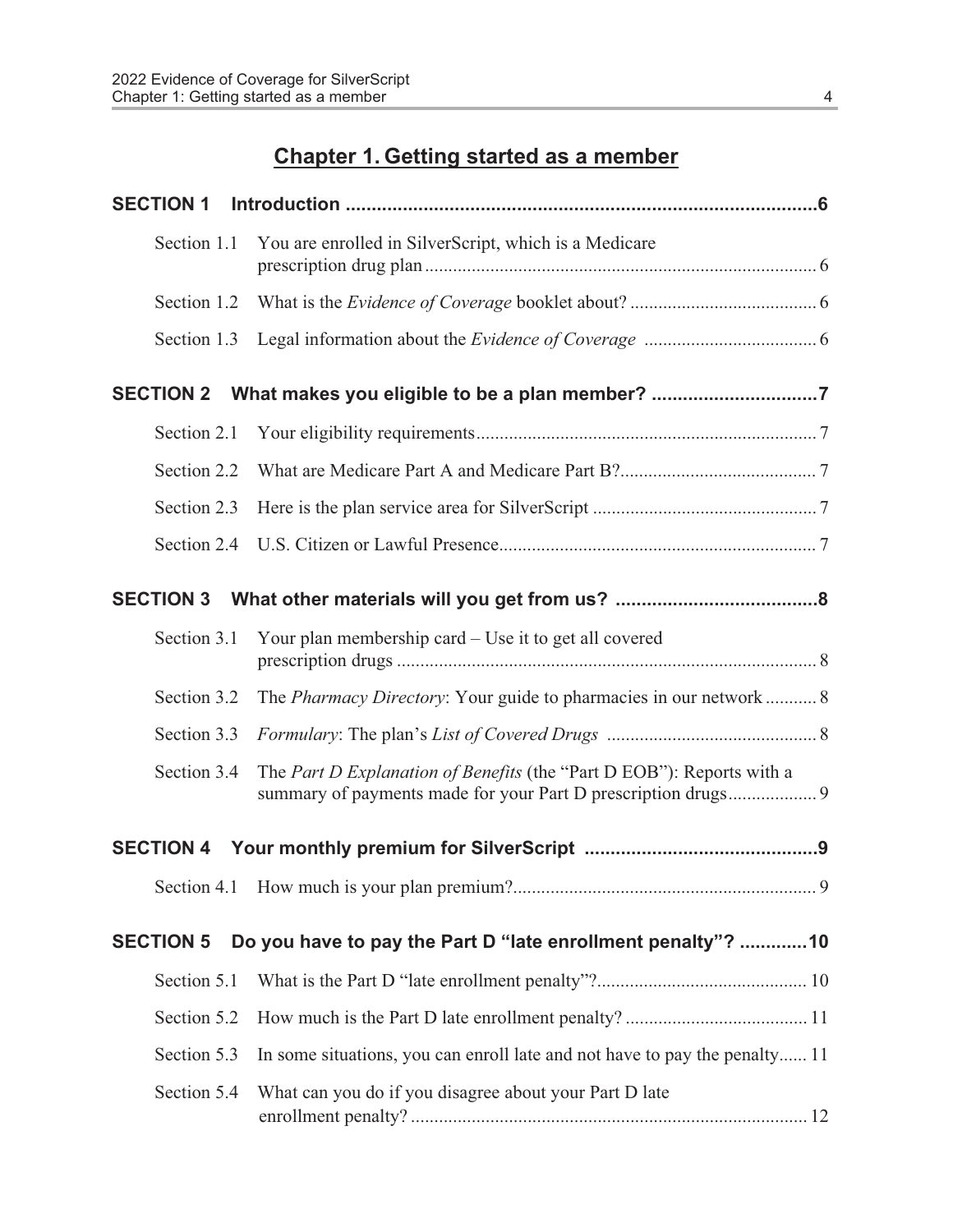# Chapter 1. Getting started as a member

**SECTION 1 Introduction ...........................................................................................6**

Section 1.1 You are enrolled in SilverScript, which is a Medicare prescription drug plan ................................................................................... 6

Section 1.2 What is the *Evidence of Coverage* booklet about? ........................................ 6

Section 1.3 Legal information about the *Evidence of Coverage* .................................... 6

**SECTION 2 What makes you eligible to be a plan member? ................................7**

Section 2.1 Your eligibility requirements........................................................................ 7

Section 2.2 What are Medicare Part A and Medicare Part B?.......................................... 7

Section 2.3 Here is the plan service area for SilverScript ................................................ 7

Section 2.4 U.S. Citizen or Lawful Presence.................................................................... 7

**SECTION 3 What other materials will you get from us? .......................................8**

Section 3.1 Your plan membership card – Use it to get all covered prescription drugs .......................................................................................... 8

Section 3.2 The *Pharmacy Directory*: Your guide to pharmacies in our network ........... 8

Section 3.3 *Formulary*: The plan's *List of Covered Drugs* ............................................. 8

Section 3.4 The *Part D Explanation of Benefits* (the "Part D EOB"): Reports with a summary of payments made for your Part D prescription drugs................... 9

**SECTION 4 Your monthly premium for SilverScript .............................................9**

Section 4.1 How much is your plan premium?................................................................ 9

**SECTION 5 Do you have to pay the Part D "late enrollment penalty"? .............10**

Section 5.1 What is the Part D "late enrollment penalty"?............................................. 10

Section 5.2 How much is the Part D late enrollment penalty? ....................................... 11

Section 5.3 In some situations, you can enroll late and not have to pay the penalty...... 11

Section 5.4 What can you do if you disagree about your Part D late enrollment penalty? .................................................................................... 12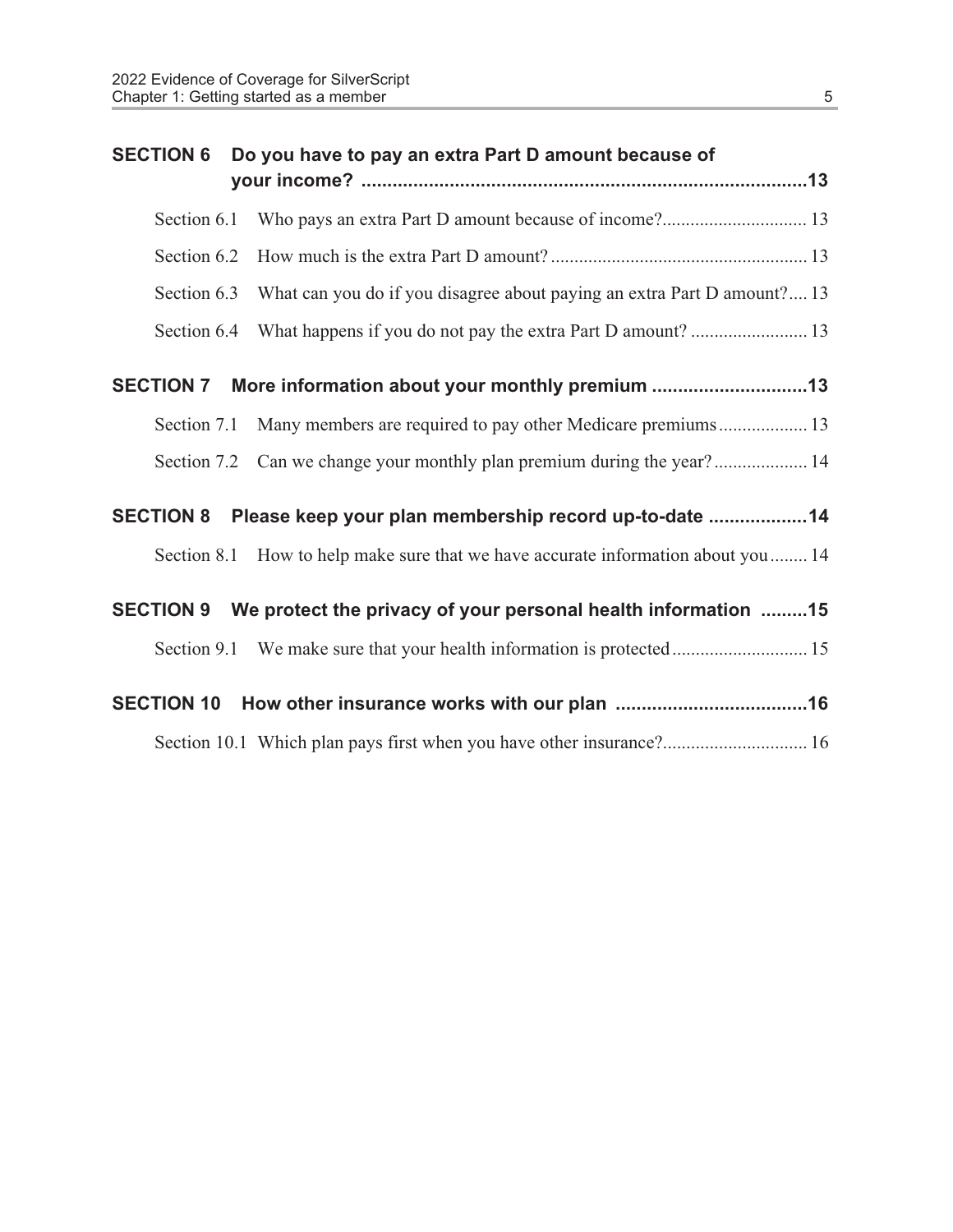| | | |
|---|---|---|
| **SECTION 6** | **Do you have to pay an extra Part D amount because of your income?** | **13** |
| Section 6.1 | Who pays an extra Part D amount because of income? | 13 |
| Section 6.2 | How much is the extra Part D amount? | 13 |
| Section 6.3 | What can you do if you disagree about paying an extra Part D amount? | 13 |
| Section 6.4 | What happens if you do not pay the extra Part D amount? | 13 |
| **SECTION 7** | **More information about your monthly premium** | **13** |
| Section 7.1 | Many members are required to pay other Medicare premiums | 13 |
| Section 7.2 | Can we change your monthly plan premium during the year? | 14 |
| **SECTION 8** | **Please keep your plan membership record up-to-date** | **14** |
| Section 8.1 | How to help make sure that we have accurate information about you | 14 |
| **SECTION 9** | **We protect the privacy of your personal health information** | **15** |
| Section 9.1 | We make sure that your health information is protected | 15 |
| **SECTION 10** | **How other insurance works with our plan** | **16** |
| Section 10.1 | Which plan pays first when you have other insurance? | 16 |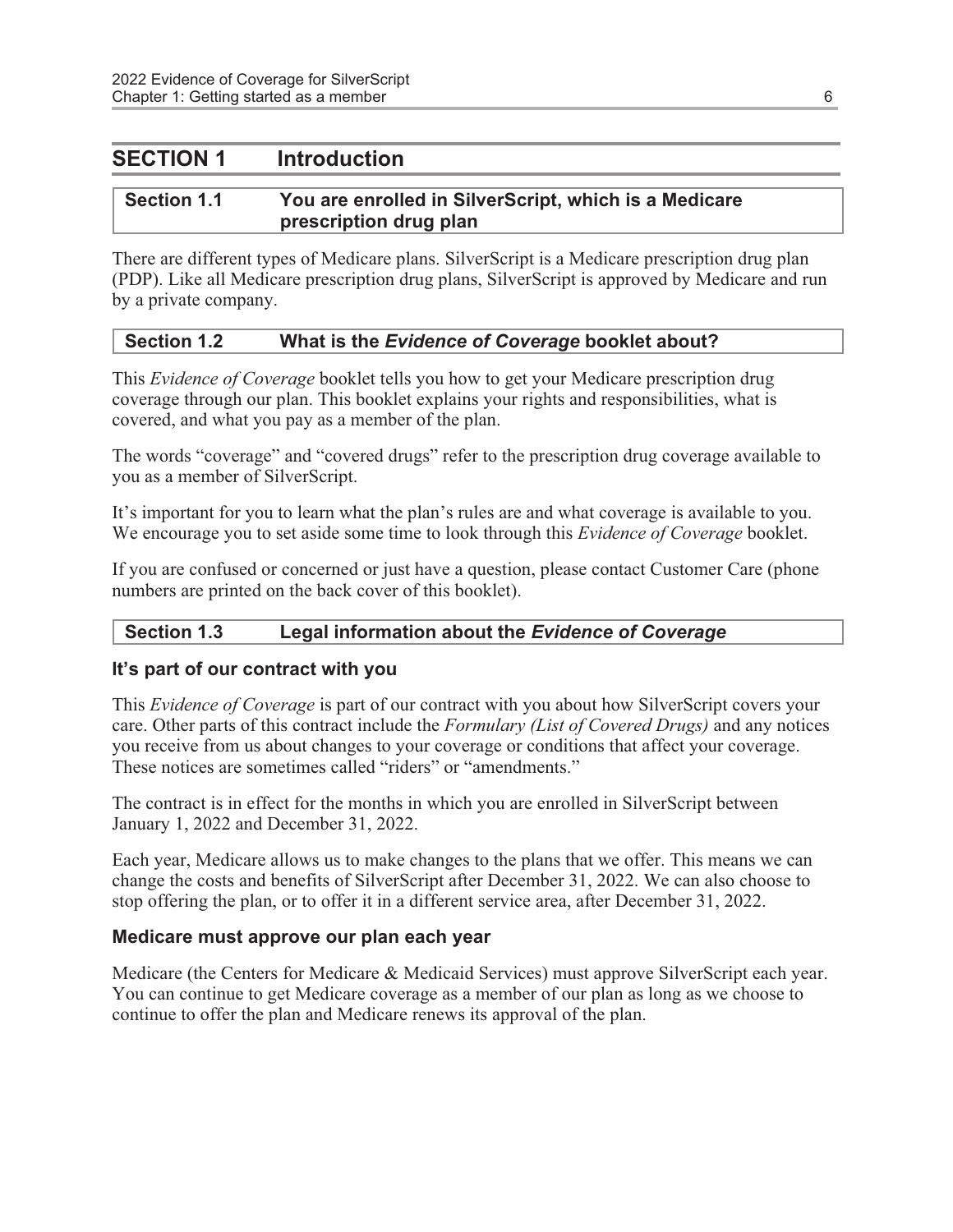# SECTION 1 Introduction

## Section 1.1 You are enrolled in SilverScript, which is a Medicare prescription drug plan

There are different types of Medicare plans. SilverScript is a Medicare prescription drug plan (PDP). Like all Medicare prescription drug plans, SilverScript is approved by Medicare and run by a private company.

## Section 1.2 What is the *Evidence of Coverage* booklet about?

This *Evidence of Coverage* booklet tells you how to get your Medicare prescription drug coverage through our plan. This booklet explains your rights and responsibilities, what is covered, and what you pay as a member of the plan.

The words "coverage" and "covered drugs" refer to the prescription drug coverage available to you as a member of SilverScript.

It's important for you to learn what the plan's rules are and what coverage is available to you. We encourage you to set aside some time to look through this *Evidence of Coverage* booklet.

If you are confused or concerned or just have a question, please contact Customer Care (phone numbers are printed on the back cover of this booklet).

## Section 1.3 Legal information about the *Evidence of Coverage*

### It's part of our contract with you

This *Evidence of Coverage* is part of our contract with you about how SilverScript covers your care. Other parts of this contract include the *Formulary (List of Covered Drugs)* and any notices you receive from us about changes to your coverage or conditions that affect your coverage. These notices are sometimes called "riders" or "amendments."

The contract is in effect for the months in which you are enrolled in SilverScript between January 1, 2022 and December 31, 2022.

Each year, Medicare allows us to make changes to the plans that we offer. This means we can change the costs and benefits of SilverScript after December 31, 2022. We can also choose to stop offering the plan, or to offer it in a different service area, after December 31, 2022.

### Medicare must approve our plan each year

Medicare (the Centers for Medicare & Medicaid Services) must approve SilverScript each year. You can continue to get Medicare coverage as a member of our plan as long as we choose to continue to offer the plan and Medicare renews its approval of the plan.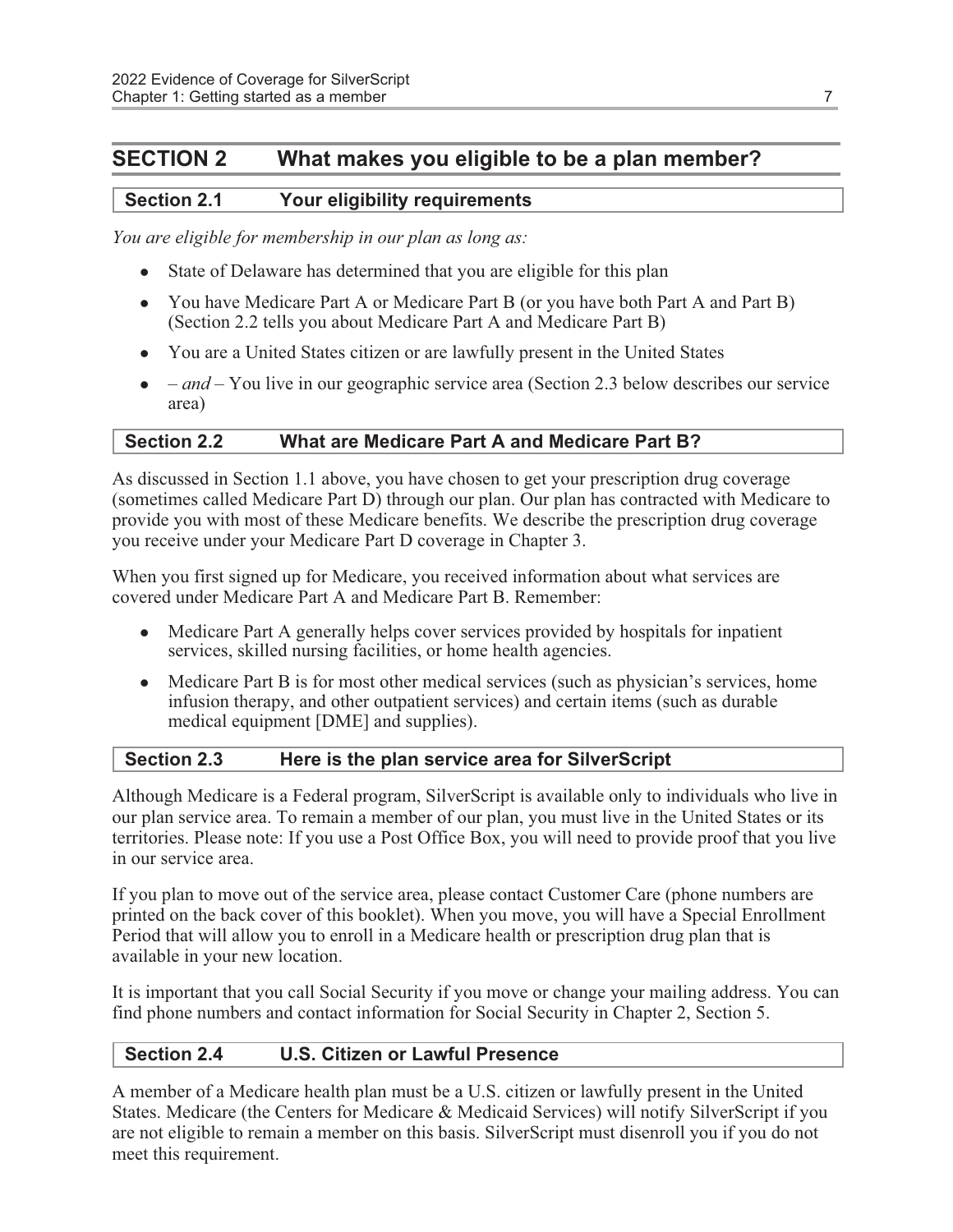## SECTION 2 What makes you eligible to be a plan member?

### Section 2.1 Your eligibility requirements

*You are eligible for membership in our plan as long as:*

- State of Delaware has determined that you are eligible for this plan
- You have Medicare Part A or Medicare Part B (or you have both Part A and Part B) (Section 2.2 tells you about Medicare Part A and Medicare Part B)
- You are a United States citizen or are lawfully present in the United States
- – *and* – You live in our geographic service area (Section 2.3 below describes our service area)

### Section 2.2 What are Medicare Part A and Medicare Part B?

As discussed in Section 1.1 above, you have chosen to get your prescription drug coverage (sometimes called Medicare Part D) through our plan. Our plan has contracted with Medicare to provide you with most of these Medicare benefits. We describe the prescription drug coverage you receive under your Medicare Part D coverage in Chapter 3.

When you first signed up for Medicare, you received information about what services are covered under Medicare Part A and Medicare Part B. Remember:

- Medicare Part A generally helps cover services provided by hospitals for inpatient services, skilled nursing facilities, or home health agencies.
- Medicare Part B is for most other medical services (such as physician's services, home infusion therapy, and other outpatient services) and certain items (such as durable medical equipment [DME] and supplies).

### Section 2.3 Here is the plan service area for SilverScript

Although Medicare is a Federal program, SilverScript is available only to individuals who live in our plan service area. To remain a member of our plan, you must live in the United States or its territories. Please note: If you use a Post Office Box, you will need to provide proof that you live in our service area.

If you plan to move out of the service area, please contact Customer Care (phone numbers are printed on the back cover of this booklet). When you move, you will have a Special Enrollment Period that will allow you to enroll in a Medicare health or prescription drug plan that is available in your new location.

It is important that you call Social Security if you move or change your mailing address. You can find phone numbers and contact information for Social Security in Chapter 2, Section 5.

### Section 2.4 U.S. Citizen or Lawful Presence

A member of a Medicare health plan must be a U.S. citizen or lawfully present in the United States. Medicare (the Centers for Medicare & Medicaid Services) will notify SilverScript if you are not eligible to remain a member on this basis. SilverScript must disenroll you if you do not meet this requirement.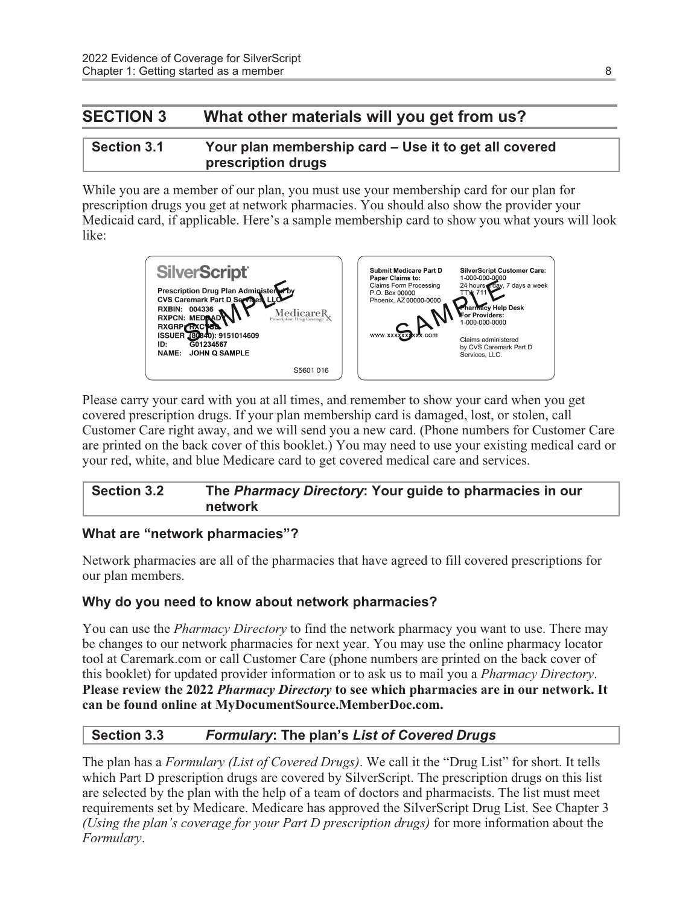## SECTION 3 What other materials will you get from us?

### Section 3.1 Your plan membership card – Use it to get all covered prescription drugs

While you are a member of our plan, you must use your membership card for our plan for prescription drugs you get at network pharmacies. You should also show the provider your Medicaid card, if applicable. Here's a sample membership card to show you what yours will look like:

SilverScript

Prescription Drug Plan Administered by CVS Caremark Part D Services, LLC

RXBIN: 004336

RXPCN: MEDDADV

RXGRP: RXCVSD

ISSUER (80840): 9151014609

ID: G01234567

NAME: JOHN Q SAMPLE

MedicareRx Prescription Drug Coverage

S5601 016

SAMPLE

Submit Medicare Part D Paper Claims to:
Claims Form Processing
P.O. Box 00000
Phoenix, AZ 00000-0000

www.xxxxxxxxxx.com

SilverScript Customer Care:
1-000-000-0000
24 hours a day, 7 days a week
TTY: 711

Pharmacy Help Desk For Providers:
1-000-000-0000

Claims administered by CVS Caremark Part D Services, LLC.

SAMPLE

Please carry your card with you at all times, and remember to show your card when you get covered prescription drugs. If your plan membership card is damaged, lost, or stolen, call Customer Care right away, and we will send you a new card. (Phone numbers for Customer Care are printed on the back cover of this booklet.) You may need to use your existing medical card or your red, white, and blue Medicare card to get covered medical care and services.

### Section 3.2 The *Pharmacy Directory*: Your guide to pharmacies in our network

#### What are "network pharmacies"?

Network pharmacies are all of the pharmacies that have agreed to fill covered prescriptions for our plan members.

#### Why do you need to know about network pharmacies?

You can use the *Pharmacy Directory* to find the network pharmacy you want to use. There may be changes to our network pharmacies for next year. You may use the online pharmacy locator tool at Caremark.com or call Customer Care (phone numbers are printed on the back cover of this booklet) for updated provider information or to ask us to mail you a *Pharmacy Directory*. **Please review the 2022 *Pharmacy Directory* to see which pharmacies are in our network. It can be found online at MyDocumentSource.MemberDoc.com.**

### Section 3.3 *Formulary*: The plan's *List of Covered Drugs*

The plan has a *Formulary (List of Covered Drugs)*. We call it the "Drug List" for short. It tells which Part D prescription drugs are covered by SilverScript. The prescription drugs on this list are selected by the plan with the help of a team of doctors and pharmacists. The list must meet requirements set by Medicare. Medicare has approved the SilverScript Drug List. See Chapter 3 *(Using the plan's coverage for your Part D prescription drugs)* for more information about the *Formulary*.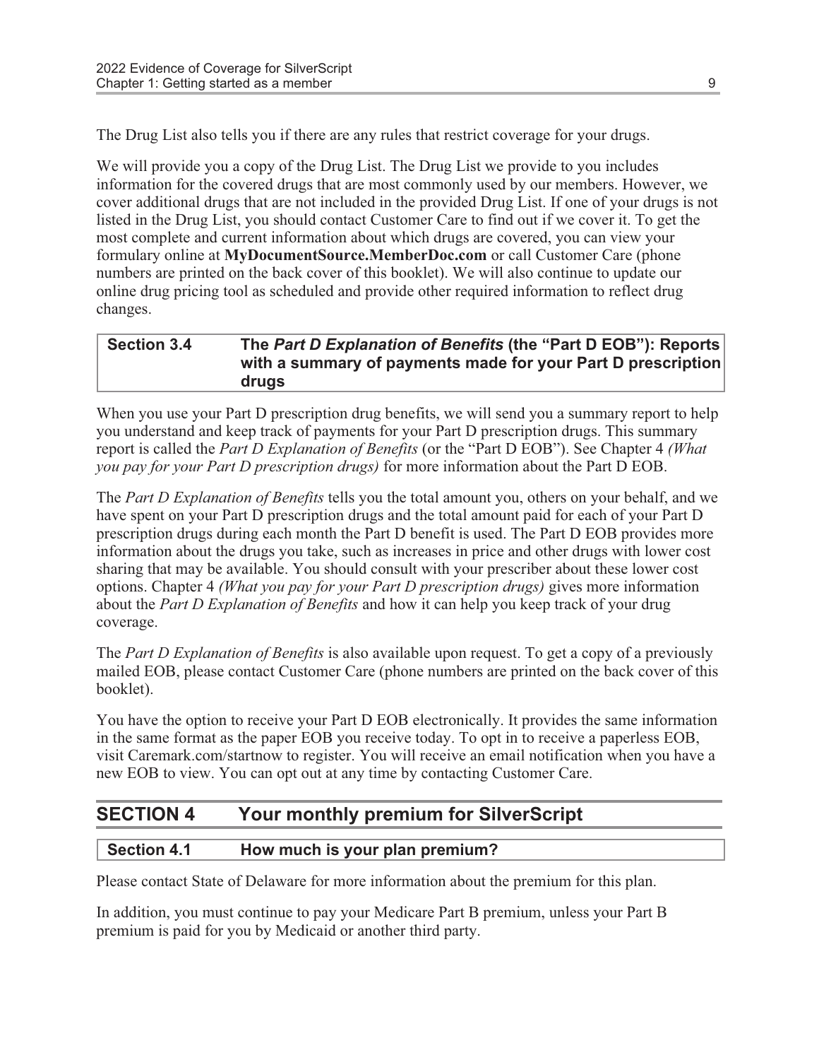The Drug List also tells you if there are any rules that restrict coverage for your drugs.

We will provide you a copy of the Drug List. The Drug List we provide to you includes information for the covered drugs that are most commonly used by our members. However, we cover additional drugs that are not included in the provided Drug List. If one of your drugs is not listed in the Drug List, you should contact Customer Care to find out if we cover it. To get the most complete and current information about which drugs are covered, you can view your formulary online at **MyDocumentSource.MemberDoc.com** or call Customer Care (phone numbers are printed on the back cover of this booklet). We will also continue to update our online drug pricing tool as scheduled and provide other required information to reflect drug changes.

### Section 3.4 The *Part D Explanation of Benefits* (the "Part D EOB"): Reports with a summary of payments made for your Part D prescription drugs

When you use your Part D prescription drug benefits, we will send you a summary report to help you understand and keep track of payments for your Part D prescription drugs. This summary report is called the *Part D Explanation of Benefits* (or the "Part D EOB"). See Chapter 4 *(What you pay for your Part D prescription drugs)* for more information about the Part D EOB.

The *Part D Explanation of Benefits* tells you the total amount you, others on your behalf, and we have spent on your Part D prescription drugs and the total amount paid for each of your Part D prescription drugs during each month the Part D benefit is used. The Part D EOB provides more information about the drugs you take, such as increases in price and other drugs with lower cost sharing that may be available. You should consult with your prescriber about these lower cost options. Chapter 4 *(What you pay for your Part D prescription drugs)* gives more information about the *Part D Explanation of Benefits* and how it can help you keep track of your drug coverage.

The *Part D Explanation of Benefits* is also available upon request. To get a copy of a previously mailed EOB, please contact Customer Care (phone numbers are printed on the back cover of this booklet).

You have the option to receive your Part D EOB electronically. It provides the same information in the same format as the paper EOB you receive today. To opt in to receive a paperless EOB, visit Caremark.com/startnow to register. You will receive an email notification when you have a new EOB to view. You can opt out at any time by contacting Customer Care.

## SECTION 4 Your monthly premium for SilverScript

### Section 4.1 How much is your plan premium?

Please contact State of Delaware for more information about the premium for this plan.

In addition, you must continue to pay your Medicare Part B premium, unless your Part B premium is paid for you by Medicaid or another third party.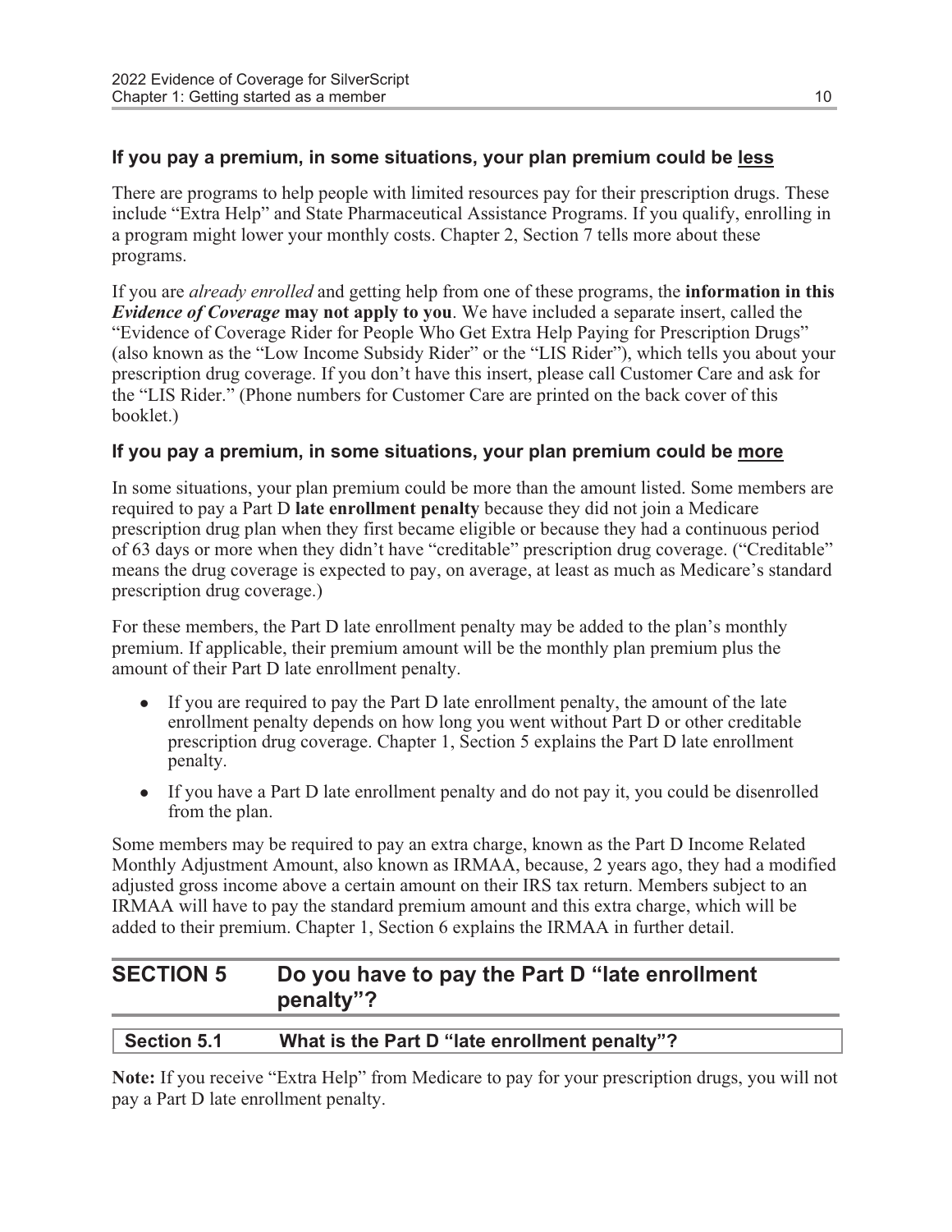### If you pay a premium, in some situations, your plan premium could be <u>less</u>

There are programs to help people with limited resources pay for their prescription drugs. These include "Extra Help" and State Pharmaceutical Assistance Programs. If you qualify, enrolling in a program might lower your monthly costs. Chapter 2, Section 7 tells more about these programs.

If you are *already enrolled* and getting help from one of these programs, the **information in this *Evidence of Coverage* may not apply to you**. We have included a separate insert, called the "Evidence of Coverage Rider for People Who Get Extra Help Paying for Prescription Drugs" (also known as the "Low Income Subsidy Rider" or the "LIS Rider"), which tells you about your prescription drug coverage. If you don't have this insert, please call Customer Care and ask for the "LIS Rider." (Phone numbers for Customer Care are printed on the back cover of this booklet.)

### If you pay a premium, in some situations, your plan premium could be <u>more</u>

In some situations, your plan premium could be more than the amount listed. Some members are required to pay a Part D **late enrollment penalty** because they did not join a Medicare prescription drug plan when they first became eligible or because they had a continuous period of 63 days or more when they didn't have "creditable" prescription drug coverage. ("Creditable" means the drug coverage is expected to pay, on average, at least as much as Medicare's standard prescription drug coverage.)

For these members, the Part D late enrollment penalty may be added to the plan's monthly premium. If applicable, their premium amount will be the monthly plan premium plus the amount of their Part D late enrollment penalty.

- If you are required to pay the Part D late enrollment penalty, the amount of the late enrollment penalty depends on how long you went without Part D or other creditable prescription drug coverage. Chapter 1, Section 5 explains the Part D late enrollment penalty.
- If you have a Part D late enrollment penalty and do not pay it, you could be disenrolled from the plan.

Some members may be required to pay an extra charge, known as the Part D Income Related Monthly Adjustment Amount, also known as IRMAA, because, 2 years ago, they had a modified adjusted gross income above a certain amount on their IRS tax return. Members subject to an IRMAA will have to pay the standard premium amount and this extra charge, which will be added to their premium. Chapter 1, Section 6 explains the IRMAA in further detail.

## SECTION 5 Do you have to pay the Part D "late enrollment penalty"?

### Section 5.1 What is the Part D "late enrollment penalty"?

**Note:** If you receive "Extra Help" from Medicare to pay for your prescription drugs, you will not pay a Part D late enrollment penalty.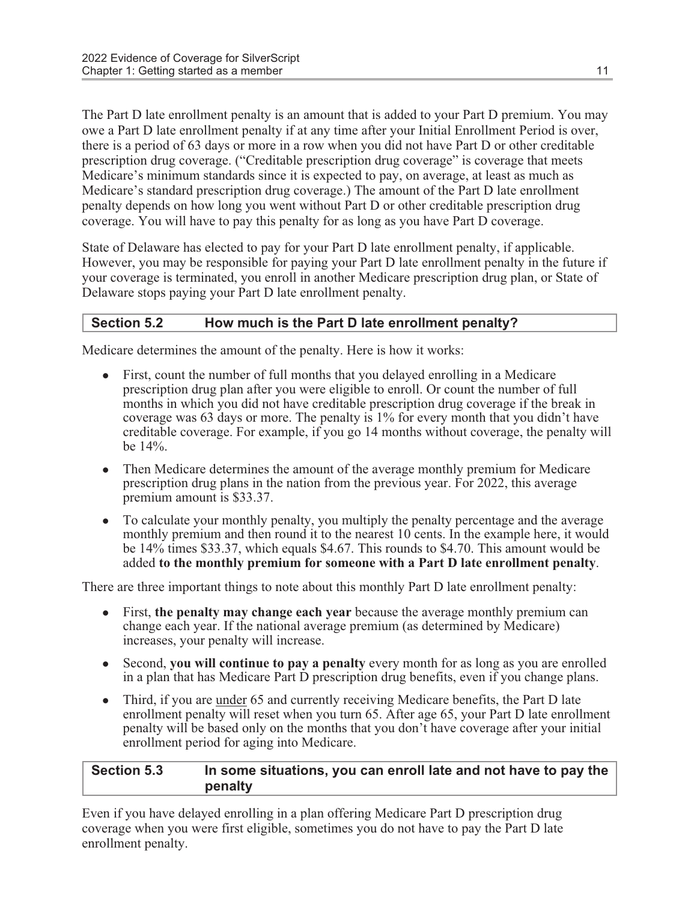The Part D late enrollment penalty is an amount that is added to your Part D premium. You may owe a Part D late enrollment penalty if at any time after your Initial Enrollment Period is over, there is a period of 63 days or more in a row when you did not have Part D or other creditable prescription drug coverage. ("Creditable prescription drug coverage" is coverage that meets Medicare's minimum standards since it is expected to pay, on average, at least as much as Medicare's standard prescription drug coverage.) The amount of the Part D late enrollment penalty depends on how long you went without Part D or other creditable prescription drug coverage. You will have to pay this penalty for as long as you have Part D coverage.

State of Delaware has elected to pay for your Part D late enrollment penalty, if applicable. However, you may be responsible for paying your Part D late enrollment penalty in the future if your coverage is terminated, you enroll in another Medicare prescription drug plan, or State of Delaware stops paying your Part D late enrollment penalty.

## Section 5.2 How much is the Part D late enrollment penalty?

Medicare determines the amount of the penalty. Here is how it works:

- First, count the number of full months that you delayed enrolling in a Medicare prescription drug plan after you were eligible to enroll. Or count the number of full months in which you did not have creditable prescription drug coverage if the break in coverage was 63 days or more. The penalty is 1% for every month that you didn't have creditable coverage. For example, if you go 14 months without coverage, the penalty will be 14%.
- Then Medicare determines the amount of the average monthly premium for Medicare prescription drug plans in the nation from the previous year. For 2022, this average premium amount is $33.37.
- To calculate your monthly penalty, you multiply the penalty percentage and the average monthly premium and then round it to the nearest 10 cents. In the example here, it would be 14% times $33.37, which equals $4.67. This rounds to $4.70. This amount would be added **to the monthly premium for someone with a Part D late enrollment penalty**.

There are three important things to note about this monthly Part D late enrollment penalty:

- First, **the penalty may change each year** because the average monthly premium can change each year. If the national average premium (as determined by Medicare) increases, your penalty will increase.
- Second, **you will continue to pay a penalty** every month for as long as you are enrolled in a plan that has Medicare Part D prescription drug benefits, even if you change plans.
- Third, if you are <u>under</u> 65 and currently receiving Medicare benefits, the Part D late enrollment penalty will reset when you turn 65. After age 65, your Part D late enrollment penalty will be based only on the months that you don't have coverage after your initial enrollment period for aging into Medicare.

## Section 5.3 In some situations, you can enroll late and not have to pay the penalty

Even if you have delayed enrolling in a plan offering Medicare Part D prescription drug coverage when you were first eligible, sometimes you do not have to pay the Part D late enrollment penalty.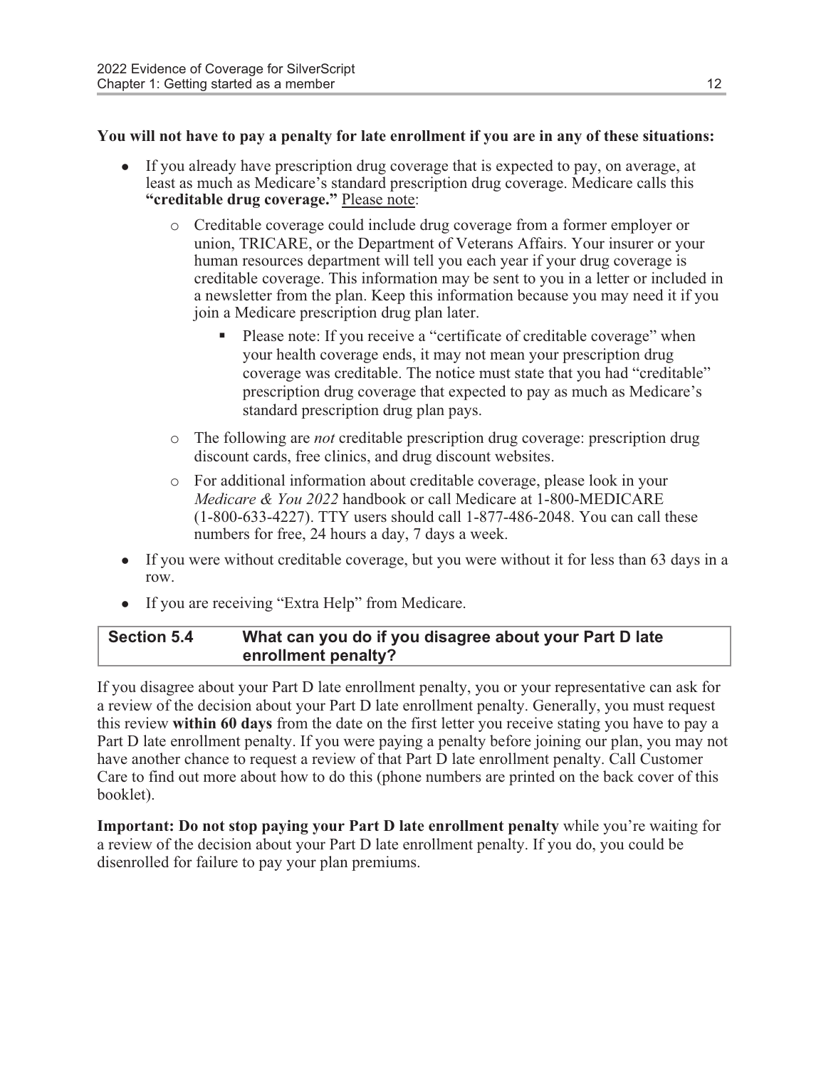**You will not have to pay a penalty for late enrollment if you are in any of these situations:**

- If you already have prescription drug coverage that is expected to pay, on average, at least as much as Medicare's standard prescription drug coverage. Medicare calls this **"creditable drug coverage."** Please note:
  - Creditable coverage could include drug coverage from a former employer or union, TRICARE, or the Department of Veterans Affairs. Your insurer or your human resources department will tell you each year if your drug coverage is creditable coverage. This information may be sent to you in a letter or included in a newsletter from the plan. Keep this information because you may need it if you join a Medicare prescription drug plan later.
    - Please note: If you receive a "certificate of creditable coverage" when your health coverage ends, it may not mean your prescription drug coverage was creditable. The notice must state that you had "creditable" prescription drug coverage that expected to pay as much as Medicare's standard prescription drug plan pays.
  - The following are *not* creditable prescription drug coverage: prescription drug discount cards, free clinics, and drug discount websites.
  - For additional information about creditable coverage, please look in your *Medicare & You 2022* handbook or call Medicare at 1-800-MEDICARE (1-800-633-4227). TTY users should call 1-877-486-2048. You can call these numbers for free, 24 hours a day, 7 days a week.
- If you were without creditable coverage, but you were without it for less than 63 days in a row.
- If you are receiving "Extra Help" from Medicare.

## Section 5.4 What can you do if you disagree about your Part D late enrollment penalty?

If you disagree about your Part D late enrollment penalty, you or your representative can ask for a review of the decision about your Part D late enrollment penalty. Generally, you must request this review **within 60 days** from the date on the first letter you receive stating you have to pay a Part D late enrollment penalty. If you were paying a penalty before joining our plan, you may not have another chance to request a review of that Part D late enrollment penalty. Call Customer Care to find out more about how to do this (phone numbers are printed on the back cover of this booklet).

**Important: Do not stop paying your Part D late enrollment penalty** while you're waiting for a review of the decision about your Part D late enrollment penalty. If you do, you could be disenrolled for failure to pay your plan premiums.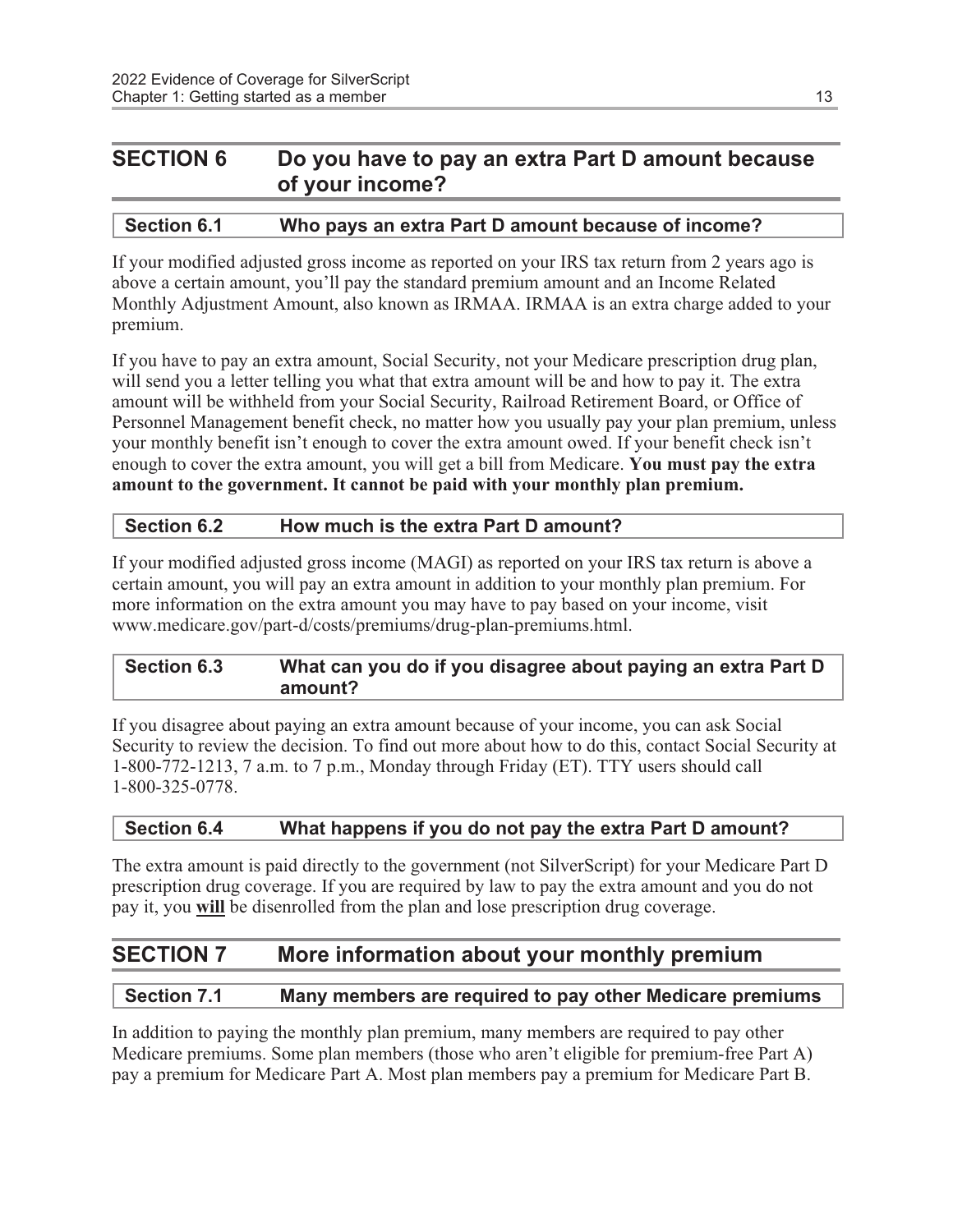## SECTION 6 Do you have to pay an extra Part D amount because of your income?

### Section 6.1 Who pays an extra Part D amount because of income?

If your modified adjusted gross income as reported on your IRS tax return from 2 years ago is above a certain amount, you'll pay the standard premium amount and an Income Related Monthly Adjustment Amount, also known as IRMAA. IRMAA is an extra charge added to your premium.

If you have to pay an extra amount, Social Security, not your Medicare prescription drug plan, will send you a letter telling you what that extra amount will be and how to pay it. The extra amount will be withheld from your Social Security, Railroad Retirement Board, or Office of Personnel Management benefit check, no matter how you usually pay your plan premium, unless your monthly benefit isn't enough to cover the extra amount owed. If your benefit check isn't enough to cover the extra amount, you will get a bill from Medicare. **You must pay the extra amount to the government. It cannot be paid with your monthly plan premium.**

### Section 6.2 How much is the extra Part D amount?

If your modified adjusted gross income (MAGI) as reported on your IRS tax return is above a certain amount, you will pay an extra amount in addition to your monthly plan premium. For more information on the extra amount you may have to pay based on your income, visit www.medicare.gov/part-d/costs/premiums/drug-plan-premiums.html.

### Section 6.3 What can you do if you disagree about paying an extra Part D amount?

If you disagree about paying an extra amount because of your income, you can ask Social Security to review the decision. To find out more about how to do this, contact Social Security at 1-800-772-1213, 7 a.m. to 7 p.m., Monday through Friday (ET). TTY users should call 1-800-325-0778.

### Section 6.4 What happens if you do not pay the extra Part D amount?

The extra amount is paid directly to the government (not SilverScript) for your Medicare Part D prescription drug coverage. If you are required by law to pay the extra amount and you do not pay it, you **will** be disenrolled from the plan and lose prescription drug coverage.

## SECTION 7 More information about your monthly premium

### Section 7.1 Many members are required to pay other Medicare premiums

In addition to paying the monthly plan premium, many members are required to pay other Medicare premiums. Some plan members (those who aren't eligible for premium-free Part A) pay a premium for Medicare Part A. Most plan members pay a premium for Medicare Part B.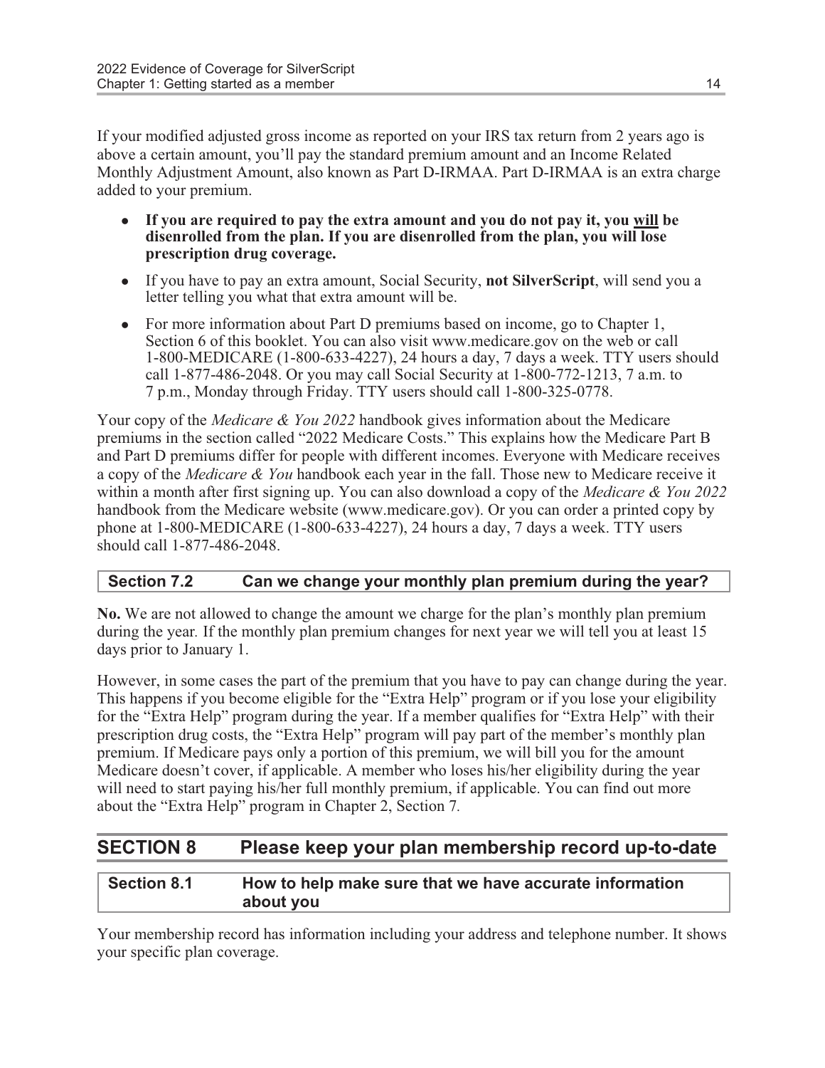If your modified adjusted gross income as reported on your IRS tax return from 2 years ago is above a certain amount, you'll pay the standard premium amount and an Income Related Monthly Adjustment Amount, also known as Part D-IRMAA. Part D-IRMAA is an extra charge added to your premium.

- **If you are required to pay the extra amount and you do not pay it, you <u>will</u> be disenrolled from the plan. If you are disenrolled from the plan, you will lose prescription drug coverage.**
- If you have to pay an extra amount, Social Security, **not SilverScript**, will send you a letter telling you what that extra amount will be.
- For more information about Part D premiums based on income, go to Chapter 1, Section 6 of this booklet. You can also visit www.medicare.gov on the web or call 1-800-MEDICARE (1-800-633-4227), 24 hours a day, 7 days a week. TTY users should call 1-877-486-2048. Or you may call Social Security at 1-800-772-1213, 7 a.m. to 7 p.m., Monday through Friday. TTY users should call 1-800-325-0778.

Your copy of the *Medicare & You 2022* handbook gives information about the Medicare premiums in the section called "2022 Medicare Costs." This explains how the Medicare Part B and Part D premiums differ for people with different incomes. Everyone with Medicare receives a copy of the *Medicare & You* handbook each year in the fall. Those new to Medicare receive it within a month after first signing up. You can also download a copy of the *Medicare & You 2022* handbook from the Medicare website (www.medicare.gov). Or you can order a printed copy by phone at 1-800-MEDICARE (1-800-633-4227), 24 hours a day, 7 days a week. TTY users should call 1-877-486-2048.

### Section 7.2 Can we change your monthly plan premium during the year?

**No.** We are not allowed to change the amount we charge for the plan's monthly plan premium during the year. If the monthly plan premium changes for next year we will tell you at least 15 days prior to January 1.

However, in some cases the part of the premium that you have to pay can change during the year. This happens if you become eligible for the "Extra Help" program or if you lose your eligibility for the "Extra Help" program during the year. If a member qualifies for "Extra Help" with their prescription drug costs, the "Extra Help" program will pay part of the member's monthly plan premium. If Medicare pays only a portion of this premium, we will bill you for the amount Medicare doesn't cover, if applicable. A member who loses his/her eligibility during the year will need to start paying his/her full monthly premium, if applicable. You can find out more about the "Extra Help" program in Chapter 2, Section 7.

## SECTION 8 Please keep your plan membership record up-to-date

### Section 8.1 How to help make sure that we have accurate information about you

Your membership record has information including your address and telephone number. It shows your specific plan coverage.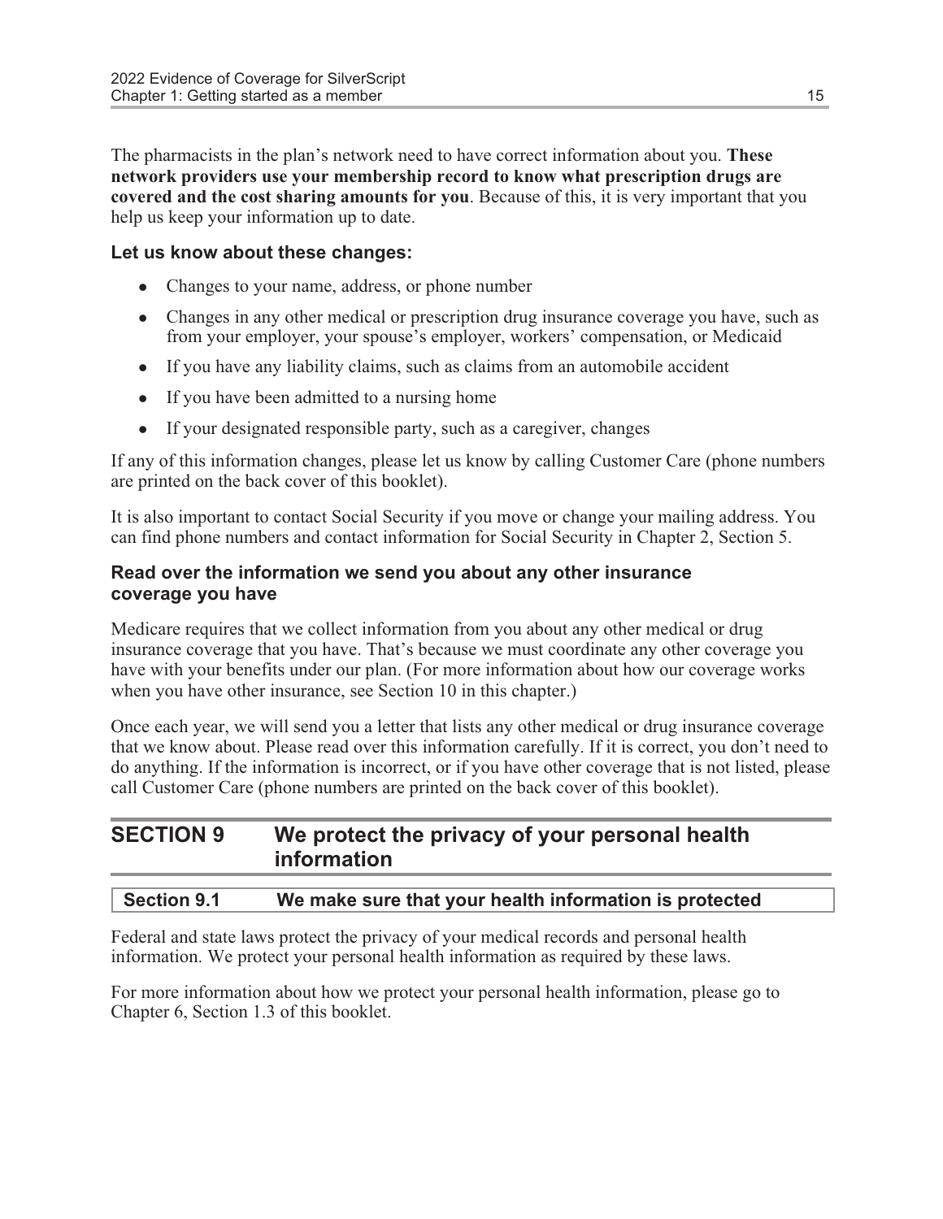The pharmacists in the plan's network need to have correct information about you. **These network providers use your membership record to know what prescription drugs are covered and the cost sharing amounts for you**. Because of this, it is very important that you help us keep your information up to date.

### Let us know about these changes:

- Changes to your name, address, or phone number
- Changes in any other medical or prescription drug insurance coverage you have, such as from your employer, your spouse's employer, workers' compensation, or Medicaid
- If you have any liability claims, such as claims from an automobile accident
- If you have been admitted to a nursing home
- If your designated responsible party, such as a caregiver, changes

If any of this information changes, please let us know by calling Customer Care (phone numbers are printed on the back cover of this booklet).

It is also important to contact Social Security if you move or change your mailing address. You can find phone numbers and contact information for Social Security in Chapter 2, Section 5.

### Read over the information we send you about any other insurance coverage you have

Medicare requires that we collect information from you about any other medical or drug insurance coverage that you have. That's because we must coordinate any other coverage you have with your benefits under our plan. (For more information about how our coverage works when you have other insurance, see Section 10 in this chapter.)

Once each year, we will send you a letter that lists any other medical or drug insurance coverage that we know about. Please read over this information carefully. If it is correct, you don't need to do anything. If the information is incorrect, or if you have other coverage that is not listed, please call Customer Care (phone numbers are printed on the back cover of this booklet).

## SECTION 9 We protect the privacy of your personal health information

### Section 9.1 We make sure that your health information is protected

Federal and state laws protect the privacy of your medical records and personal health information. We protect your personal health information as required by these laws.

For more information about how we protect your personal health information, please go to Chapter 6, Section 1.3 of this booklet.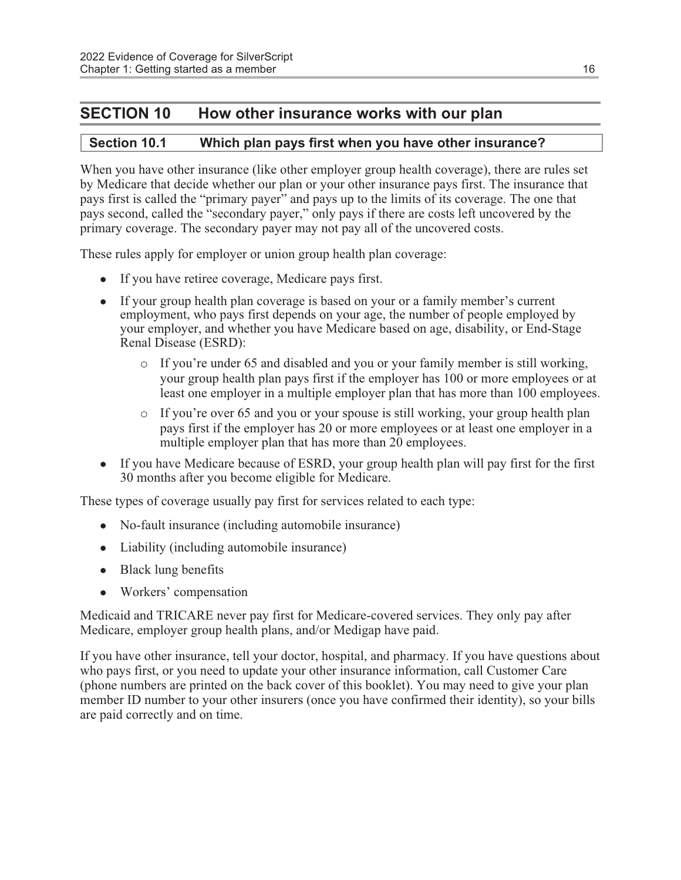## SECTION 10 How other insurance works with our plan

### Section 10.1 Which plan pays first when you have other insurance?

When you have other insurance (like other employer group health coverage), there are rules set by Medicare that decide whether our plan or your other insurance pays first. The insurance that pays first is called the "primary payer" and pays up to the limits of its coverage. The one that pays second, called the "secondary payer," only pays if there are costs left uncovered by the primary coverage. The secondary payer may not pay all of the uncovered costs.

These rules apply for employer or union group health plan coverage:

- If you have retiree coverage, Medicare pays first.
- If your group health plan coverage is based on your or a family member's current employment, who pays first depends on your age, the number of people employed by your employer, and whether you have Medicare based on age, disability, or End-Stage Renal Disease (ESRD):
  - If you're under 65 and disabled and you or your family member is still working, your group health plan pays first if the employer has 100 or more employees or at least one employer in a multiple employer plan that has more than 100 employees.
  - If you're over 65 and you or your spouse is still working, your group health plan pays first if the employer has 20 or more employees or at least one employer in a multiple employer plan that has more than 20 employees.
- If you have Medicare because of ESRD, your group health plan will pay first for the first 30 months after you become eligible for Medicare.

These types of coverage usually pay first for services related to each type:

- No-fault insurance (including automobile insurance)
- Liability (including automobile insurance)
- Black lung benefits
- Workers' compensation

Medicaid and TRICARE never pay first for Medicare-covered services. They only pay after Medicare, employer group health plans, and/or Medigap have paid.

If you have other insurance, tell your doctor, hospital, and pharmacy. If you have questions about who pays first, or you need to update your other insurance information, call Customer Care (phone numbers are printed on the back cover of this booklet). You may need to give your plan member ID number to your other insurers (once you have confirmed their identity), so your bills are paid correctly and on time.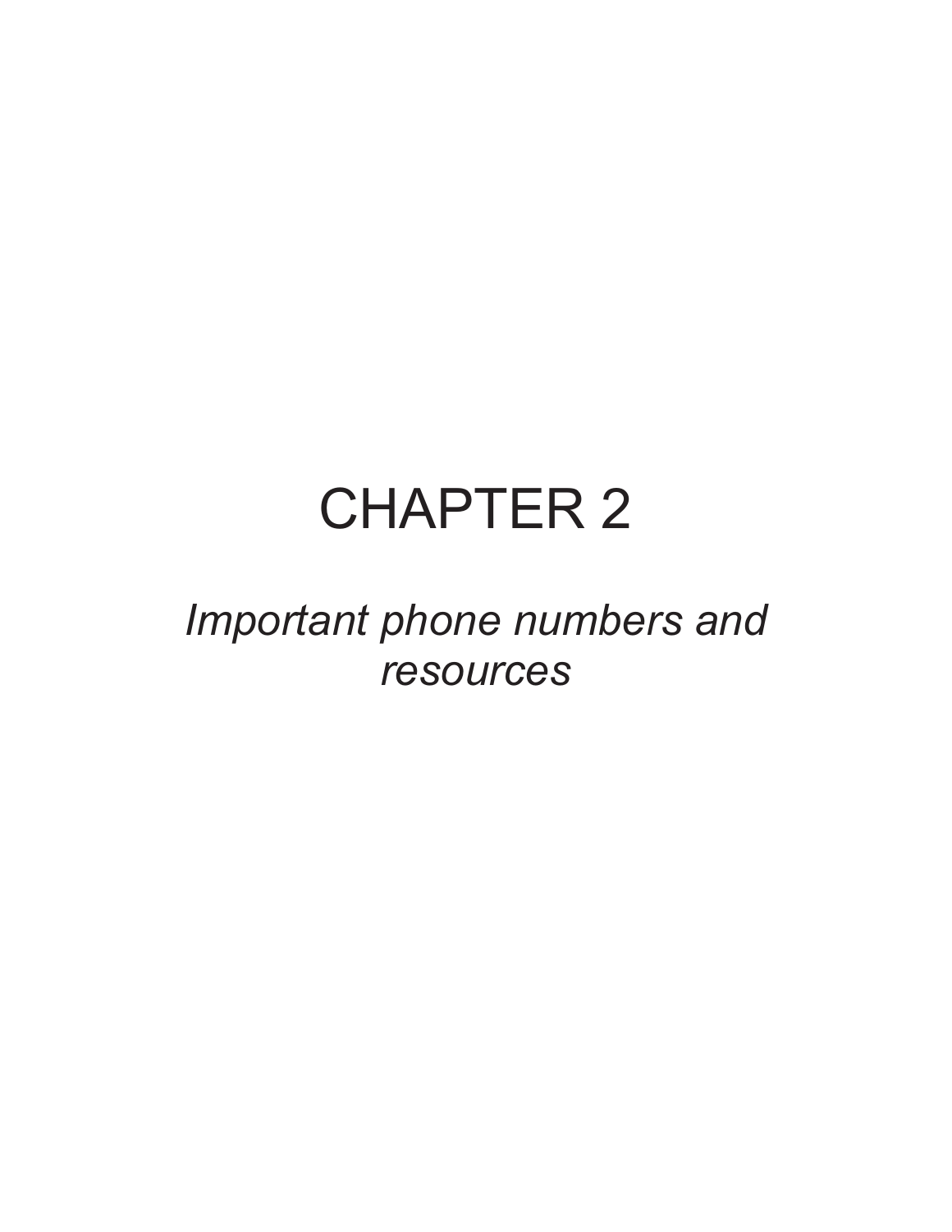# CHAPTER 2

*Important phone numbers and resources*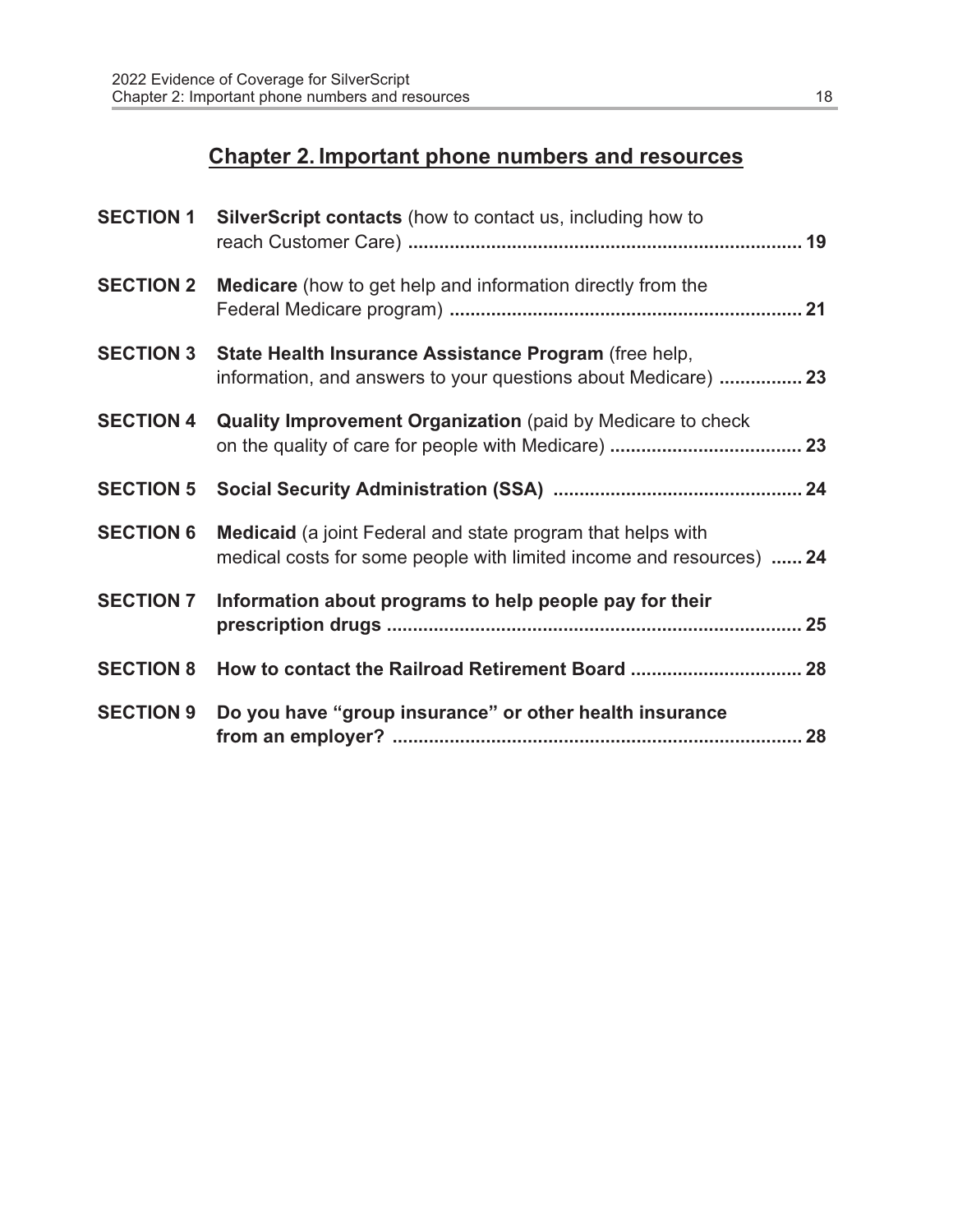## Chapter 2. Important phone numbers and resources

| | | |
|---|---|---|
| **SECTION 1** | **SilverScript contacts** (how to contact us, including how to reach Customer Care) | **19** |
| **SECTION 2** | **Medicare** (how to get help and information directly from the Federal Medicare program) | **21** |
| **SECTION 3** | **State Health Insurance Assistance Program** (free help, information, and answers to your questions about Medicare) | **23** |
| **SECTION 4** | **Quality Improvement Organization** (paid by Medicare to check on the quality of care for people with Medicare) | **23** |
| **SECTION 5** | **Social Security Administration (SSA)** | **24** |
| **SECTION 6** | **Medicaid** (a joint Federal and state program that helps with medical costs for some people with limited income and resources) | **24** |
| **SECTION 7** | **Information about programs to help people pay for their prescription drugs** | **25** |
| **SECTION 8** | **How to contact the Railroad Retirement Board** | **28** |
| **SECTION 9** | **Do you have "group insurance" or other health insurance from an employer?** | **28** |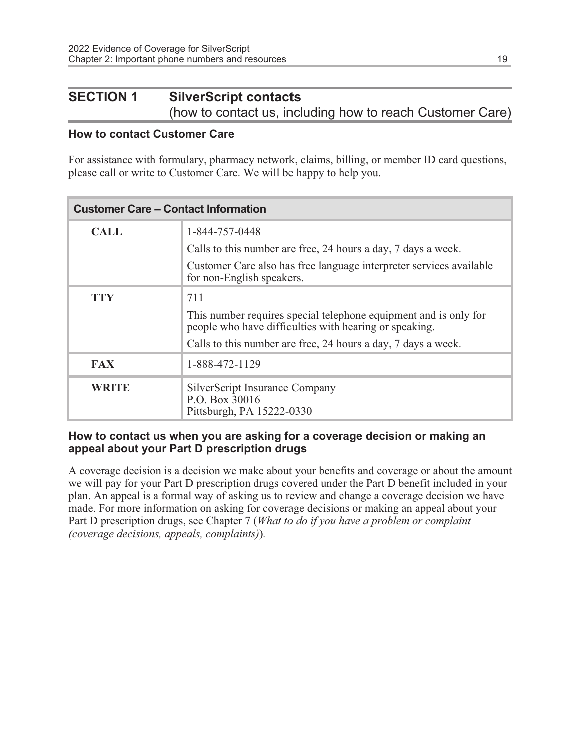## SECTION 1 SilverScript contacts (how to contact us, including how to reach Customer Care)

### How to contact Customer Care

For assistance with formulary, pharmacy network, claims, billing, or member ID card questions, please call or write to Customer Care. We will be happy to help you.

| Customer Care – Contact Information | |
|---|---|
| **CALL** | 1-844-757-0448<br>Calls to this number are free, 24 hours a day, 7 days a week.<br>Customer Care also has free language interpreter services available for non-English speakers. |
| **TTY** | 711<br>This number requires special telephone equipment and is only for people who have difficulties with hearing or speaking.<br>Calls to this number are free, 24 hours a day, 7 days a week. |
| **FAX** | 1-888-472-1129 |
| **WRITE** | SilverScript Insurance Company<br>P.O. Box 30016<br>Pittsburgh, PA 15222-0330 |

### How to contact us when you are asking for a coverage decision or making an appeal about your Part D prescription drugs

A coverage decision is a decision we make about your benefits and coverage or about the amount we will pay for your Part D prescription drugs covered under the Part D benefit included in your plan. An appeal is a formal way of asking us to review and change a coverage decision we have made. For more information on asking for coverage decisions or making an appeal about your Part D prescription drugs, see Chapter 7 (*What to do if you have a problem or complaint (coverage decisions, appeals, complaints)*).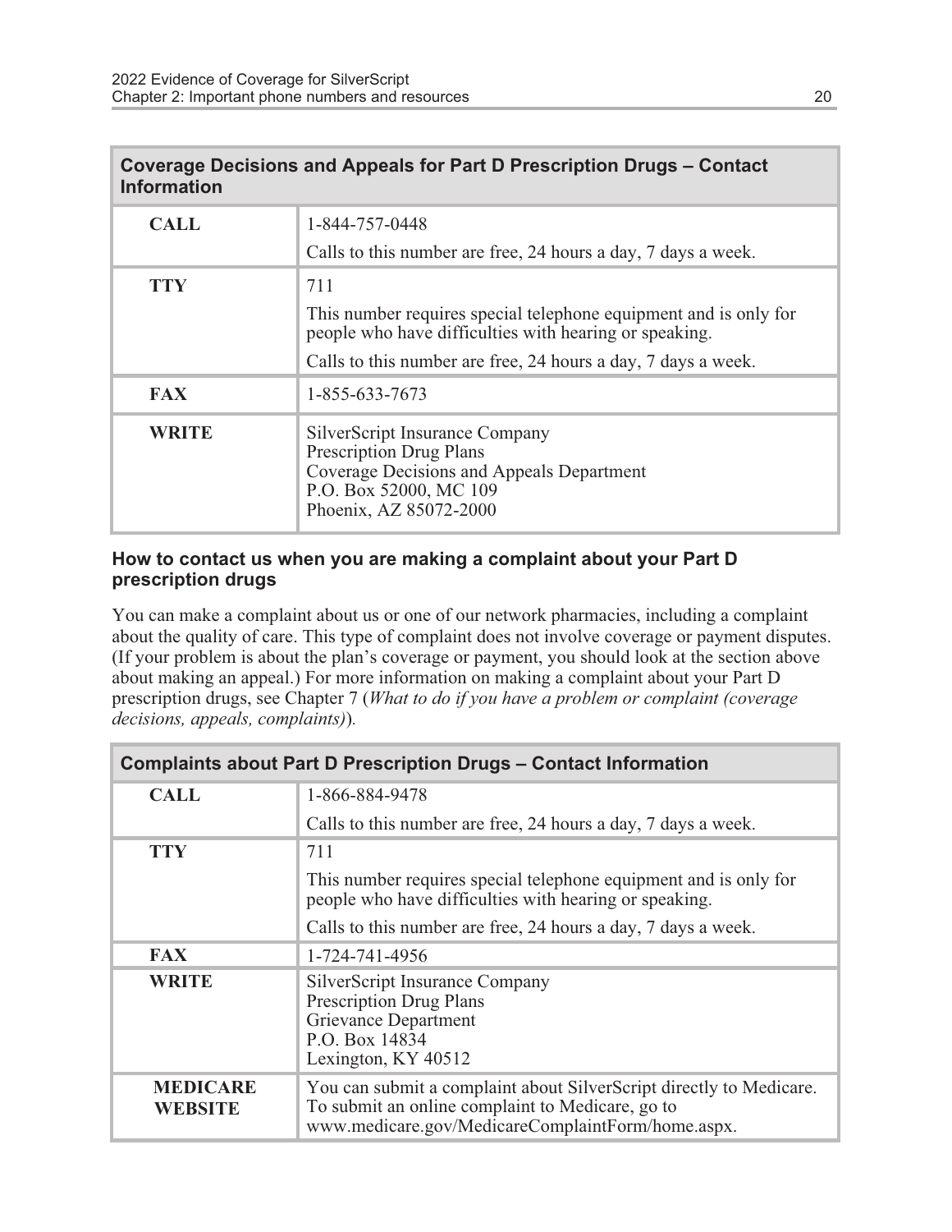| Coverage Decisions and Appeals for Part D Prescription Drugs – Contact Information | |
|---|---|
| **CALL** | 1-844-757-0448<br><br>Calls to this number are free, 24 hours a day, 7 days a week. |
| **TTY** | 711<br><br>This number requires special telephone equipment and is only for people who have difficulties with hearing or speaking.<br><br>Calls to this number are free, 24 hours a day, 7 days a week. |
| **FAX** | 1-855-633-7673 |
| **WRITE** | SilverScript Insurance Company<br>Prescription Drug Plans<br>Coverage Decisions and Appeals Department<br>P.O. Box 52000, MC 109<br>Phoenix, AZ 85072-2000 |

### How to contact us when you are making a complaint about your Part D prescription drugs

You can make a complaint about us or one of our network pharmacies, including a complaint about the quality of care. This type of complaint does not involve coverage or payment disputes. (If your problem is about the plan's coverage or payment, you should look at the section above about making an appeal.) For more information on making a complaint about your Part D prescription drugs, see Chapter 7 (*What to do if you have a problem or complaint (coverage decisions, appeals, complaints)*).

| Complaints about Part D Prescription Drugs – Contact Information | |
|---|---|
| **CALL** | 1-866-884-9478<br><br>Calls to this number are free, 24 hours a day, 7 days a week. |
| **TTY** | 711<br><br>This number requires special telephone equipment and is only for people who have difficulties with hearing or speaking.<br><br>Calls to this number are free, 24 hours a day, 7 days a week. |
| **FAX** | 1-724-741-4956 |
| **WRITE** | SilverScript Insurance Company<br>Prescription Drug Plans<br>Grievance Department<br>P.O. Box 14834<br>Lexington, KY 40512 |
| **MEDICARE WEBSITE** | You can submit a complaint about SilverScript directly to Medicare. To submit an online complaint to Medicare, go to www.medicare.gov/MedicareComplaintForm/home.aspx. |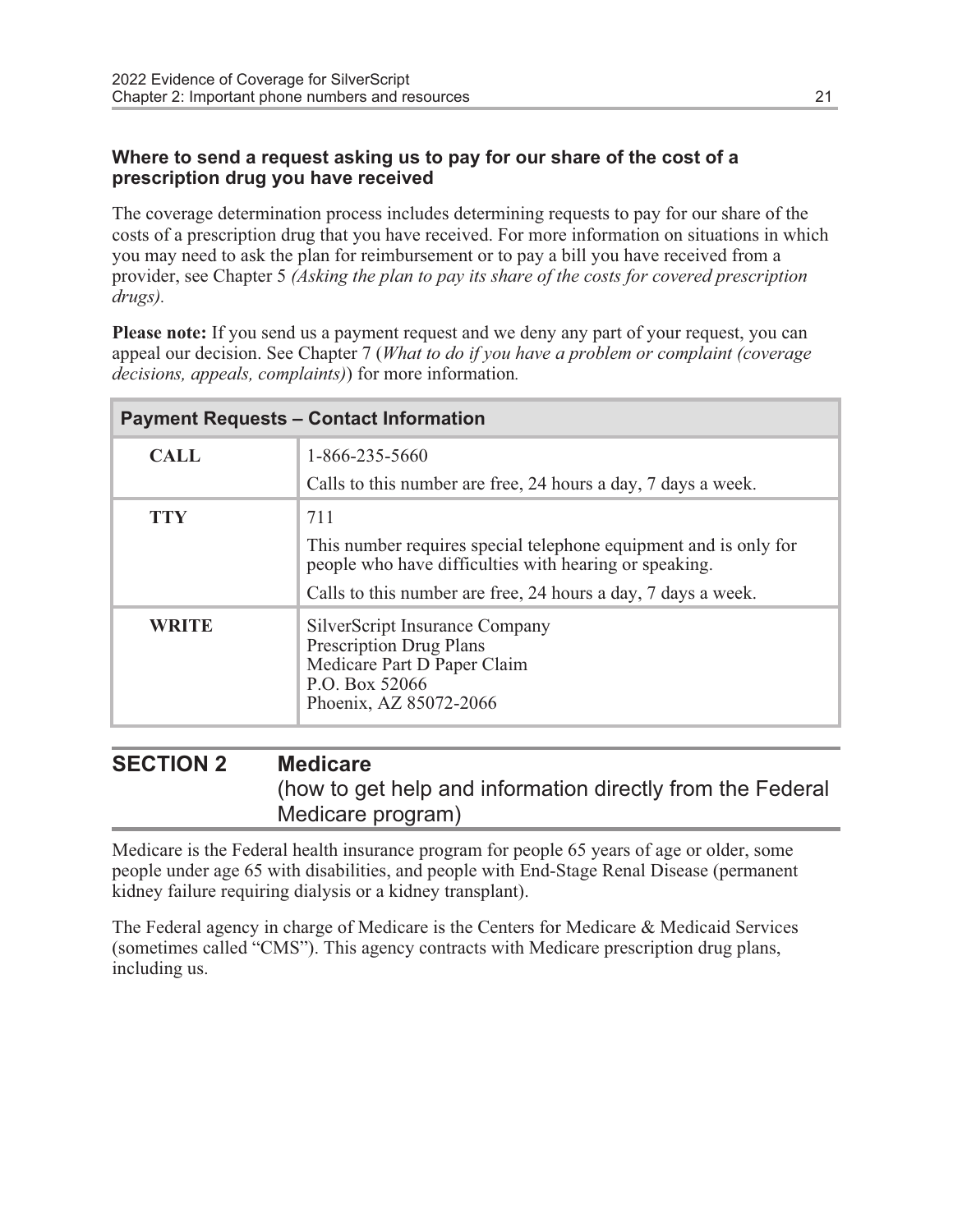#### Where to send a request asking us to pay for our share of the cost of a prescription drug you have received

The coverage determination process includes determining requests to pay for our share of the costs of a prescription drug that you have received. For more information on situations in which you may need to ask the plan for reimbursement or to pay a bill you have received from a provider, see Chapter 5 *(Asking the plan to pay its share of the costs for covered prescription drugs).*

**Please note:** If you send us a payment request and we deny any part of your request, you can appeal our decision. See Chapter 7 (*What to do if you have a problem or complaint (coverage decisions, appeals, complaints)*) for more information.

| Payment Requests – Contact Information | |
|---|---|
| **CALL** | 1-866-235-5660<br><br>Calls to this number are free, 24 hours a day, 7 days a week. |
| **TTY** | 711<br><br>This number requires special telephone equipment and is only for people who have difficulties with hearing or speaking.<br><br>Calls to this number are free, 24 hours a day, 7 days a week. |
| **WRITE** | SilverScript Insurance Company<br>Prescription Drug Plans<br>Medicare Part D Paper Claim<br>P.O. Box 52066<br>Phoenix, AZ 85072-2066 |

## SECTION 2 Medicare (how to get help and information directly from the Federal Medicare program)

Medicare is the Federal health insurance program for people 65 years of age or older, some people under age 65 with disabilities, and people with End-Stage Renal Disease (permanent kidney failure requiring dialysis or a kidney transplant).

The Federal agency in charge of Medicare is the Centers for Medicare & Medicaid Services (sometimes called "CMS"). This agency contracts with Medicare prescription drug plans, including us.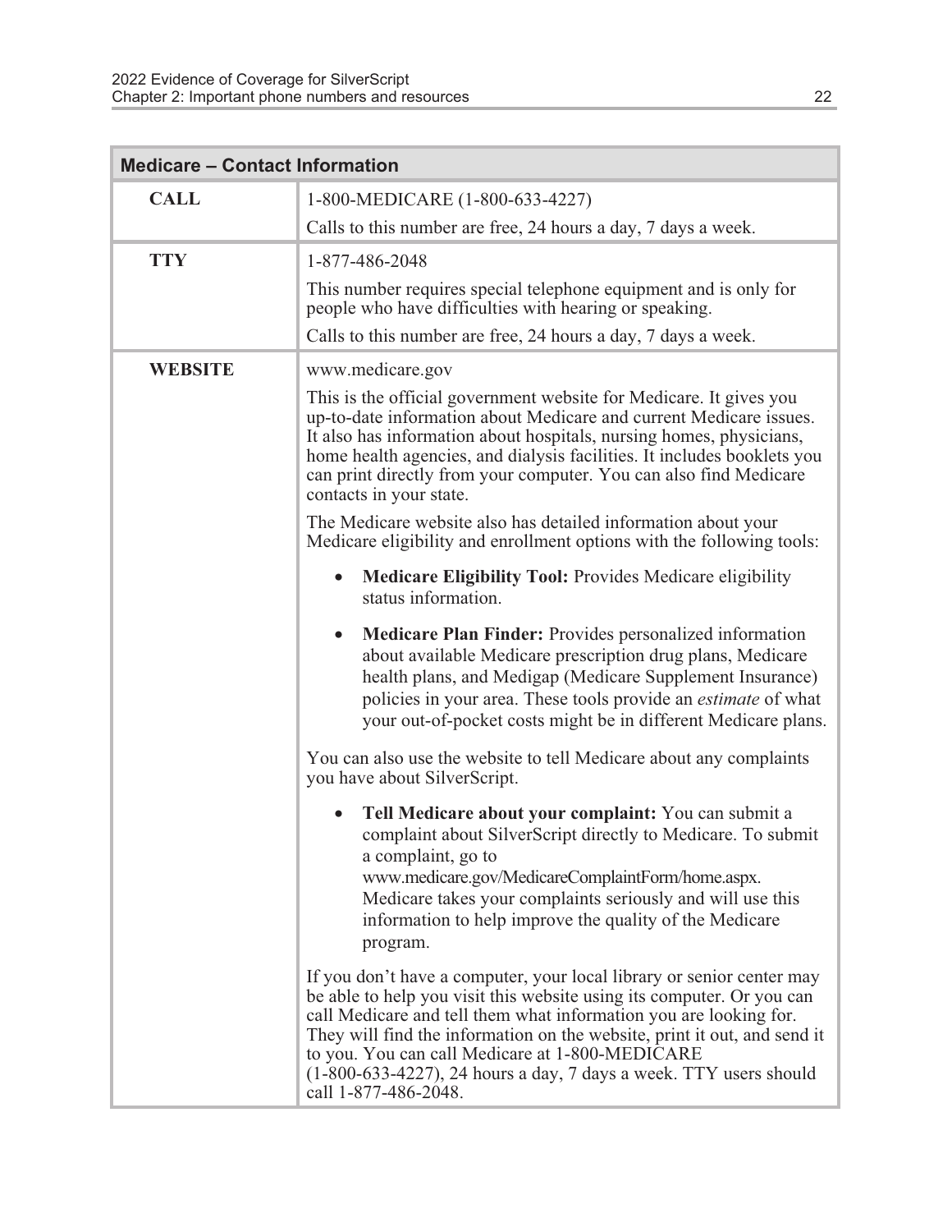| Medicare – Contact Information | |
|---|---|
| **CALL** | 1-800-MEDICARE (1-800-633-4227)<br><br>Calls to this number are free, 24 hours a day, 7 days a week. |
| **TTY** | 1-877-486-2048<br><br>This number requires special telephone equipment and is only for people who have difficulties with hearing or speaking.<br><br>Calls to this number are free, 24 hours a day, 7 days a week. |
| **WEBSITE** | www.medicare.gov<br><br>This is the official government website for Medicare. It gives you up-to-date information about Medicare and current Medicare issues. It also has information about hospitals, nursing homes, physicians, home health agencies, and dialysis facilities. It includes booklets you can print directly from your computer. You can also find Medicare contacts in your state.<br><br>The Medicare website also has detailed information about your Medicare eligibility and enrollment options with the following tools:<br><br>• **Medicare Eligibility Tool:** Provides Medicare eligibility status information.<br><br>• **Medicare Plan Finder:** Provides personalized information about available Medicare prescription drug plans, Medicare health plans, and Medigap (Medicare Supplement Insurance) policies in your area. These tools provide an *estimate* of what your out-of-pocket costs might be in different Medicare plans.<br><br>You can also use the website to tell Medicare about any complaints you have about SilverScript.<br><br>• **Tell Medicare about your complaint:** You can submit a complaint about SilverScript directly to Medicare. To submit a complaint, go to www.medicare.gov/MedicareComplaintForm/home.aspx. Medicare takes your complaints seriously and will use this information to help improve the quality of the Medicare program.<br><br>If you don't have a computer, your local library or senior center may be able to help you visit this website using its computer. Or you can call Medicare and tell them what information you are looking for. They will find the information on the website, print it out, and send it to you. You can call Medicare at 1-800-MEDICARE (1-800-633-4227), 24 hours a day, 7 days a week. TTY users should call 1-877-486-2048. |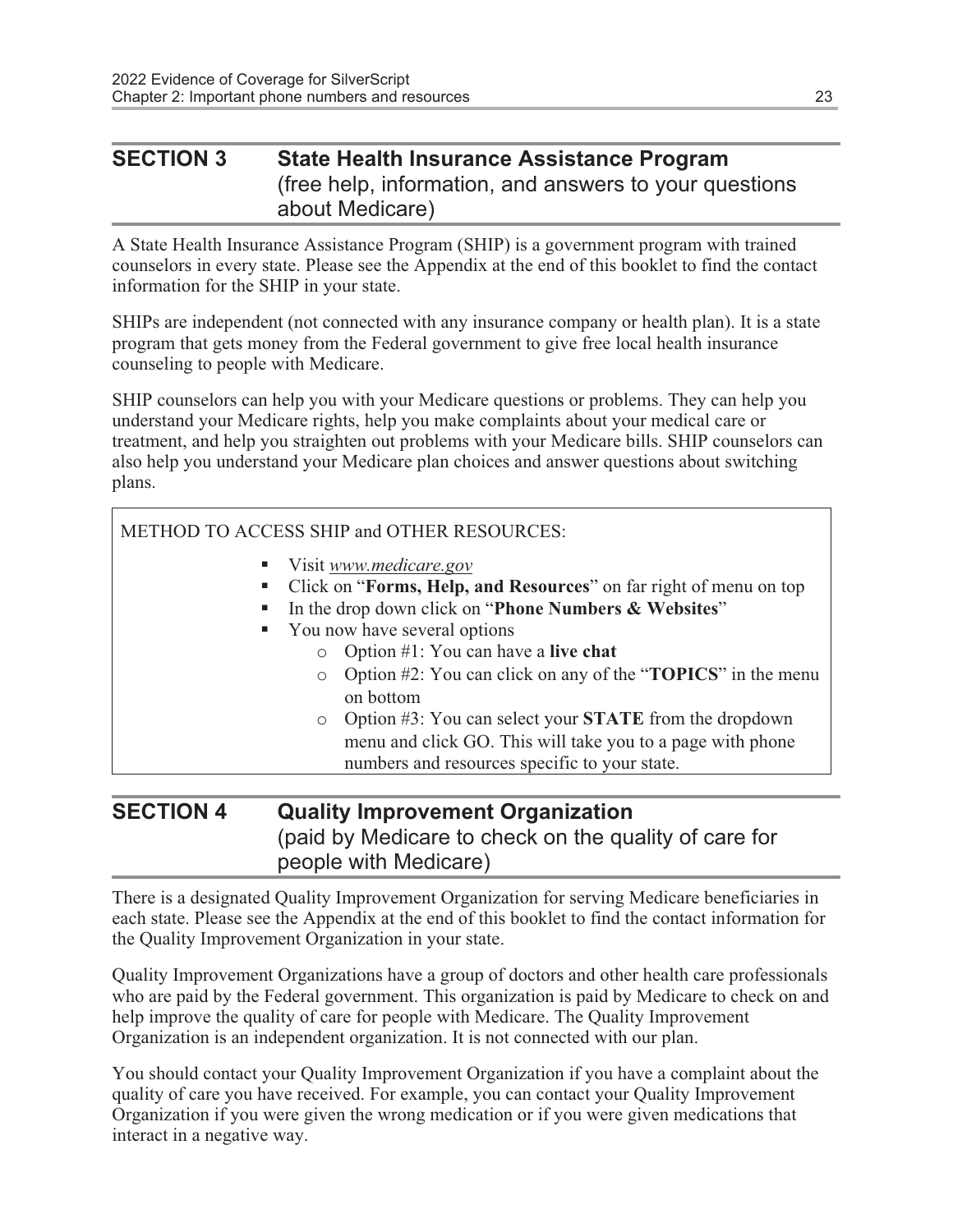## SECTION 3 State Health Insurance Assistance Program (free help, information, and answers to your questions about Medicare)

A State Health Insurance Assistance Program (SHIP) is a government program with trained counselors in every state. Please see the Appendix at the end of this booklet to find the contact information for the SHIP in your state.

SHIPs are independent (not connected with any insurance company or health plan). It is a state program that gets money from the Federal government to give free local health insurance counseling to people with Medicare.

SHIP counselors can help you with your Medicare questions or problems. They can help you understand your Medicare rights, help you make complaints about your medical care or treatment, and help you straighten out problems with your Medicare bills. SHIP counselors can also help you understand your Medicare plan choices and answer questions about switching plans.

METHOD TO ACCESS SHIP and OTHER RESOURCES:

- Visit *www.medicare.gov*
- Click on "**Forms, Help, and Resources**" on far right of menu on top
- In the drop down click on "**Phone Numbers & Websites**"
- You now have several options
  - Option #1: You can have a **live chat**
  - Option #2: You can click on any of the "**TOPICS**" in the menu on bottom
  - Option #3: You can select your **STATE** from the dropdown menu and click GO. This will take you to a page with phone numbers and resources specific to your state.

## SECTION 4 Quality Improvement Organization (paid by Medicare to check on the quality of care for people with Medicare)

There is a designated Quality Improvement Organization for serving Medicare beneficiaries in each state. Please see the Appendix at the end of this booklet to find the contact information for the Quality Improvement Organization in your state.

Quality Improvement Organizations have a group of doctors and other health care professionals who are paid by the Federal government. This organization is paid by Medicare to check on and help improve the quality of care for people with Medicare. The Quality Improvement Organization is an independent organization. It is not connected with our plan.

You should contact your Quality Improvement Organization if you have a complaint about the quality of care you have received. For example, you can contact your Quality Improvement Organization if you were given the wrong medication or if you were given medications that interact in a negative way.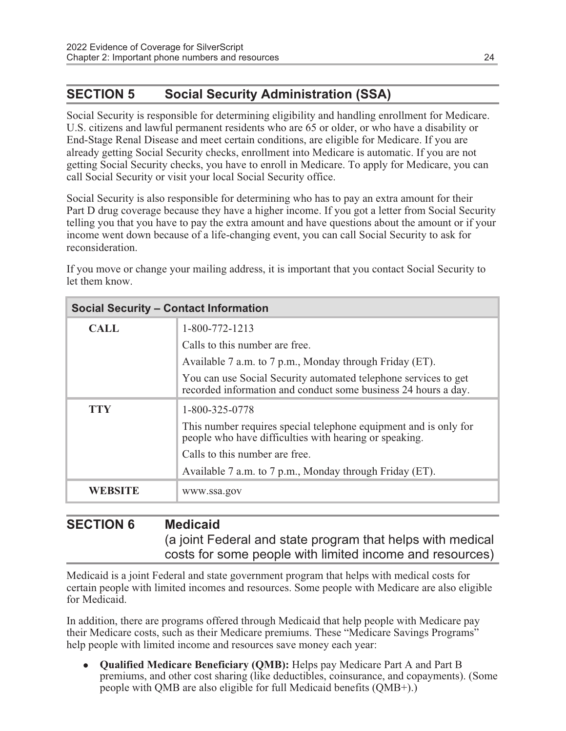## SECTION 5 Social Security Administration (SSA)

Social Security is responsible for determining eligibility and handling enrollment for Medicare. U.S. citizens and lawful permanent residents who are 65 or older, or who have a disability or End-Stage Renal Disease and meet certain conditions, are eligible for Medicare. If you are already getting Social Security checks, enrollment into Medicare is automatic. If you are not getting Social Security checks, you have to enroll in Medicare. To apply for Medicare, you can call Social Security or visit your local Social Security office.

Social Security is also responsible for determining who has to pay an extra amount for their Part D drug coverage because they have a higher income. If you got a letter from Social Security telling you that you have to pay the extra amount and have questions about the amount or if your income went down because of a life-changing event, you can call Social Security to ask for reconsideration.

If you move or change your mailing address, it is important that you contact Social Security to let them know.

| Social Security – Contact Information | |
|---|---|
| **CALL** | 1-800-772-1213<br>Calls to this number are free.<br>Available 7 a.m. to 7 p.m., Monday through Friday (ET).<br>You can use Social Security automated telephone services to get recorded information and conduct some business 24 hours a day. |
| **TTY** | 1-800-325-0778<br>This number requires special telephone equipment and is only for people who have difficulties with hearing or speaking.<br>Calls to this number are free.<br>Available 7 a.m. to 7 p.m., Monday through Friday (ET). |
| **WEBSITE** | www.ssa.gov |

## SECTION 6 Medicaid (a joint Federal and state program that helps with medical costs for some people with limited income and resources)

Medicaid is a joint Federal and state government program that helps with medical costs for certain people with limited incomes and resources. Some people with Medicare are also eligible for Medicaid.

In addition, there are programs offered through Medicaid that help people with Medicare pay their Medicare costs, such as their Medicare premiums. These "Medicare Savings Programs" help people with limited income and resources save money each year:

- **Qualified Medicare Beneficiary (QMB):** Helps pay Medicare Part A and Part B premiums, and other cost sharing (like deductibles, coinsurance, and copayments). (Some people with QMB are also eligible for full Medicaid benefits (QMB+).)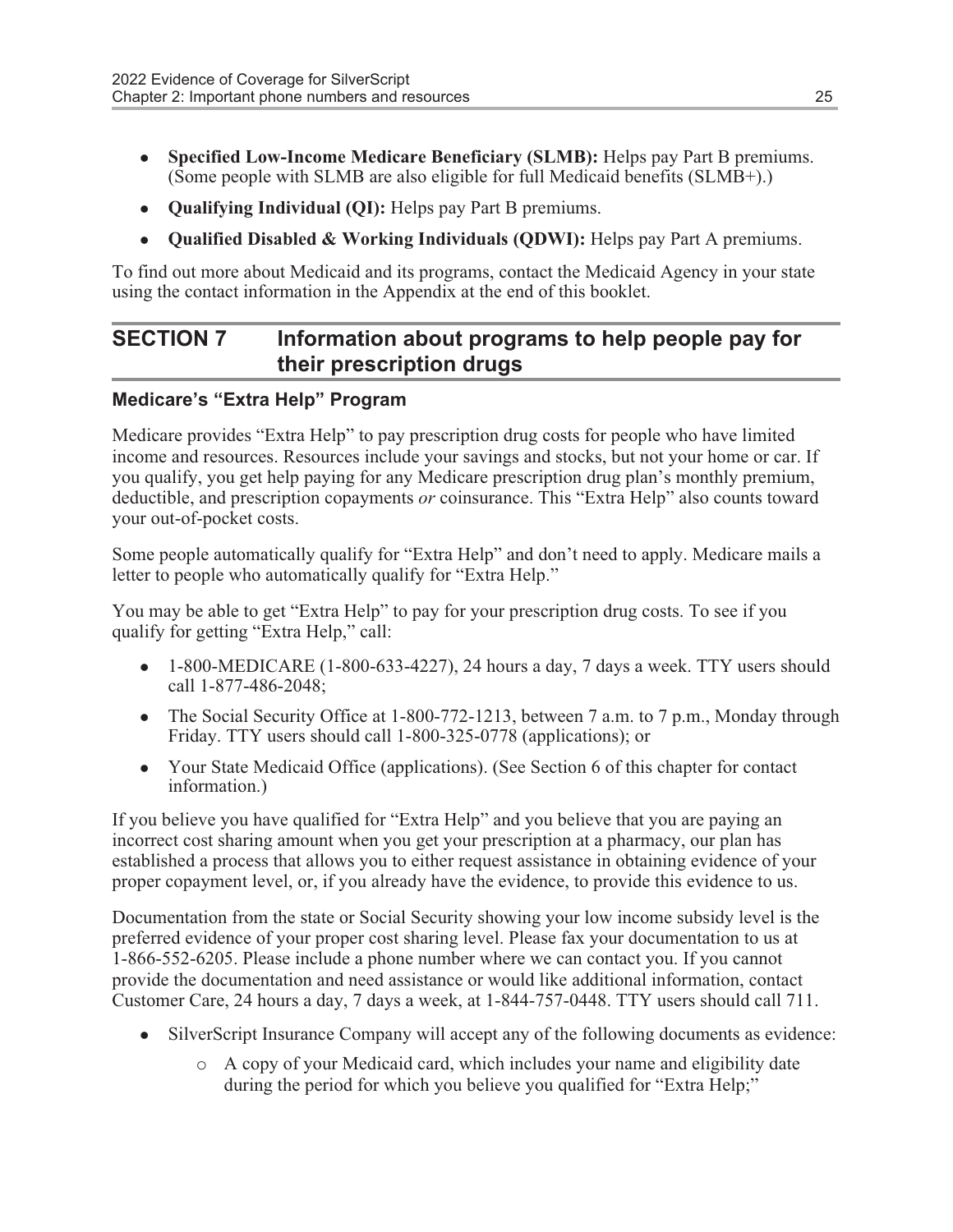- **Specified Low-Income Medicare Beneficiary (SLMB):** Helps pay Part B premiums. (Some people with SLMB are also eligible for full Medicaid benefits (SLMB+).)
- **Qualifying Individual (QI):** Helps pay Part B premiums.
- **Qualified Disabled & Working Individuals (QDWI):** Helps pay Part A premiums.

To find out more about Medicaid and its programs, contact the Medicaid Agency in your state using the contact information in the Appendix at the end of this booklet.

## SECTION 7 Information about programs to help people pay for their prescription drugs

### Medicare's "Extra Help" Program

Medicare provides "Extra Help" to pay prescription drug costs for people who have limited income and resources. Resources include your savings and stocks, but not your home or car. If you qualify, you get help paying for any Medicare prescription drug plan's monthly premium, deductible, and prescription copayments *or* coinsurance. This "Extra Help" also counts toward your out-of-pocket costs.

Some people automatically qualify for "Extra Help" and don't need to apply. Medicare mails a letter to people who automatically qualify for "Extra Help."

You may be able to get "Extra Help" to pay for your prescription drug costs. To see if you qualify for getting "Extra Help," call:

- 1-800-MEDICARE (1-800-633-4227), 24 hours a day, 7 days a week. TTY users should call 1-877-486-2048;
- The Social Security Office at 1-800-772-1213, between 7 a.m. to 7 p.m., Monday through Friday. TTY users should call 1-800-325-0778 (applications); or
- Your State Medicaid Office (applications). (See Section 6 of this chapter for contact information.)

If you believe you have qualified for "Extra Help" and you believe that you are paying an incorrect cost sharing amount when you get your prescription at a pharmacy, our plan has established a process that allows you to either request assistance in obtaining evidence of your proper copayment level, or, if you already have the evidence, to provide this evidence to us.

Documentation from the state or Social Security showing your low income subsidy level is the preferred evidence of your proper cost sharing level. Please fax your documentation to us at 1-866-552-6205. Please include a phone number where we can contact you. If you cannot provide the documentation and need assistance or would like additional information, contact Customer Care, 24 hours a day, 7 days a week, at 1-844-757-0448. TTY users should call 711.

- SilverScript Insurance Company will accept any of the following documents as evidence:
    - A copy of your Medicaid card, which includes your name and eligibility date during the period for which you believe you qualified for "Extra Help;"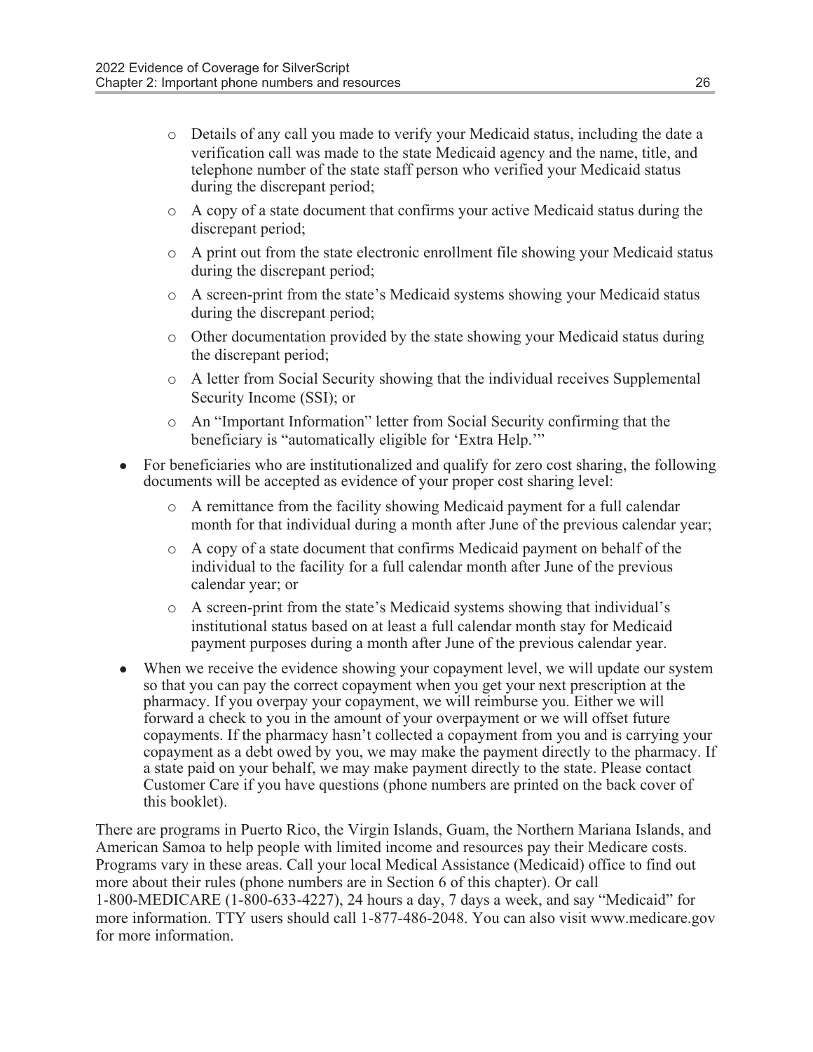- Details of any call you made to verify your Medicaid status, including the date a verification call was made to the state Medicaid agency and the name, title, and telephone number of the state staff person who verified your Medicaid status during the discrepant period;
    - A copy of a state document that confirms your active Medicaid status during the discrepant period;
    - A print out from the state electronic enrollment file showing your Medicaid status during the discrepant period;
    - A screen-print from the state's Medicaid systems showing your Medicaid status during the discrepant period;
    - Other documentation provided by the state showing your Medicaid status during the discrepant period;
    - A letter from Social Security showing that the individual receives Supplemental Security Income (SSI); or
    - An "Important Information" letter from Social Security confirming that the beneficiary is "automatically eligible for 'Extra Help.'"
- For beneficiaries who are institutionalized and qualify for zero cost sharing, the following documents will be accepted as evidence of your proper cost sharing level:
    - A remittance from the facility showing Medicaid payment for a full calendar month for that individual during a month after June of the previous calendar year;
    - A copy of a state document that confirms Medicaid payment on behalf of the individual to the facility for a full calendar month after June of the previous calendar year; or
    - A screen-print from the state's Medicaid systems showing that individual's institutional status based on at least a full calendar month stay for Medicaid payment purposes during a month after June of the previous calendar year.
- When we receive the evidence showing your copayment level, we will update our system so that you can pay the correct copayment when you get your next prescription at the pharmacy. If you overpay your copayment, we will reimburse you. Either we will forward a check to you in the amount of your overpayment or we will offset future copayments. If the pharmacy hasn't collected a copayment from you and is carrying your copayment as a debt owed by you, we may make the payment directly to the pharmacy. If a state paid on your behalf, we may make payment directly to the state. Please contact Customer Care if you have questions (phone numbers are printed on the back cover of this booklet).

There are programs in Puerto Rico, the Virgin Islands, Guam, the Northern Mariana Islands, and American Samoa to help people with limited income and resources pay their Medicare costs. Programs vary in these areas. Call your local Medical Assistance (Medicaid) office to find out more about their rules (phone numbers are in Section 6 of this chapter). Or call 1-800-MEDICARE (1-800-633-4227), 24 hours a day, 7 days a week, and say "Medicaid" for more information. TTY users should call 1-877-486-2048. You can also visit www.medicare.gov for more information.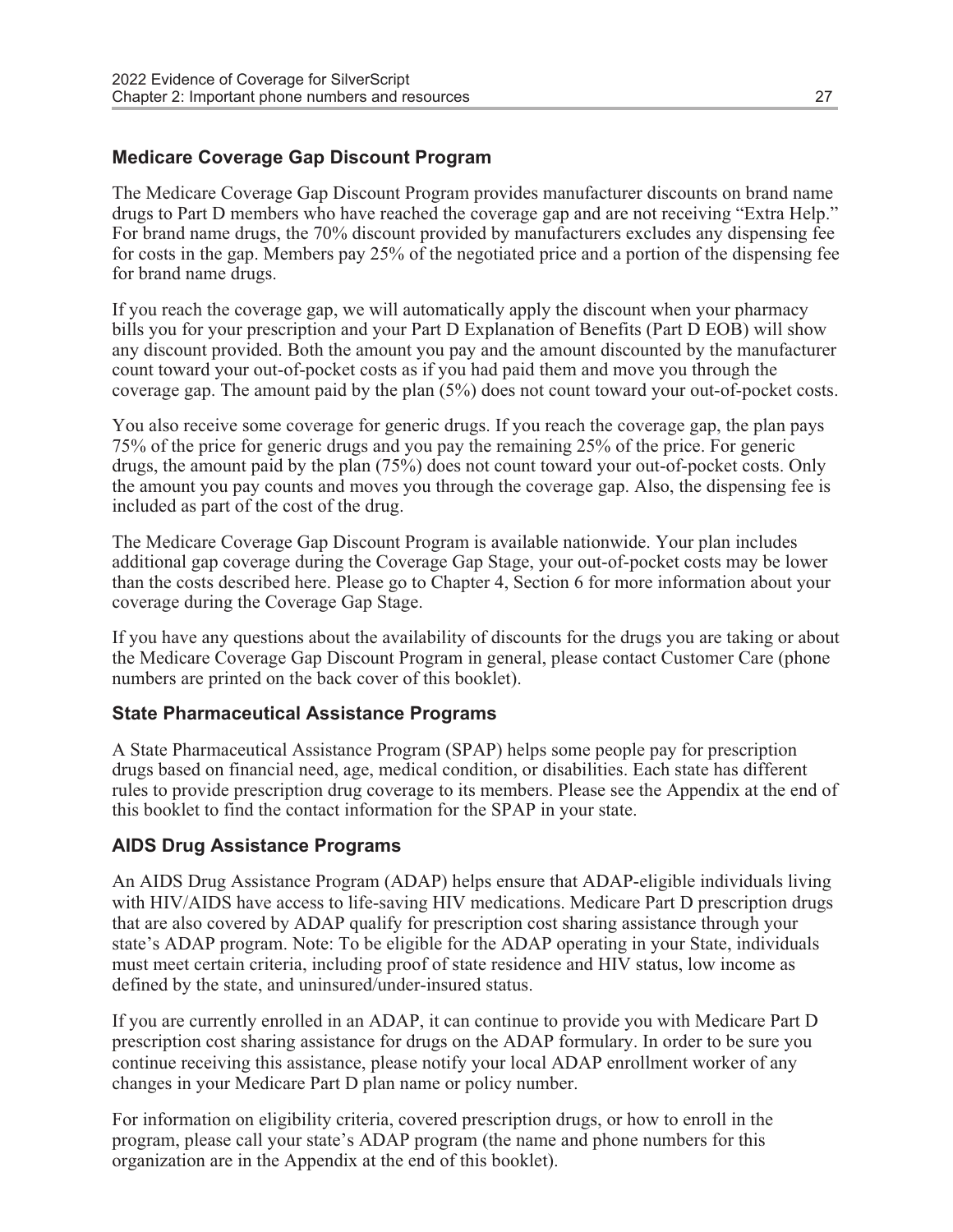### Medicare Coverage Gap Discount Program

The Medicare Coverage Gap Discount Program provides manufacturer discounts on brand name drugs to Part D members who have reached the coverage gap and are not receiving "Extra Help." For brand name drugs, the 70% discount provided by manufacturers excludes any dispensing fee for costs in the gap. Members pay 25% of the negotiated price and a portion of the dispensing fee for brand name drugs.

If you reach the coverage gap, we will automatically apply the discount when your pharmacy bills you for your prescription and your Part D Explanation of Benefits (Part D EOB) will show any discount provided. Both the amount you pay and the amount discounted by the manufacturer count toward your out-of-pocket costs as if you had paid them and move you through the coverage gap. The amount paid by the plan (5%) does not count toward your out-of-pocket costs.

You also receive some coverage for generic drugs. If you reach the coverage gap, the plan pays 75% of the price for generic drugs and you pay the remaining 25% of the price. For generic drugs, the amount paid by the plan (75%) does not count toward your out-of-pocket costs. Only the amount you pay counts and moves you through the coverage gap. Also, the dispensing fee is included as part of the cost of the drug.

The Medicare Coverage Gap Discount Program is available nationwide. Your plan includes additional gap coverage during the Coverage Gap Stage, your out-of-pocket costs may be lower than the costs described here. Please go to Chapter 4, Section 6 for more information about your coverage during the Coverage Gap Stage.

If you have any questions about the availability of discounts for the drugs you are taking or about the Medicare Coverage Gap Discount Program in general, please contact Customer Care (phone numbers are printed on the back cover of this booklet).

### State Pharmaceutical Assistance Programs

A State Pharmaceutical Assistance Program (SPAP) helps some people pay for prescription drugs based on financial need, age, medical condition, or disabilities. Each state has different rules to provide prescription drug coverage to its members. Please see the Appendix at the end of this booklet to find the contact information for the SPAP in your state.

### AIDS Drug Assistance Programs

An AIDS Drug Assistance Program (ADAP) helps ensure that ADAP-eligible individuals living with HIV/AIDS have access to life-saving HIV medications. Medicare Part D prescription drugs that are also covered by ADAP qualify for prescription cost sharing assistance through your state's ADAP program. Note: To be eligible for the ADAP operating in your State, individuals must meet certain criteria, including proof of state residence and HIV status, low income as defined by the state, and uninsured/under-insured status.

If you are currently enrolled in an ADAP, it can continue to provide you with Medicare Part D prescription cost sharing assistance for drugs on the ADAP formulary. In order to be sure you continue receiving this assistance, please notify your local ADAP enrollment worker of any changes in your Medicare Part D plan name or policy number.

For information on eligibility criteria, covered prescription drugs, or how to enroll in the program, please call your state's ADAP program (the name and phone numbers for this organization are in the Appendix at the end of this booklet).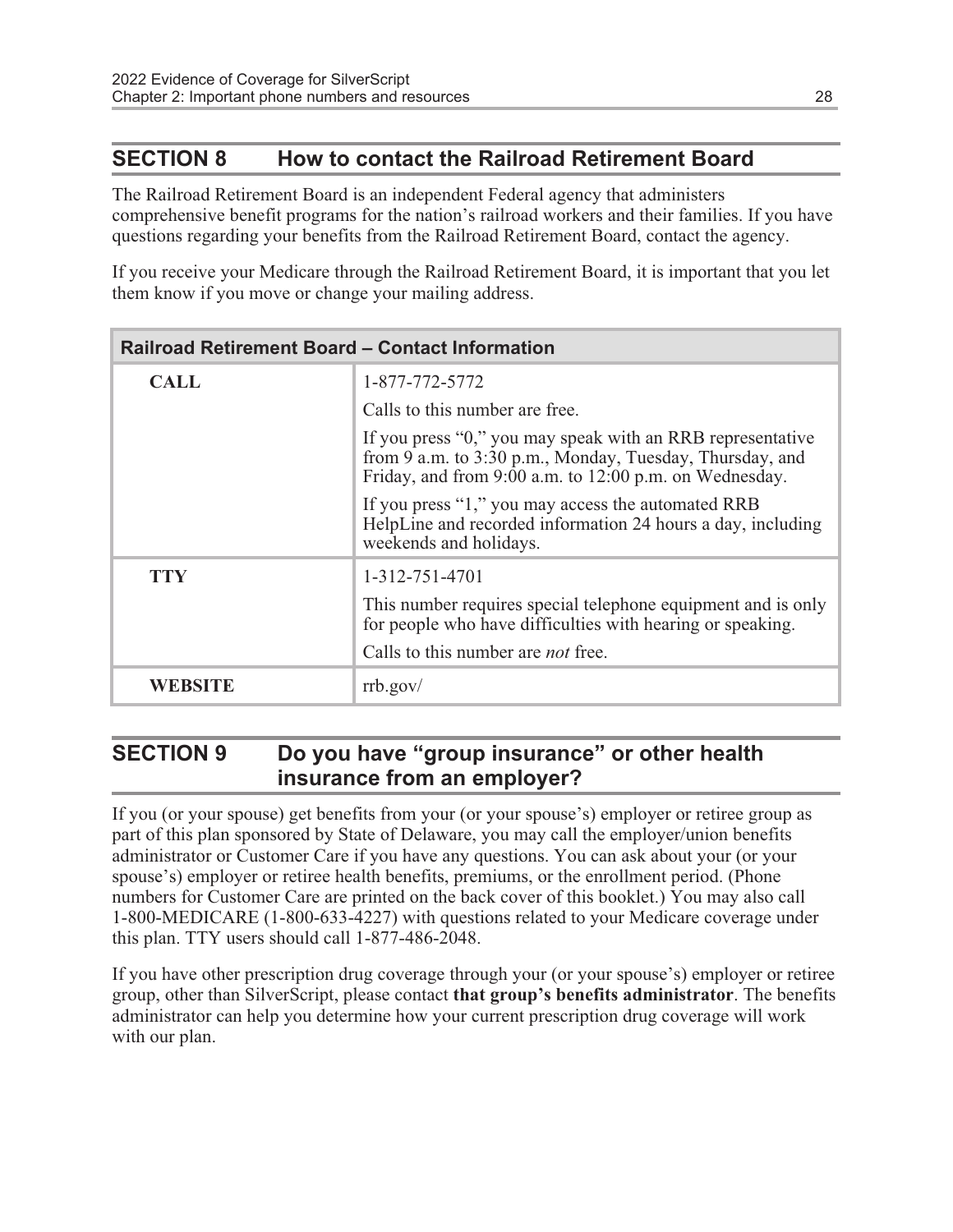## SECTION 8 How to contact the Railroad Retirement Board

The Railroad Retirement Board is an independent Federal agency that administers comprehensive benefit programs for the nation's railroad workers and their families. If you have questions regarding your benefits from the Railroad Retirement Board, contact the agency.

If you receive your Medicare through the Railroad Retirement Board, it is important that you let them know if you move or change your mailing address.

| Railroad Retirement Board – Contact Information | |
|---|---|
| **CALL** | 1-877-772-5772<br><br>Calls to this number are free.<br><br>If you press "0," you may speak with an RRB representative from 9 a.m. to 3:30 p.m., Monday, Tuesday, Thursday, and Friday, and from 9:00 a.m. to 12:00 p.m. on Wednesday.<br><br>If you press "1," you may access the automated RRB HelpLine and recorded information 24 hours a day, including weekends and holidays. |
| **TTY** | 1-312-751-4701<br><br>This number requires special telephone equipment and is only for people who have difficulties with hearing or speaking.<br><br>Calls to this number are *not* free. |
| **WEBSITE** | rrb.gov/ |

## SECTION 9 Do you have "group insurance" or other health insurance from an employer?

If you (or your spouse) get benefits from your (or your spouse's) employer or retiree group as part of this plan sponsored by State of Delaware, you may call the employer/union benefits administrator or Customer Care if you have any questions. You can ask about your (or your spouse's) employer or retiree health benefits, premiums, or the enrollment period. (Phone numbers for Customer Care are printed on the back cover of this booklet.) You may also call 1-800-MEDICARE (1-800-633-4227) with questions related to your Medicare coverage under this plan. TTY users should call 1-877-486-2048.

If you have other prescription drug coverage through your (or your spouse's) employer or retiree group, other than SilverScript, please contact **that group's benefits administrator**. The benefits administrator can help you determine how your current prescription drug coverage will work with our plan.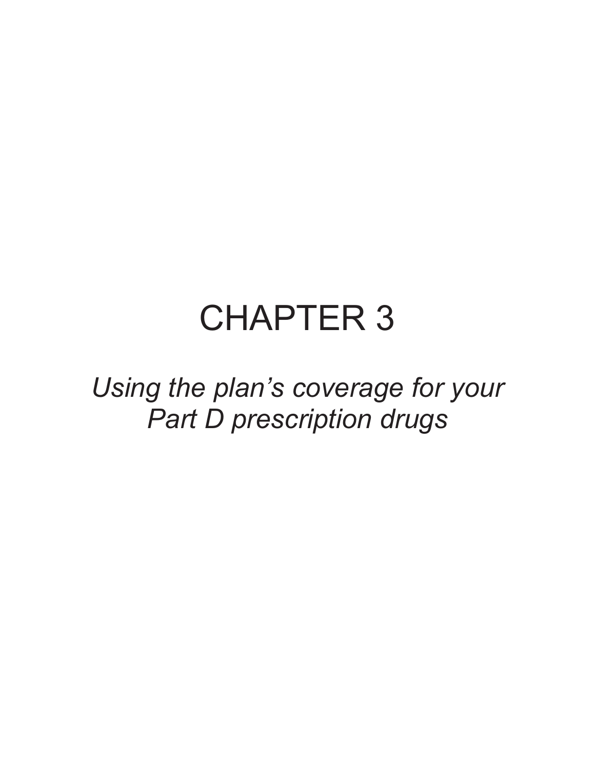# CHAPTER 3

*Using the plan's coverage for your Part D prescription drugs*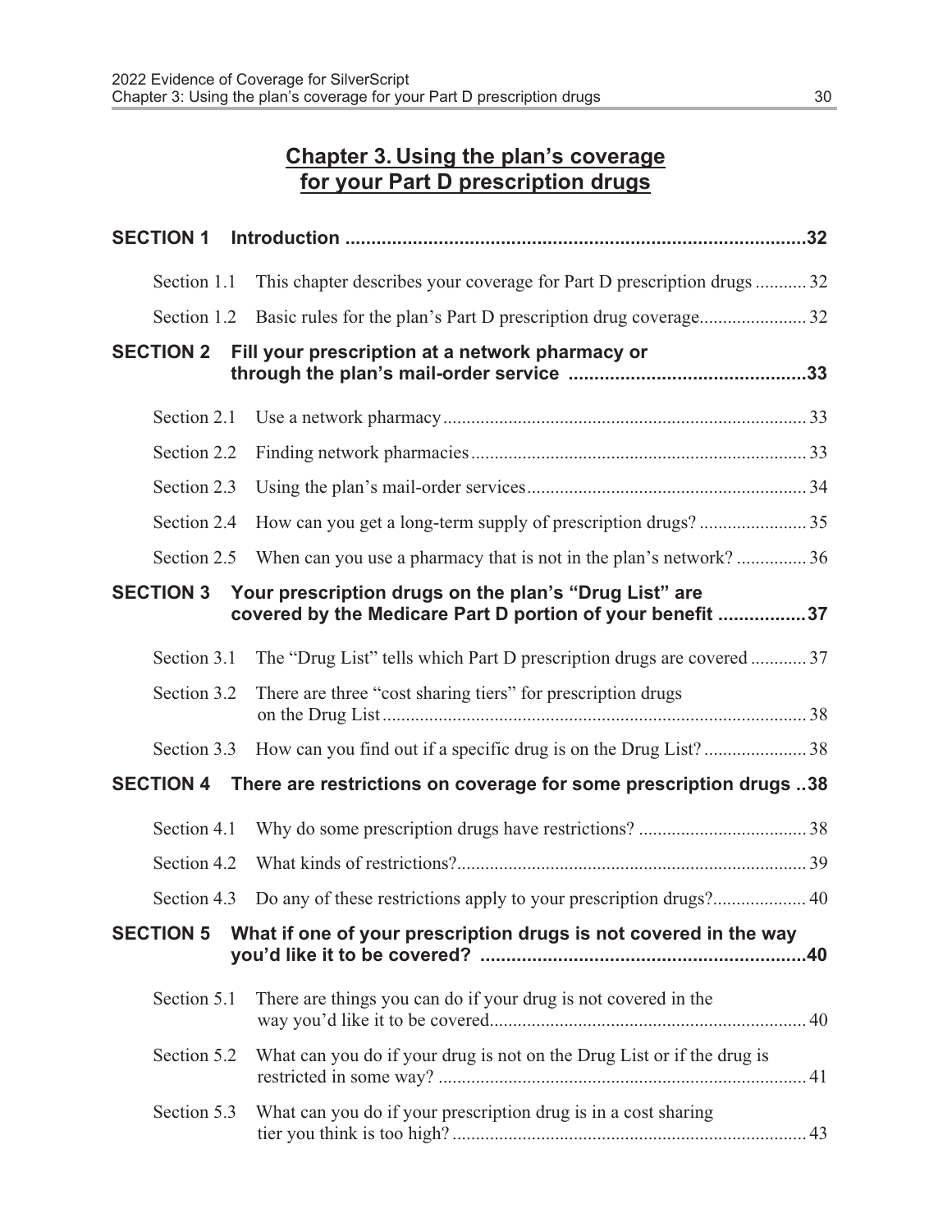# Chapter 3. Using the plan's coverage for your Part D prescription drugs

| | | |
|---|---|---|
| **SECTION 1** | **Introduction** | **32** |
| Section 1.1 | This chapter describes your coverage for Part D prescription drugs | 32 |
| Section 1.2 | Basic rules for the plan's Part D prescription drug coverage | 32 |
| **SECTION 2** | **Fill your prescription at a network pharmacy or through the plan's mail-order service** | **33** |
| Section 2.1 | Use a network pharmacy | 33 |
| Section 2.2 | Finding network pharmacies | 33 |
| Section 2.3 | Using the plan's mail-order services | 34 |
| Section 2.4 | How can you get a long-term supply of prescription drugs? | 35 |
| Section 2.5 | When can you use a pharmacy that is not in the plan's network? | 36 |
| **SECTION 3** | **Your prescription drugs on the plan's "Drug List" are covered by the Medicare Part D portion of your benefit** | **37** |
| Section 3.1 | The "Drug List" tells which Part D prescription drugs are covered | 37 |
| Section 3.2 | There are three "cost sharing tiers" for prescription drugs on the Drug List | 38 |
| Section 3.3 | How can you find out if a specific drug is on the Drug List? | 38 |
| **SECTION 4** | **There are restrictions on coverage for some prescription drugs** | **38** |
| Section 4.1 | Why do some prescription drugs have restrictions? | 38 |
| Section 4.2 | What kinds of restrictions? | 39 |
| Section 4.3 | Do any of these restrictions apply to your prescription drugs? | 40 |
| **SECTION 5** | **What if one of your prescription drugs is not covered in the way you'd like it to be covered?** | **40** |
| Section 5.1 | There are things you can do if your drug is not covered in the way you'd like it to be covered | 40 |
| Section 5.2 | What can you do if your drug is not on the Drug List or if the drug is restricted in some way? | 41 |
| Section 5.3 | What can you do if your prescription drug is in a cost sharing tier you think is too high? | 43 |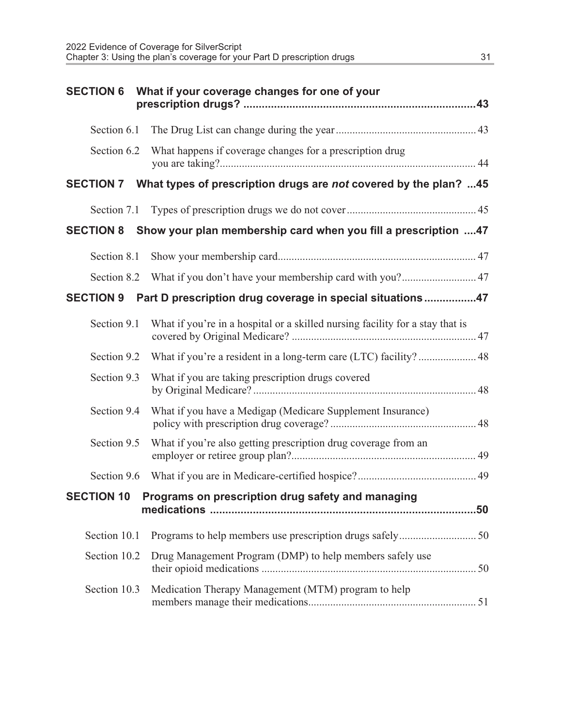**SECTION 6 What if your coverage changes for one of your prescription drugs? ....43**

Section 6.1 The Drug List can change during the year .... 43

Section 6.2 What happens if coverage changes for a prescription drug you are taking? .... 44

**SECTION 7 What types of prescription drugs are *not* covered by the plan? ...45**

Section 7.1 Types of prescription drugs we do not cover .... 45

**SECTION 8 Show your plan membership card when you fill a prescription ....47**

Section 8.1 Show your membership card .... 47

Section 8.2 What if you don't have your membership card with you? .... 47

**SECTION 9 Part D prescription drug coverage in special situations ....47**

Section 9.1 What if you're in a hospital or a skilled nursing facility for a stay that is covered by Original Medicare? .... 47

Section 9.2 What if you're a resident in a long-term care (LTC) facility? .... 48

Section 9.3 What if you are taking prescription drugs covered by Original Medicare? .... 48

Section 9.4 What if you have a Medigap (Medicare Supplement Insurance) policy with prescription drug coverage? .... 48

Section 9.5 What if you're also getting prescription drug coverage from an employer or retiree group plan? .... 49

Section 9.6 What if you are in Medicare-certified hospice? .... 49

**SECTION 10 Programs on prescription drug safety and managing medications ....50**

Section 10.1 Programs to help members use prescription drugs safely .... 50

Section 10.2 Drug Management Program (DMP) to help members safely use their opioid medications .... 50

Section 10.3 Medication Therapy Management (MTM) program to help members manage their medications .... 51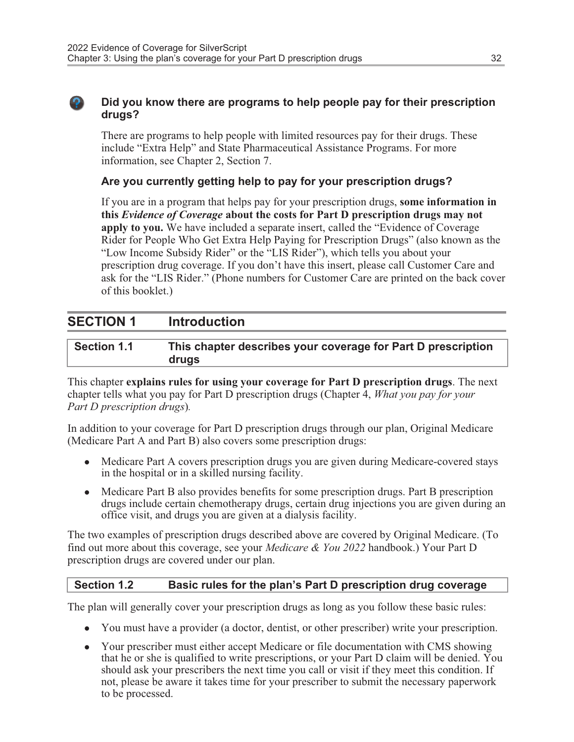**Did you know there are programs to help people pay for their prescription drugs?**

There are programs to help people with limited resources pay for their drugs. These include "Extra Help" and State Pharmaceutical Assistance Programs. For more information, see Chapter 2, Section 7.

**Are you currently getting help to pay for your prescription drugs?**

If you are in a program that helps pay for your prescription drugs, **some information in this *Evidence of Coverage* about the costs for Part D prescription drugs may not apply to you.** We have included a separate insert, called the "Evidence of Coverage Rider for People Who Get Extra Help Paying for Prescription Drugs" (also known as the "Low Income Subsidy Rider" or the "LIS Rider"), which tells you about your prescription drug coverage. If you don't have this insert, please call Customer Care and ask for the "LIS Rider." (Phone numbers for Customer Care are printed on the back cover of this booklet.)

## SECTION 1 Introduction

### Section 1.1 This chapter describes your coverage for Part D prescription drugs

This chapter **explains rules for using your coverage for Part D prescription drugs**. The next chapter tells what you pay for Part D prescription drugs (Chapter 4, *What you pay for your Part D prescription drugs*).

In addition to your coverage for Part D prescription drugs through our plan, Original Medicare (Medicare Part A and Part B) also covers some prescription drugs:

- Medicare Part A covers prescription drugs you are given during Medicare-covered stays in the hospital or in a skilled nursing facility.
- Medicare Part B also provides benefits for some prescription drugs. Part B prescription drugs include certain chemotherapy drugs, certain drug injections you are given during an office visit, and drugs you are given at a dialysis facility.

The two examples of prescription drugs described above are covered by Original Medicare. (To find out more about this coverage, see your *Medicare & You 2022* handbook.) Your Part D prescription drugs are covered under our plan.

### Section 1.2 Basic rules for the plan's Part D prescription drug coverage

The plan will generally cover your prescription drugs as long as you follow these basic rules:

- You must have a provider (a doctor, dentist, or other prescriber) write your prescription.
- Your prescriber must either accept Medicare or file documentation with CMS showing that he or she is qualified to write prescriptions, or your Part D claim will be denied. You should ask your prescribers the next time you call or visit if they meet this condition. If not, please be aware it takes time for your prescriber to submit the necessary paperwork to be processed.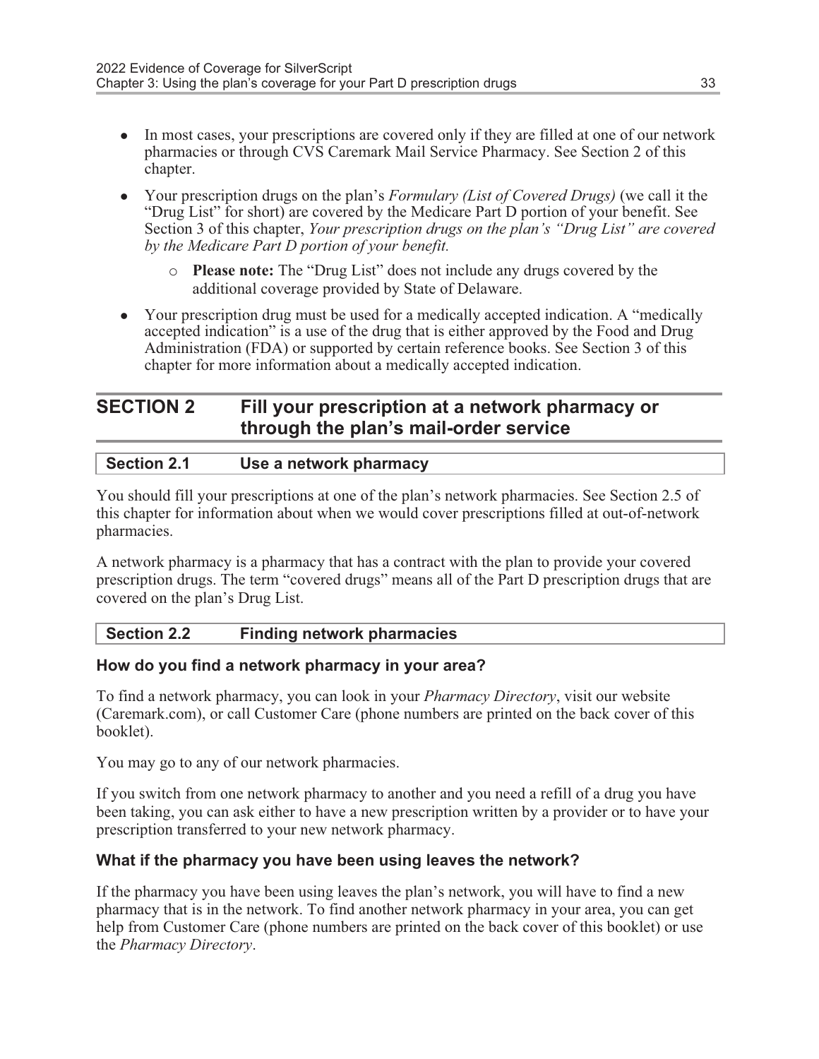- In most cases, your prescriptions are covered only if they are filled at one of our network pharmacies or through CVS Caremark Mail Service Pharmacy. See Section 2 of this chapter.
- Your prescription drugs on the plan's *Formulary (List of Covered Drugs)* (we call it the "Drug List" for short) are covered by the Medicare Part D portion of your benefit. See Section 3 of this chapter, *Your prescription drugs on the plan's "Drug List" are covered by the Medicare Part D portion of your benefit.*
    - **Please note:** The "Drug List" does not include any drugs covered by the additional coverage provided by State of Delaware.
- Your prescription drug must be used for a medically accepted indication. A "medically accepted indication" is a use of the drug that is either approved by the Food and Drug Administration (FDA) or supported by certain reference books. See Section 3 of this chapter for more information about a medically accepted indication.

## SECTION 2 Fill your prescription at a network pharmacy or through the plan's mail-order service

### Section 2.1 Use a network pharmacy

You should fill your prescriptions at one of the plan's network pharmacies. See Section 2.5 of this chapter for information about when we would cover prescriptions filled at out-of-network pharmacies.

A network pharmacy is a pharmacy that has a contract with the plan to provide your covered prescription drugs. The term "covered drugs" means all of the Part D prescription drugs that are covered on the plan's Drug List.

### Section 2.2 Finding network pharmacies

#### How do you find a network pharmacy in your area?

To find a network pharmacy, you can look in your *Pharmacy Directory*, visit our website (Caremark.com), or call Customer Care (phone numbers are printed on the back cover of this booklet).

You may go to any of our network pharmacies.

If you switch from one network pharmacy to another and you need a refill of a drug you have been taking, you can ask either to have a new prescription written by a provider or to have your prescription transferred to your new network pharmacy.

#### What if the pharmacy you have been using leaves the network?

If the pharmacy you have been using leaves the plan's network, you will have to find a new pharmacy that is in the network. To find another network pharmacy in your area, you can get help from Customer Care (phone numbers are printed on the back cover of this booklet) or use the *Pharmacy Directory*.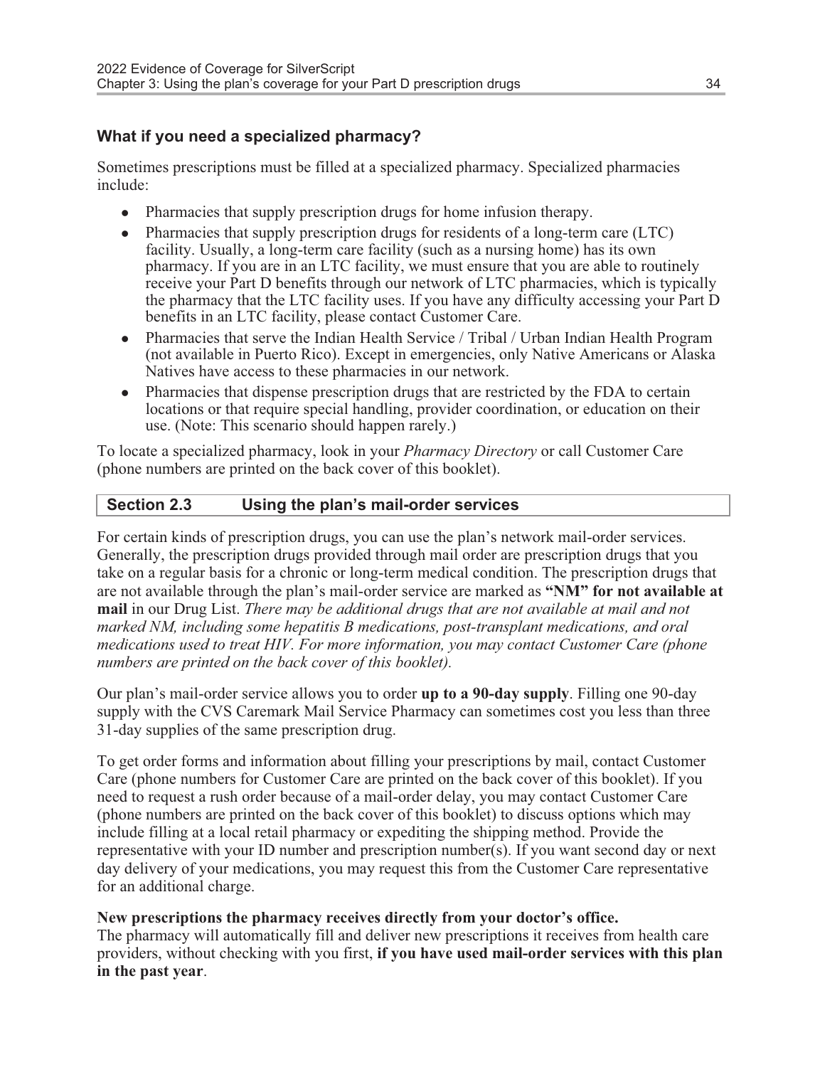### What if you need a specialized pharmacy?

Sometimes prescriptions must be filled at a specialized pharmacy. Specialized pharmacies include:

- Pharmacies that supply prescription drugs for home infusion therapy.
- Pharmacies that supply prescription drugs for residents of a long-term care (LTC) facility. Usually, a long-term care facility (such as a nursing home) has its own pharmacy. If you are in an LTC facility, we must ensure that you are able to routinely receive your Part D benefits through our network of LTC pharmacies, which is typically the pharmacy that the LTC facility uses. If you have any difficulty accessing your Part D benefits in an LTC facility, please contact Customer Care.
- Pharmacies that serve the Indian Health Service / Tribal / Urban Indian Health Program (not available in Puerto Rico). Except in emergencies, only Native Americans or Alaska Natives have access to these pharmacies in our network.
- Pharmacies that dispense prescription drugs that are restricted by the FDA to certain locations or that require special handling, provider coordination, or education on their use. (Note: This scenario should happen rarely.)

To locate a specialized pharmacy, look in your *Pharmacy Directory* or call Customer Care (phone numbers are printed on the back cover of this booklet).

## Section 2.3 Using the plan's mail-order services

For certain kinds of prescription drugs, you can use the plan's network mail-order services. Generally, the prescription drugs provided through mail order are prescription drugs that you take on a regular basis for a chronic or long-term medical condition. The prescription drugs that are not available through the plan's mail-order service are marked as **"NM" for not available at mail** in our Drug List. *There may be additional drugs that are not available at mail and not marked NM, including some hepatitis B medications, post-transplant medications, and oral medications used to treat HIV. For more information, you may contact Customer Care (phone numbers are printed on the back cover of this booklet).*

Our plan's mail-order service allows you to order **up to a 90-day supply**. Filling one 90-day supply with the CVS Caremark Mail Service Pharmacy can sometimes cost you less than three 31-day supplies of the same prescription drug.

To get order forms and information about filling your prescriptions by mail, contact Customer Care (phone numbers for Customer Care are printed on the back cover of this booklet). If you need to request a rush order because of a mail-order delay, you may contact Customer Care (phone numbers are printed on the back cover of this booklet) to discuss options which may include filling at a local retail pharmacy or expediting the shipping method. Provide the representative with your ID number and prescription number(s). If you want second day or next day delivery of your medications, you may request this from the Customer Care representative for an additional charge.

**New prescriptions the pharmacy receives directly from your doctor's office.**
The pharmacy will automatically fill and deliver new prescriptions it receives from health care providers, without checking with you first, **if you have used mail-order services with this plan in the past year**.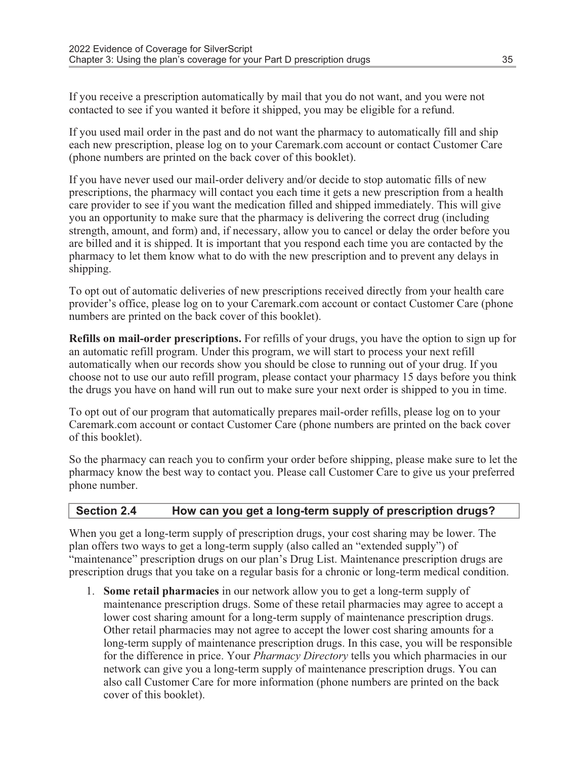If you receive a prescription automatically by mail that you do not want, and you were not contacted to see if you wanted it before it shipped, you may be eligible for a refund.

If you used mail order in the past and do not want the pharmacy to automatically fill and ship each new prescription, please log on to your Caremark.com account or contact Customer Care (phone numbers are printed on the back cover of this booklet).

If you have never used our mail-order delivery and/or decide to stop automatic fills of new prescriptions, the pharmacy will contact you each time it gets a new prescription from a health care provider to see if you want the medication filled and shipped immediately. This will give you an opportunity to make sure that the pharmacy is delivering the correct drug (including strength, amount, and form) and, if necessary, allow you to cancel or delay the order before you are billed and it is shipped. It is important that you respond each time you are contacted by the pharmacy to let them know what to do with the new prescription and to prevent any delays in shipping.

To opt out of automatic deliveries of new prescriptions received directly from your health care provider's office, please log on to your Caremark.com account or contact Customer Care (phone numbers are printed on the back cover of this booklet).

**Refills on mail-order prescriptions.** For refills of your drugs, you have the option to sign up for an automatic refill program. Under this program, we will start to process your next refill automatically when our records show you should be close to running out of your drug. If you choose not to use our auto refill program, please contact your pharmacy 15 days before you think the drugs you have on hand will run out to make sure your next order is shipped to you in time.

To opt out of our program that automatically prepares mail-order refills, please log on to your Caremark.com account or contact Customer Care (phone numbers are printed on the back cover of this booklet).

So the pharmacy can reach you to confirm your order before shipping, please make sure to let the pharmacy know the best way to contact you. Please call Customer Care to give us your preferred phone number.

## Section 2.4 How can you get a long-term supply of prescription drugs?

When you get a long-term supply of prescription drugs, your cost sharing may be lower. The plan offers two ways to get a long-term supply (also called an "extended supply") of "maintenance" prescription drugs on our plan's Drug List. Maintenance prescription drugs are prescription drugs that you take on a regular basis for a chronic or long-term medical condition.

1. **Some retail pharmacies** in our network allow you to get a long-term supply of maintenance prescription drugs. Some of these retail pharmacies may agree to accept a lower cost sharing amount for a long-term supply of maintenance prescription drugs. Other retail pharmacies may not agree to accept the lower cost sharing amounts for a long-term supply of maintenance prescription drugs. In this case, you will be responsible for the difference in price. Your *Pharmacy Directory* tells you which pharmacies in our network can give you a long-term supply of maintenance prescription drugs. You can also call Customer Care for more information (phone numbers are printed on the back cover of this booklet).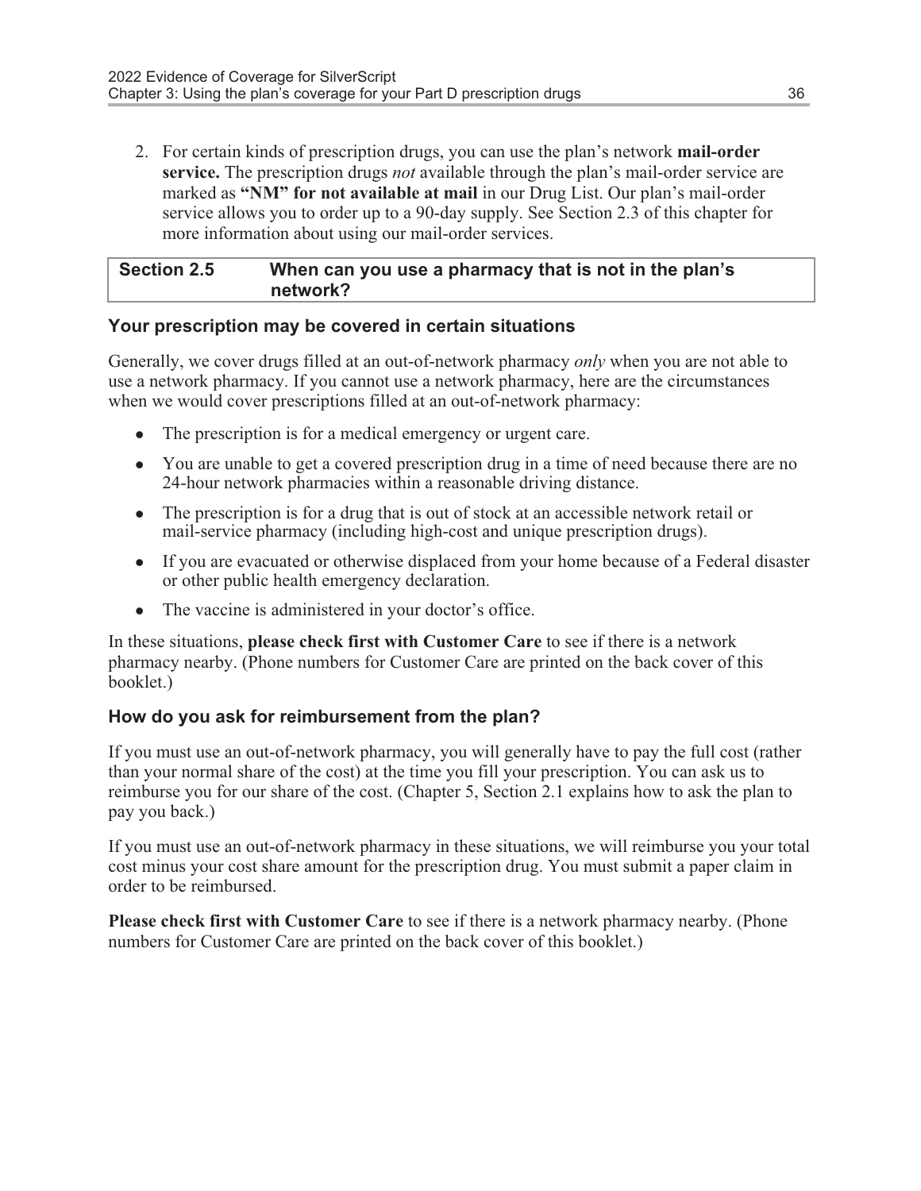2. For certain kinds of prescription drugs, you can use the plan's network **mail-order service.** The prescription drugs *not* available through the plan's mail-order service are marked as **"NM" for not available at mail** in our Drug List. Our plan's mail-order service allows you to order up to a 90-day supply. See Section 2.3 of this chapter for more information about using our mail-order services.

## Section 2.5 When can you use a pharmacy that is not in the plan's network?

### Your prescription may be covered in certain situations

Generally, we cover drugs filled at an out-of-network pharmacy *only* when you are not able to use a network pharmacy. If you cannot use a network pharmacy, here are the circumstances when we would cover prescriptions filled at an out-of-network pharmacy:

- The prescription is for a medical emergency or urgent care.
- You are unable to get a covered prescription drug in a time of need because there are no 24-hour network pharmacies within a reasonable driving distance.
- The prescription is for a drug that is out of stock at an accessible network retail or mail-service pharmacy (including high-cost and unique prescription drugs).
- If you are evacuated or otherwise displaced from your home because of a Federal disaster or other public health emergency declaration.
- The vaccine is administered in your doctor's office.

In these situations, **please check first with Customer Care** to see if there is a network pharmacy nearby. (Phone numbers for Customer Care are printed on the back cover of this booklet.)

### How do you ask for reimbursement from the plan?

If you must use an out-of-network pharmacy, you will generally have to pay the full cost (rather than your normal share of the cost) at the time you fill your prescription. You can ask us to reimburse you for our share of the cost. (Chapter 5, Section 2.1 explains how to ask the plan to pay you back.)

If you must use an out-of-network pharmacy in these situations, we will reimburse you your total cost minus your cost share amount for the prescription drug. You must submit a paper claim in order to be reimbursed.

**Please check first with Customer Care** to see if there is a network pharmacy nearby. (Phone numbers for Customer Care are printed on the back cover of this booklet.)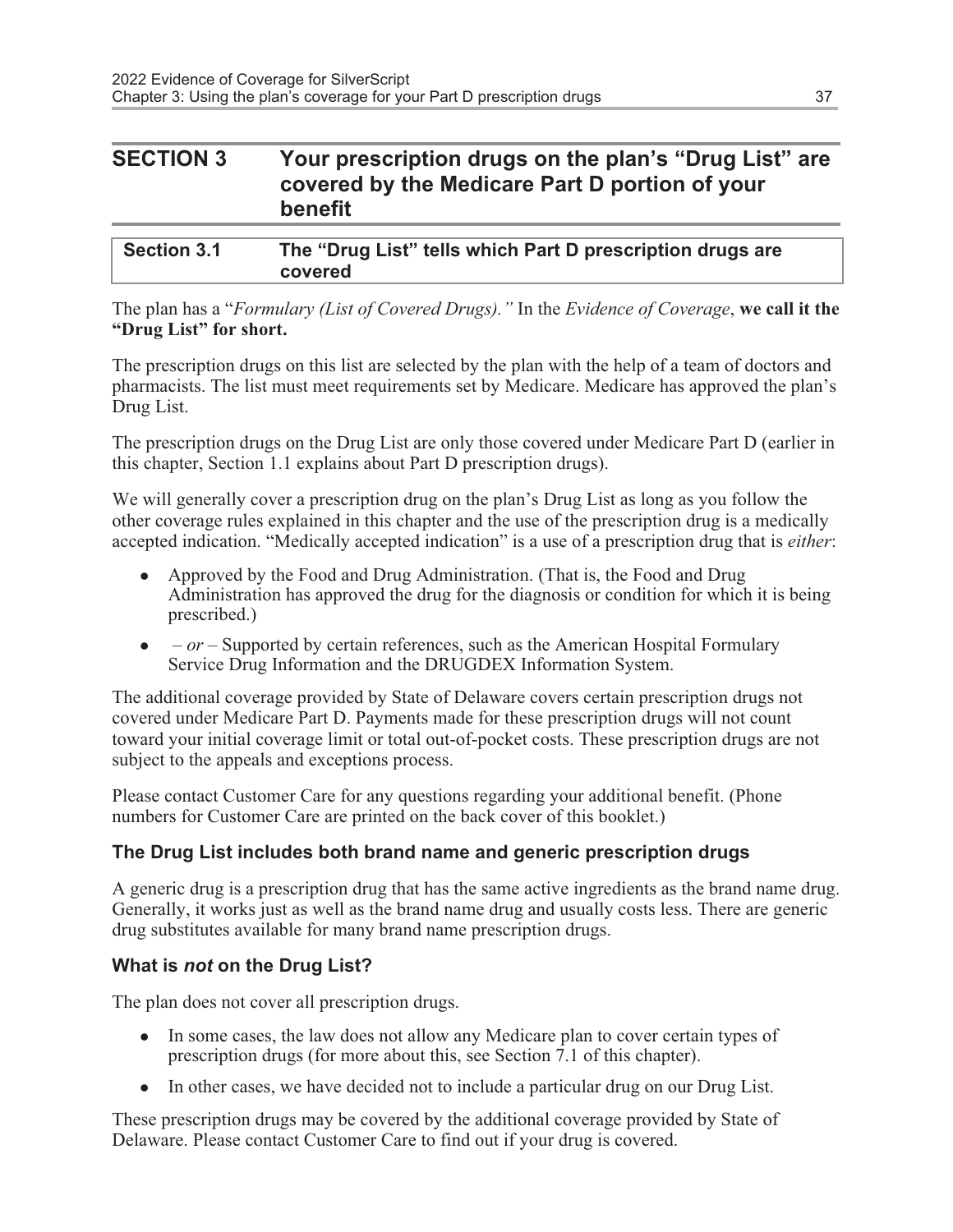## SECTION 3 Your prescription drugs on the plan's "Drug List" are covered by the Medicare Part D portion of your benefit

### Section 3.1 The "Drug List" tells which Part D prescription drugs are covered

The plan has a "*Formulary (List of Covered Drugs).*" In the *Evidence of Coverage*, **we call it the "Drug List" for short.**

The prescription drugs on this list are selected by the plan with the help of a team of doctors and pharmacists. The list must meet requirements set by Medicare. Medicare has approved the plan's Drug List.

The prescription drugs on the Drug List are only those covered under Medicare Part D (earlier in this chapter, Section 1.1 explains about Part D prescription drugs).

We will generally cover a prescription drug on the plan's Drug List as long as you follow the other coverage rules explained in this chapter and the use of the prescription drug is a medically accepted indication. "Medically accepted indication" is a use of a prescription drug that is *either*:

- Approved by the Food and Drug Administration. (That is, the Food and Drug Administration has approved the drug for the diagnosis or condition for which it is being prescribed.)
- *– or –* Supported by certain references, such as the American Hospital Formulary Service Drug Information and the DRUGDEX Information System.

The additional coverage provided by State of Delaware covers certain prescription drugs not covered under Medicare Part D. Payments made for these prescription drugs will not count toward your initial coverage limit or total out-of-pocket costs. These prescription drugs are not subject to the appeals and exceptions process.

Please contact Customer Care for any questions regarding your additional benefit. (Phone numbers for Customer Care are printed on the back cover of this booklet.)

#### The Drug List includes both brand name and generic prescription drugs

A generic drug is a prescription drug that has the same active ingredients as the brand name drug. Generally, it works just as well as the brand name drug and usually costs less. There are generic drug substitutes available for many brand name prescription drugs.

#### What is *not* on the Drug List?

The plan does not cover all prescription drugs.

- In some cases, the law does not allow any Medicare plan to cover certain types of prescription drugs (for more about this, see Section 7.1 of this chapter).
- In other cases, we have decided not to include a particular drug on our Drug List.

These prescription drugs may be covered by the additional coverage provided by State of Delaware. Please contact Customer Care to find out if your drug is covered.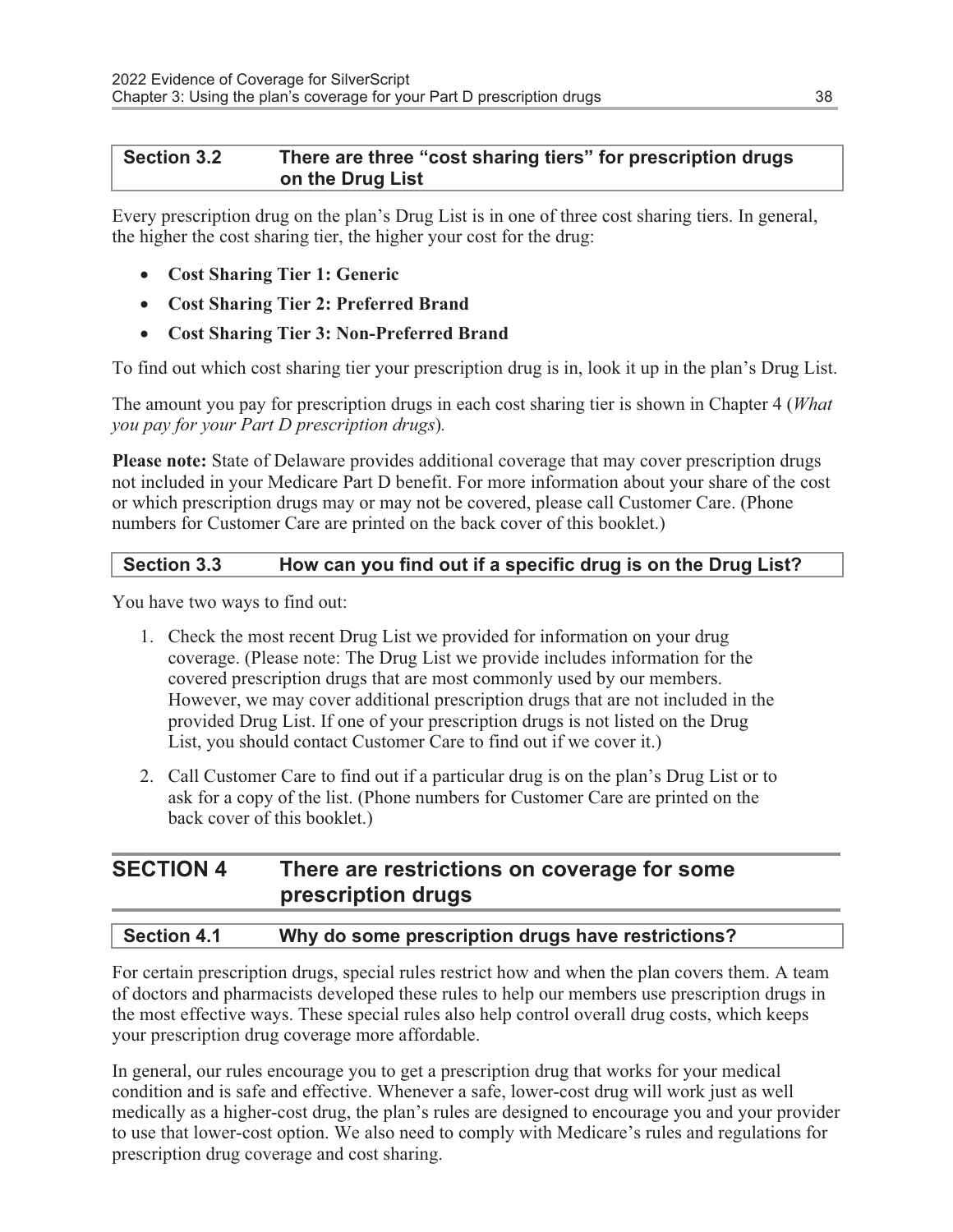### Section 3.2 There are three "cost sharing tiers" for prescription drugs on the Drug List

Every prescription drug on the plan's Drug List is in one of three cost sharing tiers. In general, the higher the cost sharing tier, the higher your cost for the drug:

- **Cost Sharing Tier 1: Generic**
- **Cost Sharing Tier 2: Preferred Brand**
- **Cost Sharing Tier 3: Non-Preferred Brand**

To find out which cost sharing tier your prescription drug is in, look it up in the plan's Drug List.

The amount you pay for prescription drugs in each cost sharing tier is shown in Chapter 4 (*What you pay for your Part D prescription drugs*).

**Please note:** State of Delaware provides additional coverage that may cover prescription drugs not included in your Medicare Part D benefit. For more information about your share of the cost or which prescription drugs may or may not be covered, please call Customer Care. (Phone numbers for Customer Care are printed on the back cover of this booklet.)

### Section 3.3 How can you find out if a specific drug is on the Drug List?

You have two ways to find out:

1. Check the most recent Drug List we provided for information on your drug coverage. (Please note: The Drug List we provide includes information for the covered prescription drugs that are most commonly used by our members. However, we may cover additional prescription drugs that are not included in the provided Drug List. If one of your prescription drugs is not listed on the Drug List, you should contact Customer Care to find out if we cover it.)
2. Call Customer Care to find out if a particular drug is on the plan's Drug List or to ask for a copy of the list. (Phone numbers for Customer Care are printed on the back cover of this booklet.)

## SECTION 4 There are restrictions on coverage for some prescription drugs

### Section 4.1 Why do some prescription drugs have restrictions?

For certain prescription drugs, special rules restrict how and when the plan covers them. A team of doctors and pharmacists developed these rules to help our members use prescription drugs in the most effective ways. These special rules also help control overall drug costs, which keeps your prescription drug coverage more affordable.

In general, our rules encourage you to get a prescription drug that works for your medical condition and is safe and effective. Whenever a safe, lower-cost drug will work just as well medically as a higher-cost drug, the plan's rules are designed to encourage you and your provider to use that lower-cost option. We also need to comply with Medicare's rules and regulations for prescription drug coverage and cost sharing.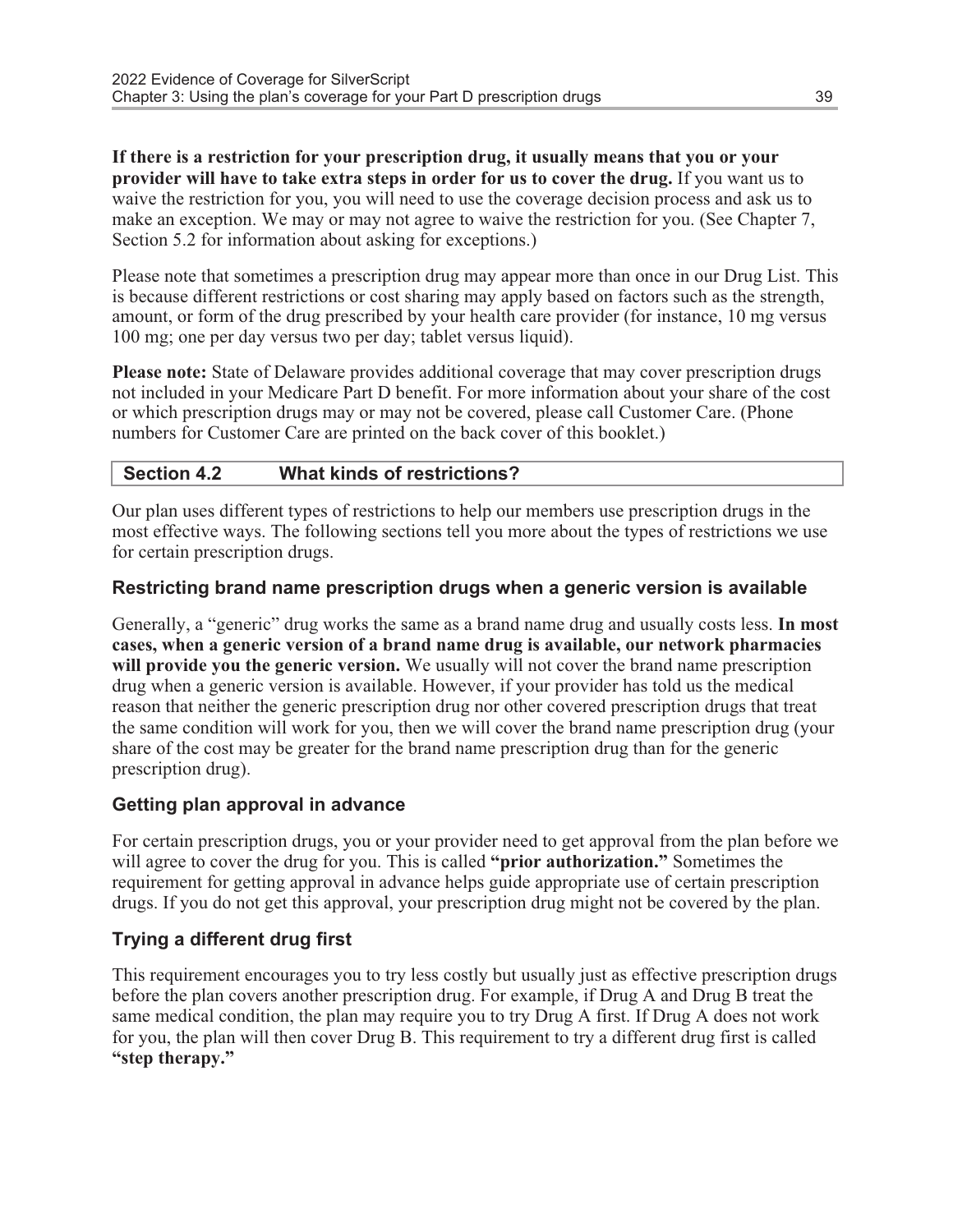**If there is a restriction for your prescription drug, it usually means that you or your provider will have to take extra steps in order for us to cover the drug.** If you want us to waive the restriction for you, you will need to use the coverage decision process and ask us to make an exception. We may or may not agree to waive the restriction for you. (See Chapter 7, Section 5.2 for information about asking for exceptions.)

Please note that sometimes a prescription drug may appear more than once in our Drug List. This is because different restrictions or cost sharing may apply based on factors such as the strength, amount, or form of the drug prescribed by your health care provider (for instance, 10 mg versus 100 mg; one per day versus two per day; tablet versus liquid).

**Please note:** State of Delaware provides additional coverage that may cover prescription drugs not included in your Medicare Part D benefit. For more information about your share of the cost or which prescription drugs may or may not be covered, please call Customer Care. (Phone numbers for Customer Care are printed on the back cover of this booklet.)

## Section 4.2 What kinds of restrictions?

Our plan uses different types of restrictions to help our members use prescription drugs in the most effective ways. The following sections tell you more about the types of restrictions we use for certain prescription drugs.

### Restricting brand name prescription drugs when a generic version is available

Generally, a "generic" drug works the same as a brand name drug and usually costs less. **In most cases, when a generic version of a brand name drug is available, our network pharmacies will provide you the generic version.** We usually will not cover the brand name prescription drug when a generic version is available. However, if your provider has told us the medical reason that neither the generic prescription drug nor other covered prescription drugs that treat the same condition will work for you, then we will cover the brand name prescription drug (your share of the cost may be greater for the brand name prescription drug than for the generic prescription drug).

### Getting plan approval in advance

For certain prescription drugs, you or your provider need to get approval from the plan before we will agree to cover the drug for you. This is called **"prior authorization."** Sometimes the requirement for getting approval in advance helps guide appropriate use of certain prescription drugs. If you do not get this approval, your prescription drug might not be covered by the plan.

### Trying a different drug first

This requirement encourages you to try less costly but usually just as effective prescription drugs before the plan covers another prescription drug. For example, if Drug A and Drug B treat the same medical condition, the plan may require you to try Drug A first. If Drug A does not work for you, the plan will then cover Drug B. This requirement to try a different drug first is called **"step therapy."**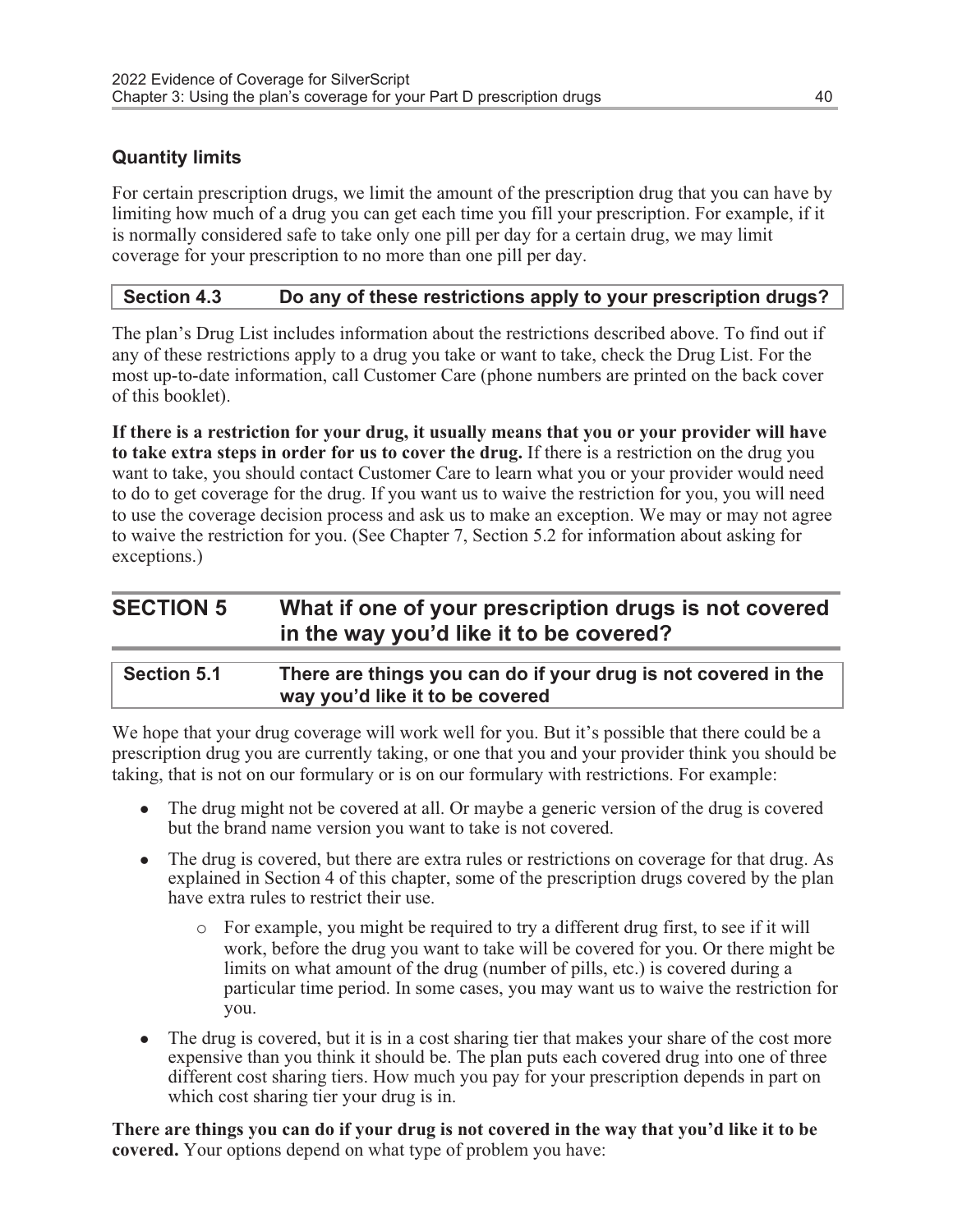### Quantity limits

For certain prescription drugs, we limit the amount of the prescription drug that you can have by limiting how much of a drug you can get each time you fill your prescription. For example, if it is normally considered safe to take only one pill per day for a certain drug, we may limit coverage for your prescription to no more than one pill per day.

### Section 4.3 Do any of these restrictions apply to your prescription drugs?

The plan's Drug List includes information about the restrictions described above. To find out if any of these restrictions apply to a drug you take or want to take, check the Drug List. For the most up-to-date information, call Customer Care (phone numbers are printed on the back cover of this booklet).

**If there is a restriction for your drug, it usually means that you or your provider will have to take extra steps in order for us to cover the drug.** If there is a restriction on the drug you want to take, you should contact Customer Care to learn what you or your provider would need to do to get coverage for the drug. If you want us to waive the restriction for you, you will need to use the coverage decision process and ask us to make an exception. We may or may not agree to waive the restriction for you. (See Chapter 7, Section 5.2 for information about asking for exceptions.)

## SECTION 5 What if one of your prescription drugs is not covered in the way you'd like it to be covered?

### Section 5.1 There are things you can do if your drug is not covered in the way you'd like it to be covered

We hope that your drug coverage will work well for you. But it's possible that there could be a prescription drug you are currently taking, or one that you and your provider think you should be taking, that is not on our formulary or is on our formulary with restrictions. For example:

- The drug might not be covered at all. Or maybe a generic version of the drug is covered but the brand name version you want to take is not covered.
- The drug is covered, but there are extra rules or restrictions on coverage for that drug. As explained in Section 4 of this chapter, some of the prescription drugs covered by the plan have extra rules to restrict their use.
  - For example, you might be required to try a different drug first, to see if it will work, before the drug you want to take will be covered for you. Or there might be limits on what amount of the drug (number of pills, etc.) is covered during a particular time period. In some cases, you may want us to waive the restriction for you.
- The drug is covered, but it is in a cost sharing tier that makes your share of the cost more expensive than you think it should be. The plan puts each covered drug into one of three different cost sharing tiers. How much you pay for your prescription depends in part on which cost sharing tier your drug is in.

**There are things you can do if your drug is not covered in the way that you'd like it to be covered.** Your options depend on what type of problem you have: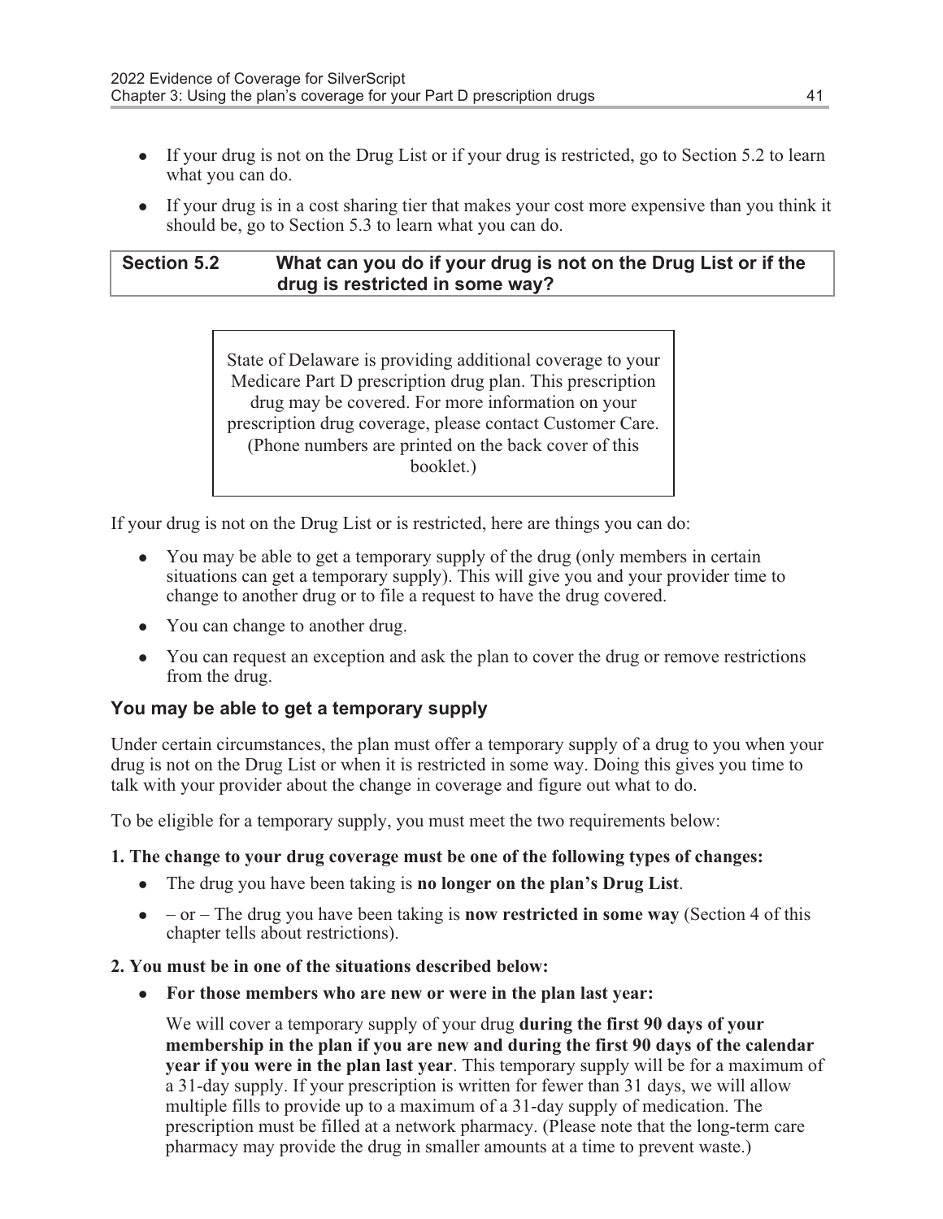- If your drug is not on the Drug List or if your drug is restricted, go to Section 5.2 to learn what you can do.
- If your drug is in a cost sharing tier that makes your cost more expensive than you think it should be, go to Section 5.3 to learn what you can do.

## Section 5.2 What can you do if your drug is not on the Drug List or if the drug is restricted in some way?

> State of Delaware is providing additional coverage to your Medicare Part D prescription drug plan. This prescription drug may be covered. For more information on your prescription drug coverage, please contact Customer Care. (Phone numbers are printed on the back cover of this booklet.)

If your drug is not on the Drug List or is restricted, here are things you can do:

- You may be able to get a temporary supply of the drug (only members in certain situations can get a temporary supply). This will give you and your provider time to change to another drug or to file a request to have the drug covered.
- You can change to another drug.
- You can request an exception and ask the plan to cover the drug or remove restrictions from the drug.

### You may be able to get a temporary supply

Under certain circumstances, the plan must offer a temporary supply of a drug to you when your drug is not on the Drug List or when it is restricted in some way. Doing this gives you time to talk with your provider about the change in coverage and figure out what to do.

To be eligible for a temporary supply, you must meet the two requirements below:

**1. The change to your drug coverage must be one of the following types of changes:**

- The drug you have been taking is **no longer on the plan's Drug List**.
- – or – The drug you have been taking is **now restricted in some way** (Section 4 of this chapter tells about restrictions).

**2. You must be in one of the situations described below:**

- **For those members who are new or were in the plan last year:**

  We will cover a temporary supply of your drug **during the first 90 days of your membership in the plan if you are new and during the first 90 days of the calendar year if you were in the plan last year**. This temporary supply will be for a maximum of a 31-day supply. If your prescription is written for fewer than 31 days, we will allow multiple fills to provide up to a maximum of a 31-day supply of medication. The prescription must be filled at a network pharmacy. (Please note that the long-term care pharmacy may provide the drug in smaller amounts at a time to prevent waste.)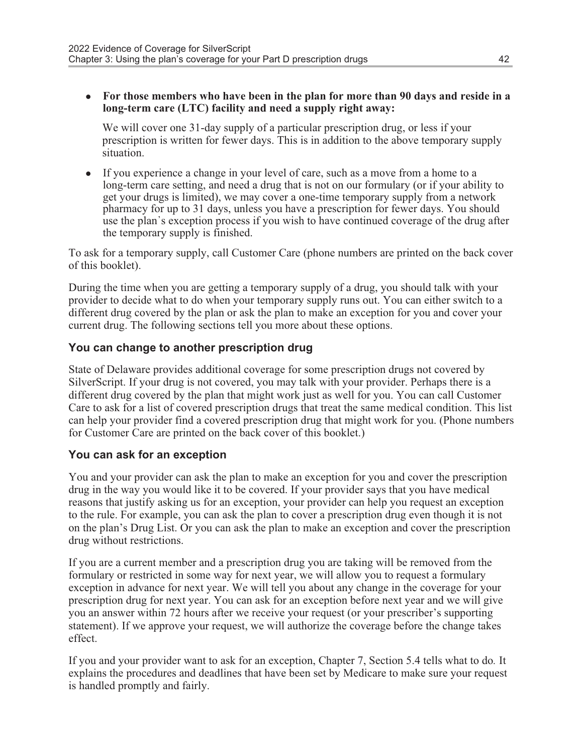- **For those members who have been in the plan for more than 90 days and reside in a long-term care (LTC) facility and need a supply right away:**

  We will cover one 31-day supply of a particular prescription drug, or less if your prescription is written for fewer days. This is in addition to the above temporary supply situation.

- If you experience a change in your level of care, such as a move from a home to a long-term care setting, and need a drug that is not on our formulary (or if your ability to get your drugs is limited), we may cover a one-time temporary supply from a network pharmacy for up to 31 days, unless you have a prescription for fewer days. You should use the plan's exception process if you wish to have continued coverage of the drug after the temporary supply is finished.

To ask for a temporary supply, call Customer Care (phone numbers are printed on the back cover of this booklet).

During the time when you are getting a temporary supply of a drug, you should talk with your provider to decide what to do when your temporary supply runs out. You can either switch to a different drug covered by the plan or ask the plan to make an exception for you and cover your current drug. The following sections tell you more about these options.

### You can change to another prescription drug

State of Delaware provides additional coverage for some prescription drugs not covered by SilverScript. If your drug is not covered, you may talk with your provider. Perhaps there is a different drug covered by the plan that might work just as well for you. You can call Customer Care to ask for a list of covered prescription drugs that treat the same medical condition. This list can help your provider find a covered prescription drug that might work for you. (Phone numbers for Customer Care are printed on the back cover of this booklet.)

### You can ask for an exception

You and your provider can ask the plan to make an exception for you and cover the prescription drug in the way you would like it to be covered. If your provider says that you have medical reasons that justify asking us for an exception, your provider can help you request an exception to the rule. For example, you can ask the plan to cover a prescription drug even though it is not on the plan's Drug List. Or you can ask the plan to make an exception and cover the prescription drug without restrictions.

If you are a current member and a prescription drug you are taking will be removed from the formulary or restricted in some way for next year, we will allow you to request a formulary exception in advance for next year. We will tell you about any change in the coverage for your prescription drug for next year. You can ask for an exception before next year and we will give you an answer within 72 hours after we receive your request (or your prescriber's supporting statement). If we approve your request, we will authorize the coverage before the change takes effect.

If you and your provider want to ask for an exception, Chapter 7, Section 5.4 tells what to do. It explains the procedures and deadlines that have been set by Medicare to make sure your request is handled promptly and fairly.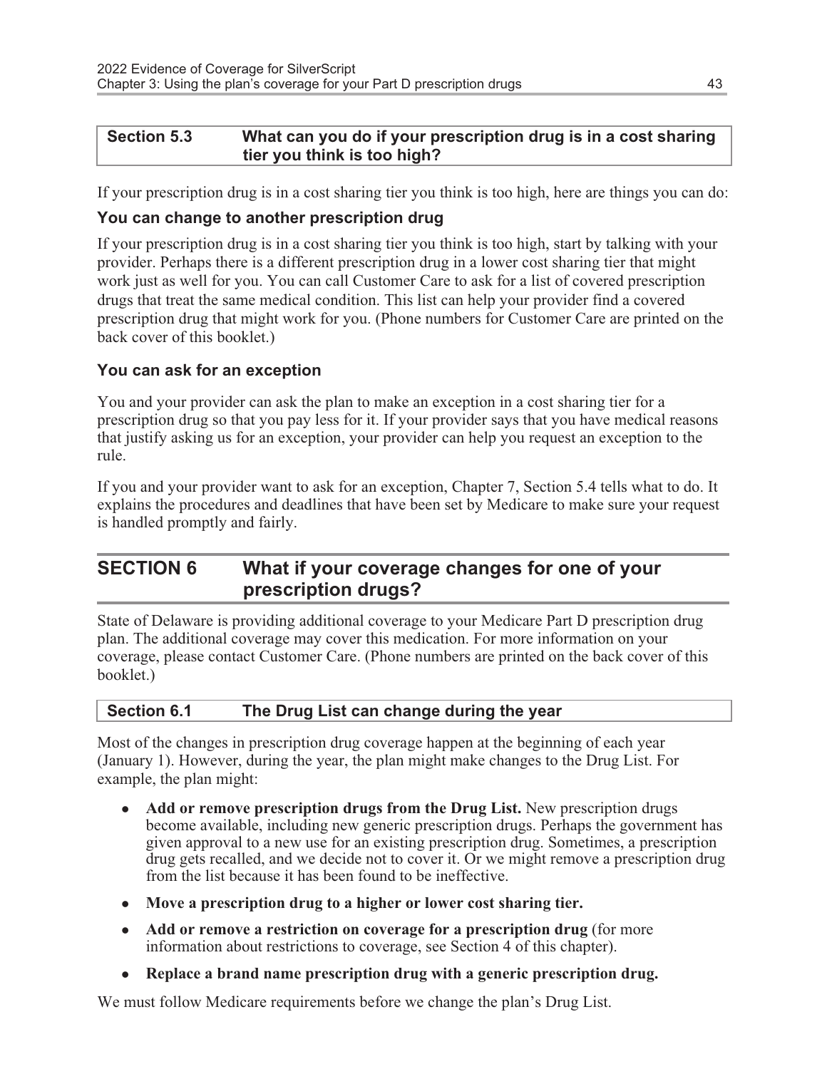### Section 5.3 What can you do if your prescription drug is in a cost sharing tier you think is too high?

If your prescription drug is in a cost sharing tier you think is too high, here are things you can do:

#### You can change to another prescription drug

If your prescription drug is in a cost sharing tier you think is too high, start by talking with your provider. Perhaps there is a different prescription drug in a lower cost sharing tier that might work just as well for you. You can call Customer Care to ask for a list of covered prescription drugs that treat the same medical condition. This list can help your provider find a covered prescription drug that might work for you. (Phone numbers for Customer Care are printed on the back cover of this booklet.)

#### You can ask for an exception

You and your provider can ask the plan to make an exception in a cost sharing tier for a prescription drug so that you pay less for it. If your provider says that you have medical reasons that justify asking us for an exception, your provider can help you request an exception to the rule.

If you and your provider want to ask for an exception, Chapter 7, Section 5.4 tells what to do. It explains the procedures and deadlines that have been set by Medicare to make sure your request is handled promptly and fairly.

## SECTION 6 What if your coverage changes for one of your prescription drugs?

State of Delaware is providing additional coverage to your Medicare Part D prescription drug plan. The additional coverage may cover this medication. For more information on your coverage, please contact Customer Care. (Phone numbers are printed on the back cover of this booklet.)

### Section 6.1 The Drug List can change during the year

Most of the changes in prescription drug coverage happen at the beginning of each year (January 1). However, during the year, the plan might make changes to the Drug List. For example, the plan might:

- **Add or remove prescription drugs from the Drug List.** New prescription drugs become available, including new generic prescription drugs. Perhaps the government has given approval to a new use for an existing prescription drug. Sometimes, a prescription drug gets recalled, and we decide not to cover it. Or we might remove a prescription drug from the list because it has been found to be ineffective.
- **Move a prescription drug to a higher or lower cost sharing tier.**
- **Add or remove a restriction on coverage for a prescription drug** (for more information about restrictions to coverage, see Section 4 of this chapter).
- **Replace a brand name prescription drug with a generic prescription drug.**

We must follow Medicare requirements before we change the plan's Drug List.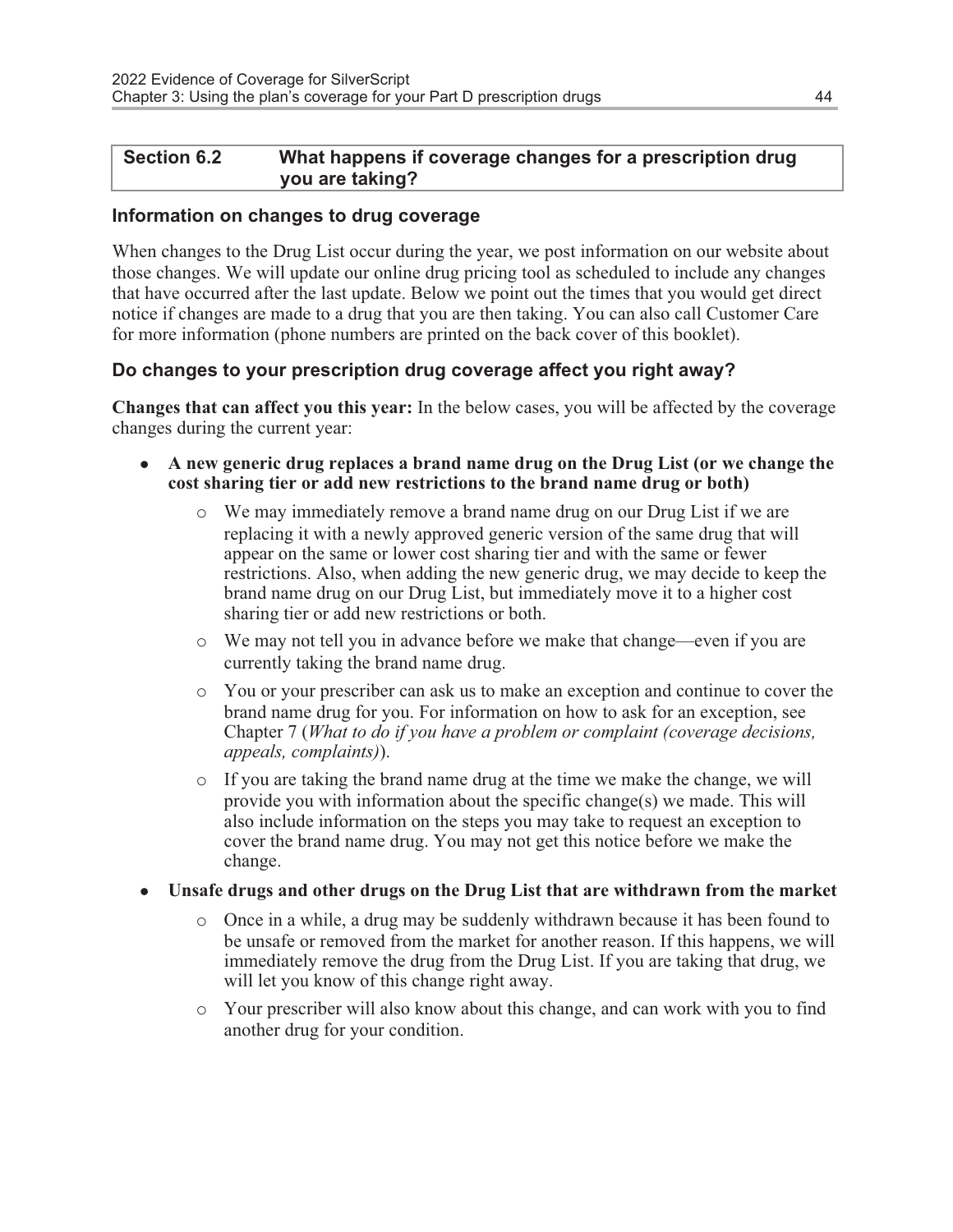## Section 6.2 What happens if coverage changes for a prescription drug you are taking?

### Information on changes to drug coverage

When changes to the Drug List occur during the year, we post information on our website about those changes. We will update our online drug pricing tool as scheduled to include any changes that have occurred after the last update. Below we point out the times that you would get direct notice if changes are made to a drug that you are then taking. You can also call Customer Care for more information (phone numbers are printed on the back cover of this booklet).

### Do changes to your prescription drug coverage affect you right away?

**Changes that can affect you this year:** In the below cases, you will be affected by the coverage changes during the current year:

- **A new generic drug replaces a brand name drug on the Drug List (or we change the cost sharing tier or add new restrictions to the brand name drug or both)**
  - We may immediately remove a brand name drug on our Drug List if we are replacing it with a newly approved generic version of the same drug that will appear on the same or lower cost sharing tier and with the same or fewer restrictions. Also, when adding the new generic drug, we may decide to keep the brand name drug on our Drug List, but immediately move it to a higher cost sharing tier or add new restrictions or both.
  - We may not tell you in advance before we make that change—even if you are currently taking the brand name drug.
  - You or your prescriber can ask us to make an exception and continue to cover the brand name drug for you. For information on how to ask for an exception, see Chapter 7 (*What to do if you have a problem or complaint (coverage decisions, appeals, complaints)*).
  - If you are taking the brand name drug at the time we make the change, we will provide you with information about the specific change(s) we made. This will also include information on the steps you may take to request an exception to cover the brand name drug. You may not get this notice before we make the change.
- **Unsafe drugs and other drugs on the Drug List that are withdrawn from the market**
  - Once in a while, a drug may be suddenly withdrawn because it has been found to be unsafe or removed from the market for another reason. If this happens, we will immediately remove the drug from the Drug List. If you are taking that drug, we will let you know of this change right away.
  - Your prescriber will also know about this change, and can work with you to find another drug for your condition.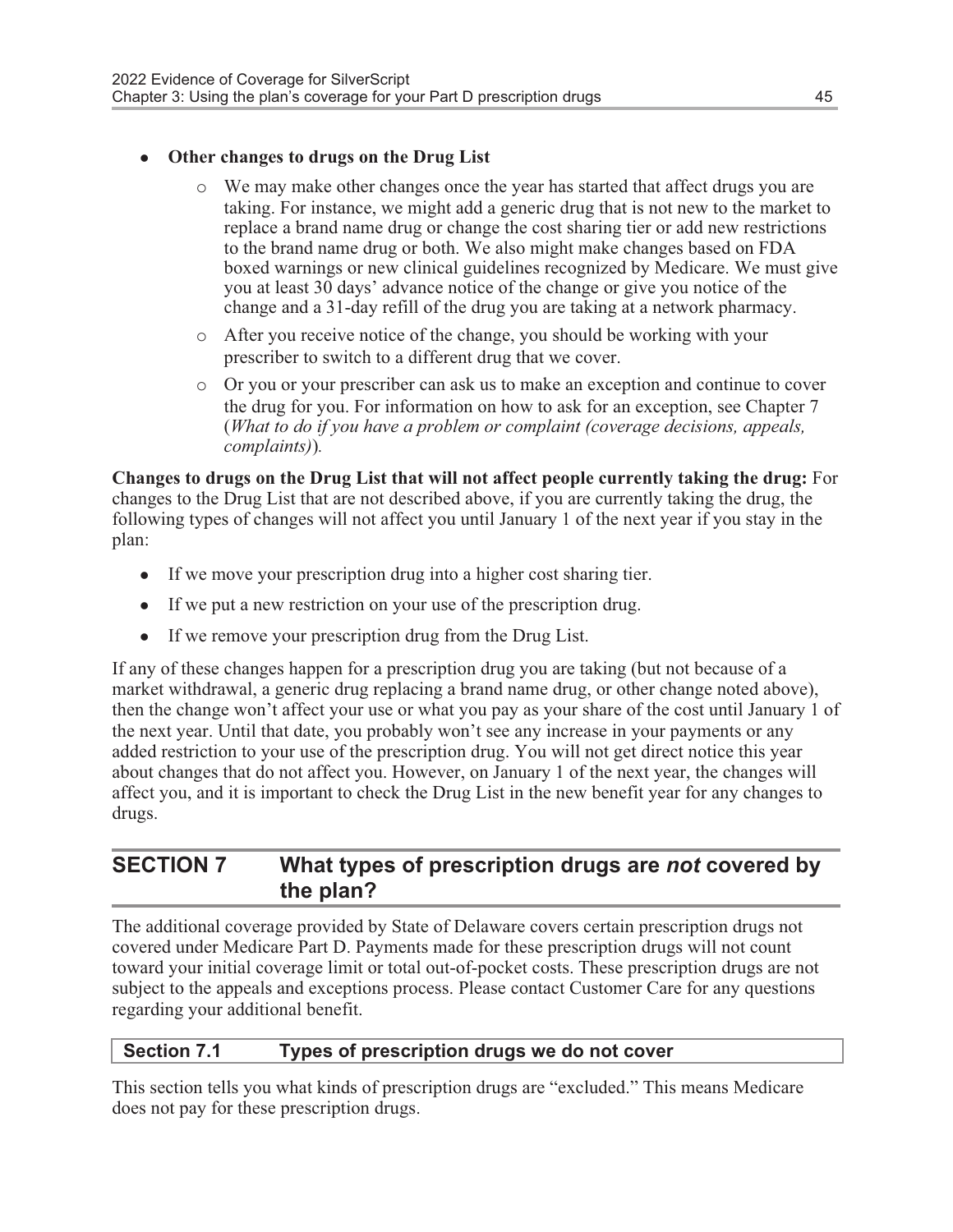- **Other changes to drugs on the Drug List**
  - We may make other changes once the year has started that affect drugs you are taking. For instance, we might add a generic drug that is not new to the market to replace a brand name drug or change the cost sharing tier or add new restrictions to the brand name drug or both. We also might make changes based on FDA boxed warnings or new clinical guidelines recognized by Medicare. We must give you at least 30 days' advance notice of the change or give you notice of the change and a 31-day refill of the drug you are taking at a network pharmacy.
  - After you receive notice of the change, you should be working with your prescriber to switch to a different drug that we cover.
  - Or you or your prescriber can ask us to make an exception and continue to cover the drug for you. For information on how to ask for an exception, see Chapter 7 (*What to do if you have a problem or complaint (coverage decisions, appeals, complaints)*).

**Changes to drugs on the Drug List that will not affect people currently taking the drug:** For changes to the Drug List that are not described above, if you are currently taking the drug, the following types of changes will not affect you until January 1 of the next year if you stay in the plan:

- If we move your prescription drug into a higher cost sharing tier.
- If we put a new restriction on your use of the prescription drug.
- If we remove your prescription drug from the Drug List.

If any of these changes happen for a prescription drug you are taking (but not because of a market withdrawal, a generic drug replacing a brand name drug, or other change noted above), then the change won't affect your use or what you pay as your share of the cost until January 1 of the next year. Until that date, you probably won't see any increase in your payments or any added restriction to your use of the prescription drug. You will not get direct notice this year about changes that do not affect you. However, on January 1 of the next year, the changes will affect you, and it is important to check the Drug List in the new benefit year for any changes to drugs.

## SECTION 7 What types of prescription drugs are *not* covered by the plan?

The additional coverage provided by State of Delaware covers certain prescription drugs not covered under Medicare Part D. Payments made for these prescription drugs will not count toward your initial coverage limit or total out-of-pocket costs. These prescription drugs are not subject to the appeals and exceptions process. Please contact Customer Care for any questions regarding your additional benefit.

### Section 7.1 Types of prescription drugs we do not cover

This section tells you what kinds of prescription drugs are "excluded." This means Medicare does not pay for these prescription drugs.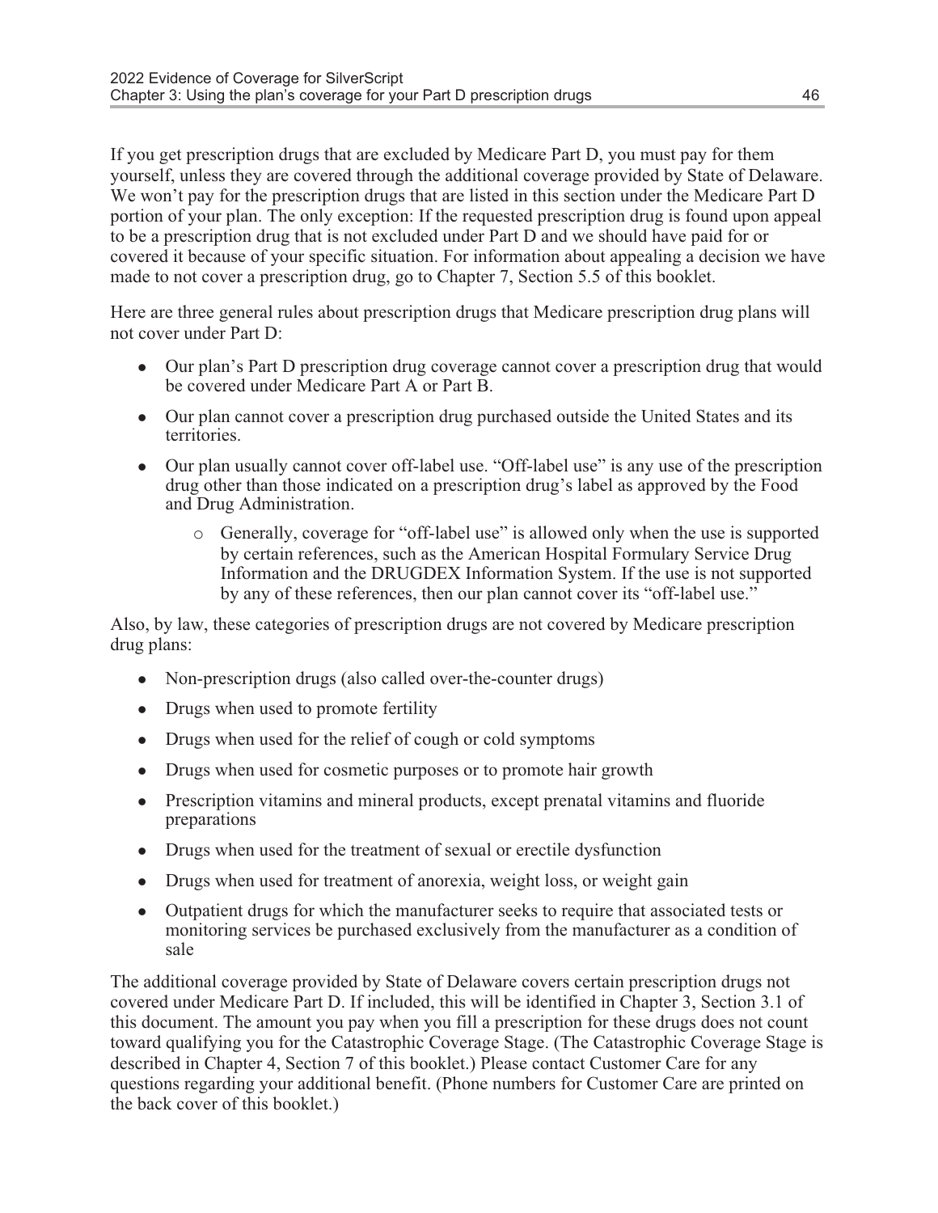If you get prescription drugs that are excluded by Medicare Part D, you must pay for them yourself, unless they are covered through the additional coverage provided by State of Delaware. We won't pay for the prescription drugs that are listed in this section under the Medicare Part D portion of your plan. The only exception: If the requested prescription drug is found upon appeal to be a prescription drug that is not excluded under Part D and we should have paid for or covered it because of your specific situation. For information about appealing a decision we have made to not cover a prescription drug, go to Chapter 7, Section 5.5 of this booklet.

Here are three general rules about prescription drugs that Medicare prescription drug plans will not cover under Part D:

- Our plan's Part D prescription drug coverage cannot cover a prescription drug that would be covered under Medicare Part A or Part B.
- Our plan cannot cover a prescription drug purchased outside the United States and its territories.
- Our plan usually cannot cover off-label use. "Off-label use" is any use of the prescription drug other than those indicated on a prescription drug's label as approved by the Food and Drug Administration.
    - Generally, coverage for "off-label use" is allowed only when the use is supported by certain references, such as the American Hospital Formulary Service Drug Information and the DRUGDEX Information System. If the use is not supported by any of these references, then our plan cannot cover its "off-label use."

Also, by law, these categories of prescription drugs are not covered by Medicare prescription drug plans:

- Non-prescription drugs (also called over-the-counter drugs)
- Drugs when used to promote fertility
- Drugs when used for the relief of cough or cold symptoms
- Drugs when used for cosmetic purposes or to promote hair growth
- Prescription vitamins and mineral products, except prenatal vitamins and fluoride preparations
- Drugs when used for the treatment of sexual or erectile dysfunction
- Drugs when used for treatment of anorexia, weight loss, or weight gain
- Outpatient drugs for which the manufacturer seeks to require that associated tests or monitoring services be purchased exclusively from the manufacturer as a condition of sale

The additional coverage provided by State of Delaware covers certain prescription drugs not covered under Medicare Part D. If included, this will be identified in Chapter 3, Section 3.1 of this document. The amount you pay when you fill a prescription for these drugs does not count toward qualifying you for the Catastrophic Coverage Stage. (The Catastrophic Coverage Stage is described in Chapter 4, Section 7 of this booklet.) Please contact Customer Care for any questions regarding your additional benefit. (Phone numbers for Customer Care are printed on the back cover of this booklet.)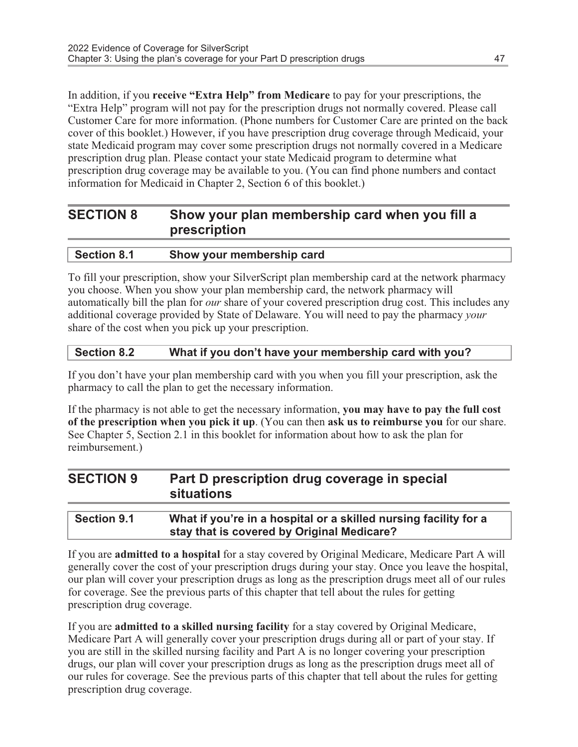In addition, if you **receive "Extra Help" from Medicare** to pay for your prescriptions, the "Extra Help" program will not pay for the prescription drugs not normally covered. Please call Customer Care for more information. (Phone numbers for Customer Care are printed on the back cover of this booklet.) However, if you have prescription drug coverage through Medicaid, your state Medicaid program may cover some prescription drugs not normally covered in a Medicare prescription drug plan. Please contact your state Medicaid program to determine what prescription drug coverage may be available to you. (You can find phone numbers and contact information for Medicaid in Chapter 2, Section 6 of this booklet.)

## SECTION 8 Show your plan membership card when you fill a prescription

### Section 8.1 Show your membership card

To fill your prescription, show your SilverScript plan membership card at the network pharmacy you choose. When you show your plan membership card, the network pharmacy will automatically bill the plan for *our* share of your covered prescription drug cost. This includes any additional coverage provided by State of Delaware. You will need to pay the pharmacy *your* share of the cost when you pick up your prescription.

### Section 8.2 What if you don't have your membership card with you?

If you don't have your plan membership card with you when you fill your prescription, ask the pharmacy to call the plan to get the necessary information.

If the pharmacy is not able to get the necessary information, **you may have to pay the full cost of the prescription when you pick it up**. (You can then **ask us to reimburse you** for our share. See Chapter 5, Section 2.1 in this booklet for information about how to ask the plan for reimbursement.)

## SECTION 9 Part D prescription drug coverage in special situations

### Section 9.1 What if you're in a hospital or a skilled nursing facility for a stay that is covered by Original Medicare?

If you are **admitted to a hospital** for a stay covered by Original Medicare, Medicare Part A will generally cover the cost of your prescription drugs during your stay. Once you leave the hospital, our plan will cover your prescription drugs as long as the prescription drugs meet all of our rules for coverage. See the previous parts of this chapter that tell about the rules for getting prescription drug coverage.

If you are **admitted to a skilled nursing facility** for a stay covered by Original Medicare, Medicare Part A will generally cover your prescription drugs during all or part of your stay. If you are still in the skilled nursing facility and Part A is no longer covering your prescription drugs, our plan will cover your prescription drugs as long as the prescription drugs meet all of our rules for coverage. See the previous parts of this chapter that tell about the rules for getting prescription drug coverage.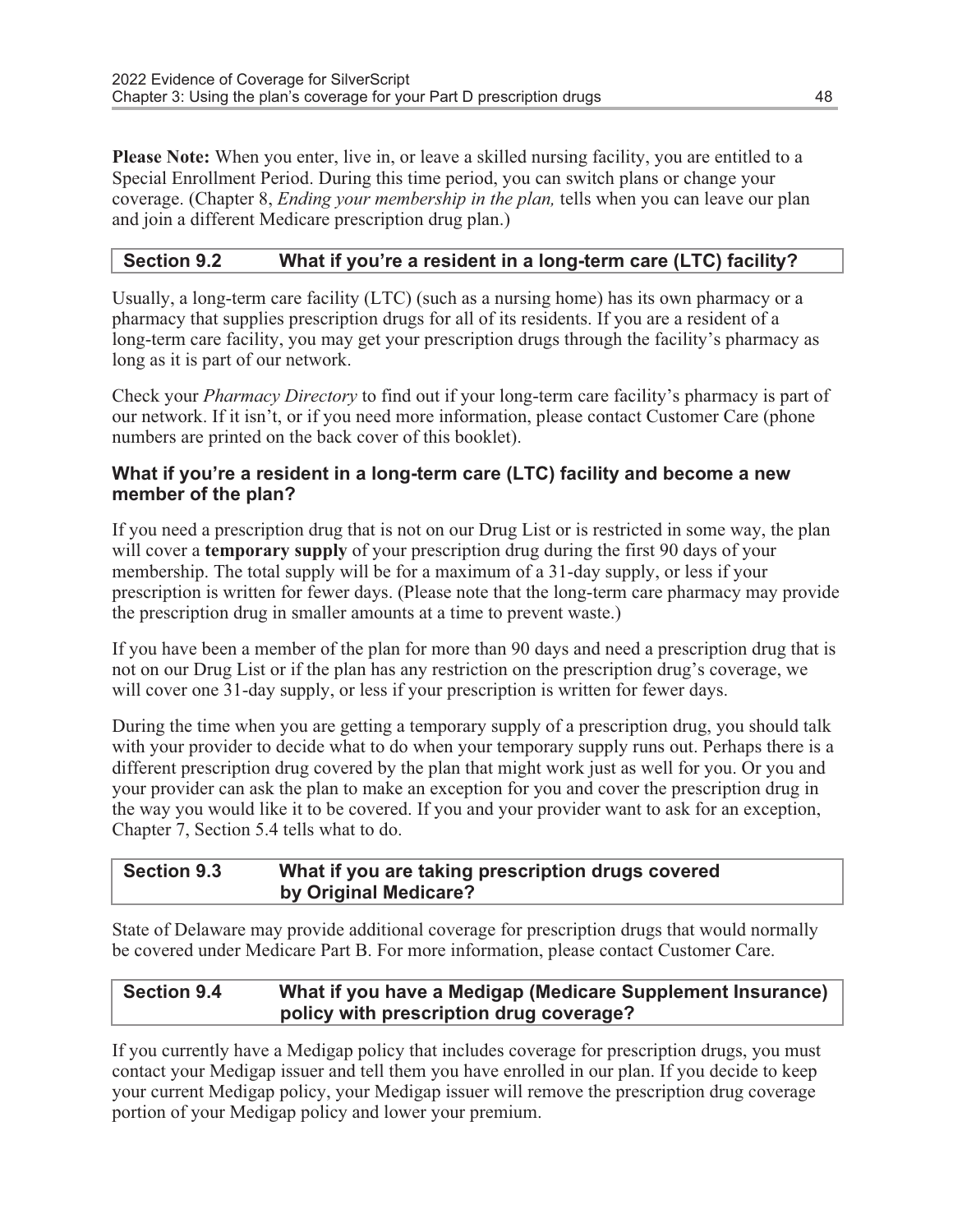**Please Note:** When you enter, live in, or leave a skilled nursing facility, you are entitled to a Special Enrollment Period. During this time period, you can switch plans or change your coverage. (Chapter 8, *Ending your membership in the plan,* tells when you can leave our plan and join a different Medicare prescription drug plan.)

## Section 9.2 What if you're a resident in a long-term care (LTC) facility?

Usually, a long-term care facility (LTC) (such as a nursing home) has its own pharmacy or a pharmacy that supplies prescription drugs for all of its residents. If you are a resident of a long-term care facility, you may get your prescription drugs through the facility's pharmacy as long as it is part of our network.

Check your *Pharmacy Directory* to find out if your long-term care facility's pharmacy is part of our network. If it isn't, or if you need more information, please contact Customer Care (phone numbers are printed on the back cover of this booklet).

### What if you're a resident in a long-term care (LTC) facility and become a new member of the plan?

If you need a prescription drug that is not on our Drug List or is restricted in some way, the plan will cover a **temporary supply** of your prescription drug during the first 90 days of your membership. The total supply will be for a maximum of a 31-day supply, or less if your prescription is written for fewer days. (Please note that the long-term care pharmacy may provide the prescription drug in smaller amounts at a time to prevent waste.)

If you have been a member of the plan for more than 90 days and need a prescription drug that is not on our Drug List or if the plan has any restriction on the prescription drug's coverage, we will cover one 31-day supply, or less if your prescription is written for fewer days.

During the time when you are getting a temporary supply of a prescription drug, you should talk with your provider to decide what to do when your temporary supply runs out. Perhaps there is a different prescription drug covered by the plan that might work just as well for you. Or you and your provider can ask the plan to make an exception for you and cover the prescription drug in the way you would like it to be covered. If you and your provider want to ask for an exception, Chapter 7, Section 5.4 tells what to do.

## Section 9.3 What if you are taking prescription drugs covered by Original Medicare?

State of Delaware may provide additional coverage for prescription drugs that would normally be covered under Medicare Part B. For more information, please contact Customer Care.

## Section 9.4 What if you have a Medigap (Medicare Supplement Insurance) policy with prescription drug coverage?

If you currently have a Medigap policy that includes coverage for prescription drugs, you must contact your Medigap issuer and tell them you have enrolled in our plan. If you decide to keep your current Medigap policy, your Medigap issuer will remove the prescription drug coverage portion of your Medigap policy and lower your premium.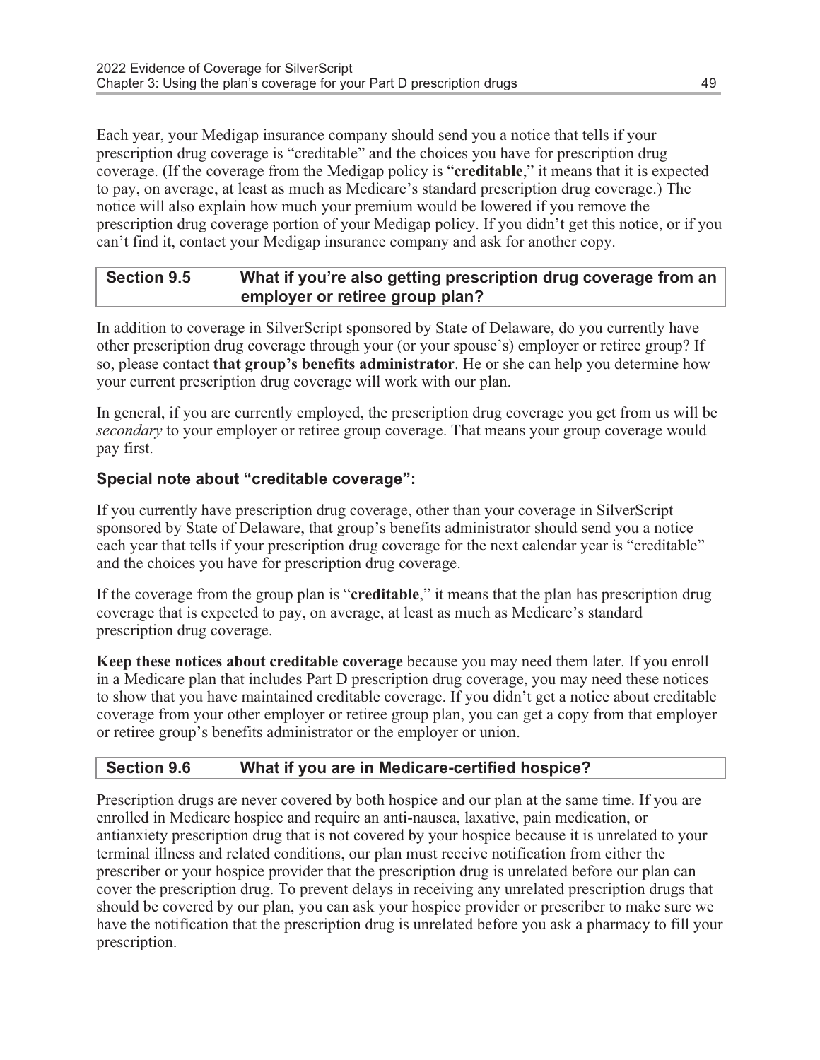Each year, your Medigap insurance company should send you a notice that tells if your prescription drug coverage is "creditable" and the choices you have for prescription drug coverage. (If the coverage from the Medigap policy is "**creditable**," it means that it is expected to pay, on average, at least as much as Medicare's standard prescription drug coverage.) The notice will also explain how much your premium would be lowered if you remove the prescription drug coverage portion of your Medigap policy. If you didn't get this notice, or if you can't find it, contact your Medigap insurance company and ask for another copy.

### Section 9.5 What if you're also getting prescription drug coverage from an employer or retiree group plan?

In addition to coverage in SilverScript sponsored by State of Delaware, do you currently have other prescription drug coverage through your (or your spouse's) employer or retiree group? If so, please contact **that group's benefits administrator**. He or she can help you determine how your current prescription drug coverage will work with our plan.

In general, if you are currently employed, the prescription drug coverage you get from us will be *secondary* to your employer or retiree group coverage. That means your group coverage would pay first.

#### Special note about "creditable coverage":

If you currently have prescription drug coverage, other than your coverage in SilverScript sponsored by State of Delaware, that group's benefits administrator should send you a notice each year that tells if your prescription drug coverage for the next calendar year is "creditable" and the choices you have for prescription drug coverage.

If the coverage from the group plan is "**creditable**," it means that the plan has prescription drug coverage that is expected to pay, on average, at least as much as Medicare's standard prescription drug coverage.

**Keep these notices about creditable coverage** because you may need them later. If you enroll in a Medicare plan that includes Part D prescription drug coverage, you may need these notices to show that you have maintained creditable coverage. If you didn't get a notice about creditable coverage from your other employer or retiree group plan, you can get a copy from that employer or retiree group's benefits administrator or the employer or union.

### Section 9.6 What if you are in Medicare-certified hospice?

Prescription drugs are never covered by both hospice and our plan at the same time. If you are enrolled in Medicare hospice and require an anti-nausea, laxative, pain medication, or antianxiety prescription drug that is not covered by your hospice because it is unrelated to your terminal illness and related conditions, our plan must receive notification from either the prescriber or your hospice provider that the prescription drug is unrelated before our plan can cover the prescription drug. To prevent delays in receiving any unrelated prescription drugs that should be covered by our plan, you can ask your hospice provider or prescriber to make sure we have the notification that the prescription drug is unrelated before you ask a pharmacy to fill your prescription.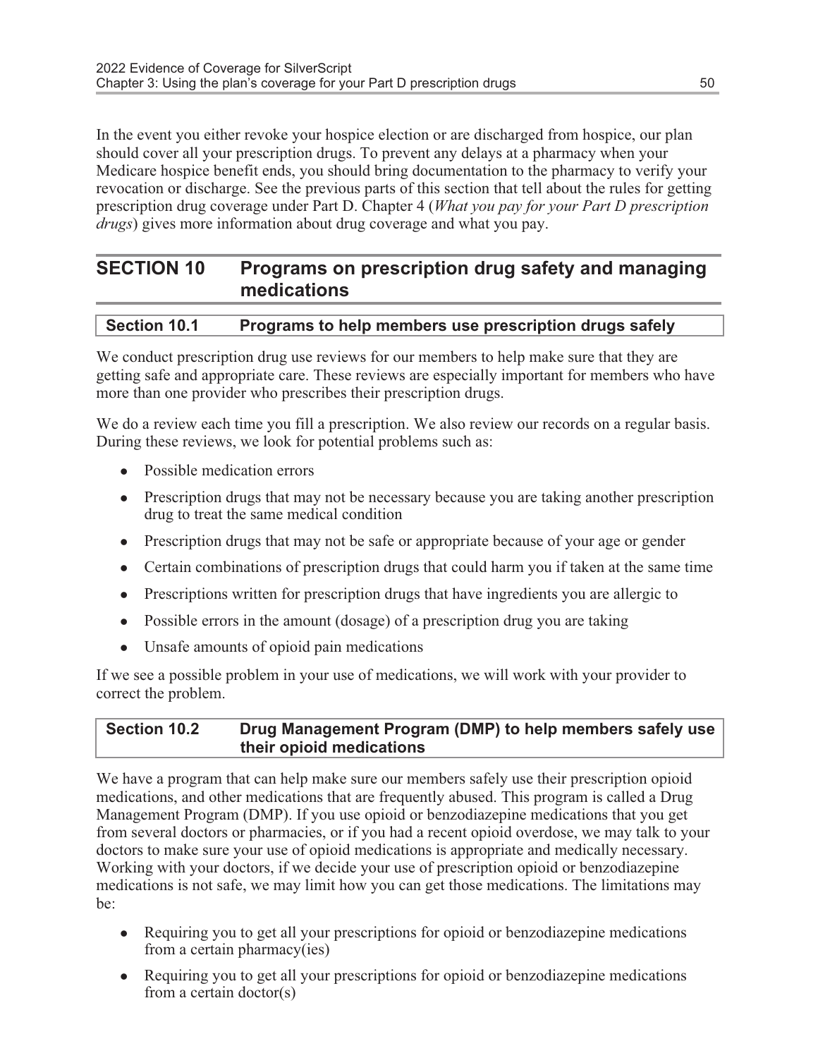In the event you either revoke your hospice election or are discharged from hospice, our plan should cover all your prescription drugs. To prevent any delays at a pharmacy when your Medicare hospice benefit ends, you should bring documentation to the pharmacy to verify your revocation or discharge. See the previous parts of this section that tell about the rules for getting prescription drug coverage under Part D. Chapter 4 (*What you pay for your Part D prescription drugs*) gives more information about drug coverage and what you pay.

## SECTION 10 Programs on prescription drug safety and managing medications

### Section 10.1 Programs to help members use prescription drugs safely

We conduct prescription drug use reviews for our members to help make sure that they are getting safe and appropriate care. These reviews are especially important for members who have more than one provider who prescribes their prescription drugs.

We do a review each time you fill a prescription. We also review our records on a regular basis. During these reviews, we look for potential problems such as:

- Possible medication errors
- Prescription drugs that may not be necessary because you are taking another prescription drug to treat the same medical condition
- Prescription drugs that may not be safe or appropriate because of your age or gender
- Certain combinations of prescription drugs that could harm you if taken at the same time
- Prescriptions written for prescription drugs that have ingredients you are allergic to
- Possible errors in the amount (dosage) of a prescription drug you are taking
- Unsafe amounts of opioid pain medications

If we see a possible problem in your use of medications, we will work with your provider to correct the problem.

### Section 10.2 Drug Management Program (DMP) to help members safely use their opioid medications

We have a program that can help make sure our members safely use their prescription opioid medications, and other medications that are frequently abused. This program is called a Drug Management Program (DMP). If you use opioid or benzodiazepine medications that you get from several doctors or pharmacies, or if you had a recent opioid overdose, we may talk to your doctors to make sure your use of opioid medications is appropriate and medically necessary. Working with your doctors, if we decide your use of prescription opioid or benzodiazepine medications is not safe, we may limit how you can get those medications. The limitations may be:

- Requiring you to get all your prescriptions for opioid or benzodiazepine medications from a certain pharmacy(ies)
- Requiring you to get all your prescriptions for opioid or benzodiazepine medications from a certain doctor(s)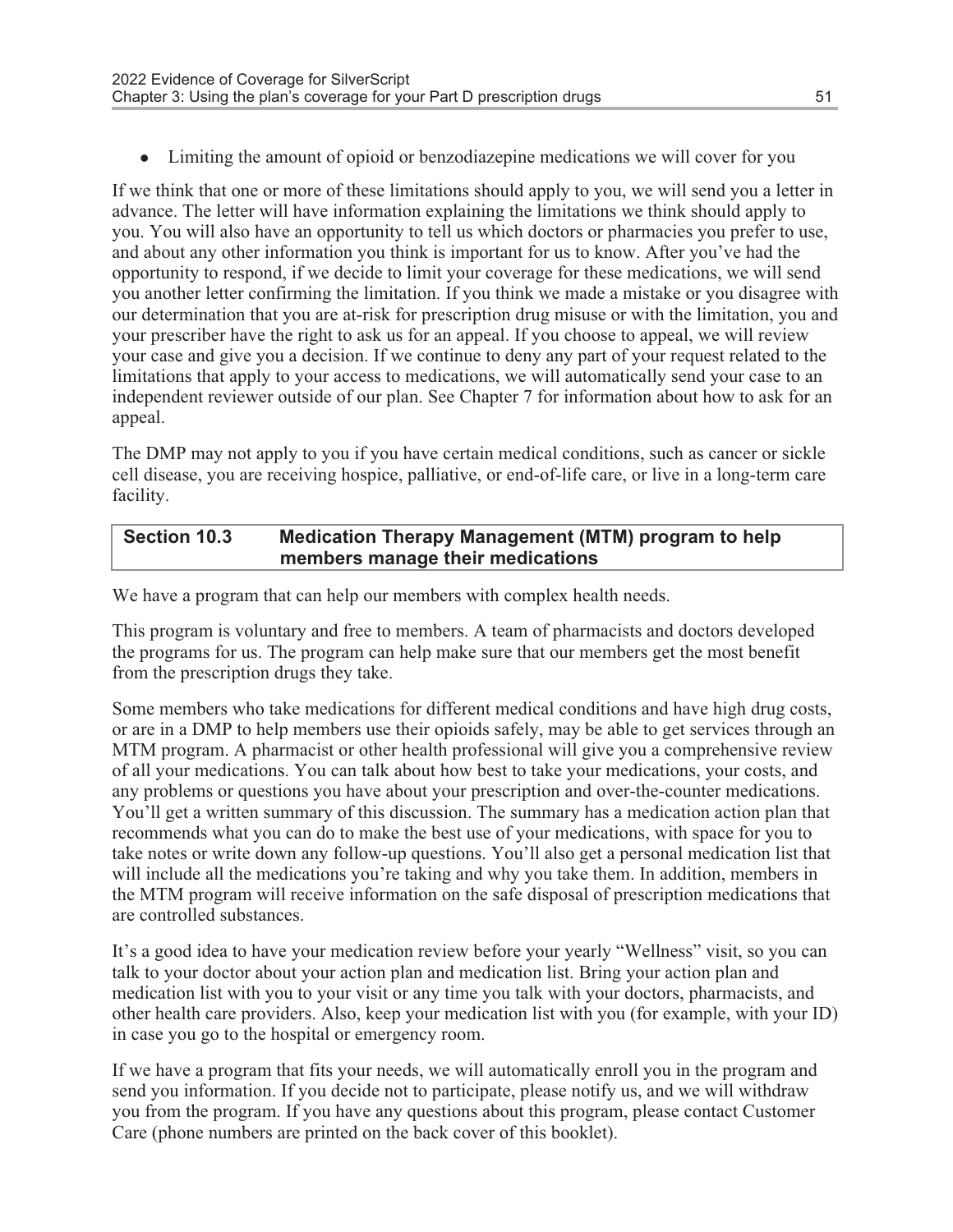- Limiting the amount of opioid or benzodiazepine medications we will cover for you

If we think that one or more of these limitations should apply to you, we will send you a letter in advance. The letter will have information explaining the limitations we think should apply to you. You will also have an opportunity to tell us which doctors or pharmacies you prefer to use, and about any other information you think is important for us to know. After you've had the opportunity to respond, if we decide to limit your coverage for these medications, we will send you another letter confirming the limitation. If you think we made a mistake or you disagree with our determination that you are at-risk for prescription drug misuse or with the limitation, you and your prescriber have the right to ask us for an appeal. If you choose to appeal, we will review your case and give you a decision. If we continue to deny any part of your request related to the limitations that apply to your access to medications, we will automatically send your case to an independent reviewer outside of our plan. See Chapter 7 for information about how to ask for an appeal.

The DMP may not apply to you if you have certain medical conditions, such as cancer or sickle cell disease, you are receiving hospice, palliative, or end-of-life care, or live in a long-term care facility.

### Section 10.3 Medication Therapy Management (MTM) program to help members manage their medications

We have a program that can help our members with complex health needs.

This program is voluntary and free to members. A team of pharmacists and doctors developed the programs for us. The program can help make sure that our members get the most benefit from the prescription drugs they take.

Some members who take medications for different medical conditions and have high drug costs, or are in a DMP to help members use their opioids safely, may be able to get services through an MTM program. A pharmacist or other health professional will give you a comprehensive review of all your medications. You can talk about how best to take your medications, your costs, and any problems or questions you have about your prescription and over-the-counter medications. You'll get a written summary of this discussion. The summary has a medication action plan that recommends what you can do to make the best use of your medications, with space for you to take notes or write down any follow-up questions. You'll also get a personal medication list that will include all the medications you're taking and why you take them. In addition, members in the MTM program will receive information on the safe disposal of prescription medications that are controlled substances.

It's a good idea to have your medication review before your yearly "Wellness" visit, so you can talk to your doctor about your action plan and medication list. Bring your action plan and medication list with you to your visit or any time you talk with your doctors, pharmacists, and other health care providers. Also, keep your medication list with you (for example, with your ID) in case you go to the hospital or emergency room.

If we have a program that fits your needs, we will automatically enroll you in the program and send you information. If you decide not to participate, please notify us, and we will withdraw you from the program. If you have any questions about this program, please contact Customer Care (phone numbers are printed on the back cover of this booklet).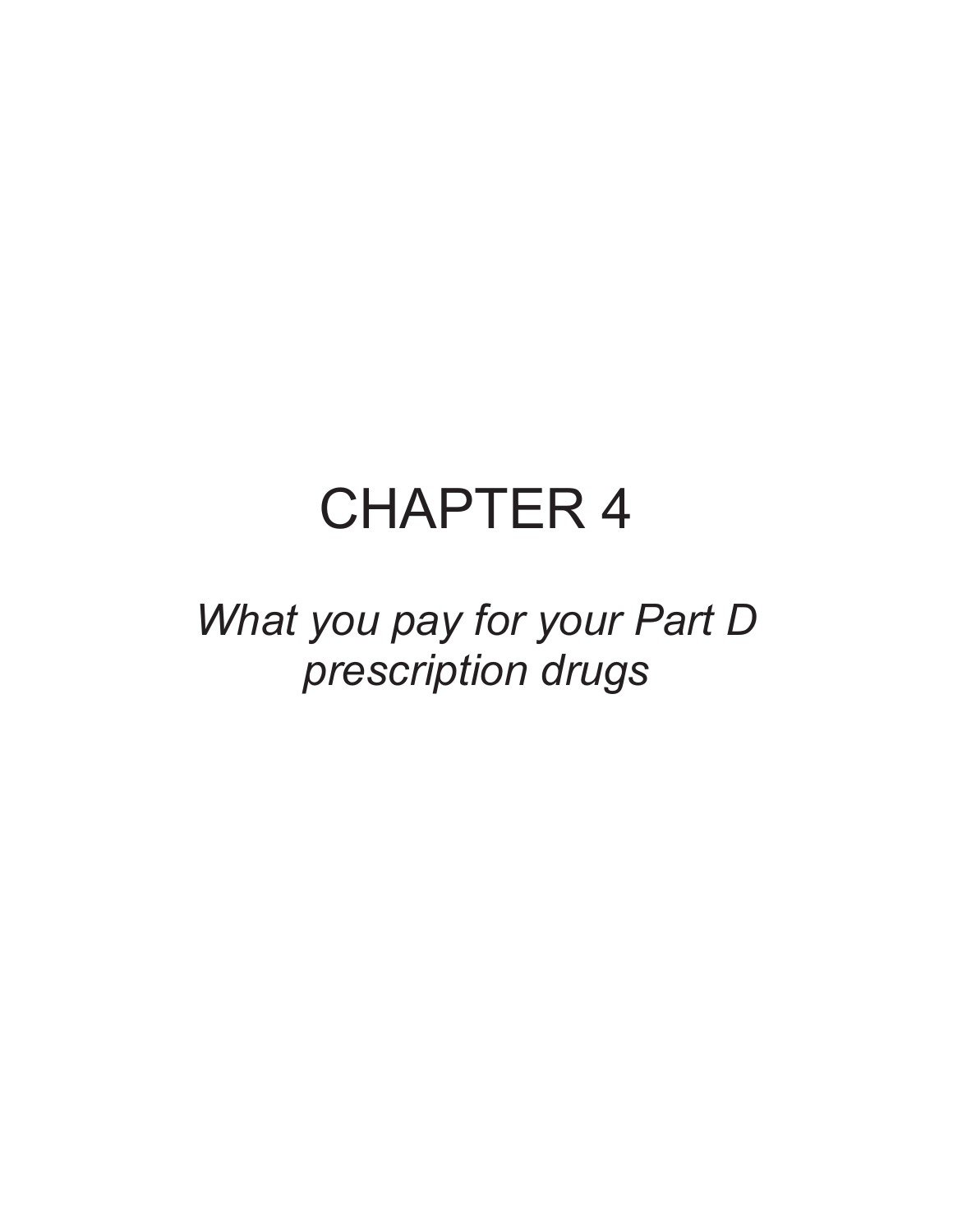# CHAPTER 4

*What you pay for your Part D prescription drugs*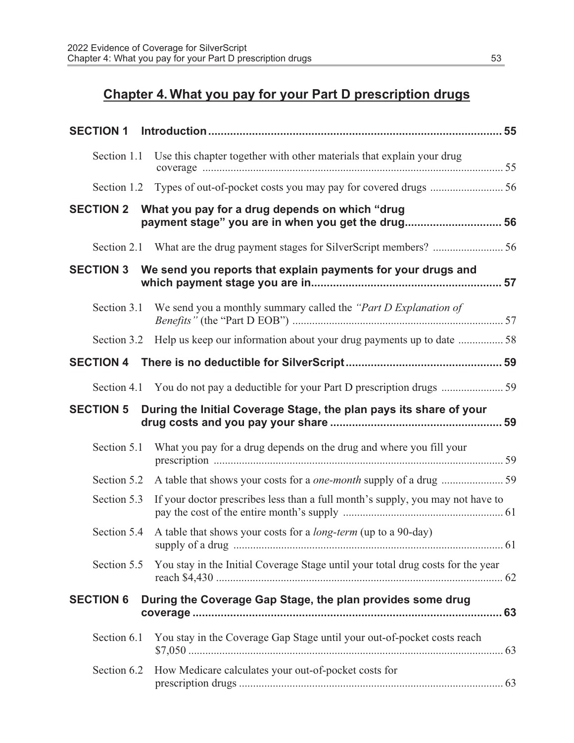# Chapter 4. What you pay for your Part D prescription drugs

| | | |
|---|---|---|
| **SECTION 1** | **Introduction** | **55** |
| Section 1.1 | Use this chapter together with other materials that explain your drug coverage | 55 |
| Section 1.2 | Types of out-of-pocket costs you may pay for covered drugs | 56 |
| **SECTION 2** | **What you pay for a drug depends on which "drug payment stage" you are in when you get the drug** | **56** |
| Section 2.1 | What are the drug payment stages for SilverScript members? | 56 |
| **SECTION 3** | **We send you reports that explain payments for your drugs and which payment stage you are in** | **57** |
| Section 3.1 | We send you a monthly summary called the *"Part D Explanation of Benefits"* (the "Part D EOB") | 57 |
| Section 3.2 | Help us keep our information about your drug payments up to date | 58 |
| **SECTION 4** | **There is no deductible for SilverScript** | **59** |
| Section 4.1 | You do not pay a deductible for your Part D prescription drugs | 59 |
| **SECTION 5** | **During the Initial Coverage Stage, the plan pays its share of your drug costs and you pay your share** | **59** |
| Section 5.1 | What you pay for a drug depends on the drug and where you fill your prescription | 59 |
| Section 5.2 | A table that shows your costs for a *one-month* supply of a drug | 59 |
| Section 5.3 | If your doctor prescribes less than a full month's supply, you may not have to pay the cost of the entire month's supply | 61 |
| Section 5.4 | A table that shows your costs for a *long-term* (up to a 90-day) supply of a drug | 61 |
| Section 5.5 | You stay in the Initial Coverage Stage until your total drug costs for the year reach $4,430 | 62 |
| **SECTION 6** | **During the Coverage Gap Stage, the plan provides some drug coverage** | **63** |
| Section 6.1 | You stay in the Coverage Gap Stage until your out-of-pocket costs reach $7,050 | 63 |
| Section 6.2 | How Medicare calculates your out-of-pocket costs for prescription drugs | 63 |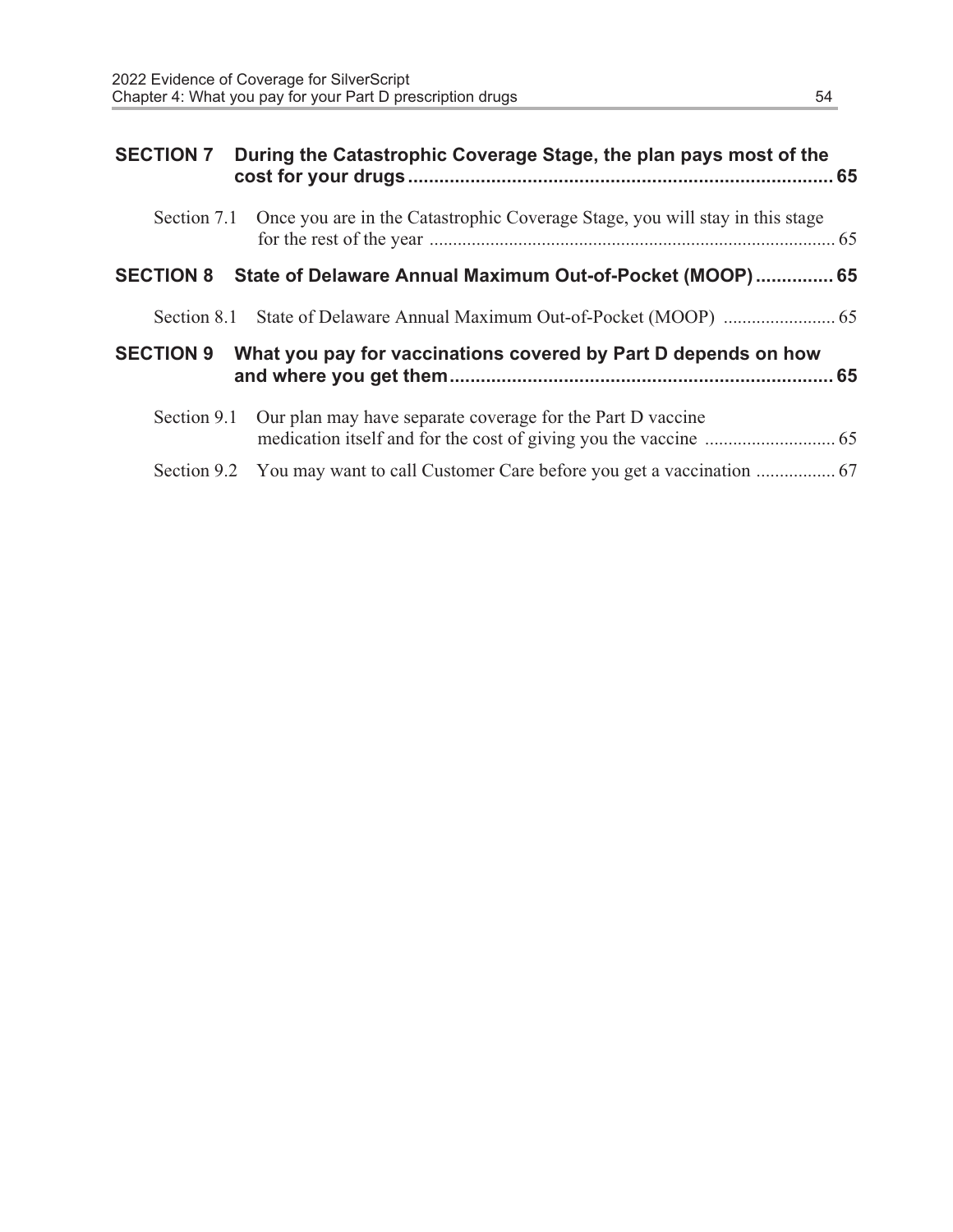| | | |
|---|---|---|
| **SECTION 7** | **During the Catastrophic Coverage Stage, the plan pays most of the cost for your drugs** | **65** |
| Section 7.1 | Once you are in the Catastrophic Coverage Stage, you will stay in this stage for the rest of the year | 65 |
| **SECTION 8** | **State of Delaware Annual Maximum Out-of-Pocket (MOOP)** | **65** |
| Section 8.1 | State of Delaware Annual Maximum Out-of-Pocket (MOOP) | 65 |
| **SECTION 9** | **What you pay for vaccinations covered by Part D depends on how and where you get them** | **65** |
| Section 9.1 | Our plan may have separate coverage for the Part D vaccine medication itself and for the cost of giving you the vaccine | 65 |
| Section 9.2 | You may want to call Customer Care before you get a vaccination | 67 |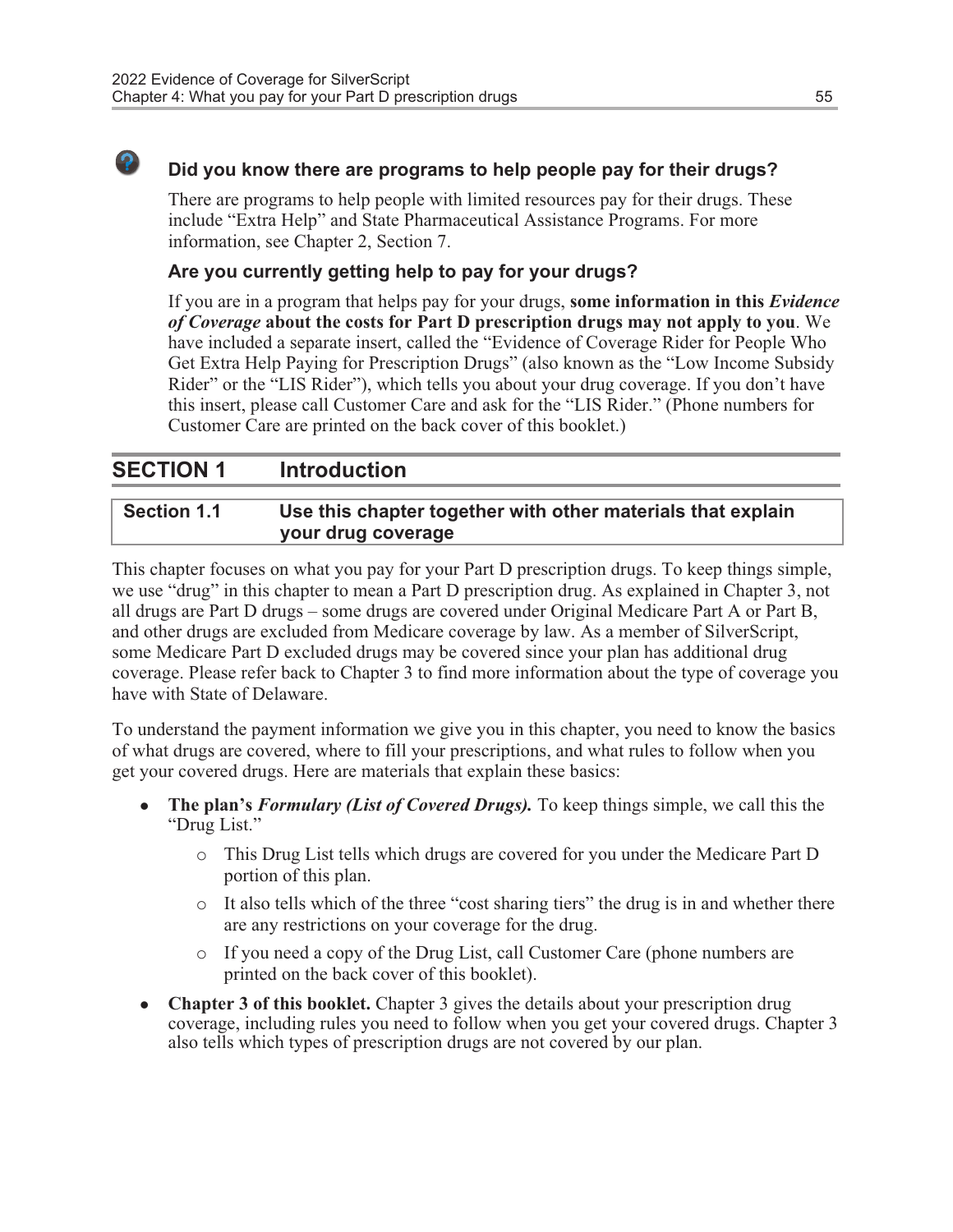**Did you know there are programs to help people pay for their drugs?**

There are programs to help people with limited resources pay for their drugs. These include "Extra Help" and State Pharmaceutical Assistance Programs. For more information, see Chapter 2, Section 7.

**Are you currently getting help to pay for your drugs?**

If you are in a program that helps pay for your drugs, **some information in this *Evidence of Coverage* about the costs for Part D prescription drugs may not apply to you**. We have included a separate insert, called the "Evidence of Coverage Rider for People Who Get Extra Help Paying for Prescription Drugs" (also known as the "Low Income Subsidy Rider" or the "LIS Rider"), which tells you about your drug coverage. If you don't have this insert, please call Customer Care and ask for the "LIS Rider." (Phone numbers for Customer Care are printed on the back cover of this booklet.)

## SECTION 1 Introduction

### Section 1.1 Use this chapter together with other materials that explain your drug coverage

This chapter focuses on what you pay for your Part D prescription drugs. To keep things simple, we use "drug" in this chapter to mean a Part D prescription drug. As explained in Chapter 3, not all drugs are Part D drugs – some drugs are covered under Original Medicare Part A or Part B, and other drugs are excluded from Medicare coverage by law. As a member of SilverScript, some Medicare Part D excluded drugs may be covered since your plan has additional drug coverage. Please refer back to Chapter 3 to find more information about the type of coverage you have with State of Delaware.

To understand the payment information we give you in this chapter, you need to know the basics of what drugs are covered, where to fill your prescriptions, and what rules to follow when you get your covered drugs. Here are materials that explain these basics:

- **The plan's *Formulary (List of Covered Drugs).*** To keep things simple, we call this the "Drug List."
  - This Drug List tells which drugs are covered for you under the Medicare Part D portion of this plan.
  - It also tells which of the three "cost sharing tiers" the drug is in and whether there are any restrictions on your coverage for the drug.
  - If you need a copy of the Drug List, call Customer Care (phone numbers are printed on the back cover of this booklet).
- **Chapter 3 of this booklet.** Chapter 3 gives the details about your prescription drug coverage, including rules you need to follow when you get your covered drugs. Chapter 3 also tells which types of prescription drugs are not covered by our plan.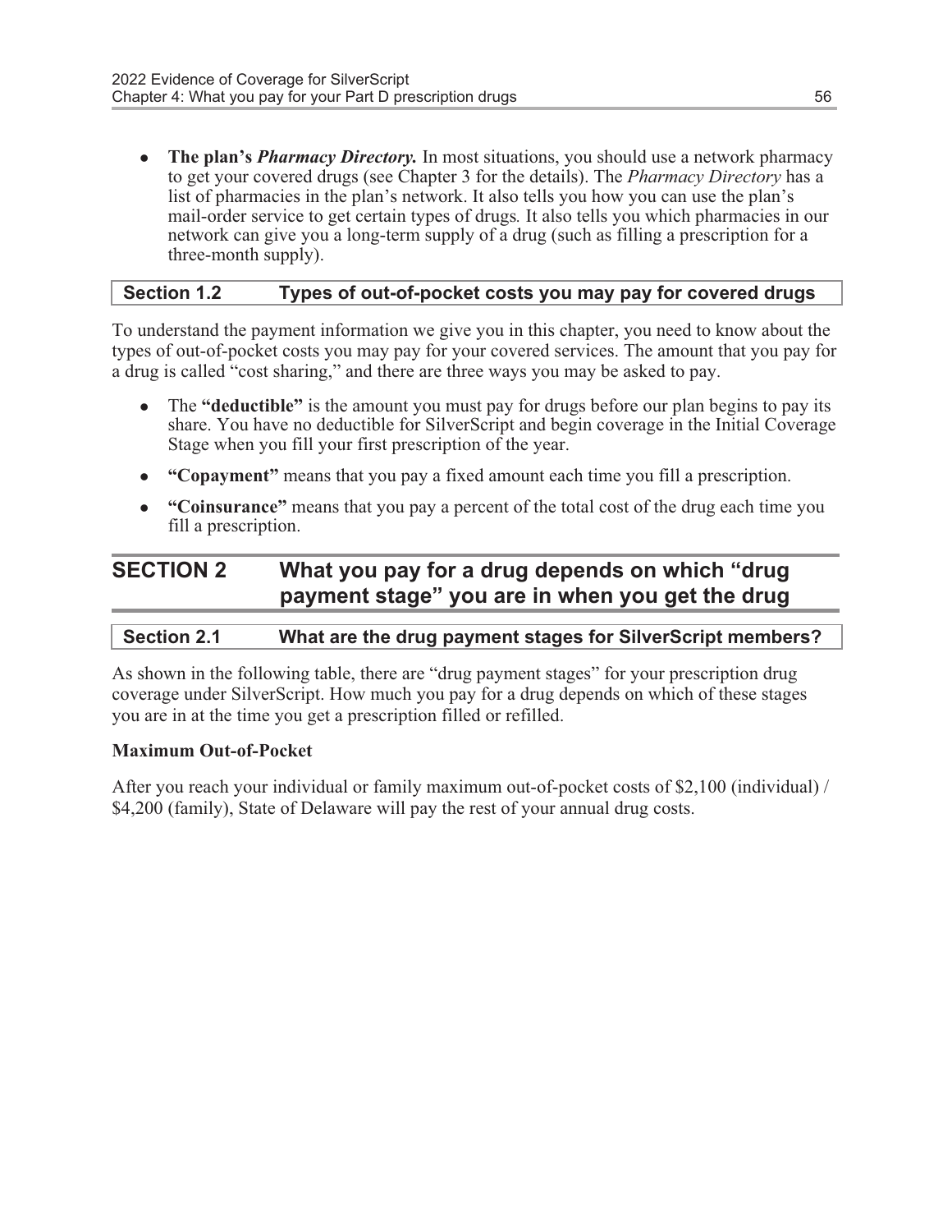- **The plan's *Pharmacy Directory*.** In most situations, you should use a network pharmacy to get your covered drugs (see Chapter 3 for the details). The *Pharmacy Directory* has a list of pharmacies in the plan's network. It also tells you how you can use the plan's mail-order service to get certain types of drugs. It also tells you which pharmacies in our network can give you a long-term supply of a drug (such as filling a prescription for a three-month supply).

### Section 1.2 Types of out-of-pocket costs you may pay for covered drugs

To understand the payment information we give you in this chapter, you need to know about the types of out-of-pocket costs you may pay for your covered services. The amount that you pay for a drug is called "cost sharing," and there are three ways you may be asked to pay.

- The **"deductible"** is the amount you must pay for drugs before our plan begins to pay its share. You have no deductible for SilverScript and begin coverage in the Initial Coverage Stage when you fill your first prescription of the year.
- **"Copayment"** means that you pay a fixed amount each time you fill a prescription.
- **"Coinsurance"** means that you pay a percent of the total cost of the drug each time you fill a prescription.

## SECTION 2 What you pay for a drug depends on which "drug payment stage" you are in when you get the drug

### Section 2.1 What are the drug payment stages for SilverScript members?

As shown in the following table, there are "drug payment stages" for your prescription drug coverage under SilverScript. How much you pay for a drug depends on which of these stages you are in at the time you get a prescription filled or refilled.

**Maximum Out-of-Pocket**

After you reach your individual or family maximum out-of-pocket costs of $2,100 (individual) / $4,200 (family), State of Delaware will pay the rest of your annual drug costs.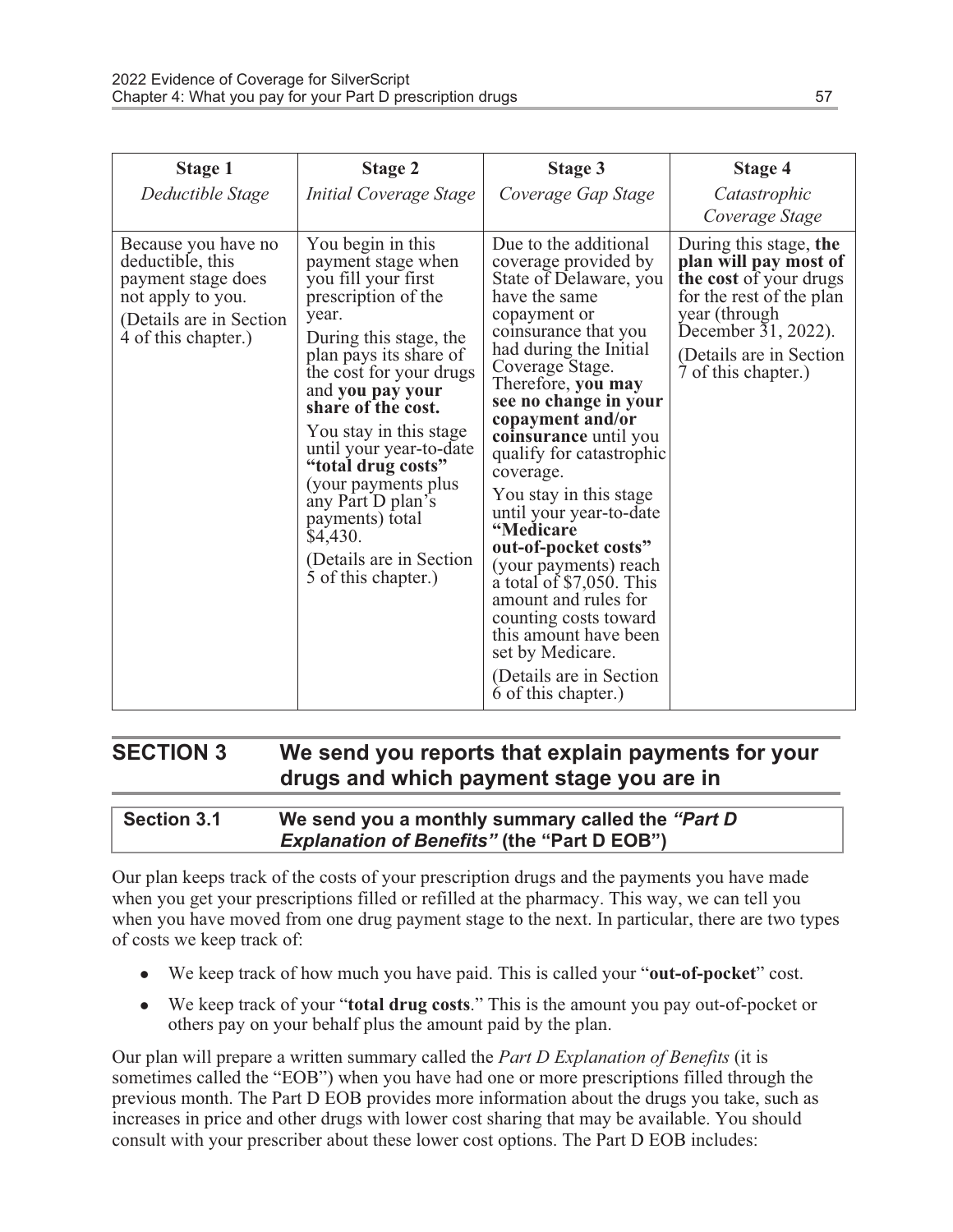| **Stage 1** *Deductible Stage* | **Stage 2** *Initial Coverage Stage* | **Stage 3** *Coverage Gap Stage* | **Stage 4** *Catastrophic Coverage Stage* |
|---|---|---|---|
| Because you have no deductible, this payment stage does not apply to you. (Details are in Section 4 of this chapter.) | You begin in this payment stage when you fill your first prescription of the year. During this stage, the plan pays its share of the cost for your drugs and **you pay your share of the cost.** You stay in this stage until your year-to-date **"total drug costs"** (your payments plus any Part D plan's payments) total $4,430. (Details are in Section 5 of this chapter.) | Due to the additional coverage provided by State of Delaware, you have the same copayment or coinsurance that you had during the Initial Coverage Stage. Therefore, **you may see no change in your copayment and/or coinsurance** until you qualify for catastrophic coverage. You stay in this stage until your year-to-date **"Medicare out-of-pocket costs"** (your payments) reach a total of $7,050. This amount and rules for counting costs toward this amount have been set by Medicare. (Details are in Section 6 of this chapter.) | During this stage, **the plan will pay most of the cost** of your drugs for the rest of the plan year (through December 31, 2022). (Details are in Section 7 of this chapter.) |

## SECTION 3 We send you reports that explain payments for your drugs and which payment stage you are in

### Section 3.1 We send you a monthly summary called the *"Part D Explanation of Benefits"* (the "Part D EOB")

Our plan keeps track of the costs of your prescription drugs and the payments you have made when you get your prescriptions filled or refilled at the pharmacy. This way, we can tell you when you have moved from one drug payment stage to the next. In particular, there are two types of costs we keep track of:

- We keep track of how much you have paid. This is called your "**out-of-pocket**" cost.
- We keep track of your "**total drug costs**." This is the amount you pay out-of-pocket or others pay on your behalf plus the amount paid by the plan.

Our plan will prepare a written summary called the *Part D Explanation of Benefits* (it is sometimes called the "EOB") when you have had one or more prescriptions filled through the previous month. The Part D EOB provides more information about the drugs you take, such as increases in price and other drugs with lower cost sharing that may be available. You should consult with your prescriber about these lower cost options. The Part D EOB includes: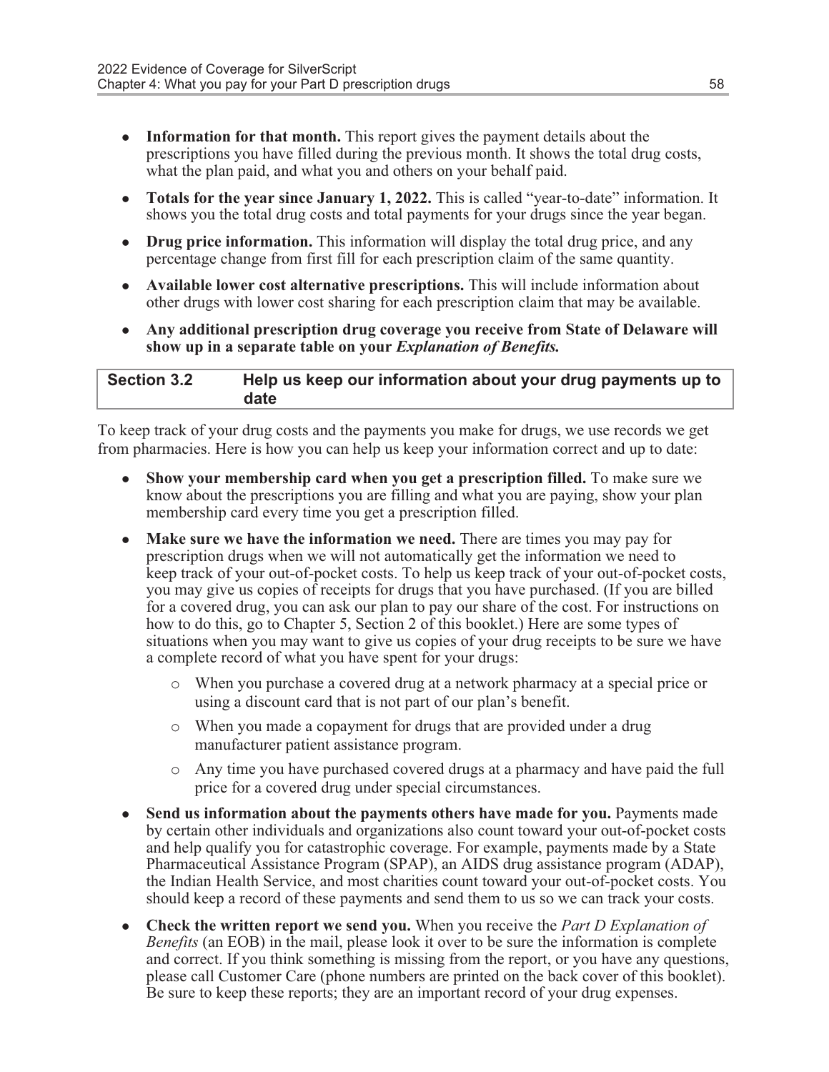- **Information for that month.** This report gives the payment details about the prescriptions you have filled during the previous month. It shows the total drug costs, what the plan paid, and what you and others on your behalf paid.
- **Totals for the year since January 1, 2022.** This is called "year-to-date" information. It shows you the total drug costs and total payments for your drugs since the year began.
- **Drug price information.** This information will display the total drug price, and any percentage change from first fill for each prescription claim of the same quantity.
- **Available lower cost alternative prescriptions.** This will include information about other drugs with lower cost sharing for each prescription claim that may be available.
- **Any additional prescription drug coverage you receive from State of Delaware will show up in a separate table on your *Explanation of Benefits.***

| Section 3.2 | Help us keep our information about your drug payments up to date |
|---|---|

To keep track of your drug costs and the payments you make for drugs, we use records we get from pharmacies. Here is how you can help us keep your information correct and up to date:

- **Show your membership card when you get a prescription filled.** To make sure we know about the prescriptions you are filling and what you are paying, show your plan membership card every time you get a prescription filled.
- **Make sure we have the information we need.** There are times you may pay for prescription drugs when we will not automatically get the information we need to keep track of your out-of-pocket costs. To help us keep track of your out-of-pocket costs, you may give us copies of receipts for drugs that you have purchased. (If you are billed for a covered drug, you can ask our plan to pay our share of the cost. For instructions on how to do this, go to Chapter 5, Section 2 of this booklet.) Here are some types of situations when you may want to give us copies of your drug receipts to be sure we have a complete record of what you have spent for your drugs:
  - When you purchase a covered drug at a network pharmacy at a special price or using a discount card that is not part of our plan's benefit.
  - When you made a copayment for drugs that are provided under a drug manufacturer patient assistance program.
  - Any time you have purchased covered drugs at a pharmacy and have paid the full price for a covered drug under special circumstances.
- **Send us information about the payments others have made for you.** Payments made by certain other individuals and organizations also count toward your out-of-pocket costs and help qualify you for catastrophic coverage. For example, payments made by a State Pharmaceutical Assistance Program (SPAP), an AIDS drug assistance program (ADAP), the Indian Health Service, and most charities count toward your out-of-pocket costs. You should keep a record of these payments and send them to us so we can track your costs.
- **Check the written report we send you.** When you receive the *Part D Explanation of Benefits* (an EOB) in the mail, please look it over to be sure the information is complete and correct. If you think something is missing from the report, or you have any questions, please call Customer Care (phone numbers are printed on the back cover of this booklet). Be sure to keep these reports; they are an important record of your drug expenses.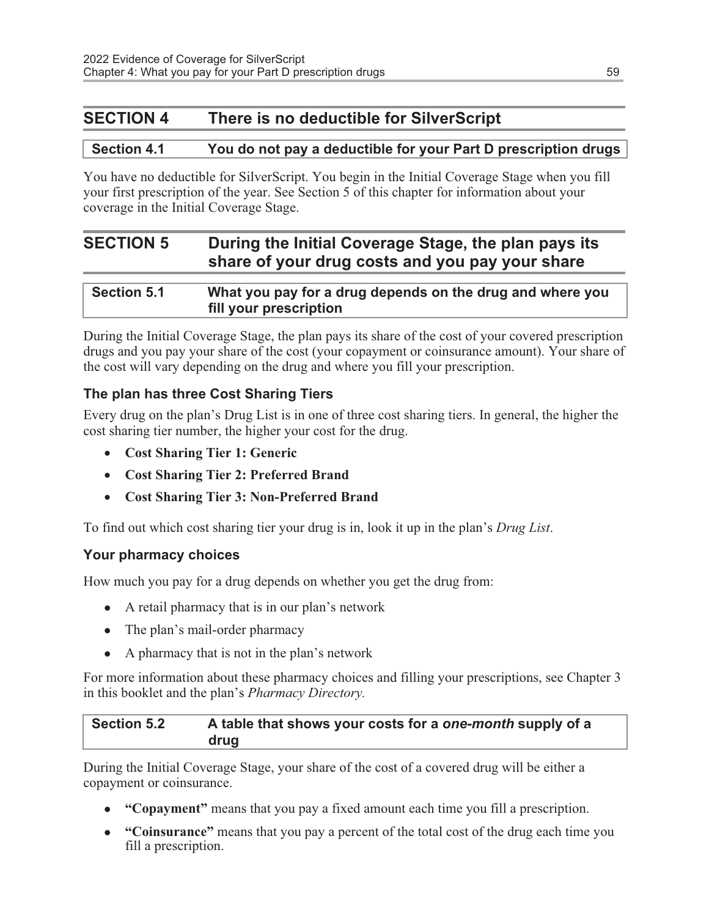## SECTION 4 There is no deductible for SilverScript

### Section 4.1 You do not pay a deductible for your Part D prescription drugs

You have no deductible for SilverScript. You begin in the Initial Coverage Stage when you fill your first prescription of the year. See Section 5 of this chapter for information about your coverage in the Initial Coverage Stage.

## SECTION 5 During the Initial Coverage Stage, the plan pays its share of your drug costs and you pay your share

### Section 5.1 What you pay for a drug depends on the drug and where you fill your prescription

During the Initial Coverage Stage, the plan pays its share of the cost of your covered prescription drugs and you pay your share of the cost (your copayment or coinsurance amount). Your share of the cost will vary depending on the drug and where you fill your prescription.

#### The plan has three Cost Sharing Tiers

Every drug on the plan's Drug List is in one of three cost sharing tiers. In general, the higher the cost sharing tier number, the higher your cost for the drug.

- **Cost Sharing Tier 1: Generic**
- **Cost Sharing Tier 2: Preferred Brand**
- **Cost Sharing Tier 3: Non-Preferred Brand**

To find out which cost sharing tier your drug is in, look it up in the plan's *Drug List*.

#### Your pharmacy choices

How much you pay for a drug depends on whether you get the drug from:

- A retail pharmacy that is in our plan's network
- The plan's mail-order pharmacy
- A pharmacy that is not in the plan's network

For more information about these pharmacy choices and filling your prescriptions, see Chapter 3 in this booklet and the plan's *Pharmacy Directory.*

### Section 5.2 A table that shows your costs for a *one-month* supply of a drug

During the Initial Coverage Stage, your share of the cost of a covered drug will be either a copayment or coinsurance.

- **"Copayment"** means that you pay a fixed amount each time you fill a prescription.
- **"Coinsurance"** means that you pay a percent of the total cost of the drug each time you fill a prescription.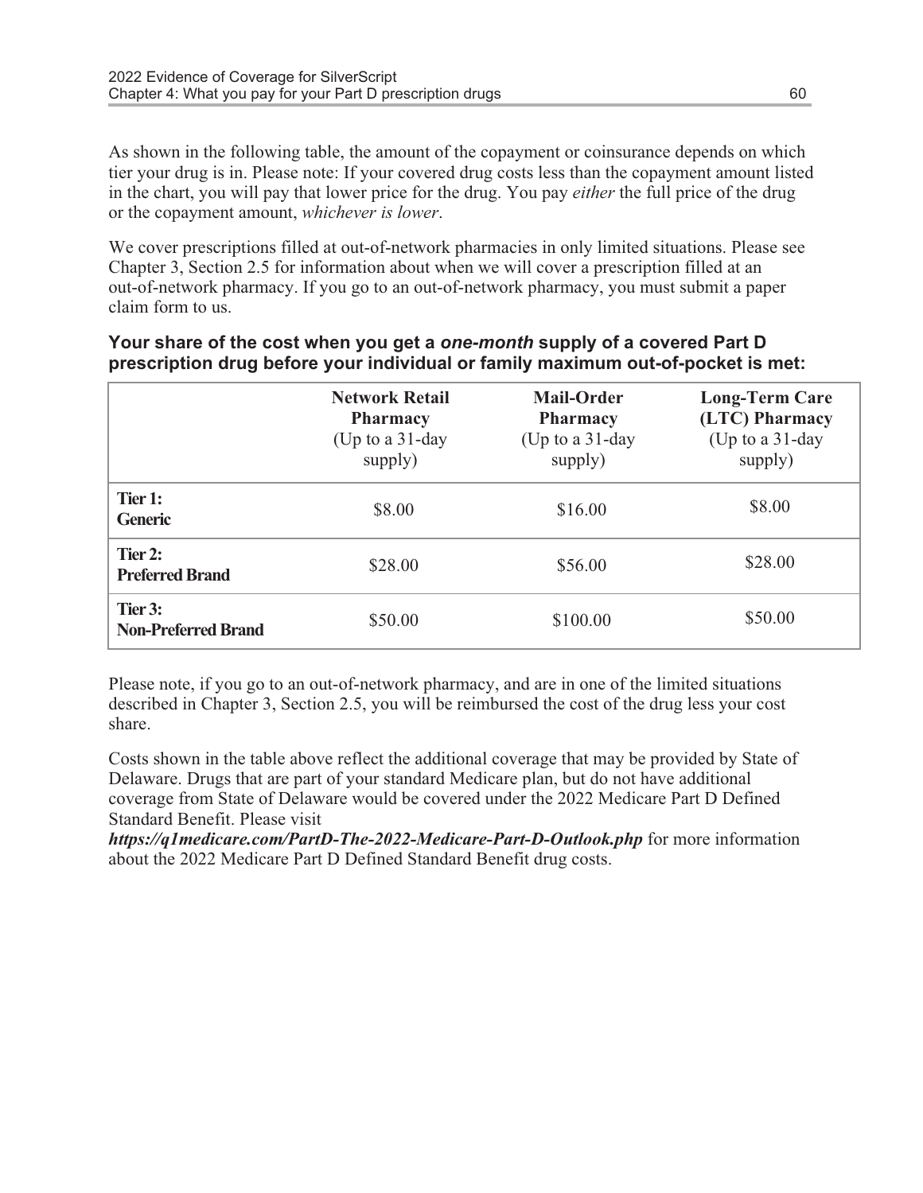As shown in the following table, the amount of the copayment or coinsurance depends on which tier your drug is in. Please note: If your covered drug costs less than the copayment amount listed in the chart, you will pay that lower price for the drug. You pay *either* the full price of the drug or the copayment amount, *whichever is lower*.

We cover prescriptions filled at out-of-network pharmacies in only limited situations. Please see Chapter 3, Section 2.5 for information about when we will cover a prescription filled at an out-of-network pharmacy. If you go to an out-of-network pharmacy, you must submit a paper claim form to us.

**Your share of the cost when you get a *one-month* supply of a covered Part D prescription drug before your individual or family maximum out-of-pocket is met:**

| | **Network Retail Pharmacy** (Up to a 31-day supply) | **Mail-Order Pharmacy** (Up to a 31-day supply) | **Long-Term Care (LTC) Pharmacy** (Up to a 31-day supply) |
|---|---|---|---|
| **Tier 1: Generic** | $8.00 | $16.00 | $8.00 |
| **Tier 2: Preferred Brand** | $28.00 | $56.00 | $28.00 |
| **Tier 3: Non-Preferred Brand** | $50.00 | $100.00 | $50.00 |

Please note, if you go to an out-of-network pharmacy, and are in one of the limited situations described in Chapter 3, Section 2.5, you will be reimbursed the cost of the drug less your cost share.

Costs shown in the table above reflect the additional coverage that may be provided by State of Delaware. Drugs that are part of your standard Medicare plan, but do not have additional coverage from State of Delaware would be covered under the 2022 Medicare Part D Defined Standard Benefit. Please visit ***https://q1medicare.com/PartD-The-2022-Medicare-Part-D-Outlook.php*** for more information about the 2022 Medicare Part D Defined Standard Benefit drug costs.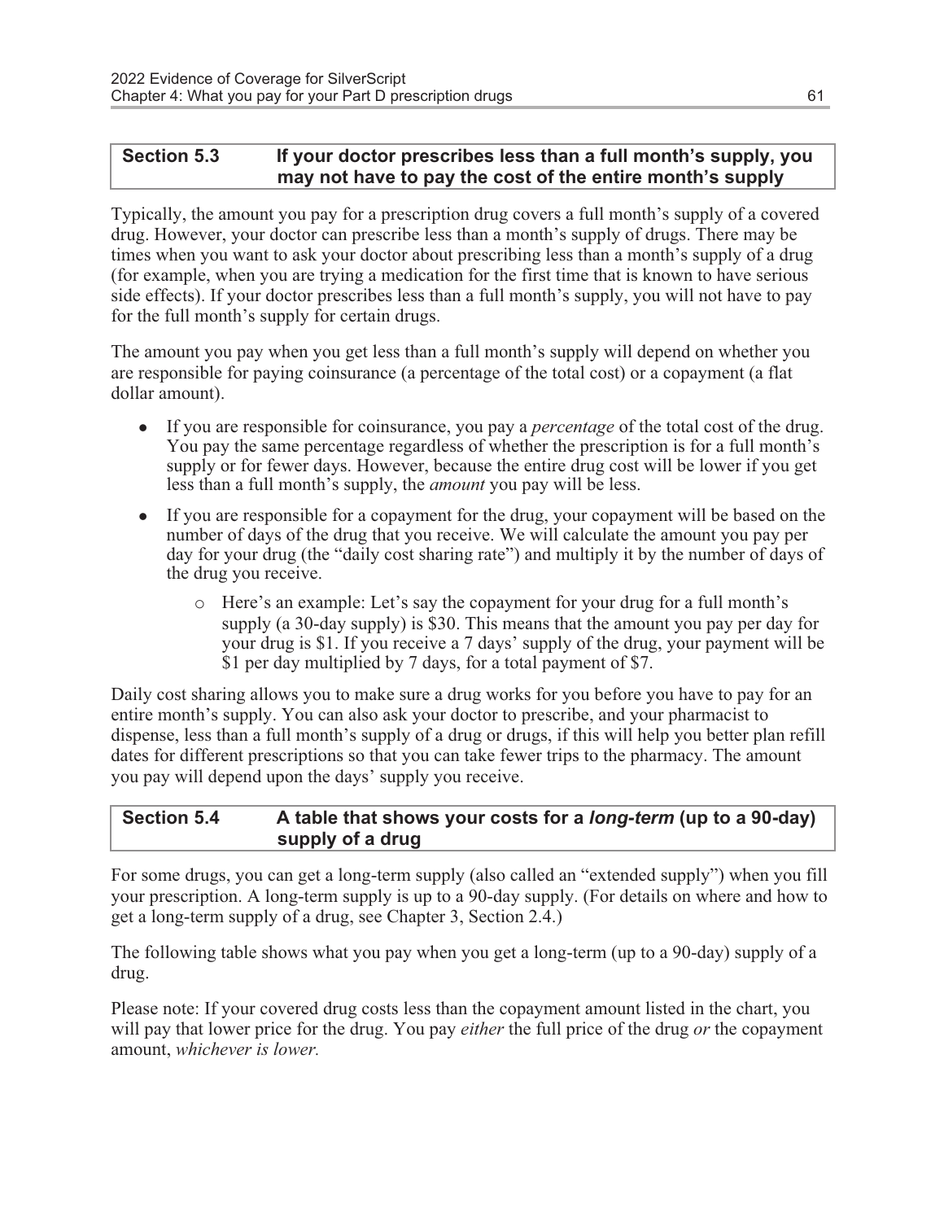### Section 5.3 If your doctor prescribes less than a full month's supply, you may not have to pay the cost of the entire month's supply

Typically, the amount you pay for a prescription drug covers a full month's supply of a covered drug. However, your doctor can prescribe less than a month's supply of drugs. There may be times when you want to ask your doctor about prescribing less than a month's supply of a drug (for example, when you are trying a medication for the first time that is known to have serious side effects). If your doctor prescribes less than a full month's supply, you will not have to pay for the full month's supply for certain drugs.

The amount you pay when you get less than a full month's supply will depend on whether you are responsible for paying coinsurance (a percentage of the total cost) or a copayment (a flat dollar amount).

- If you are responsible for coinsurance, you pay a *percentage* of the total cost of the drug. You pay the same percentage regardless of whether the prescription is for a full month's supply or for fewer days. However, because the entire drug cost will be lower if you get less than a full month's supply, the *amount* you pay will be less.
- If you are responsible for a copayment for the drug, your copayment will be based on the number of days of the drug that you receive. We will calculate the amount you pay per day for your drug (the "daily cost sharing rate") and multiply it by the number of days of the drug you receive.
  - Here's an example: Let's say the copayment for your drug for a full month's supply (a 30-day supply) is $30. This means that the amount you pay per day for your drug is $1. If you receive a 7 days' supply of the drug, your payment will be $1 per day multiplied by 7 days, for a total payment of $7.

Daily cost sharing allows you to make sure a drug works for you before you have to pay for an entire month's supply. You can also ask your doctor to prescribe, and your pharmacist to dispense, less than a full month's supply of a drug or drugs, if this will help you better plan refill dates for different prescriptions so that you can take fewer trips to the pharmacy. The amount you pay will depend upon the days' supply you receive.

### Section 5.4 A table that shows your costs for a *long-term* (up to a 90-day) supply of a drug

For some drugs, you can get a long-term supply (also called an "extended supply") when you fill your prescription. A long-term supply is up to a 90-day supply. (For details on where and how to get a long-term supply of a drug, see Chapter 3, Section 2.4.)

The following table shows what you pay when you get a long-term (up to a 90-day) supply of a drug.

Please note: If your covered drug costs less than the copayment amount listed in the chart, you will pay that lower price for the drug. You pay *either* the full price of the drug *or* the copayment amount, *whichever is lower.*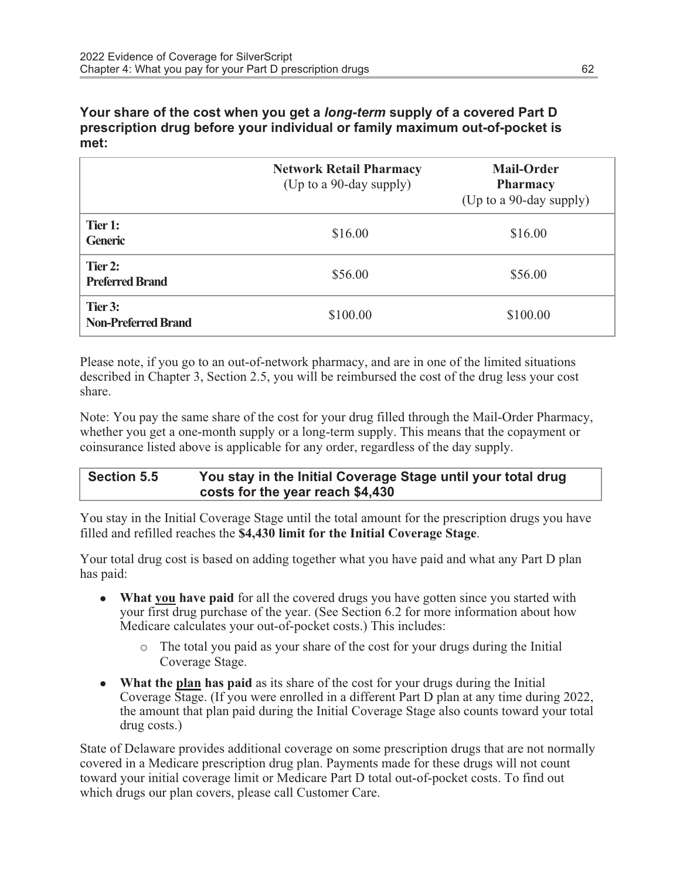**Your share of the cost when you get a *long-term* supply of a covered Part D prescription drug before your individual or family maximum out-of-pocket is met:**

| | **Network Retail Pharmacy** (Up to a 90-day supply) | **Mail-Order Pharmacy** (Up to a 90-day supply) |
|---|---|---|
| **Tier 1: Generic** | $16.00 | $16.00 |
| **Tier 2: Preferred Brand** | $56.00 | $56.00 |
| **Tier 3: Non-Preferred Brand** | $100.00 | $100.00 |

Please note, if you go to an out-of-network pharmacy, and are in one of the limited situations described in Chapter 3, Section 2.5, you will be reimbursed the cost of the drug less your cost share.

Note: You pay the same share of the cost for your drug filled through the Mail-Order Pharmacy, whether you get a one-month supply or a long-term supply. This means that the copayment or coinsurance listed above is applicable for any order, regardless of the day supply.

## Section 5.5 You stay in the Initial Coverage Stage until your total drug costs for the year reach $4,430

You stay in the Initial Coverage Stage until the total amount for the prescription drugs you have filled and refilled reaches the **$4,430 limit for the Initial Coverage Stage**.

Your total drug cost is based on adding together what you have paid and what any Part D plan has paid:

- **What you have paid** for all the covered drugs you have gotten since you started with your first drug purchase of the year. (See Section 6.2 for more information about how Medicare calculates your out-of-pocket costs.) This includes:
  - The total you paid as your share of the cost for your drugs during the Initial Coverage Stage.
- **What the plan has paid** as its share of the cost for your drugs during the Initial Coverage Stage. (If you were enrolled in a different Part D plan at any time during 2022, the amount that plan paid during the Initial Coverage Stage also counts toward your total drug costs.)

State of Delaware provides additional coverage on some prescription drugs that are not normally covered in a Medicare prescription drug plan. Payments made for these drugs will not count toward your initial coverage limit or Medicare Part D total out-of-pocket costs. To find out which drugs our plan covers, please call Customer Care.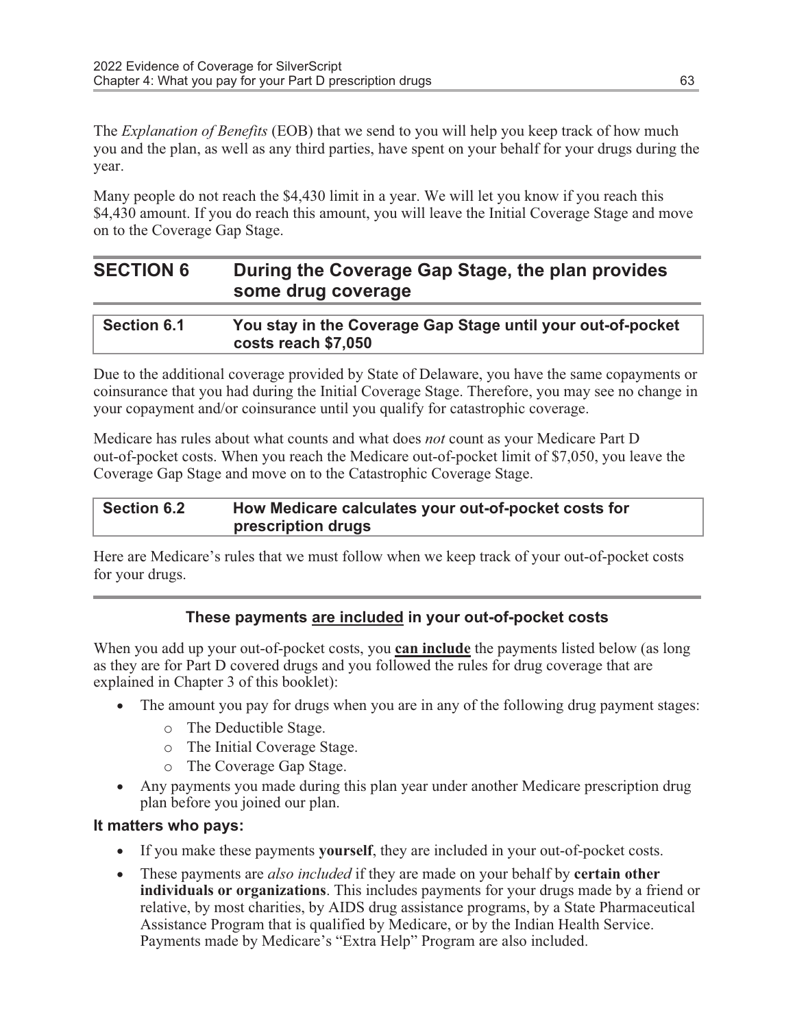The *Explanation of Benefits* (EOB) that we send to you will help you keep track of how much you and the plan, as well as any third parties, have spent on your behalf for your drugs during the year.

Many people do not reach the $4,430 limit in a year. We will let you know if you reach this $4,430 amount. If you do reach this amount, you will leave the Initial Coverage Stage and move on to the Coverage Gap Stage.

## SECTION 6 During the Coverage Gap Stage, the plan provides some drug coverage

### Section 6.1 You stay in the Coverage Gap Stage until your out-of-pocket costs reach $7,050

Due to the additional coverage provided by State of Delaware, you have the same copayments or coinsurance that you had during the Initial Coverage Stage. Therefore, you may see no change in your copayment and/or coinsurance until you qualify for catastrophic coverage.

Medicare has rules about what counts and what does *not* count as your Medicare Part D out-of-pocket costs. When you reach the Medicare out-of-pocket limit of $7,050, you leave the Coverage Gap Stage and move on to the Catastrophic Coverage Stage.

### Section 6.2 How Medicare calculates your out-of-pocket costs for prescription drugs

Here are Medicare's rules that we must follow when we keep track of your out-of-pocket costs for your drugs.

#### These payments <u>are included</u> in your out-of-pocket costs

When you add up your out-of-pocket costs, you **<u>can include</u>** the payments listed below (as long as they are for Part D covered drugs and you followed the rules for drug coverage that are explained in Chapter 3 of this booklet):

- The amount you pay for drugs when you are in any of the following drug payment stages:
  - The Deductible Stage.
  - The Initial Coverage Stage.
  - The Coverage Gap Stage.
- Any payments you made during this plan year under another Medicare prescription drug plan before you joined our plan.

**It matters who pays:**

- If you make these payments **yourself**, they are included in your out-of-pocket costs.
- These payments are *also included* if they are made on your behalf by **certain other individuals or organizations**. This includes payments for your drugs made by a friend or relative, by most charities, by AIDS drug assistance programs, by a State Pharmaceutical Assistance Program that is qualified by Medicare, or by the Indian Health Service. Payments made by Medicare's "Extra Help" Program are also included.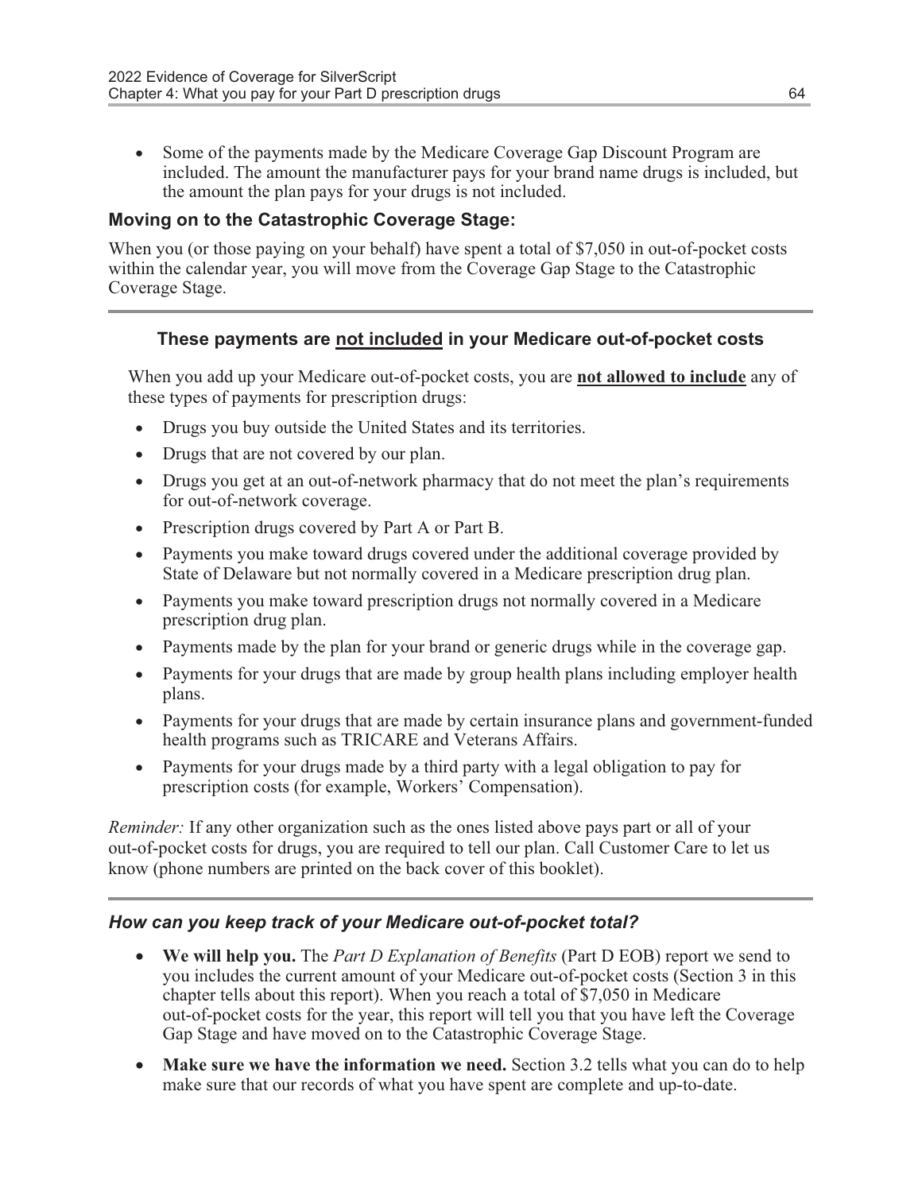- Some of the payments made by the Medicare Coverage Gap Discount Program are included. The amount the manufacturer pays for your brand name drugs is included, but the amount the plan pays for your drugs is not included.

### Moving on to the Catastrophic Coverage Stage:

When you (or those paying on your behalf) have spent a total of $7,050 in out-of-pocket costs within the calendar year, you will move from the Coverage Gap Stage to the Catastrophic Coverage Stage.

---

### These payments are <u>not included</u> in your Medicare out-of-pocket costs

When you add up your Medicare out-of-pocket costs, you are **<u>not allowed to include</u>** any of these types of payments for prescription drugs:

- Drugs you buy outside the United States and its territories.
- Drugs that are not covered by our plan.
- Drugs you get at an out-of-network pharmacy that do not meet the plan's requirements for out-of-network coverage.
- Prescription drugs covered by Part A or Part B.
- Payments you make toward drugs covered under the additional coverage provided by State of Delaware but not normally covered in a Medicare prescription drug plan.
- Payments you make toward prescription drugs not normally covered in a Medicare prescription drug plan.
- Payments made by the plan for your brand or generic drugs while in the coverage gap.
- Payments for your drugs that are made by group health plans including employer health plans.
- Payments for your drugs that are made by certain insurance plans and government-funded health programs such as TRICARE and Veterans Affairs.
- Payments for your drugs made by a third party with a legal obligation to pay for prescription costs (for example, Workers' Compensation).

*Reminder:* If any other organization such as the ones listed above pays part or all of your out-of-pocket costs for drugs, you are required to tell our plan. Call Customer Care to let us know (phone numbers are printed on the back cover of this booklet).

---

### *How can you keep track of your Medicare out-of-pocket total?*

- **We will help you.** The *Part D Explanation of Benefits* (Part D EOB) report we send to you includes the current amount of your Medicare out-of-pocket costs (Section 3 in this chapter tells about this report). When you reach a total of $7,050 in Medicare out-of-pocket costs for the year, this report will tell you that you have left the Coverage Gap Stage and have moved on to the Catastrophic Coverage Stage.
- **Make sure we have the information we need.** Section 3.2 tells what you can do to help make sure that our records of what you have spent are complete and up-to-date.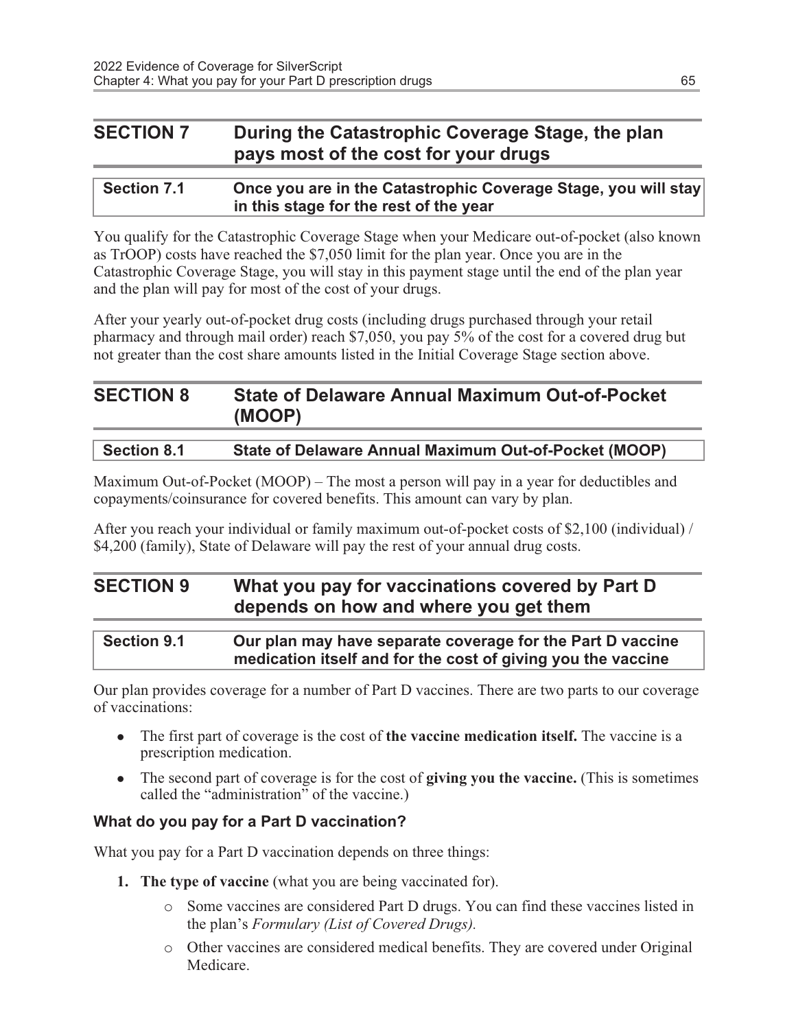## SECTION 7 During the Catastrophic Coverage Stage, the plan pays most of the cost for your drugs

### Section 7.1 Once you are in the Catastrophic Coverage Stage, you will stay in this stage for the rest of the year

You qualify for the Catastrophic Coverage Stage when your Medicare out-of-pocket (also known as TrOOP) costs have reached the $7,050 limit for the plan year. Once you are in the Catastrophic Coverage Stage, you will stay in this payment stage until the end of the plan year and the plan will pay for most of the cost of your drugs.

After your yearly out-of-pocket drug costs (including drugs purchased through your retail pharmacy and through mail order) reach $7,050, you pay 5% of the cost for a covered drug but not greater than the cost share amounts listed in the Initial Coverage Stage section above.

## SECTION 8 State of Delaware Annual Maximum Out-of-Pocket (MOOP)

### Section 8.1 State of Delaware Annual Maximum Out-of-Pocket (MOOP)

Maximum Out-of-Pocket (MOOP) – The most a person will pay in a year for deductibles and copayments/coinsurance for covered benefits. This amount can vary by plan.

After you reach your individual or family maximum out-of-pocket costs of $2,100 (individual) / $4,200 (family), State of Delaware will pay the rest of your annual drug costs.

## SECTION 9 What you pay for vaccinations covered by Part D depends on how and where you get them

### Section 9.1 Our plan may have separate coverage for the Part D vaccine medication itself and for the cost of giving you the vaccine

Our plan provides coverage for a number of Part D vaccines. There are two parts to our coverage of vaccinations:

- The first part of coverage is the cost of **the vaccine medication itself.** The vaccine is a prescription medication.
- The second part of coverage is for the cost of **giving you the vaccine.** (This is sometimes called the "administration" of the vaccine.)

#### What do you pay for a Part D vaccination?

What you pay for a Part D vaccination depends on three things:

1. **The type of vaccine** (what you are being vaccinated for).
   - Some vaccines are considered Part D drugs. You can find these vaccines listed in the plan's *Formulary (List of Covered Drugs).*
   - Other vaccines are considered medical benefits. They are covered under Original Medicare.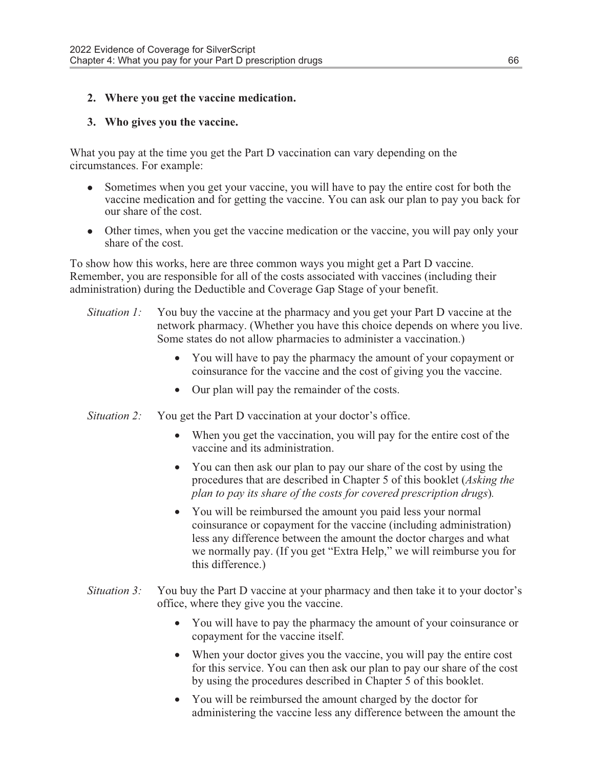2. **Where you get the vaccine medication.**
3. **Who gives you the vaccine.**

What you pay at the time you get the Part D vaccination can vary depending on the circumstances. For example:

- Sometimes when you get your vaccine, you will have to pay the entire cost for both the vaccine medication and for getting the vaccine. You can ask our plan to pay you back for our share of the cost.
- Other times, when you get the vaccine medication or the vaccine, you will pay only your share of the cost.

To show how this works, here are three common ways you might get a Part D vaccine. Remember, you are responsible for all of the costs associated with vaccines (including their administration) during the Deductible and Coverage Gap Stage of your benefit.

*Situation 1:* You buy the vaccine at the pharmacy and you get your Part D vaccine at the network pharmacy. (Whether you have this choice depends on where you live. Some states do not allow pharmacies to administer a vaccination.)

- You will have to pay the pharmacy the amount of your copayment or coinsurance for the vaccine and the cost of giving you the vaccine.
- Our plan will pay the remainder of the costs.

*Situation 2:* You get the Part D vaccination at your doctor's office.

- When you get the vaccination, you will pay for the entire cost of the vaccine and its administration.
- You can then ask our plan to pay our share of the cost by using the procedures that are described in Chapter 5 of this booklet (*Asking the plan to pay its share of the costs for covered prescription drugs*).
- You will be reimbursed the amount you paid less your normal coinsurance or copayment for the vaccine (including administration) less any difference between the amount the doctor charges and what we normally pay. (If you get "Extra Help," we will reimburse you for this difference.)

*Situation 3:* You buy the Part D vaccine at your pharmacy and then take it to your doctor's office, where they give you the vaccine.

- You will have to pay the pharmacy the amount of your coinsurance or copayment for the vaccine itself.
- When your doctor gives you the vaccine, you will pay the entire cost for this service. You can then ask our plan to pay our share of the cost by using the procedures described in Chapter 5 of this booklet.
- You will be reimbursed the amount charged by the doctor for administering the vaccine less any difference between the amount the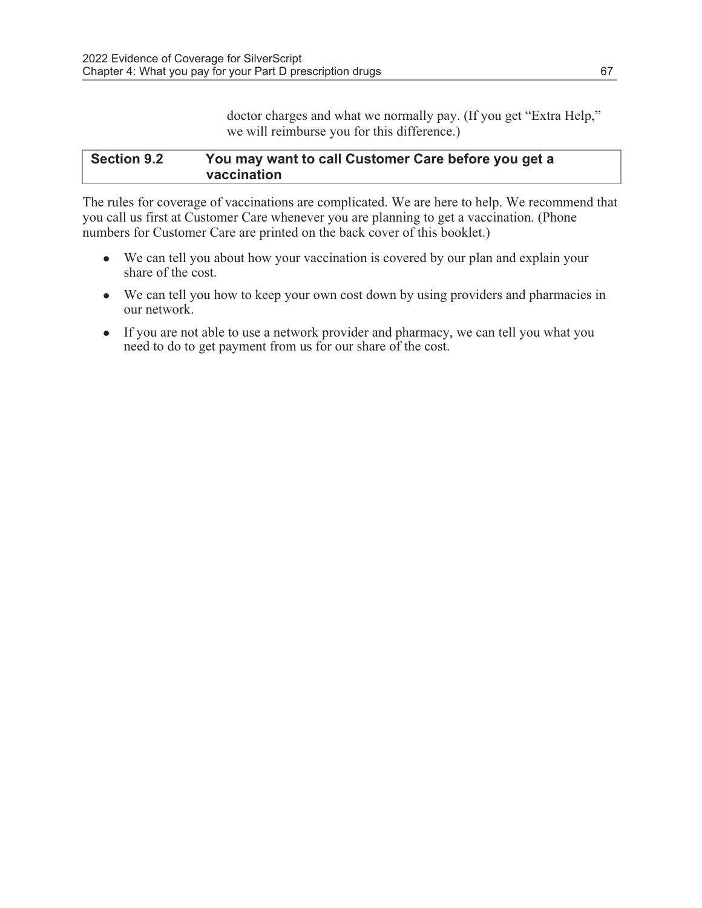doctor charges and what we normally pay. (If you get "Extra Help," we will reimburse you for this difference.)

### Section 9.2 You may want to call Customer Care before you get a vaccination

The rules for coverage of vaccinations are complicated. We are here to help. We recommend that you call us first at Customer Care whenever you are planning to get a vaccination. (Phone numbers for Customer Care are printed on the back cover of this booklet.)

- We can tell you about how your vaccination is covered by our plan and explain your share of the cost.
- We can tell you how to keep your own cost down by using providers and pharmacies in our network.
- If you are not able to use a network provider and pharmacy, we can tell you what you need to do to get payment from us for our share of the cost.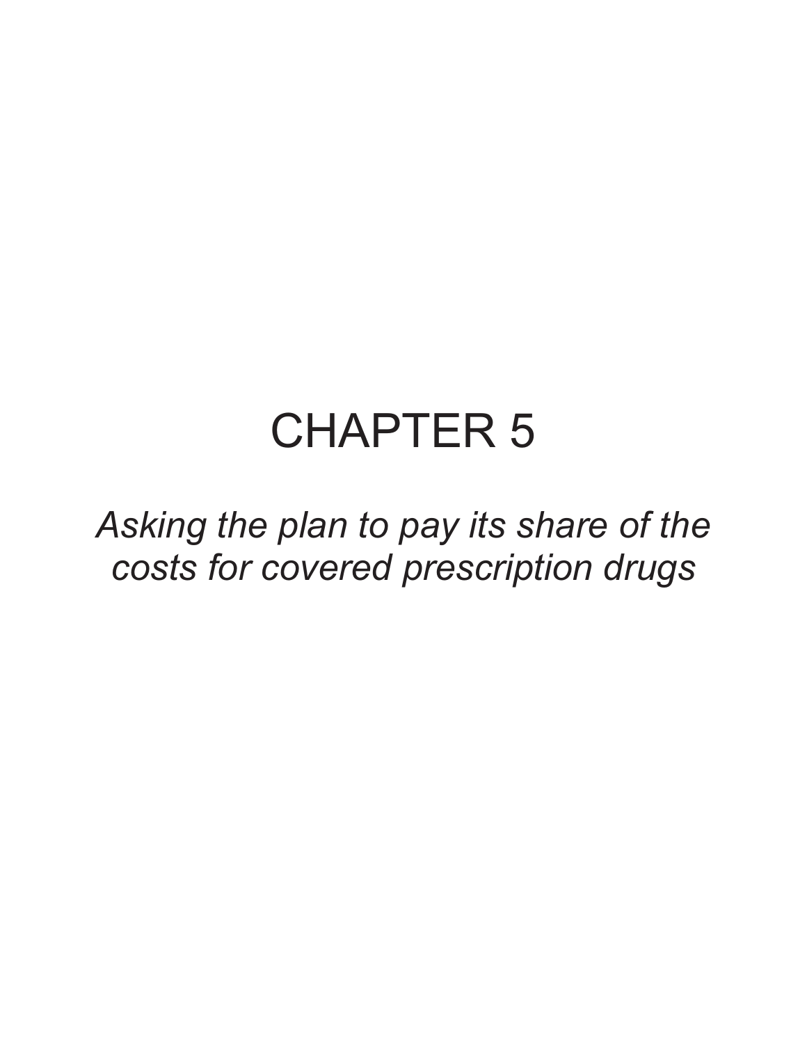# CHAPTER 5

*Asking the plan to pay its share of the costs for covered prescription drugs*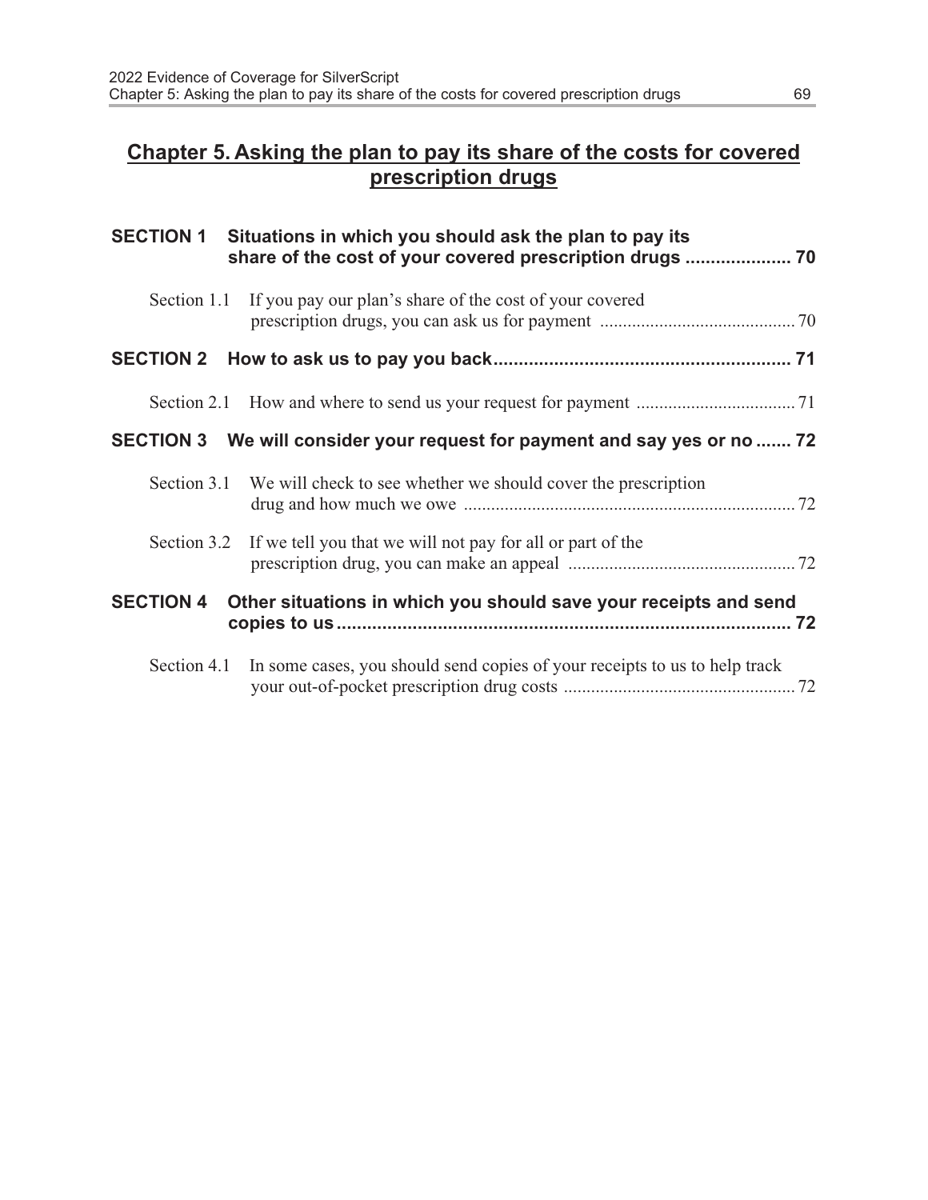# Chapter 5. Asking the plan to pay its share of the costs for covered prescription drugs

**SECTION 1 Situations in which you should ask the plan to pay its share of the cost of your covered prescription drugs .................... 70**

Section 1.1 If you pay our plan's share of the cost of your covered prescription drugs, you can ask us for payment .......................................... 70

**SECTION 2 How to ask us to pay you back.......................................................... 71**

Section 2.1 How and where to send us your request for payment .................................. 71

**SECTION 3 We will consider your request for payment and say yes or no ....... 72**

Section 3.1 We will check to see whether we should cover the prescription drug and how much we owe ........................................................................ 72

Section 3.2 If we tell you that we will not pay for all or part of the prescription drug, you can make an appeal ................................................. 72

**SECTION 4 Other situations in which you should save your receipts and send copies to us......................................................................................... 72**

Section 4.1 In some cases, you should send copies of your receipts to us to help track your out-of-pocket prescription drug costs .................................................. 72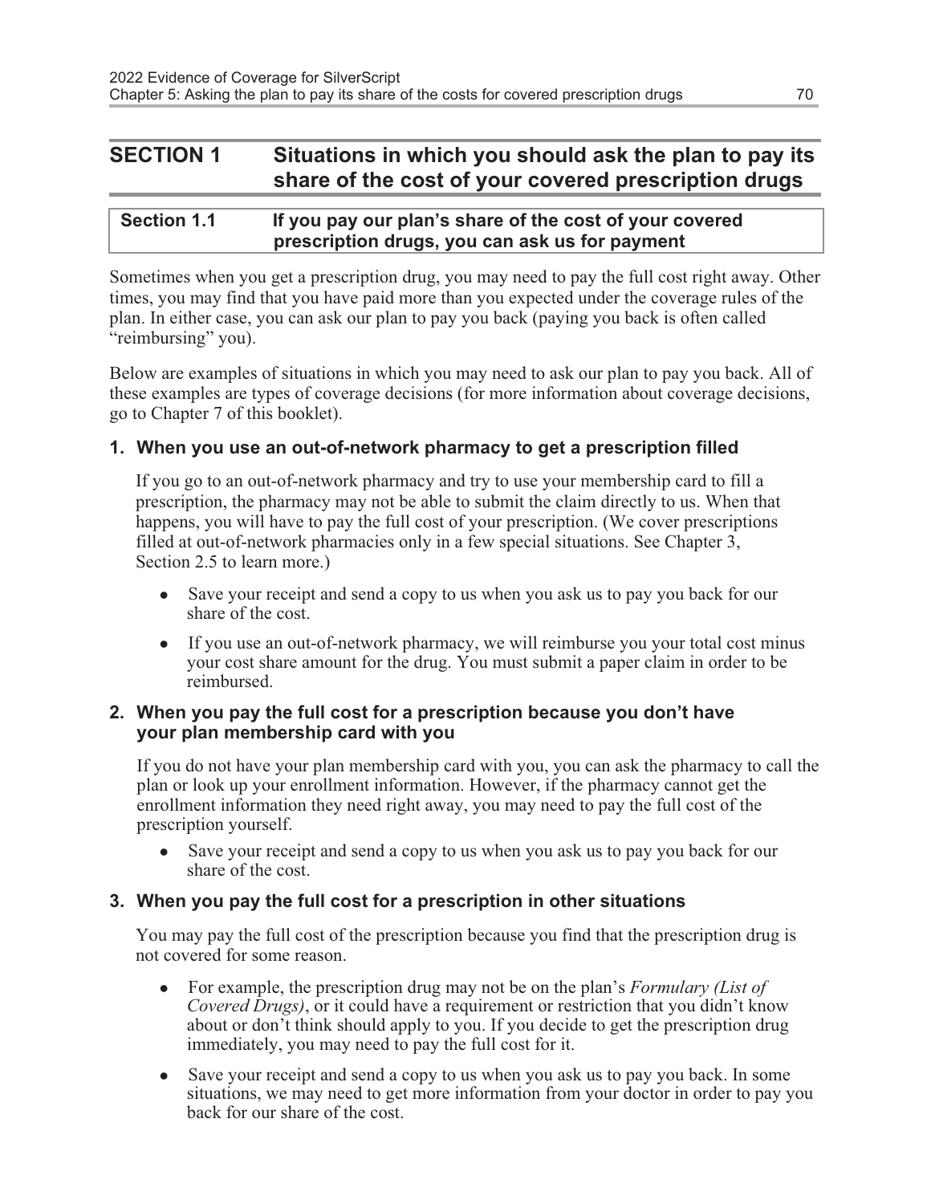## SECTION 1 Situations in which you should ask the plan to pay its share of the cost of your covered prescription drugs

### Section 1.1 If you pay our plan's share of the cost of your covered prescription drugs, you can ask us for payment

Sometimes when you get a prescription drug, you may need to pay the full cost right away. Other times, you may find that you have paid more than you expected under the coverage rules of the plan. In either case, you can ask our plan to pay you back (paying you back is often called "reimbursing" you).

Below are examples of situations in which you may need to ask our plan to pay you back. All of these examples are types of coverage decisions (for more information about coverage decisions, go to Chapter 7 of this booklet).

**1. When you use an out-of-network pharmacy to get a prescription filled**

If you go to an out-of-network pharmacy and try to use your membership card to fill a prescription, the pharmacy may not be able to submit the claim directly to us. When that happens, you will have to pay the full cost of your prescription. (We cover prescriptions filled at out-of-network pharmacies only in a few special situations. See Chapter 3, Section 2.5 to learn more.)

- Save your receipt and send a copy to us when you ask us to pay you back for our share of the cost.
- If you use an out-of-network pharmacy, we will reimburse you your total cost minus your cost share amount for the drug. You must submit a paper claim in order to be reimbursed.

**2. When you pay the full cost for a prescription because you don't have your plan membership card with you**

If you do not have your plan membership card with you, you can ask the pharmacy to call the plan or look up your enrollment information. However, if the pharmacy cannot get the enrollment information they need right away, you may need to pay the full cost of the prescription yourself.

- Save your receipt and send a copy to us when you ask us to pay you back for our share of the cost.

**3. When you pay the full cost for a prescription in other situations**

You may pay the full cost of the prescription because you find that the prescription drug is not covered for some reason.

- For example, the prescription drug may not be on the plan's *Formulary (List of Covered Drugs)*, or it could have a requirement or restriction that you didn't know about or don't think should apply to you. If you decide to get the prescription drug immediately, you may need to pay the full cost for it.
- Save your receipt and send a copy to us when you ask us to pay you back. In some situations, we may need to get more information from your doctor in order to pay you back for our share of the cost.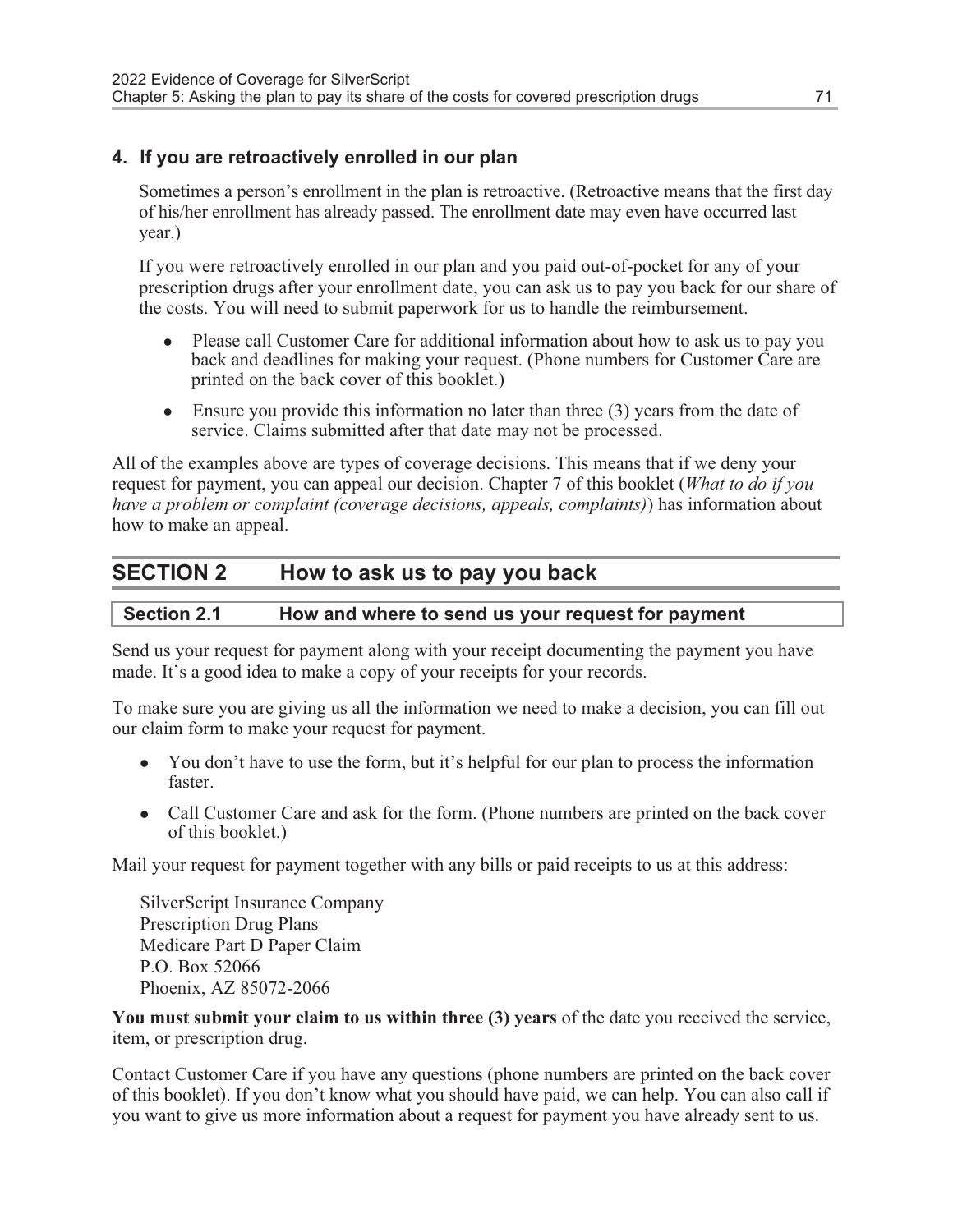### 4. If you are retroactively enrolled in our plan

Sometimes a person's enrollment in the plan is retroactive. (Retroactive means that the first day of his/her enrollment has already passed. The enrollment date may even have occurred last year.)

If you were retroactively enrolled in our plan and you paid out-of-pocket for any of your prescription drugs after your enrollment date, you can ask us to pay you back for our share of the costs. You will need to submit paperwork for us to handle the reimbursement.

- Please call Customer Care for additional information about how to ask us to pay you back and deadlines for making your request. (Phone numbers for Customer Care are printed on the back cover of this booklet.)
- Ensure you provide this information no later than three (3) years from the date of service. Claims submitted after that date may not be processed.

All of the examples above are types of coverage decisions. This means that if we deny your request for payment, you can appeal our decision. Chapter 7 of this booklet (*What to do if you have a problem or complaint (coverage decisions, appeals, complaints)*) has information about how to make an appeal.

## SECTION 2 How to ask us to pay you back

### Section 2.1 How and where to send us your request for payment

Send us your request for payment along with your receipt documenting the payment you have made. It's a good idea to make a copy of your receipts for your records.

To make sure you are giving us all the information we need to make a decision, you can fill out our claim form to make your request for payment.

- You don't have to use the form, but it's helpful for our plan to process the information faster.
- Call Customer Care and ask for the form. (Phone numbers are printed on the back cover of this booklet.)

Mail your request for payment together with any bills or paid receipts to us at this address:

SilverScript Insurance Company
Prescription Drug Plans
Medicare Part D Paper Claim
P.O. Box 52066
Phoenix, AZ 85072-2066

**You must submit your claim to us within three (3) years** of the date you received the service, item, or prescription drug.

Contact Customer Care if you have any questions (phone numbers are printed on the back cover of this booklet). If you don't know what you should have paid, we can help. You can also call if you want to give us more information about a request for payment you have already sent to us.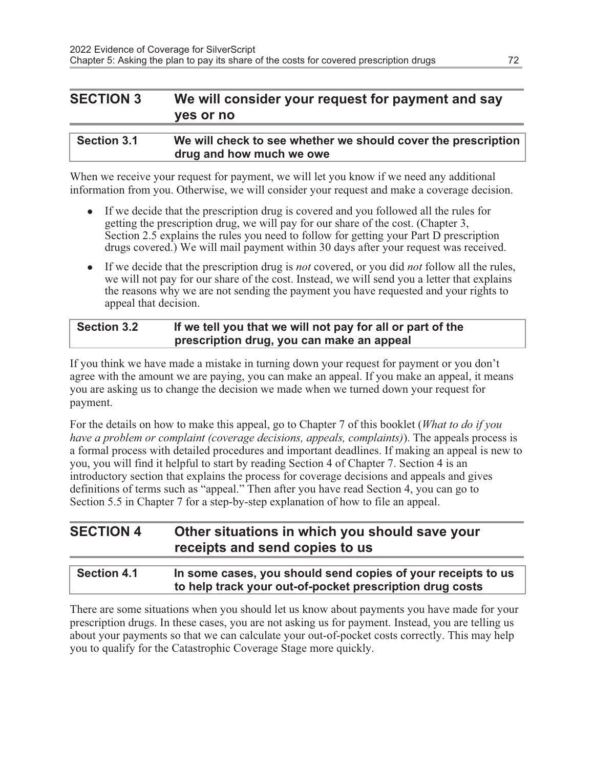## SECTION 3 We will consider your request for payment and say yes or no

### Section 3.1 We will check to see whether we should cover the prescription drug and how much we owe

When we receive your request for payment, we will let you know if we need any additional information from you. Otherwise, we will consider your request and make a coverage decision.

- If we decide that the prescription drug is covered and you followed all the rules for getting the prescription drug, we will pay for our share of the cost. (Chapter 3, Section 2.5 explains the rules you need to follow for getting your Part D prescription drugs covered.) We will mail payment within 30 days after your request was received.
- If we decide that the prescription drug is *not* covered, or you did *not* follow all the rules, we will not pay for our share of the cost. Instead, we will send you a letter that explains the reasons why we are not sending the payment you have requested and your rights to appeal that decision.

### Section 3.2 If we tell you that we will not pay for all or part of the prescription drug, you can make an appeal

If you think we have made a mistake in turning down your request for payment or you don't agree with the amount we are paying, you can make an appeal. If you make an appeal, it means you are asking us to change the decision we made when we turned down your request for payment.

For the details on how to make this appeal, go to Chapter 7 of this booklet (*What to do if you have a problem or complaint (coverage decisions, appeals, complaints)*). The appeals process is a formal process with detailed procedures and important deadlines. If making an appeal is new to you, you will find it helpful to start by reading Section 4 of Chapter 7. Section 4 is an introductory section that explains the process for coverage decisions and appeals and gives definitions of terms such as "appeal." Then after you have read Section 4, you can go to Section 5.5 in Chapter 7 for a step-by-step explanation of how to file an appeal.

## SECTION 4 Other situations in which you should save your receipts and send copies to us

### Section 4.1 In some cases, you should send copies of your receipts to us to help track your out-of-pocket prescription drug costs

There are some situations when you should let us know about payments you have made for your prescription drugs. In these cases, you are not asking us for payment. Instead, you are telling us about your payments so that we can calculate your out-of-pocket costs correctly. This may help you to qualify for the Catastrophic Coverage Stage more quickly.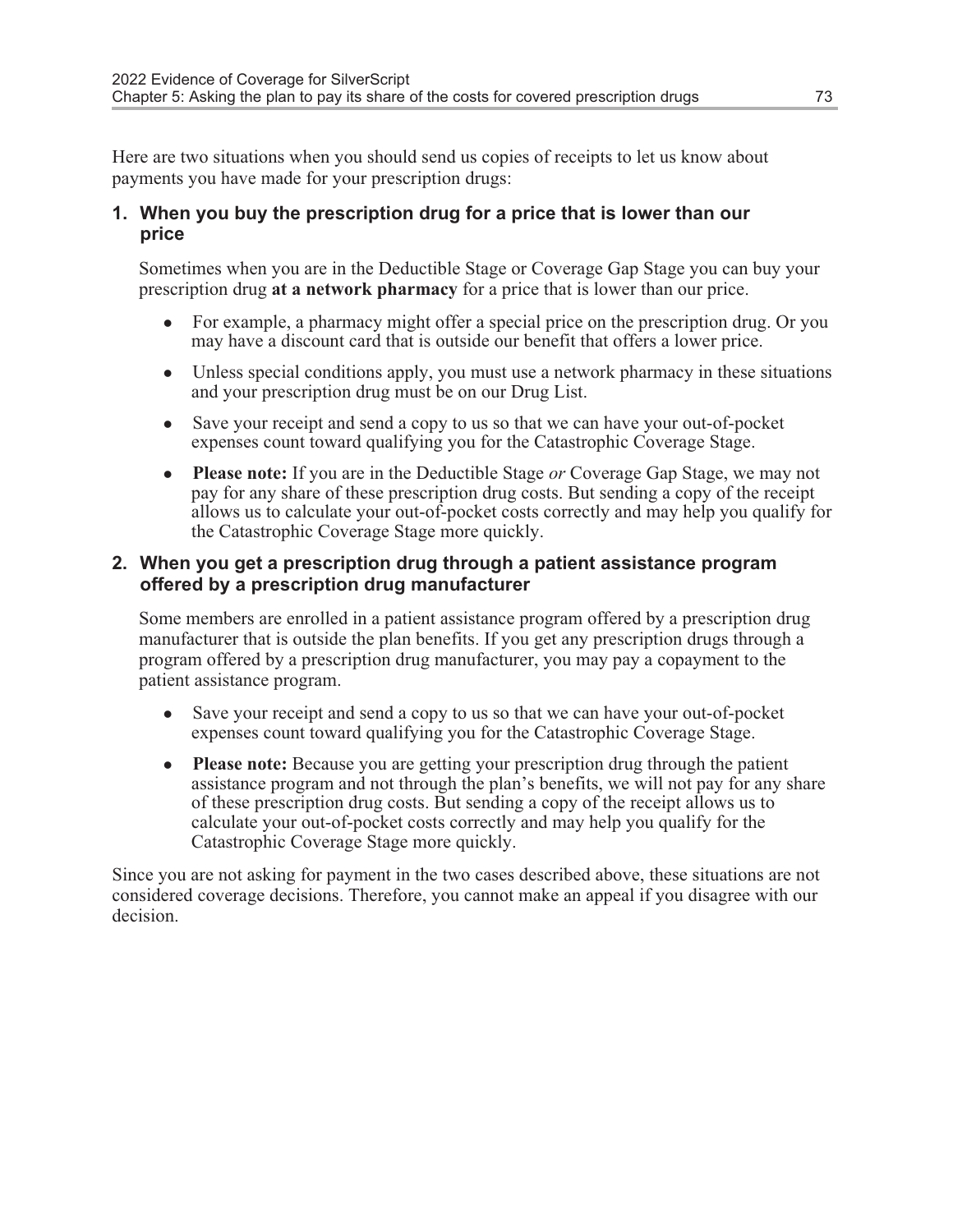Here are two situations when you should send us copies of receipts to let us know about payments you have made for your prescription drugs:

### 1. When you buy the prescription drug for a price that is lower than our price

Sometimes when you are in the Deductible Stage or Coverage Gap Stage you can buy your prescription drug **at a network pharmacy** for a price that is lower than our price.

- For example, a pharmacy might offer a special price on the prescription drug. Or you may have a discount card that is outside our benefit that offers a lower price.
- Unless special conditions apply, you must use a network pharmacy in these situations and your prescription drug must be on our Drug List.
- Save your receipt and send a copy to us so that we can have your out-of-pocket expenses count toward qualifying you for the Catastrophic Coverage Stage.
- **Please note:** If you are in the Deductible Stage *or* Coverage Gap Stage, we may not pay for any share of these prescription drug costs. But sending a copy of the receipt allows us to calculate your out-of-pocket costs correctly and may help you qualify for the Catastrophic Coverage Stage more quickly.

### 2. When you get a prescription drug through a patient assistance program offered by a prescription drug manufacturer

Some members are enrolled in a patient assistance program offered by a prescription drug manufacturer that is outside the plan benefits. If you get any prescription drugs through a program offered by a prescription drug manufacturer, you may pay a copayment to the patient assistance program.

- Save your receipt and send a copy to us so that we can have your out-of-pocket expenses count toward qualifying you for the Catastrophic Coverage Stage.
- **Please note:** Because you are getting your prescription drug through the patient assistance program and not through the plan's benefits, we will not pay for any share of these prescription drug costs. But sending a copy of the receipt allows us to calculate your out-of-pocket costs correctly and may help you qualify for the Catastrophic Coverage Stage more quickly.

Since you are not asking for payment in the two cases described above, these situations are not considered coverage decisions. Therefore, you cannot make an appeal if you disagree with our decision.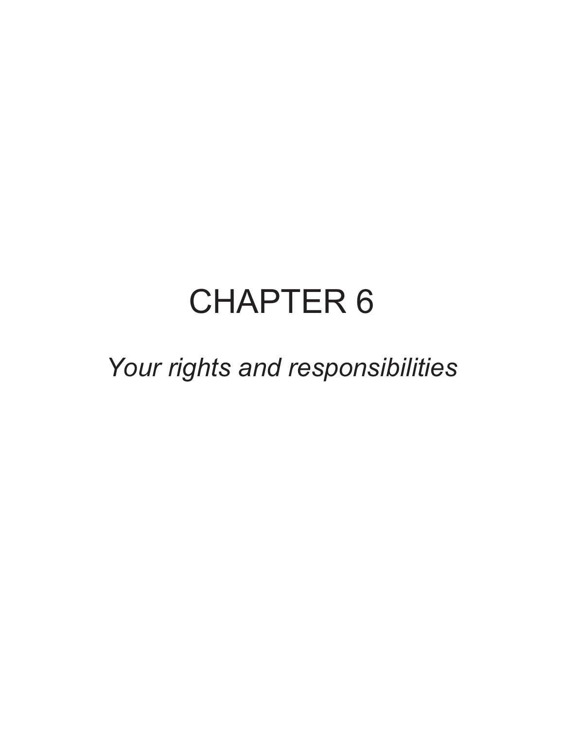# CHAPTER 6

*Your rights and responsibilities*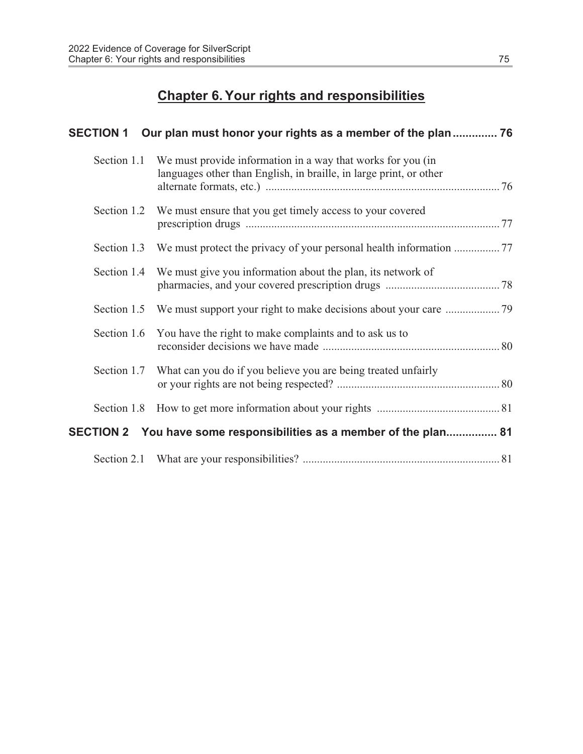# Chapter 6. Your rights and responsibilities

**SECTION 1 Our plan must honor your rights as a member of the plan .............. 76**

Section 1.1 We must provide information in a way that works for you (in languages other than English, in braille, in large print, or other alternate formats, etc.) .................................................................................. 76

Section 1.2 We must ensure that you get timely access to your covered prescription drugs ......................................................................................... 77

Section 1.3 We must protect the privacy of your personal health information ................ 77

Section 1.4 We must give you information about the plan, its network of pharmacies, and your covered prescription drugs ........................................ 78

Section 1.5 We must support your right to make decisions about your care ................... 79

Section 1.6 You have the right to make complaints and to ask us to reconsider decisions we have made .............................................................. 80

Section 1.7 What can you do if you believe you are being treated unfairly or your rights are not being respected? ......................................................... 80

Section 1.8 How to get more information about your rights ........................................... 81

**SECTION 2 You have some responsibilities as a member of the plan................ 81**

Section 2.1 What are your responsibilities? ..................................................................... 81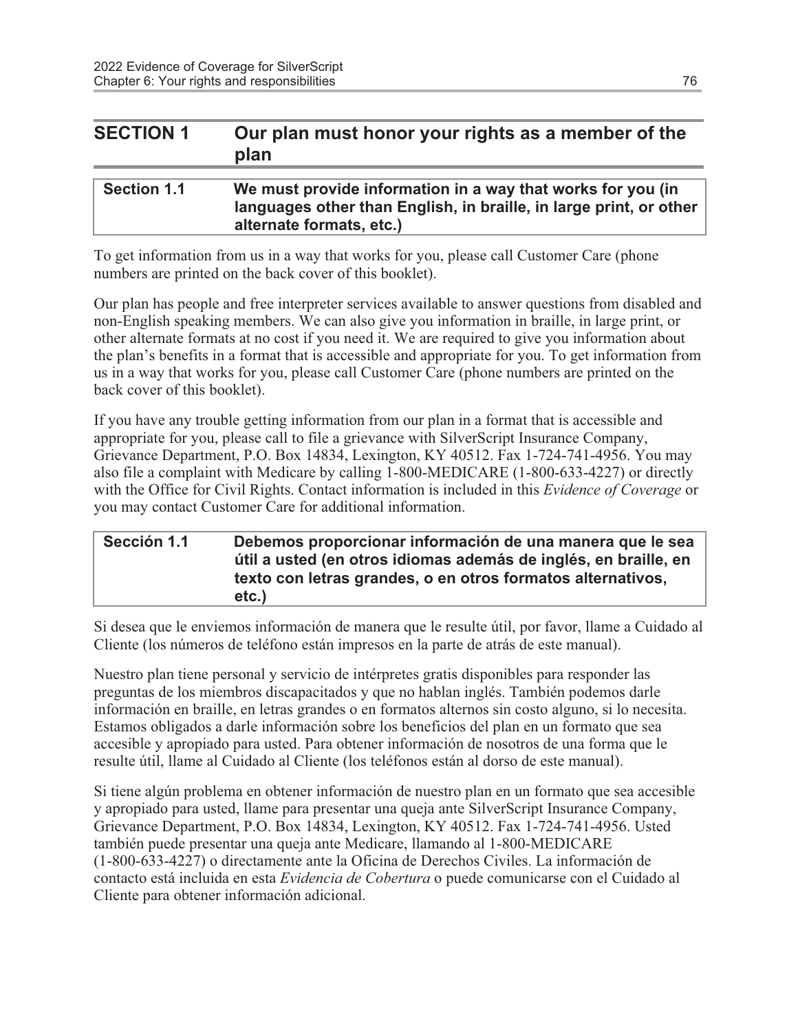## SECTION 1 Our plan must honor your rights as a member of the plan

### Section 1.1 We must provide information in a way that works for you (in languages other than English, in braille, in large print, or other alternate formats, etc.)

To get information from us in a way that works for you, please call Customer Care (phone numbers are printed on the back cover of this booklet).

Our plan has people and free interpreter services available to answer questions from disabled and non-English speaking members. We can also give you information in braille, in large print, or other alternate formats at no cost if you need it. We are required to give you information about the plan's benefits in a format that is accessible and appropriate for you. To get information from us in a way that works for you, please call Customer Care (phone numbers are printed on the back cover of this booklet).

If you have any trouble getting information from our plan in a format that is accessible and appropriate for you, please call to file a grievance with SilverScript Insurance Company, Grievance Department, P.O. Box 14834, Lexington, KY 40512. Fax 1-724-741-4956. You may also file a complaint with Medicare by calling 1-800-MEDICARE (1-800-633-4227) or directly with the Office for Civil Rights. Contact information is included in this *Evidence of Coverage* or you may contact Customer Care for additional information.

### Sección 1.1 Debemos proporcionar información de una manera que le sea útil a usted (en otros idiomas además de inglés, en braille, en texto con letras grandes, o en otros formatos alternativos, etc.)

Si desea que le enviemos información de manera que le resulte útil, por favor, llame a Cuidado al Cliente (los números de teléfono están impresos en la parte de atrás de este manual).

Nuestro plan tiene personal y servicio de intérpretes gratis disponibles para responder las preguntas de los miembros discapacitados y que no hablan inglés. También podemos darle información en braille, en letras grandes o en formatos alternos sin costo alguno, si lo necesita. Estamos obligados a darle información sobre los beneficios del plan en un formato que sea accesible y apropiado para usted. Para obtener información de nosotros de una forma que le resulte útil, llame al Cuidado al Cliente (los teléfonos están al dorso de este manual).

Si tiene algún problema en obtener información de nuestro plan en un formato que sea accesible y apropiado para usted, llame para presentar una queja ante SilverScript Insurance Company, Grievance Department, P.O. Box 14834, Lexington, KY 40512. Fax 1-724-741-4956. Usted también puede presentar una queja ante Medicare, llamando al 1-800-MEDICARE (1-800-633-4227) o directamente ante la Oficina de Derechos Civiles. La información de contacto está incluida en esta *Evidencia de Cobertura* o puede comunicarse con el Cuidado al Cliente para obtener información adicional.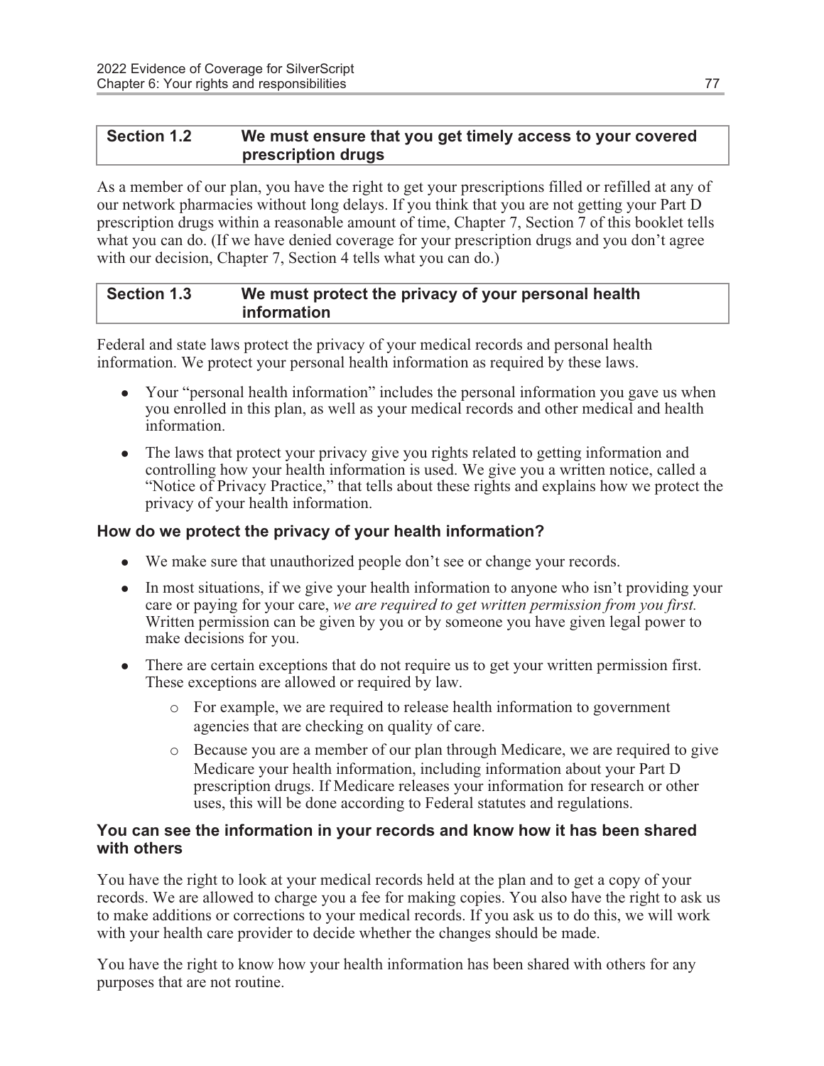## Section 1.2 We must ensure that you get timely access to your covered prescription drugs

As a member of our plan, you have the right to get your prescriptions filled or refilled at any of our network pharmacies without long delays. If you think that you are not getting your Part D prescription drugs within a reasonable amount of time, Chapter 7, Section 7 of this booklet tells what you can do. (If we have denied coverage for your prescription drugs and you don't agree with our decision, Chapter 7, Section 4 tells what you can do.)

## Section 1.3 We must protect the privacy of your personal health information

Federal and state laws protect the privacy of your medical records and personal health information. We protect your personal health information as required by these laws.

- Your "personal health information" includes the personal information you gave us when you enrolled in this plan, as well as your medical records and other medical and health information.
- The laws that protect your privacy give you rights related to getting information and controlling how your health information is used. We give you a written notice, called a "Notice of Privacy Practice," that tells about these rights and explains how we protect the privacy of your health information.

### How do we protect the privacy of your health information?

- We make sure that unauthorized people don't see or change your records.
- In most situations, if we give your health information to anyone who isn't providing your care or paying for your care, *we are required to get written permission from you first.* Written permission can be given by you or by someone you have given legal power to make decisions for you.
- There are certain exceptions that do not require us to get your written permission first. These exceptions are allowed or required by law.
  - For example, we are required to release health information to government agencies that are checking on quality of care.
  - Because you are a member of our plan through Medicare, we are required to give Medicare your health information, including information about your Part D prescription drugs. If Medicare releases your information for research or other uses, this will be done according to Federal statutes and regulations.

### You can see the information in your records and know how it has been shared with others

You have the right to look at your medical records held at the plan and to get a copy of your records. We are allowed to charge you a fee for making copies. You also have the right to ask us to make additions or corrections to your medical records. If you ask us to do this, we will work with your health care provider to decide whether the changes should be made.

You have the right to know how your health information has been shared with others for any purposes that are not routine.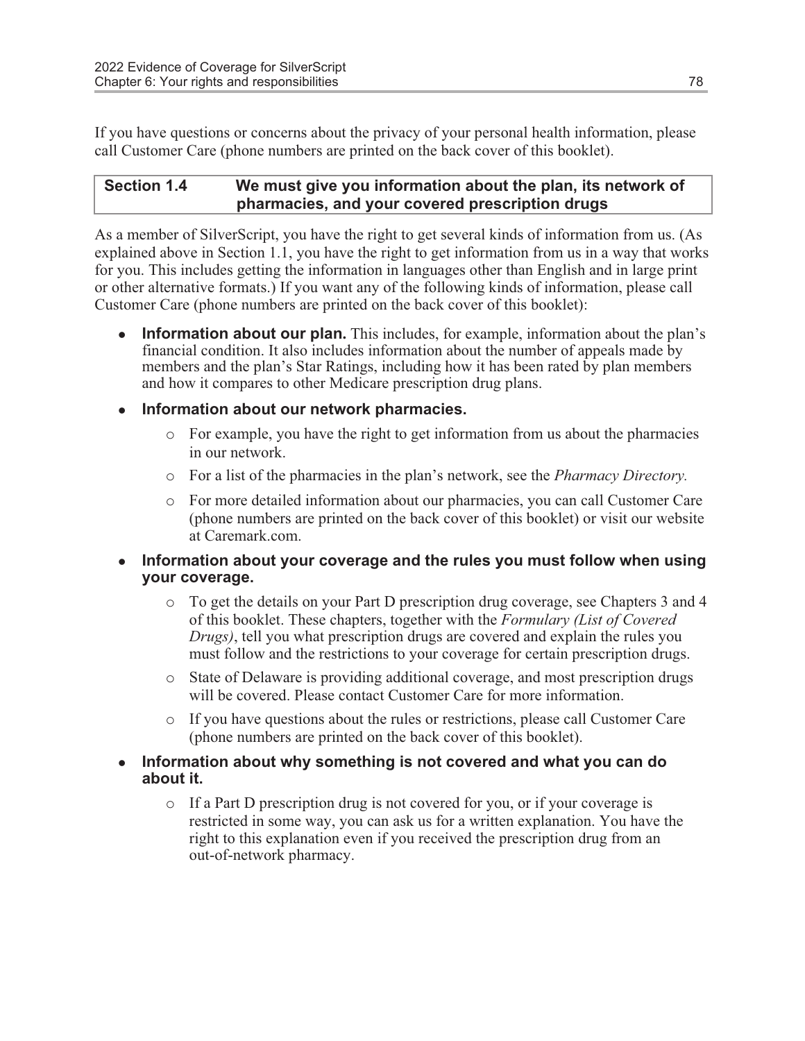If you have questions or concerns about the privacy of your personal health information, please call Customer Care (phone numbers are printed on the back cover of this booklet).

## Section 1.4 We must give you information about the plan, its network of pharmacies, and your covered prescription drugs

As a member of SilverScript, you have the right to get several kinds of information from us. (As explained above in Section 1.1, you have the right to get information from us in a way that works for you. This includes getting the information in languages other than English and in large print or other alternative formats.) If you want any of the following kinds of information, please call Customer Care (phone numbers are printed on the back cover of this booklet):

- **Information about our plan.** This includes, for example, information about the plan's financial condition. It also includes information about the number of appeals made by members and the plan's Star Ratings, including how it has been rated by plan members and how it compares to other Medicare prescription drug plans.
- **Information about our network pharmacies.**
  - For example, you have the right to get information from us about the pharmacies in our network.
  - For a list of the pharmacies in the plan's network, see the *Pharmacy Directory.*
  - For more detailed information about our pharmacies, you can call Customer Care (phone numbers are printed on the back cover of this booklet) or visit our website at Caremark.com.
- **Information about your coverage and the rules you must follow when using your coverage.**
  - To get the details on your Part D prescription drug coverage, see Chapters 3 and 4 of this booklet. These chapters, together with the *Formulary (List of Covered Drugs)*, tell you what prescription drugs are covered and explain the rules you must follow and the restrictions to your coverage for certain prescription drugs.
  - State of Delaware is providing additional coverage, and most prescription drugs will be covered. Please contact Customer Care for more information.
  - If you have questions about the rules or restrictions, please call Customer Care (phone numbers are printed on the back cover of this booklet).
- **Information about why something is not covered and what you can do about it.**
  - If a Part D prescription drug is not covered for you, or if your coverage is restricted in some way, you can ask us for a written explanation. You have the right to this explanation even if you received the prescription drug from an out-of-network pharmacy.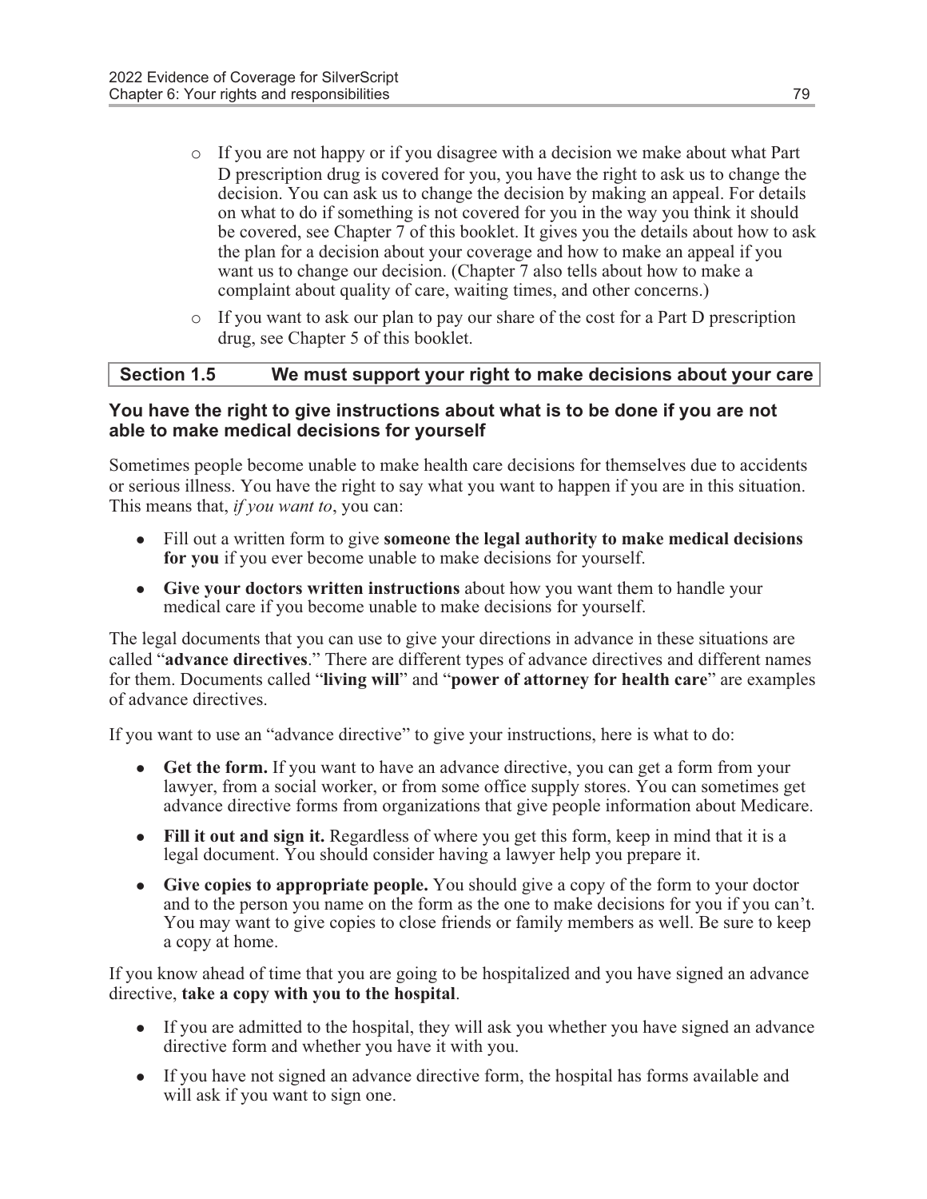- If you are not happy or if you disagree with a decision we make about what Part D prescription drug is covered for you, you have the right to ask us to change the decision. You can ask us to change the decision by making an appeal. For details on what to do if something is not covered for you in the way you think it should be covered, see Chapter 7 of this booklet. It gives you the details about how to ask the plan for a decision about your coverage and how to make an appeal if you want us to change our decision. (Chapter 7 also tells about how to make a complaint about quality of care, waiting times, and other concerns.)
- If you want to ask our plan to pay our share of the cost for a Part D prescription drug, see Chapter 5 of this booklet.

## Section 1.5 We must support your right to make decisions about your care

### You have the right to give instructions about what is to be done if you are not able to make medical decisions for yourself

Sometimes people become unable to make health care decisions for themselves due to accidents or serious illness. You have the right to say what you want to happen if you are in this situation. This means that, *if you want to*, you can:

- Fill out a written form to give **someone the legal authority to make medical decisions for you** if you ever become unable to make decisions for yourself.
- **Give your doctors written instructions** about how you want them to handle your medical care if you become unable to make decisions for yourself.

The legal documents that you can use to give your directions in advance in these situations are called "**advance directives**." There are different types of advance directives and different names for them. Documents called "**living will**" and "**power of attorney for health care**" are examples of advance directives.

If you want to use an "advance directive" to give your instructions, here is what to do:

- **Get the form.** If you want to have an advance directive, you can get a form from your lawyer, from a social worker, or from some office supply stores. You can sometimes get advance directive forms from organizations that give people information about Medicare.
- **Fill it out and sign it.** Regardless of where you get this form, keep in mind that it is a legal document. You should consider having a lawyer help you prepare it.
- **Give copies to appropriate people.** You should give a copy of the form to your doctor and to the person you name on the form as the one to make decisions for you if you can't. You may want to give copies to close friends or family members as well. Be sure to keep a copy at home.

If you know ahead of time that you are going to be hospitalized and you have signed an advance directive, **take a copy with you to the hospital**.

- If you are admitted to the hospital, they will ask you whether you have signed an advance directive form and whether you have it with you.
- If you have not signed an advance directive form, the hospital has forms available and will ask if you want to sign one.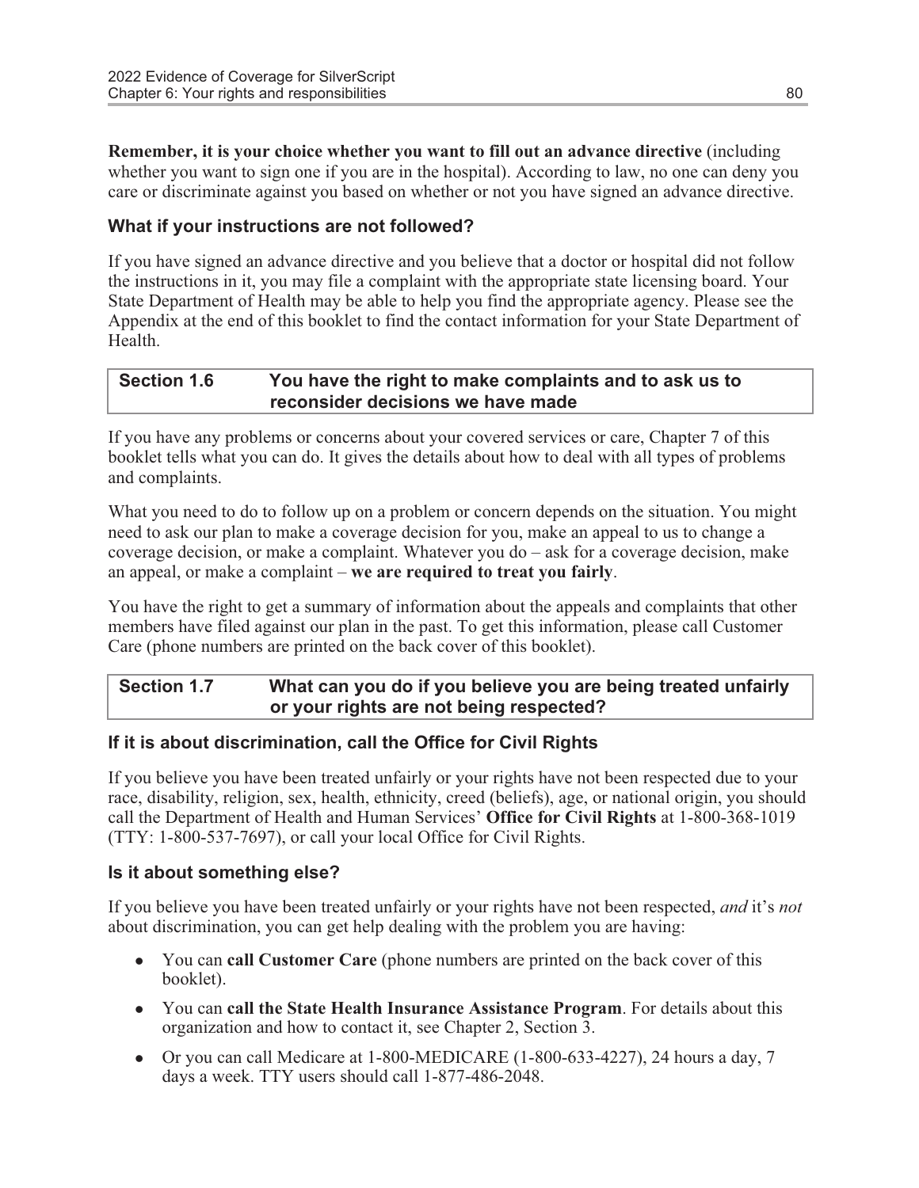**Remember, it is your choice whether you want to fill out an advance directive** (including whether you want to sign one if you are in the hospital). According to law, no one can deny you care or discriminate against you based on whether or not you have signed an advance directive.

### What if your instructions are not followed?

If you have signed an advance directive and you believe that a doctor or hospital did not follow the instructions in it, you may file a complaint with the appropriate state licensing board. Your State Department of Health may be able to help you find the appropriate agency. Please see the Appendix at the end of this booklet to find the contact information for your State Department of Health.

## Section 1.6 You have the right to make complaints and to ask us to reconsider decisions we have made

If you have any problems or concerns about your covered services or care, Chapter 7 of this booklet tells what you can do. It gives the details about how to deal with all types of problems and complaints.

What you need to do to follow up on a problem or concern depends on the situation. You might need to ask our plan to make a coverage decision for you, make an appeal to us to change a coverage decision, or make a complaint. Whatever you do – ask for a coverage decision, make an appeal, or make a complaint – **we are required to treat you fairly**.

You have the right to get a summary of information about the appeals and complaints that other members have filed against our plan in the past. To get this information, please call Customer Care (phone numbers are printed on the back cover of this booklet).

## Section 1.7 What can you do if you believe you are being treated unfairly or your rights are not being respected?

### If it is about discrimination, call the Office for Civil Rights

If you believe you have been treated unfairly or your rights have not been respected due to your race, disability, religion, sex, health, ethnicity, creed (beliefs), age, or national origin, you should call the Department of Health and Human Services' **Office for Civil Rights** at 1-800-368-1019 (TTY: 1-800-537-7697), or call your local Office for Civil Rights.

### Is it about something else?

If you believe you have been treated unfairly or your rights have not been respected, *and* it's *not* about discrimination, you can get help dealing with the problem you are having:

- You can **call Customer Care** (phone numbers are printed on the back cover of this booklet).
- You can **call the State Health Insurance Assistance Program**. For details about this organization and how to contact it, see Chapter 2, Section 3.
- Or you can call Medicare at 1-800-MEDICARE (1-800-633-4227), 24 hours a day, 7 days a week. TTY users should call 1-877-486-2048.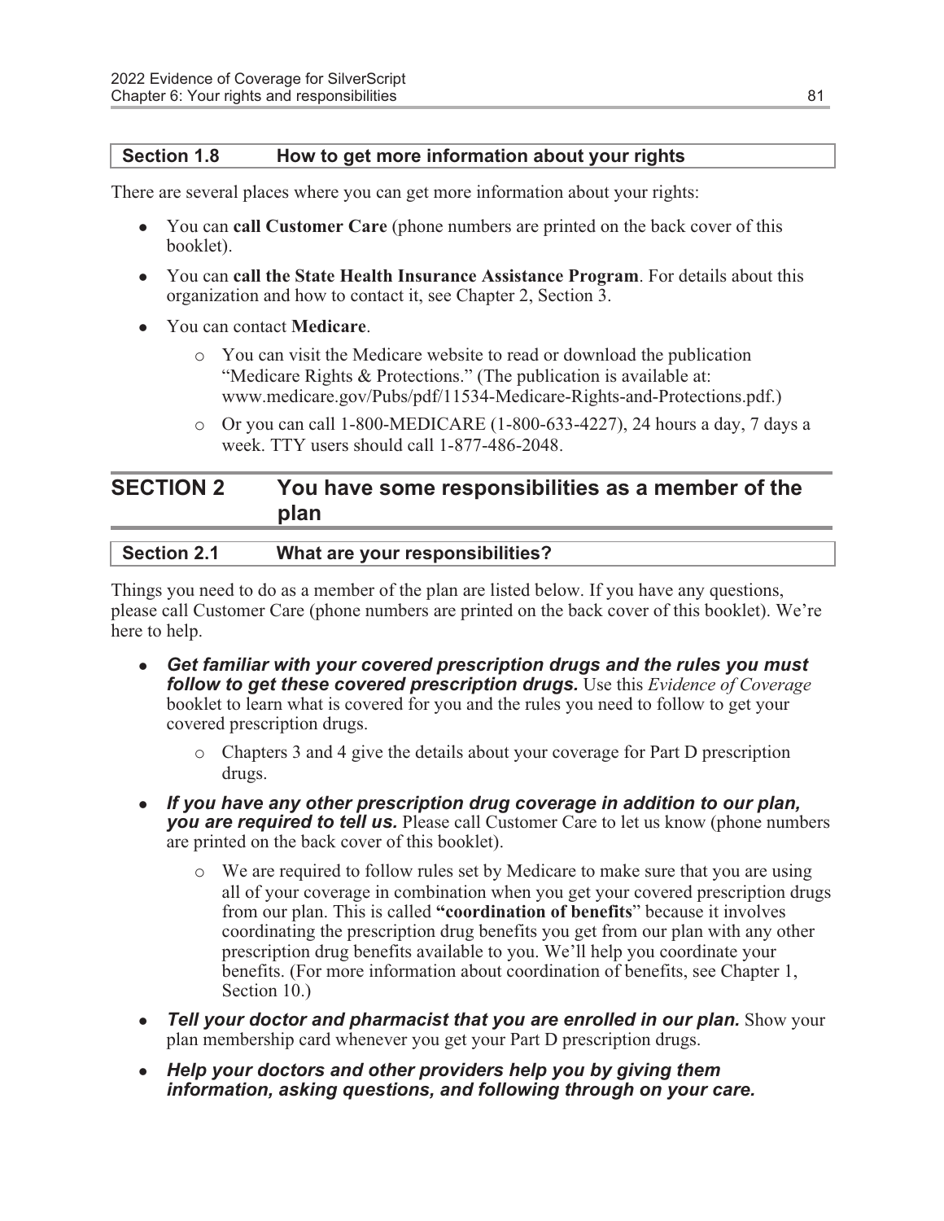### Section 1.8 How to get more information about your rights

There are several places where you can get more information about your rights:

- You can **call Customer Care** (phone numbers are printed on the back cover of this booklet).
- You can **call the State Health Insurance Assistance Program**. For details about this organization and how to contact it, see Chapter 2, Section 3.
- You can contact **Medicare**.
  - You can visit the Medicare website to read or download the publication "Medicare Rights & Protections." (The publication is available at: www.medicare.gov/Pubs/pdf/11534-Medicare-Rights-and-Protections.pdf.)
  - Or you can call 1-800-MEDICARE (1-800-633-4227), 24 hours a day, 7 days a week. TTY users should call 1-877-486-2048.

## SECTION 2 You have some responsibilities as a member of the plan

### Section 2.1 What are your responsibilities?

Things you need to do as a member of the plan are listed below. If you have any questions, please call Customer Care (phone numbers are printed on the back cover of this booklet). We're here to help.

- ***Get familiar with your covered prescription drugs and the rules you must follow to get these covered prescription drugs.*** Use this *Evidence of Coverage* booklet to learn what is covered for you and the rules you need to follow to get your covered prescription drugs.
  - Chapters 3 and 4 give the details about your coverage for Part D prescription drugs.
- ***If you have any other prescription drug coverage in addition to our plan, you are required to tell us.*** Please call Customer Care to let us know (phone numbers are printed on the back cover of this booklet).
  - We are required to follow rules set by Medicare to make sure that you are using all of your coverage in combination when you get your covered prescription drugs from our plan. This is called **"coordination of benefits**" because it involves coordinating the prescription drug benefits you get from our plan with any other prescription drug benefits available to you. We'll help you coordinate your benefits. (For more information about coordination of benefits, see Chapter 1, Section 10.)
- ***Tell your doctor and pharmacist that you are enrolled in our plan.*** Show your plan membership card whenever you get your Part D prescription drugs.
- ***Help your doctors and other providers help you by giving them information, asking questions, and following through on your care.***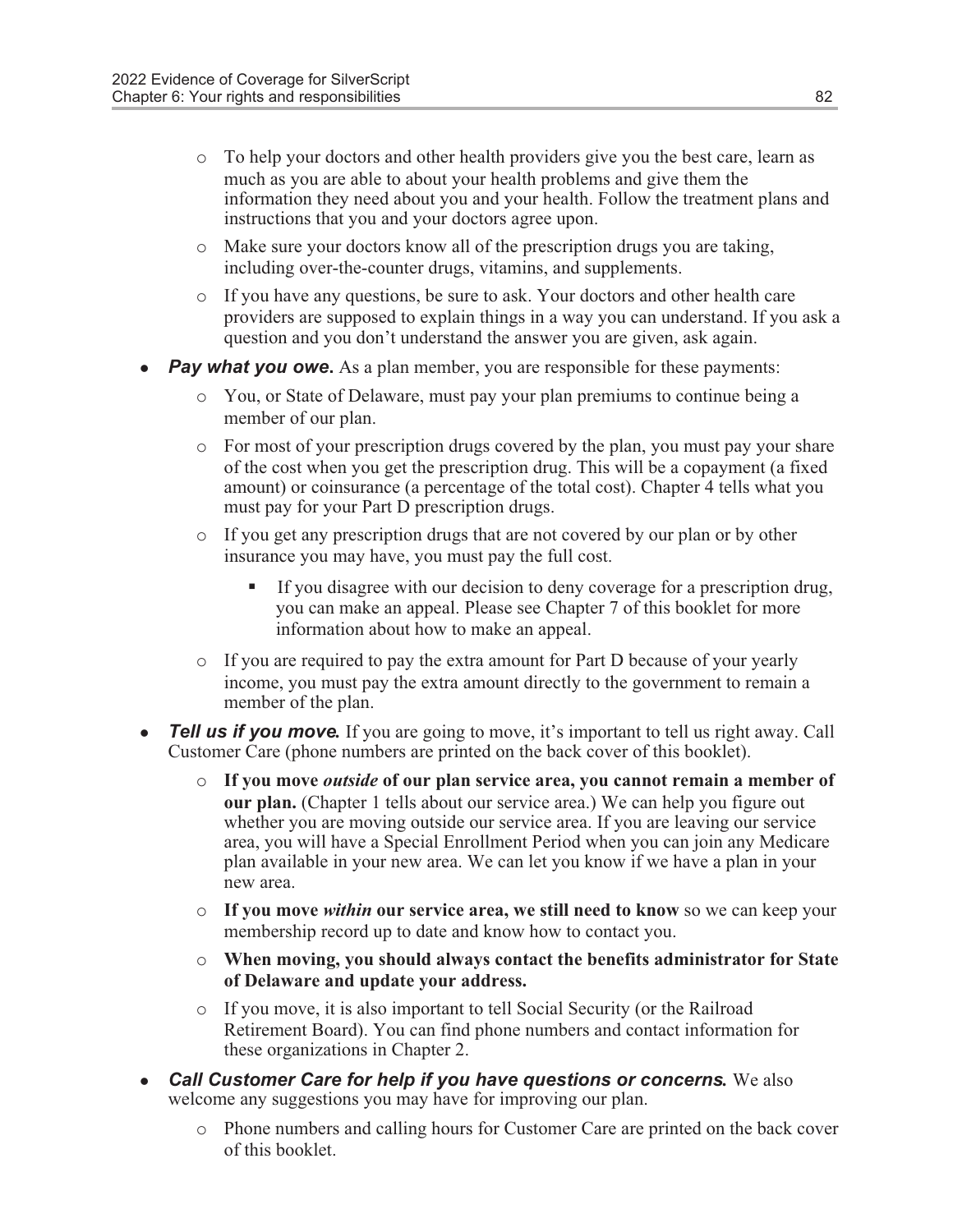- To help your doctors and other health providers give you the best care, learn as much as you are able to about your health problems and give them the information they need about you and your health. Follow the treatment plans and instructions that you and your doctors agree upon.
  - Make sure your doctors know all of the prescription drugs you are taking, including over-the-counter drugs, vitamins, and supplements.
  - If you have any questions, be sure to ask. Your doctors and other health care providers are supposed to explain things in a way you can understand. If you ask a question and you don't understand the answer you are given, ask again.
- ***Pay what you owe*.** As a plan member, you are responsible for these payments:
  - You, or State of Delaware, must pay your plan premiums to continue being a member of our plan.
  - For most of your prescription drugs covered by the plan, you must pay your share of the cost when you get the prescription drug. This will be a copayment (a fixed amount) or coinsurance (a percentage of the total cost). Chapter 4 tells what you must pay for your Part D prescription drugs.
  - If you get any prescription drugs that are not covered by our plan or by other insurance you may have, you must pay the full cost.
    - If you disagree with our decision to deny coverage for a prescription drug, you can make an appeal. Please see Chapter 7 of this booklet for more information about how to make an appeal.
  - If you are required to pay the extra amount for Part D because of your yearly income, you must pay the extra amount directly to the government to remain a member of the plan.
- ***Tell us if you move*.** If you are going to move, it's important to tell us right away. Call Customer Care (phone numbers are printed on the back cover of this booklet).
  - **If you move *outside* of our plan service area, you cannot remain a member of our plan.** (Chapter 1 tells about our service area.) We can help you figure out whether you are moving outside our service area. If you are leaving our service area, you will have a Special Enrollment Period when you can join any Medicare plan available in your new area. We can let you know if we have a plan in your new area.
  - **If you move *within* our service area, we still need to know** so we can keep your membership record up to date and know how to contact you.
  - **When moving, you should always contact the benefits administrator for State of Delaware and update your address.**
  - If you move, it is also important to tell Social Security (or the Railroad Retirement Board). You can find phone numbers and contact information for these organizations in Chapter 2.
- ***Call Customer Care for help if you have questions or concerns*.** We also welcome any suggestions you may have for improving our plan.
  - Phone numbers and calling hours for Customer Care are printed on the back cover of this booklet.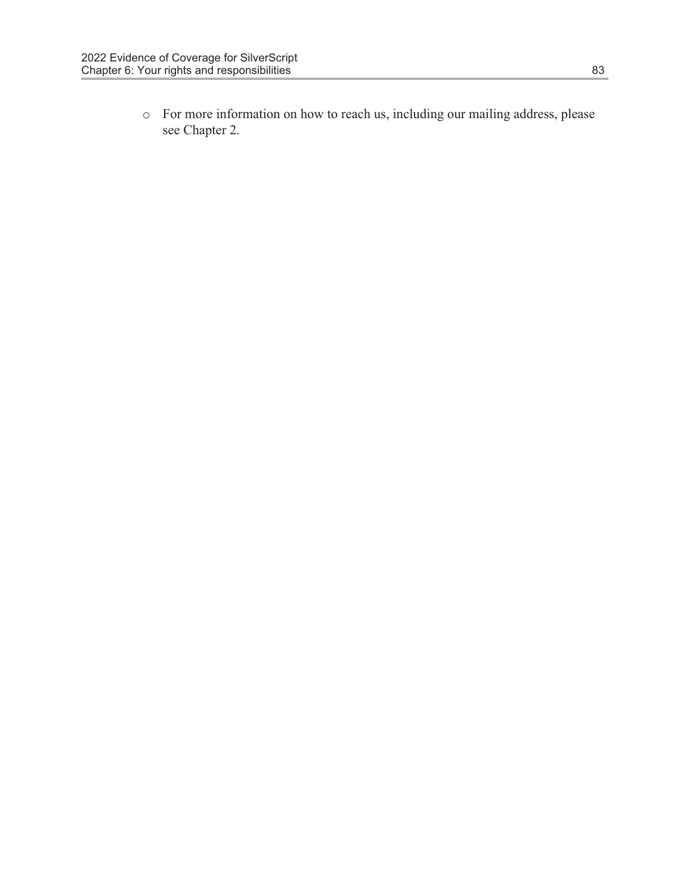- For more information on how to reach us, including our mailing address, please see Chapter 2.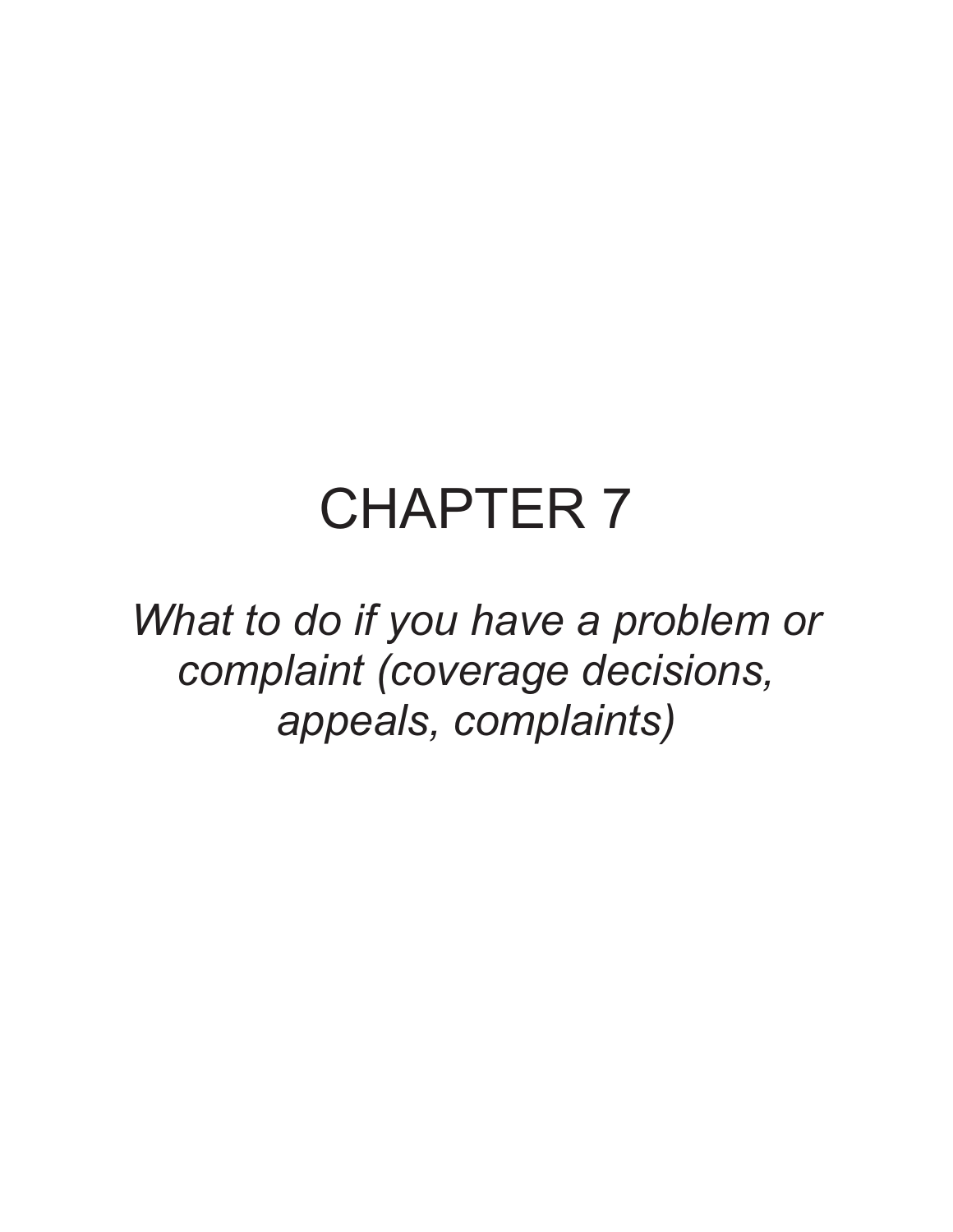# CHAPTER 7

*What to do if you have a problem or complaint (coverage decisions, appeals, complaints)*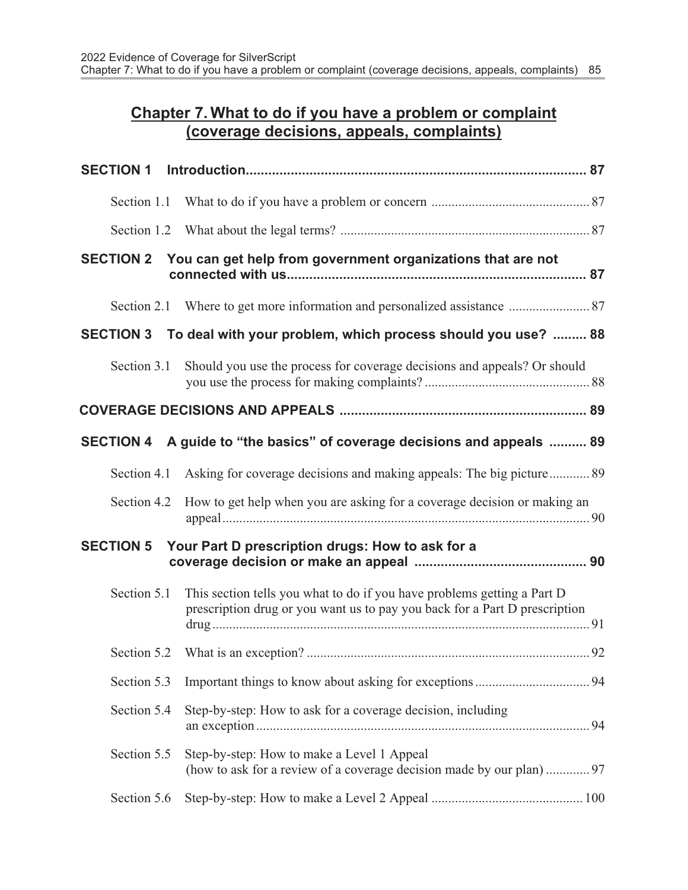## Chapter 7. What to do if you have a problem or complaint (coverage decisions, appeals, complaints)

**SECTION 1 Introduction** ........................................................................................ **87**

Section 1.1 What to do if you have a problem or concern .............................................. 87

Section 1.2 What about the legal terms? ......................................................................... 87

**SECTION 2 You can get help from government organizations that are not connected with us** ............................................................................... **87**

Section 2.1 Where to get more information and personalized assistance ........................ 87

**SECTION 3 To deal with your problem, which process should you use?** ......... **88**

Section 3.1 Should you use the process for coverage decisions and appeals? Or should you use the process for making complaints? ................................................ 88

**COVERAGE DECISIONS AND APPEALS** .................................................................. **89**

**SECTION 4 A guide to "the basics" of coverage decisions and appeals** .......... **89**

Section 4.1 Asking for coverage decisions and making appeals: The big picture ............ 89

Section 4.2 How to get help when you are asking for a coverage decision or making an appeal ............................................................................................................ 90

**SECTION 5 Your Part D prescription drugs: How to ask for a coverage decision or make an appeal** .............................................. **90**

Section 5.1 This section tells you what to do if you have problems getting a Part D prescription drug or you want us to pay you back for a Part D prescription drug ............................................................................................................... 91

Section 5.2 What is an exception? .................................................................................... 92

Section 5.3 Important things to know about asking for exceptions ................................. 94

Section 5.4 Step-by-step: How to ask for a coverage decision, including an exception .................................................................................................. 94

Section 5.5 Step-by-step: How to make a Level 1 Appeal (how to ask for a review of a coverage decision made by our plan) ............. 97

Section 5.6 Step-by-step: How to make a Level 2 Appeal ............................................ 100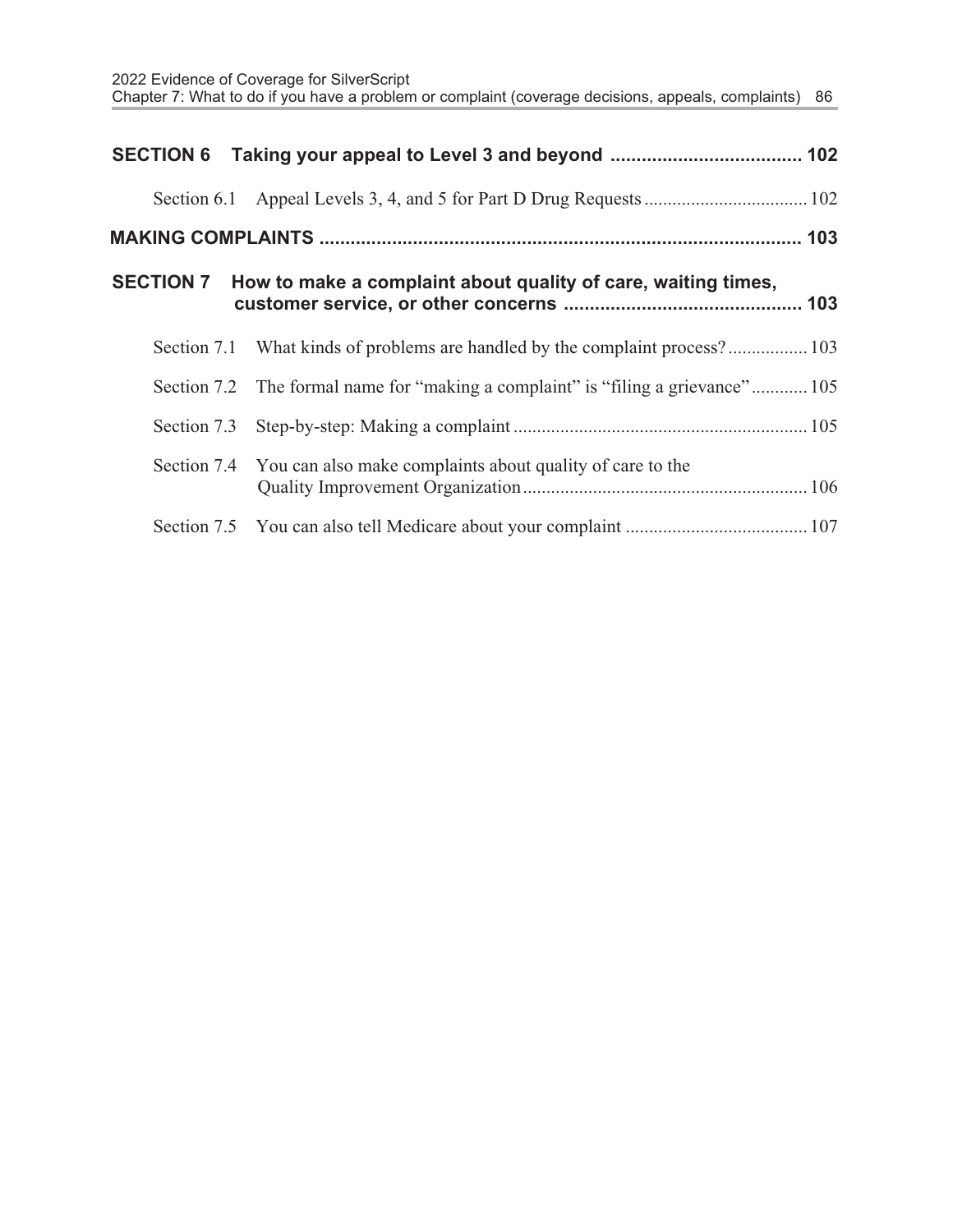**SECTION 6 Taking your appeal to Level 3 and beyond .................................... 102**

Section 6.1 Appeal Levels 3, 4, and 5 for Part D Drug Requests .................................. 102

**MAKING COMPLAINTS .......................................................................................... 103**

**SECTION 7 How to make a complaint about quality of care, waiting times, customer service, or other concerns ............................................ 103**

Section 7.1 What kinds of problems are handled by the complaint process? ................ 103

Section 7.2 The formal name for "making a complaint" is "filing a grievance" ............ 105

Section 7.3 Step-by-step: Making a complaint .............................................................. 105

Section 7.4 You can also make complaints about quality of care to the Quality Improvement Organization ............................................................ 106

Section 7.5 You can also tell Medicare about your complaint ...................................... 107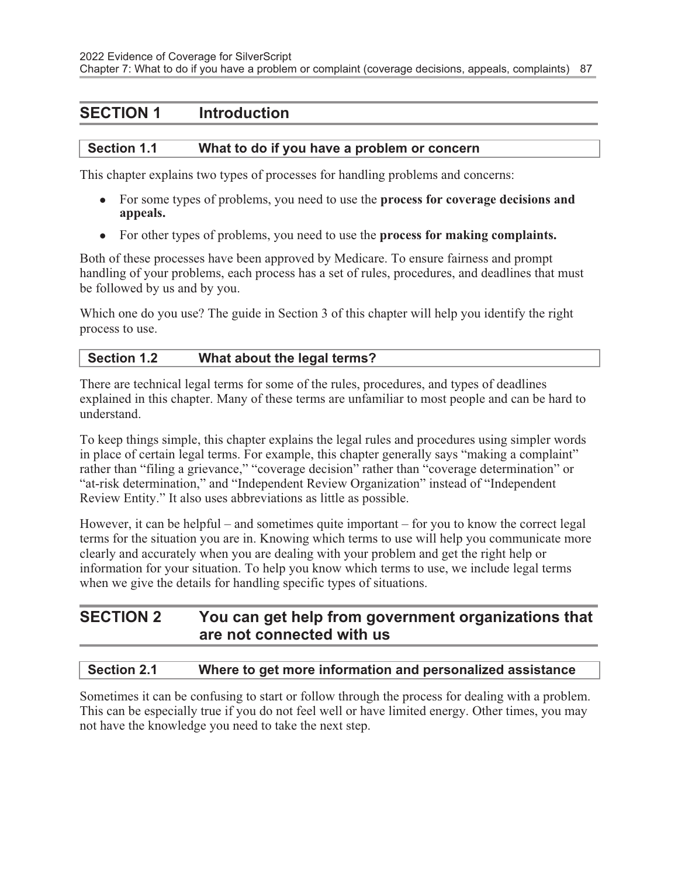## SECTION 1 Introduction

### Section 1.1 What to do if you have a problem or concern

This chapter explains two types of processes for handling problems and concerns:

- For some types of problems, you need to use the **process for coverage decisions and appeals.**
- For other types of problems, you need to use the **process for making complaints.**

Both of these processes have been approved by Medicare. To ensure fairness and prompt handling of your problems, each process has a set of rules, procedures, and deadlines that must be followed by us and by you.

Which one do you use? The guide in Section 3 of this chapter will help you identify the right process to use.

### Section 1.2 What about the legal terms?

There are technical legal terms for some of the rules, procedures, and types of deadlines explained in this chapter. Many of these terms are unfamiliar to most people and can be hard to understand.

To keep things simple, this chapter explains the legal rules and procedures using simpler words in place of certain legal terms. For example, this chapter generally says "making a complaint" rather than "filing a grievance," "coverage decision" rather than "coverage determination" or "at-risk determination," and "Independent Review Organization" instead of "Independent Review Entity." It also uses abbreviations as little as possible.

However, it can be helpful – and sometimes quite important – for you to know the correct legal terms for the situation you are in. Knowing which terms to use will help you communicate more clearly and accurately when you are dealing with your problem and get the right help or information for your situation. To help you know which terms to use, we include legal terms when we give the details for handling specific types of situations.

## SECTION 2 You can get help from government organizations that are not connected with us

### Section 2.1 Where to get more information and personalized assistance

Sometimes it can be confusing to start or follow through the process for dealing with a problem. This can be especially true if you do not feel well or have limited energy. Other times, you may not have the knowledge you need to take the next step.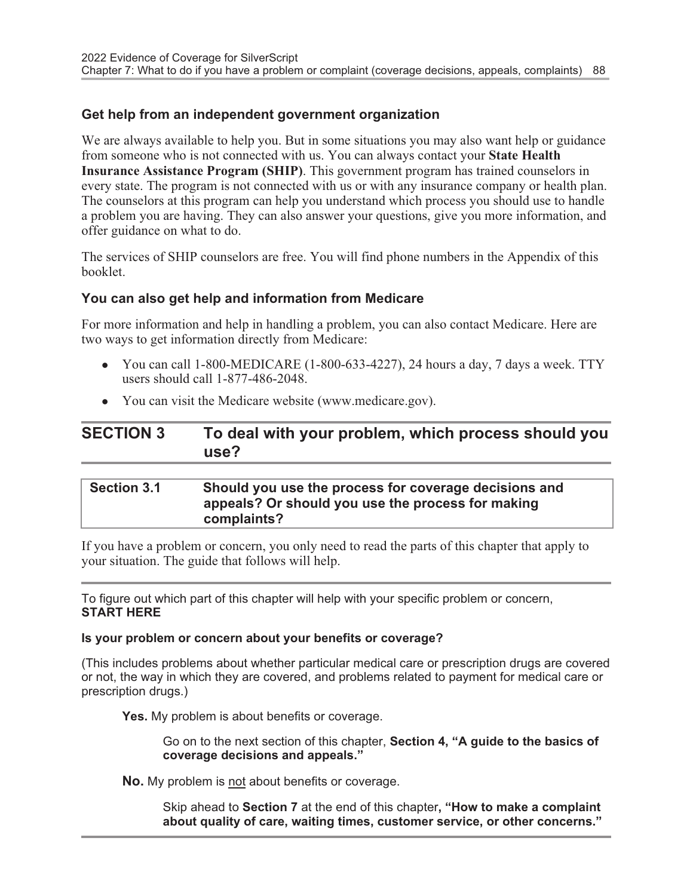### Get help from an independent government organization

We are always available to help you. But in some situations you may also want help or guidance from someone who is not connected with us. You can always contact your **State Health Insurance Assistance Program (SHIP)**. This government program has trained counselors in every state. The program is not connected with us or with any insurance company or health plan. The counselors at this program can help you understand which process you should use to handle a problem you are having. They can also answer your questions, give you more information, and offer guidance on what to do.

The services of SHIP counselors are free. You will find phone numbers in the Appendix of this booklet.

### You can also get help and information from Medicare

For more information and help in handling a problem, you can also contact Medicare. Here are two ways to get information directly from Medicare:

- You can call 1-800-MEDICARE (1-800-633-4227), 24 hours a day, 7 days a week. TTY users should call 1-877-486-2048.
- You can visit the Medicare website (www.medicare.gov).

## SECTION 3 To deal with your problem, which process should you use?

### Section 3.1 Should you use the process for coverage decisions and appeals? Or should you use the process for making complaints?

If you have a problem or concern, you only need to read the parts of this chapter that apply to your situation. The guide that follows will help.

---

To figure out which part of this chapter will help with your specific problem or concern, **START HERE**

**Is your problem or concern about your benefits or coverage?**

(This includes problems about whether particular medical care or prescription drugs are covered or not, the way in which they are covered, and problems related to payment for medical care or prescription drugs.)

**Yes.** My problem is about benefits or coverage.

Go on to the next section of this chapter, **Section 4, "A guide to the basics of coverage decisions and appeals."**

**No.** My problem is <u>not</u> about benefits or coverage.

Skip ahead to **Section 7** at the end of this chapter**, "How to make a complaint about quality of care, waiting times, customer service, or other concerns."**

---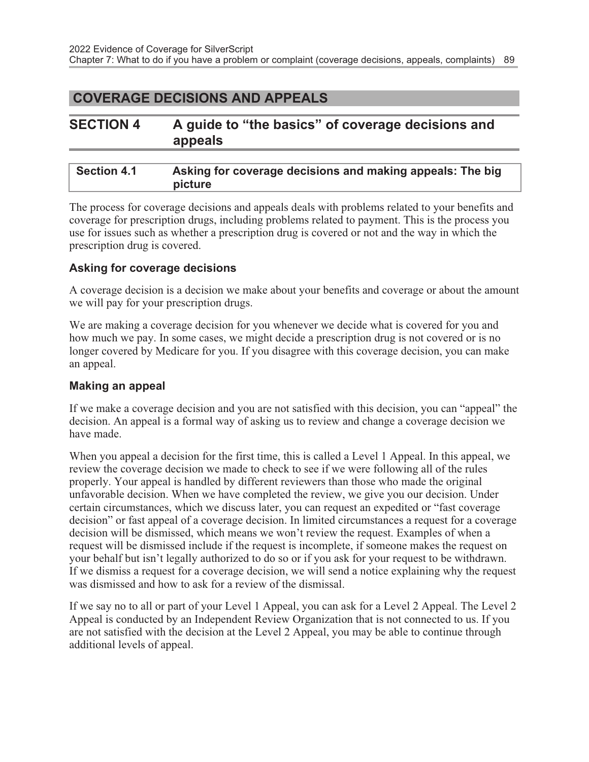## COVERAGE DECISIONS AND APPEALS

## SECTION 4 A guide to "the basics" of coverage decisions and appeals

### Section 4.1 Asking for coverage decisions and making appeals: The big picture

The process for coverage decisions and appeals deals with problems related to your benefits and coverage for prescription drugs, including problems related to payment. This is the process you use for issues such as whether a prescription drug is covered or not and the way in which the prescription drug is covered.

#### Asking for coverage decisions

A coverage decision is a decision we make about your benefits and coverage or about the amount we will pay for your prescription drugs.

We are making a coverage decision for you whenever we decide what is covered for you and how much we pay. In some cases, we might decide a prescription drug is not covered or is no longer covered by Medicare for you. If you disagree with this coverage decision, you can make an appeal.

#### Making an appeal

If we make a coverage decision and you are not satisfied with this decision, you can "appeal" the decision. An appeal is a formal way of asking us to review and change a coverage decision we have made.

When you appeal a decision for the first time, this is called a Level 1 Appeal. In this appeal, we review the coverage decision we made to check to see if we were following all of the rules properly. Your appeal is handled by different reviewers than those who made the original unfavorable decision. When we have completed the review, we give you our decision. Under certain circumstances, which we discuss later, you can request an expedited or "fast coverage decision" or fast appeal of a coverage decision. In limited circumstances a request for a coverage decision will be dismissed, which means we won't review the request. Examples of when a request will be dismissed include if the request is incomplete, if someone makes the request on your behalf but isn't legally authorized to do so or if you ask for your request to be withdrawn. If we dismiss a request for a coverage decision, we will send a notice explaining why the request was dismissed and how to ask for a review of the dismissal.

If we say no to all or part of your Level 1 Appeal, you can ask for a Level 2 Appeal. The Level 2 Appeal is conducted by an Independent Review Organization that is not connected to us. If you are not satisfied with the decision at the Level 2 Appeal, you may be able to continue through additional levels of appeal.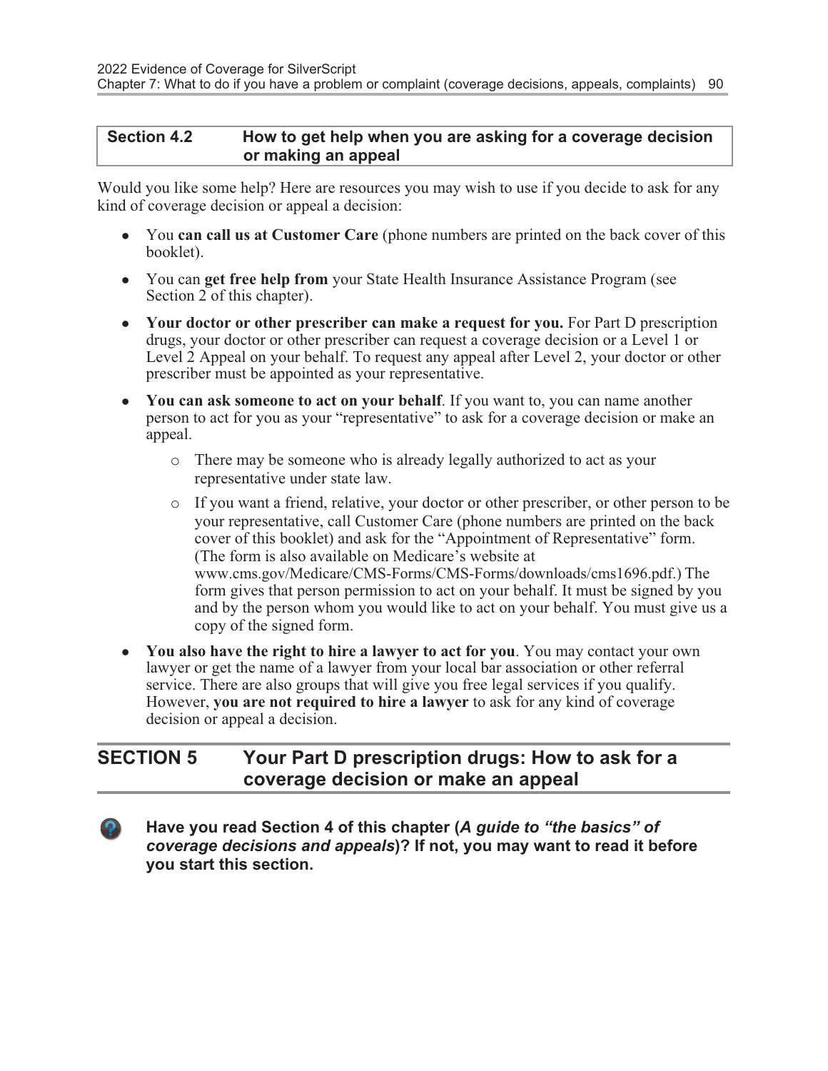### Section 4.2 How to get help when you are asking for a coverage decision or making an appeal

Would you like some help? Here are resources you may wish to use if you decide to ask for any kind of coverage decision or appeal a decision:

- You **can call us at Customer Care** (phone numbers are printed on the back cover of this booklet).
- You can **get free help from** your State Health Insurance Assistance Program (see Section 2 of this chapter).
- **Your doctor or other prescriber can make a request for you.** For Part D prescription drugs, your doctor or other prescriber can request a coverage decision or a Level 1 or Level 2 Appeal on your behalf. To request any appeal after Level 2, your doctor or other prescriber must be appointed as your representative.
- **You can ask someone to act on your behalf**. If you want to, you can name another person to act for you as your "representative" to ask for a coverage decision or make an appeal.
  - There may be someone who is already legally authorized to act as your representative under state law.
  - If you want a friend, relative, your doctor or other prescriber, or other person to be your representative, call Customer Care (phone numbers are printed on the back cover of this booklet) and ask for the "Appointment of Representative" form. (The form is also available on Medicare's website at www.cms.gov/Medicare/CMS-Forms/CMS-Forms/downloads/cms1696.pdf.) The form gives that person permission to act on your behalf. It must be signed by you and by the person whom you would like to act on your behalf. You must give us a copy of the signed form.
- **You also have the right to hire a lawyer to act for you**. You may contact your own lawyer or get the name of a lawyer from your local bar association or other referral service. There are also groups that will give you free legal services if you qualify. However, **you are not required to hire a lawyer** to ask for any kind of coverage decision or appeal a decision.

## SECTION 5 Your Part D prescription drugs: How to ask for a coverage decision or make an appeal

**Have you read Section 4 of this chapter (*A guide to "the basics" of coverage decisions and appeals*)? If not, you may want to read it before you start this section.**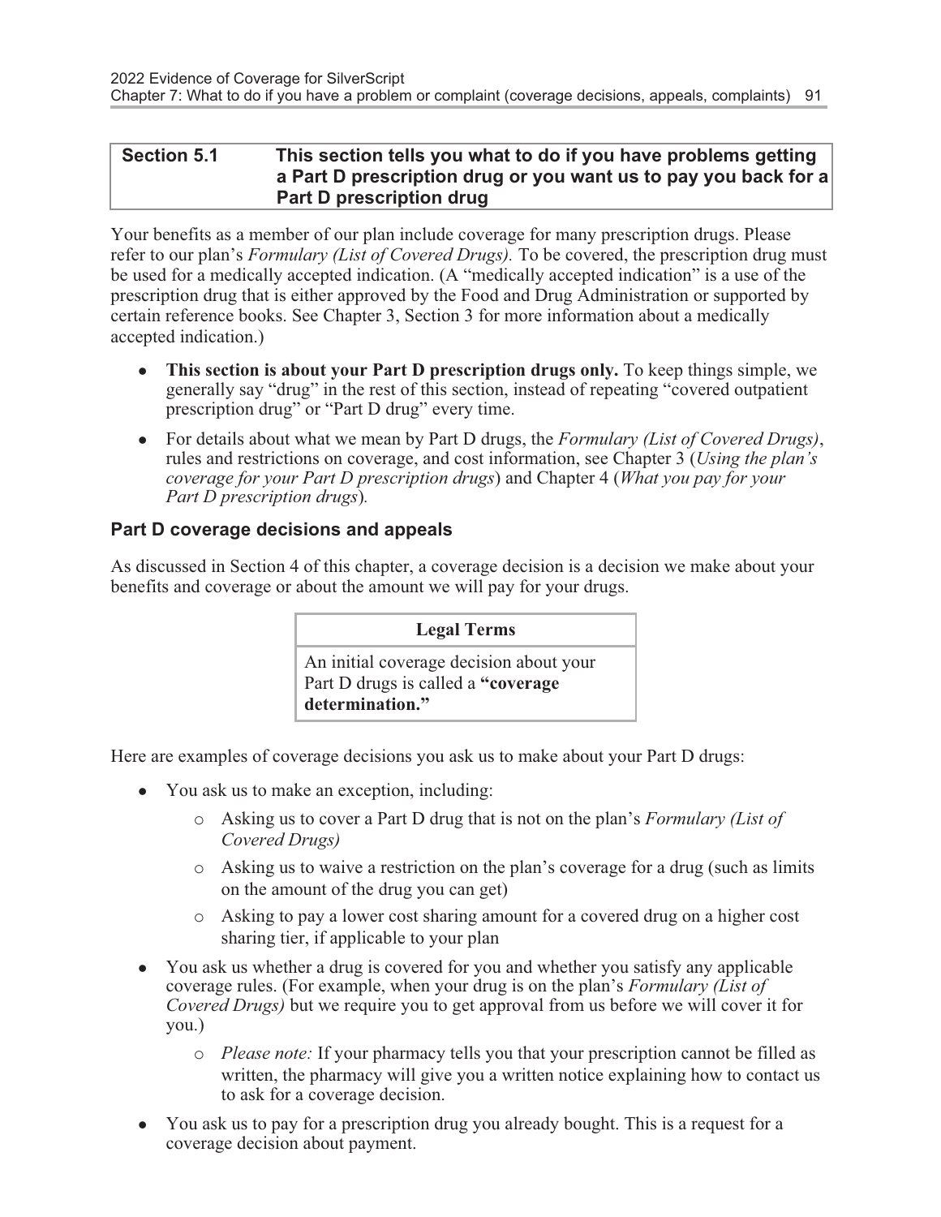## Section 5.1 This section tells you what to do if you have problems getting a Part D prescription drug or you want us to pay you back for a Part D prescription drug

Your benefits as a member of our plan include coverage for many prescription drugs. Please refer to our plan's *Formulary (List of Covered Drugs).* To be covered, the prescription drug must be used for a medically accepted indication. (A "medically accepted indication" is a use of the prescription drug that is either approved by the Food and Drug Administration or supported by certain reference books. See Chapter 3, Section 3 for more information about a medically accepted indication.)

- **This section is about your Part D prescription drugs only.** To keep things simple, we generally say "drug" in the rest of this section, instead of repeating "covered outpatient prescription drug" or "Part D drug" every time.
- For details about what we mean by Part D drugs, the *Formulary (List of Covered Drugs)*, rules and restrictions on coverage, and cost information, see Chapter 3 (*Using the plan's coverage for your Part D prescription drugs*) and Chapter 4 (*What you pay for your Part D prescription drugs*).

### Part D coverage decisions and appeals

As discussed in Section 4 of this chapter, a coverage decision is a decision we make about your benefits and coverage or about the amount we will pay for your drugs.

| Legal Terms |
| --- |
| An initial coverage decision about your Part D drugs is called a **"coverage determination."** |

Here are examples of coverage decisions you ask us to make about your Part D drugs:

- You ask us to make an exception, including:
  - Asking us to cover a Part D drug that is not on the plan's *Formulary (List of Covered Drugs)*
  - Asking us to waive a restriction on the plan's coverage for a drug (such as limits on the amount of the drug you can get)
  - Asking to pay a lower cost sharing amount for a covered drug on a higher cost sharing tier, if applicable to your plan
- You ask us whether a drug is covered for you and whether you satisfy any applicable coverage rules. (For example, when your drug is on the plan's *Formulary (List of Covered Drugs)* but we require you to get approval from us before we will cover it for you.)
  - *Please note:* If your pharmacy tells you that your prescription cannot be filled as written, the pharmacy will give you a written notice explaining how to contact us to ask for a coverage decision.
- You ask us to pay for a prescription drug you already bought. This is a request for a coverage decision about payment.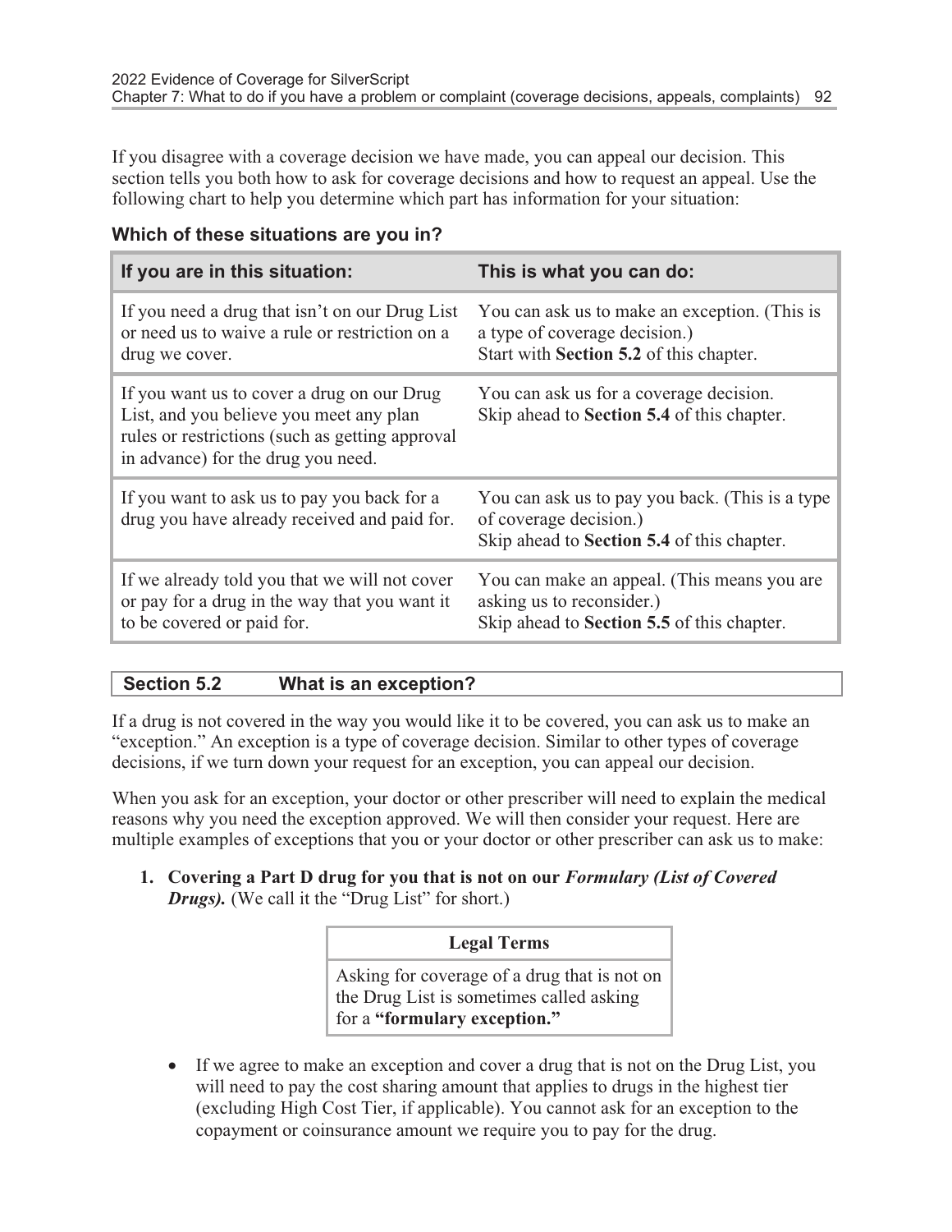If you disagree with a coverage decision we have made, you can appeal our decision. This section tells you both how to ask for coverage decisions and how to request an appeal. Use the following chart to help you determine which part has information for your situation:

**Which of these situations are you in?**

| If you are in this situation: | This is what you can do: |
| --- | --- |
| If you need a drug that isn't on our Drug List or need us to waive a rule or restriction on a drug we cover. | You can ask us to make an exception. (This is a type of coverage decision.) Start with **Section 5.2** of this chapter. |
| If you want us to cover a drug on our Drug List, and you believe you meet any plan rules or restrictions (such as getting approval in advance) for the drug you need. | You can ask us for a coverage decision. Skip ahead to **Section 5.4** of this chapter. |
| If you want to ask us to pay you back for a drug you have already received and paid for. | You can ask us to pay you back. (This is a type of coverage decision.) Skip ahead to **Section 5.4** of this chapter. |
| If we already told you that we will not cover or pay for a drug in the way that you want it to be covered or paid for. | You can make an appeal. (This means you are asking us to reconsider.) Skip ahead to **Section 5.5** of this chapter. |

### Section 5.2 What is an exception?

If a drug is not covered in the way you would like it to be covered, you can ask us to make an "exception." An exception is a type of coverage decision. Similar to other types of coverage decisions, if we turn down your request for an exception, you can appeal our decision.

When you ask for an exception, your doctor or other prescriber will need to explain the medical reasons why you need the exception approved. We will then consider your request. Here are multiple examples of exceptions that you or your doctor or other prescriber can ask us to make:

1. **Covering a Part D drug for you that is not on our *Formulary (List of Covered Drugs).*** (We call it the "Drug List" for short.)

| Legal Terms |
| --- |
| Asking for coverage of a drug that is not on the Drug List is sometimes called asking for a **"formulary exception."** |

- If we agree to make an exception and cover a drug that is not on the Drug List, you will need to pay the cost sharing amount that applies to drugs in the highest tier (excluding High Cost Tier, if applicable). You cannot ask for an exception to the copayment or coinsurance amount we require you to pay for the drug.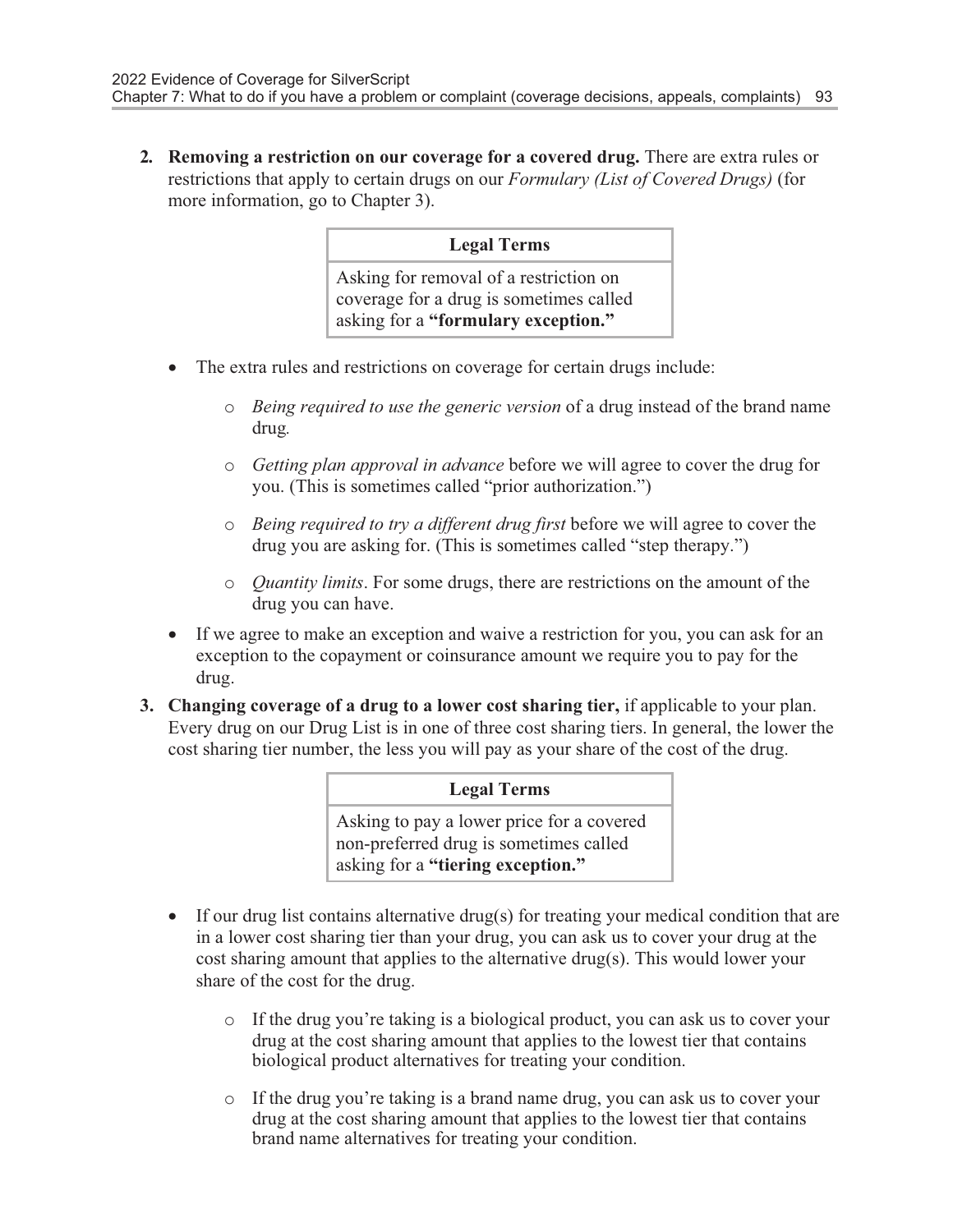2. **Removing a restriction on our coverage for a covered drug.** There are extra rules or restrictions that apply to certain drugs on our *Formulary (List of Covered Drugs)* (for more information, go to Chapter 3).

| Legal Terms |
|---|
| Asking for removal of a restriction on coverage for a drug is sometimes called asking for a **"formulary exception."** |

- The extra rules and restrictions on coverage for certain drugs include:
    - *Being required to use the generic version* of a drug instead of the brand name drug*.*
    - *Getting plan approval in advance* before we will agree to cover the drug for you. (This is sometimes called "prior authorization.")
    - *Being required to try a different drug first* before we will agree to cover the drug you are asking for. (This is sometimes called "step therapy.")
    - *Quantity limits*. For some drugs, there are restrictions on the amount of the drug you can have.
- If we agree to make an exception and waive a restriction for you, you can ask for an exception to the copayment or coinsurance amount we require you to pay for the drug.

3. **Changing coverage of a drug to a lower cost sharing tier,** if applicable to your plan. Every drug on our Drug List is in one of three cost sharing tiers. In general, the lower the cost sharing tier number, the less you will pay as your share of the cost of the drug.

| Legal Terms |
|---|
| Asking to pay a lower price for a covered non-preferred drug is sometimes called asking for a **"tiering exception."** |

- If our drug list contains alternative drug(s) for treating your medical condition that are in a lower cost sharing tier than your drug, you can ask us to cover your drug at the cost sharing amount that applies to the alternative drug(s). This would lower your share of the cost for the drug.
    - If the drug you're taking is a biological product, you can ask us to cover your drug at the cost sharing amount that applies to the lowest tier that contains biological product alternatives for treating your condition.
    - If the drug you're taking is a brand name drug, you can ask us to cover your drug at the cost sharing amount that applies to the lowest tier that contains brand name alternatives for treating your condition.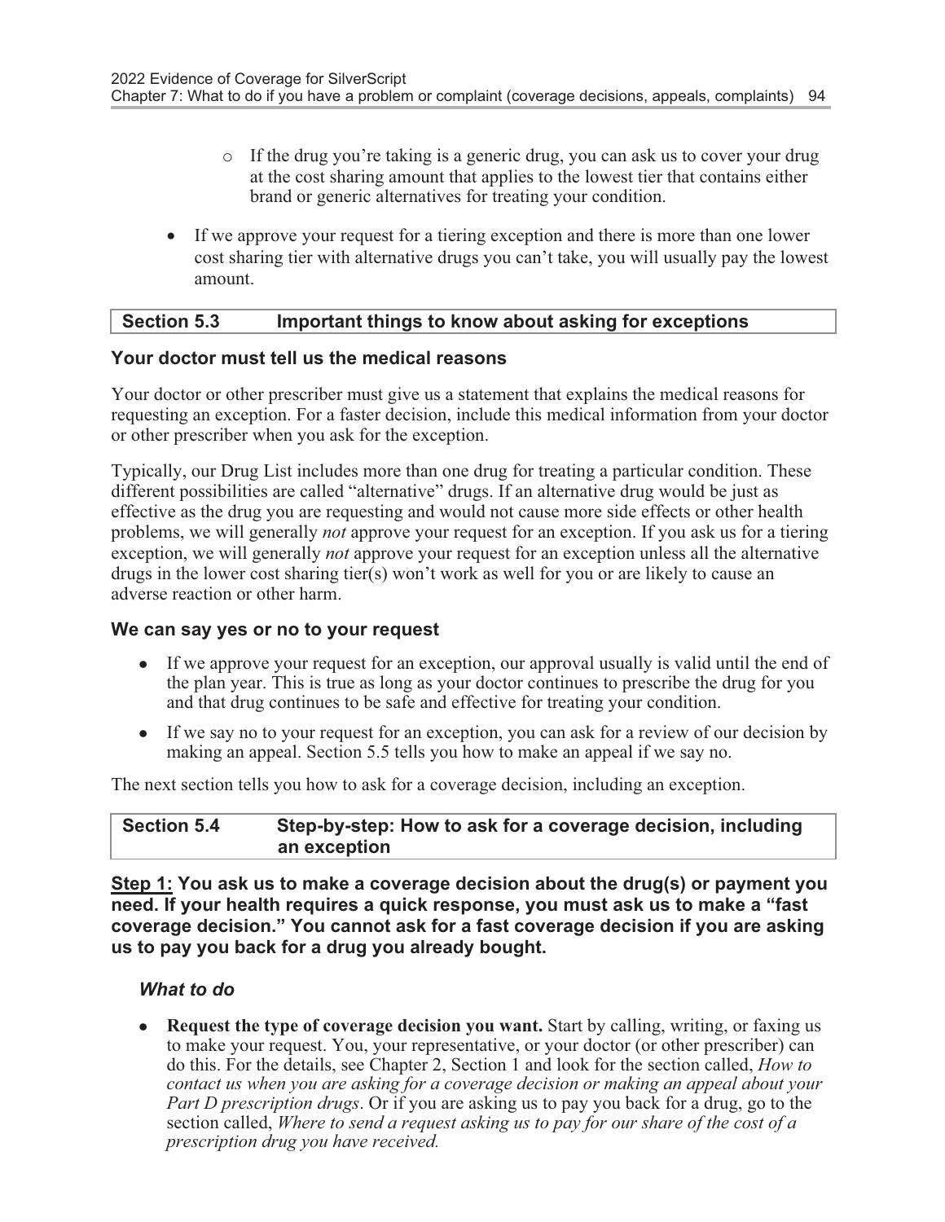- If the drug you're taking is a generic drug, you can ask us to cover your drug at the cost sharing amount that applies to the lowest tier that contains either brand or generic alternatives for treating your condition.

- If we approve your request for a tiering exception and there is more than one lower cost sharing tier with alternative drugs you can't take, you will usually pay the lowest amount.

## Section 5.3 Important things to know about asking for exceptions

### Your doctor must tell us the medical reasons

Your doctor or other prescriber must give us a statement that explains the medical reasons for requesting an exception. For a faster decision, include this medical information from your doctor or other prescriber when you ask for the exception.

Typically, our Drug List includes more than one drug for treating a particular condition. These different possibilities are called "alternative" drugs. If an alternative drug would be just as effective as the drug you are requesting and would not cause more side effects or other health problems, we will generally *not* approve your request for an exception. If you ask us for a tiering exception, we will generally *not* approve your request for an exception unless all the alternative drugs in the lower cost sharing tier(s) won't work as well for you or are likely to cause an adverse reaction or other harm.

### We can say yes or no to your request

- If we approve your request for an exception, our approval usually is valid until the end of the plan year. This is true as long as your doctor continues to prescribe the drug for you and that drug continues to be safe and effective for treating your condition.
- If we say no to your request for an exception, you can ask for a review of our decision by making an appeal. Section 5.5 tells you how to make an appeal if we say no.

The next section tells you how to ask for a coverage decision, including an exception.

## Section 5.4 Step-by-step: How to ask for a coverage decision, including an exception

**Step 1: You ask us to make a coverage decision about the drug(s) or payment you need. If your health requires a quick response, you must ask us to make a "fast coverage decision." You cannot ask for a fast coverage decision if you are asking us to pay you back for a drug you already bought.**

***What to do***

- **Request the type of coverage decision you want.** Start by calling, writing, or faxing us to make your request. You, your representative, or your doctor (or other prescriber) can do this. For the details, see Chapter 2, Section 1 and look for the section called, *How to contact us when you are asking for a coverage decision or making an appeal about your Part D prescription drugs*. Or if you are asking us to pay you back for a drug, go to the section called, *Where to send a request asking us to pay for our share of the cost of a prescription drug you have received.*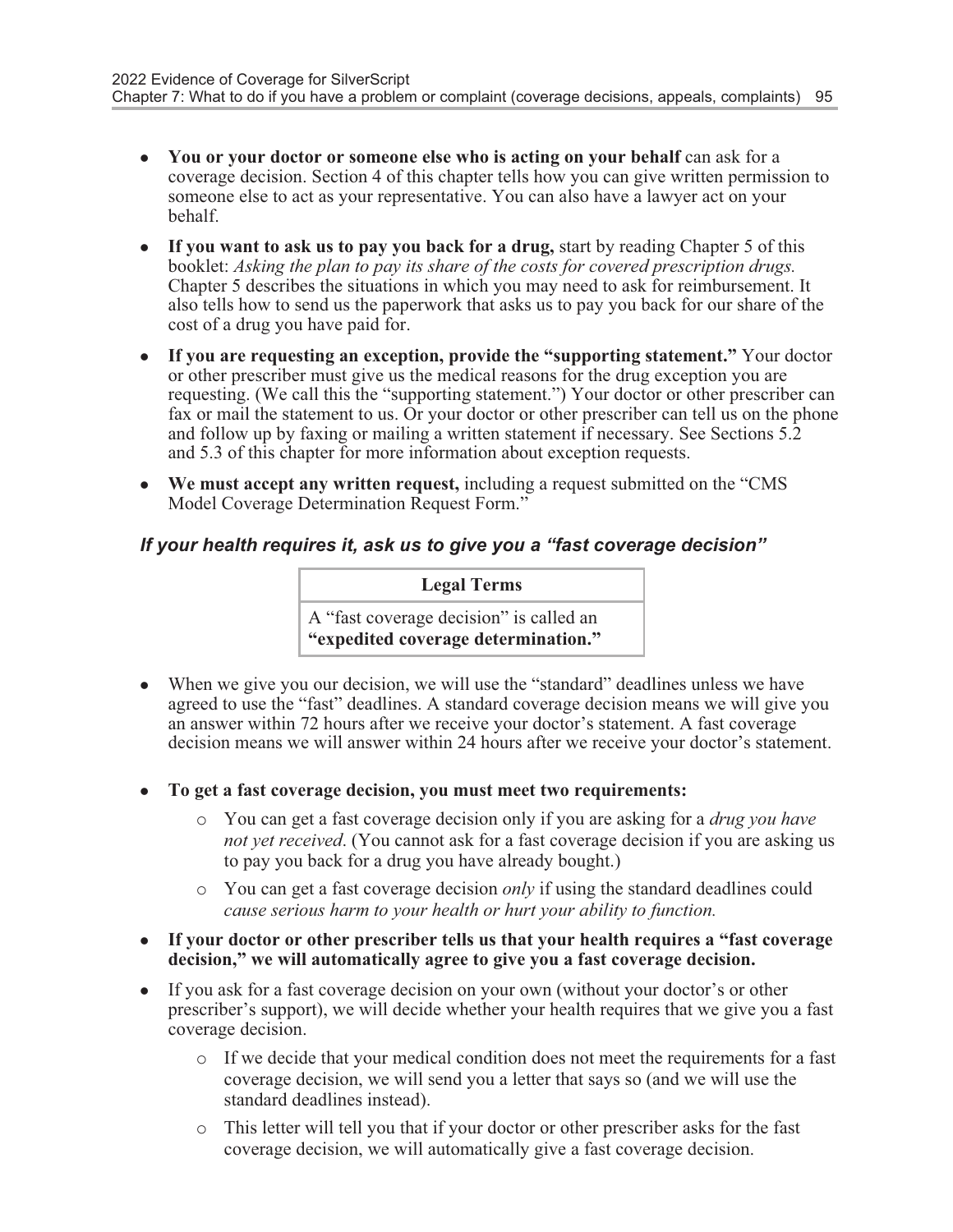- **You or your doctor or someone else who is acting on your behalf** can ask for a coverage decision. Section 4 of this chapter tells how you can give written permission to someone else to act as your representative. You can also have a lawyer act on your behalf.
- **If you want to ask us to pay you back for a drug,** start by reading Chapter 5 of this booklet: *Asking the plan to pay its share of the costs for covered prescription drugs.* Chapter 5 describes the situations in which you may need to ask for reimbursement. It also tells how to send us the paperwork that asks us to pay you back for our share of the cost of a drug you have paid for.
- **If you are requesting an exception, provide the "supporting statement."** Your doctor or other prescriber must give us the medical reasons for the drug exception you are requesting. (We call this the "supporting statement.") Your doctor or other prescriber can fax or mail the statement to us. Or your doctor or other prescriber can tell us on the phone and follow up by faxing or mailing a written statement if necessary. See Sections 5.2 and 5.3 of this chapter for more information about exception requests.
- **We must accept any written request,** including a request submitted on the "CMS Model Coverage Determination Request Form."

### *If your health requires it, ask us to give you a "fast coverage decision"*

| Legal Terms |
|---|
| A "fast coverage decision" is called an **"expedited coverage determination."** |

- When we give you our decision, we will use the "standard" deadlines unless we have agreed to use the "fast" deadlines. A standard coverage decision means we will give you an answer within 72 hours after we receive your doctor's statement. A fast coverage decision means we will answer within 24 hours after we receive your doctor's statement.
- **To get a fast coverage decision, you must meet two requirements:**
  - You can get a fast coverage decision only if you are asking for a *drug you have not yet received*. (You cannot ask for a fast coverage decision if you are asking us to pay you back for a drug you have already bought.)
  - You can get a fast coverage decision *only* if using the standard deadlines could *cause serious harm to your health or hurt your ability to function.*
- **If your doctor or other prescriber tells us that your health requires a "fast coverage decision," we will automatically agree to give you a fast coverage decision.**
- If you ask for a fast coverage decision on your own (without your doctor's or other prescriber's support), we will decide whether your health requires that we give you a fast coverage decision.
  - If we decide that your medical condition does not meet the requirements for a fast coverage decision, we will send you a letter that says so (and we will use the standard deadlines instead).
  - This letter will tell you that if your doctor or other prescriber asks for the fast coverage decision, we will automatically give a fast coverage decision.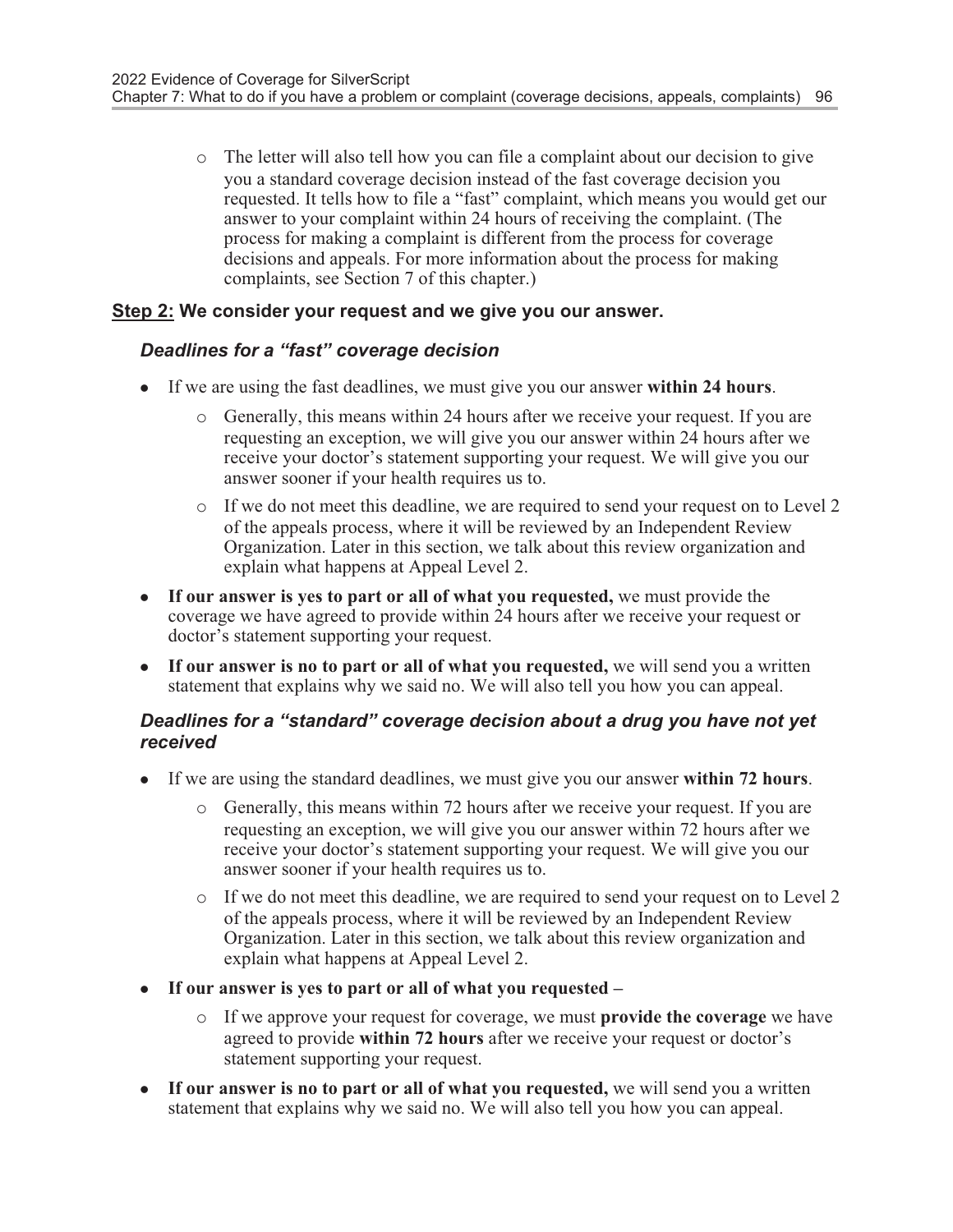- The letter will also tell how you can file a complaint about our decision to give you a standard coverage decision instead of the fast coverage decision you requested. It tells how to file a "fast" complaint, which means you would get our answer to your complaint within 24 hours of receiving the complaint. (The process for making a complaint is different from the process for coverage decisions and appeals. For more information about the process for making complaints, see Section 7 of this chapter.)

**<u>Step 2:</u> We consider your request and we give you our answer.**

### *Deadlines for a "fast" coverage decision*

- If we are using the fast deadlines, we must give you our answer **within 24 hours**.
  - Generally, this means within 24 hours after we receive your request. If you are requesting an exception, we will give you our answer within 24 hours after we receive your doctor's statement supporting your request. We will give you our answer sooner if your health requires us to.
  - If we do not meet this deadline, we are required to send your request on to Level 2 of the appeals process, where it will be reviewed by an Independent Review Organization. Later in this section, we talk about this review organization and explain what happens at Appeal Level 2.
- **If our answer is yes to part or all of what you requested,** we must provide the coverage we have agreed to provide within 24 hours after we receive your request or doctor's statement supporting your request.
- **If our answer is no to part or all of what you requested,** we will send you a written statement that explains why we said no. We will also tell you how you can appeal.

### *Deadlines for a "standard" coverage decision about a drug you have not yet received*

- If we are using the standard deadlines, we must give you our answer **within 72 hours**.
  - Generally, this means within 72 hours after we receive your request. If you are requesting an exception, we will give you our answer within 72 hours after we receive your doctor's statement supporting your request. We will give you our answer sooner if your health requires us to.
  - If we do not meet this deadline, we are required to send your request on to Level 2 of the appeals process, where it will be reviewed by an Independent Review Organization. Later in this section, we talk about this review organization and explain what happens at Appeal Level 2.
- **If our answer is yes to part or all of what you requested –**
  - If we approve your request for coverage, we must **provide the coverage** we have agreed to provide **within 72 hours** after we receive your request or doctor's statement supporting your request.
- **If our answer is no to part or all of what you requested,** we will send you a written statement that explains why we said no. We will also tell you how you can appeal.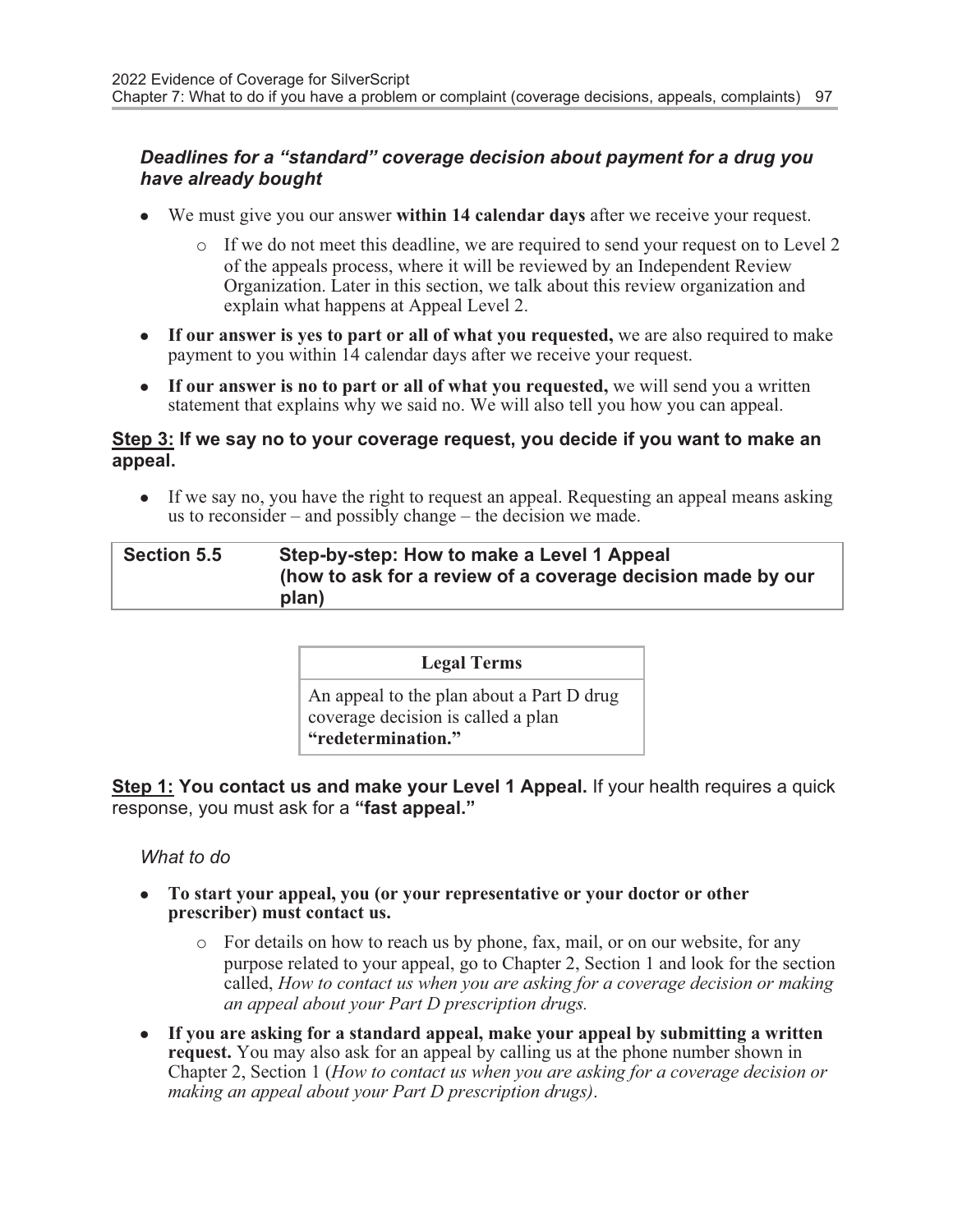### *Deadlines for a "standard" coverage decision about payment for a drug you have already bought*

- We must give you our answer **within 14 calendar days** after we receive your request.
    - If we do not meet this deadline, we are required to send your request on to Level 2 of the appeals process, where it will be reviewed by an Independent Review Organization. Later in this section, we talk about this review organization and explain what happens at Appeal Level 2.
- **If our answer is yes to part or all of what you requested,** we are also required to make payment to you within 14 calendar days after we receive your request.
- **If our answer is no to part or all of what you requested,** we will send you a written statement that explains why we said no. We will also tell you how you can appeal.

**Step 3: If we say no to your coverage request, you decide if you want to make an appeal.**

- If we say no, you have the right to request an appeal. Requesting an appeal means asking us to reconsider – and possibly change – the decision we made.

| Section 5.5 | Step-by-step: How to make a Level 1 Appeal (how to ask for a review of a coverage decision made by our plan) |
|---|---|

| Legal Terms |
|---|
| An appeal to the plan about a Part D drug coverage decision is called a plan **"redetermination."** |

**Step 1: You contact us and make your Level 1 Appeal.** If your health requires a quick response, you must ask for a **"fast appeal."**

*What to do*

- **To start your appeal, you (or your representative or your doctor or other prescriber) must contact us.**
    - For details on how to reach us by phone, fax, mail, or on our website, for any purpose related to your appeal, go to Chapter 2, Section 1 and look for the section called, *How to contact us when you are asking for a coverage decision or making an appeal about your Part D prescription drugs.*
- **If you are asking for a standard appeal, make your appeal by submitting a written request.** You may also ask for an appeal by calling us at the phone number shown in Chapter 2, Section 1 (*How to contact us when you are asking for a coverage decision or making an appeal about your Part D prescription drugs)*.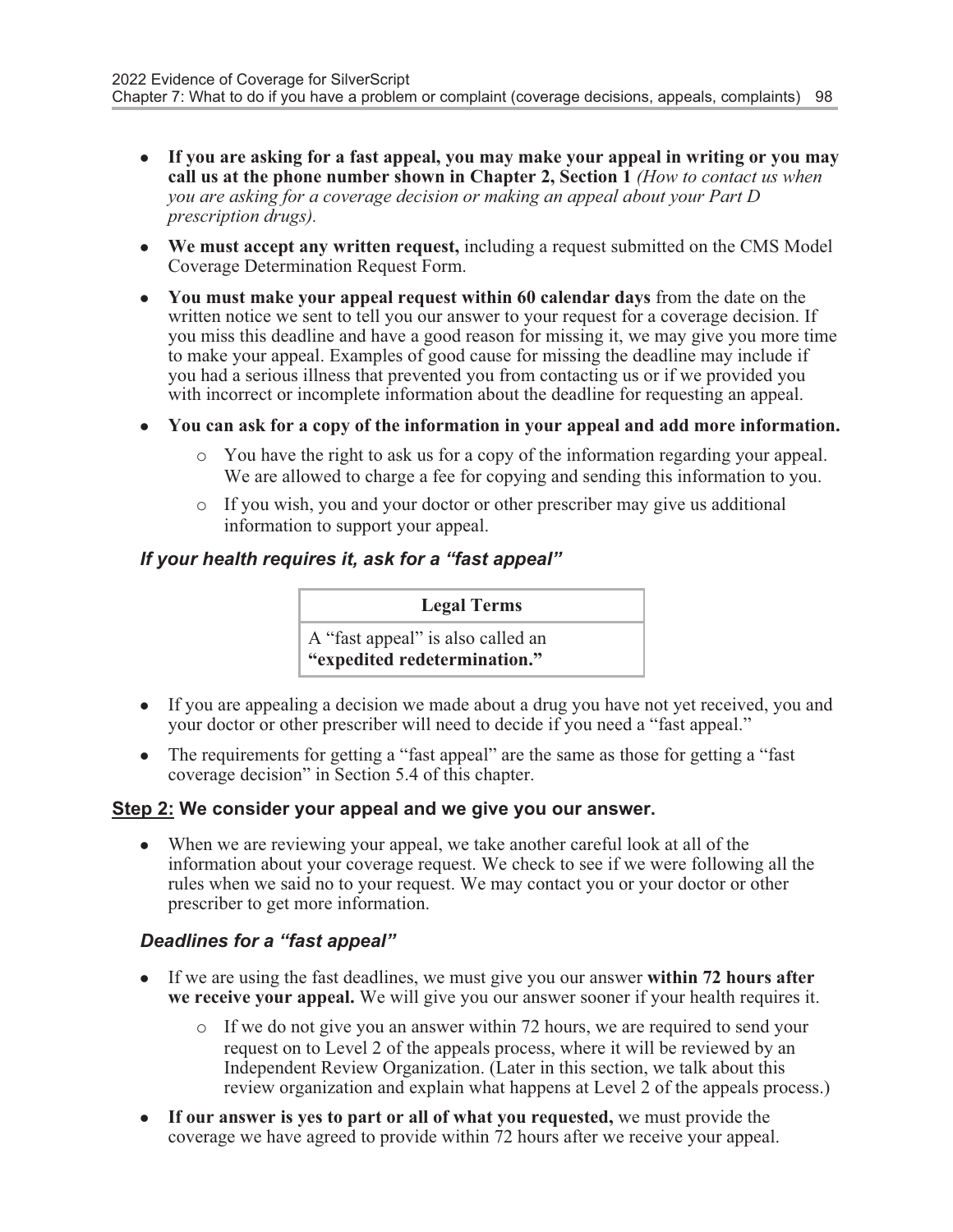- **If you are asking for a fast appeal, you may make your appeal in writing or you may call us at the phone number shown in Chapter 2, Section 1** *(How to contact us when you are asking for a coverage decision or making an appeal about your Part D prescription drugs).*
- **We must accept any written request,** including a request submitted on the CMS Model Coverage Determination Request Form.
- **You must make your appeal request within 60 calendar days** from the date on the written notice we sent to tell you our answer to your request for a coverage decision. If you miss this deadline and have a good reason for missing it, we may give you more time to make your appeal. Examples of good cause for missing the deadline may include if you had a serious illness that prevented you from contacting us or if we provided you with incorrect or incomplete information about the deadline for requesting an appeal.
- **You can ask for a copy of the information in your appeal and add more information.**
  - You have the right to ask us for a copy of the information regarding your appeal. We are allowed to charge a fee for copying and sending this information to you.
  - If you wish, you and your doctor or other prescriber may give us additional information to support your appeal.

### *If your health requires it, ask for a "fast appeal"*

| Legal Terms |
| --- |
| A "fast appeal" is also called an **"expedited redetermination."** |

- If you are appealing a decision we made about a drug you have not yet received, you and your doctor or other prescriber will need to decide if you need a "fast appeal."
- The requirements for getting a "fast appeal" are the same as those for getting a "fast coverage decision" in Section 5.4 of this chapter.

### Step 2: We consider your appeal and we give you our answer.

- When we are reviewing your appeal, we take another careful look at all of the information about your coverage request. We check to see if we were following all the rules when we said no to your request. We may contact you or your doctor or other prescriber to get more information.

### *Deadlines for a "fast appeal"*

- If we are using the fast deadlines, we must give you our answer **within 72 hours after we receive your appeal.** We will give you our answer sooner if your health requires it.
  - If we do not give you an answer within 72 hours, we are required to send your request on to Level 2 of the appeals process, where it will be reviewed by an Independent Review Organization. (Later in this section, we talk about this review organization and explain what happens at Level 2 of the appeals process.)
- **If our answer is yes to part or all of what you requested,** we must provide the coverage we have agreed to provide within 72 hours after we receive your appeal.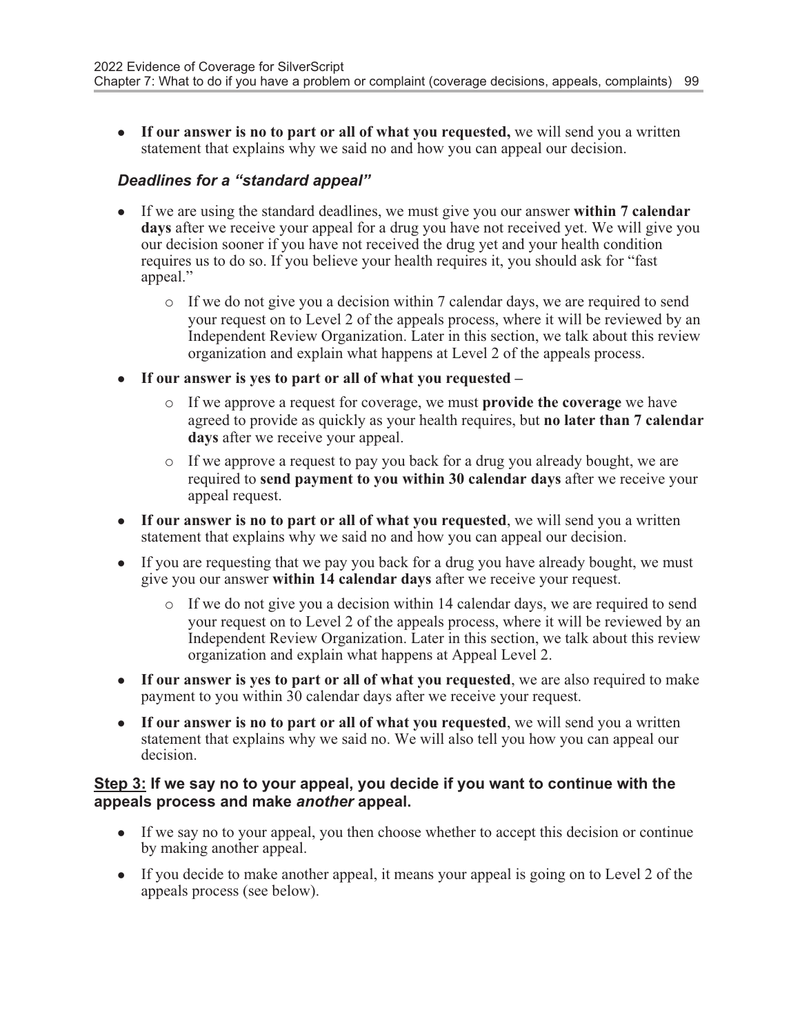- **If our answer is no to part or all of what you requested,** we will send you a written statement that explains why we said no and how you can appeal our decision.

### *Deadlines for a "standard appeal"*

- If we are using the standard deadlines, we must give you our answer **within 7 calendar days** after we receive your appeal for a drug you have not received yet. We will give you our decision sooner if you have not received the drug yet and your health condition requires us to do so. If you believe your health requires it, you should ask for "fast appeal."
  - If we do not give you a decision within 7 calendar days, we are required to send your request on to Level 2 of the appeals process, where it will be reviewed by an Independent Review Organization. Later in this section, we talk about this review organization and explain what happens at Level 2 of the appeals process.
- **If our answer is yes to part or all of what you requested –**
  - If we approve a request for coverage, we must **provide the coverage** we have agreed to provide as quickly as your health requires, but **no later than 7 calendar days** after we receive your appeal.
  - If we approve a request to pay you back for a drug you already bought, we are required to **send payment to you within 30 calendar days** after we receive your appeal request.
- **If our answer is no to part or all of what you requested**, we will send you a written statement that explains why we said no and how you can appeal our decision.
- If you are requesting that we pay you back for a drug you have already bought, we must give you our answer **within 14 calendar days** after we receive your request.
  - If we do not give you a decision within 14 calendar days, we are required to send your request on to Level 2 of the appeals process, where it will be reviewed by an Independent Review Organization. Later in this section, we talk about this review organization and explain what happens at Appeal Level 2.
- **If our answer is yes to part or all of what you requested**, we are also required to make payment to you within 30 calendar days after we receive your request.
- **If our answer is no to part or all of what you requested**, we will send you a written statement that explains why we said no. We will also tell you how you can appeal our decision.

**<u>Step 3:</u> If we say no to your appeal, you decide if you want to continue with the appeals process and make *another* appeal.**

- If we say no to your appeal, you then choose whether to accept this decision or continue by making another appeal.
- If you decide to make another appeal, it means your appeal is going on to Level 2 of the appeals process (see below).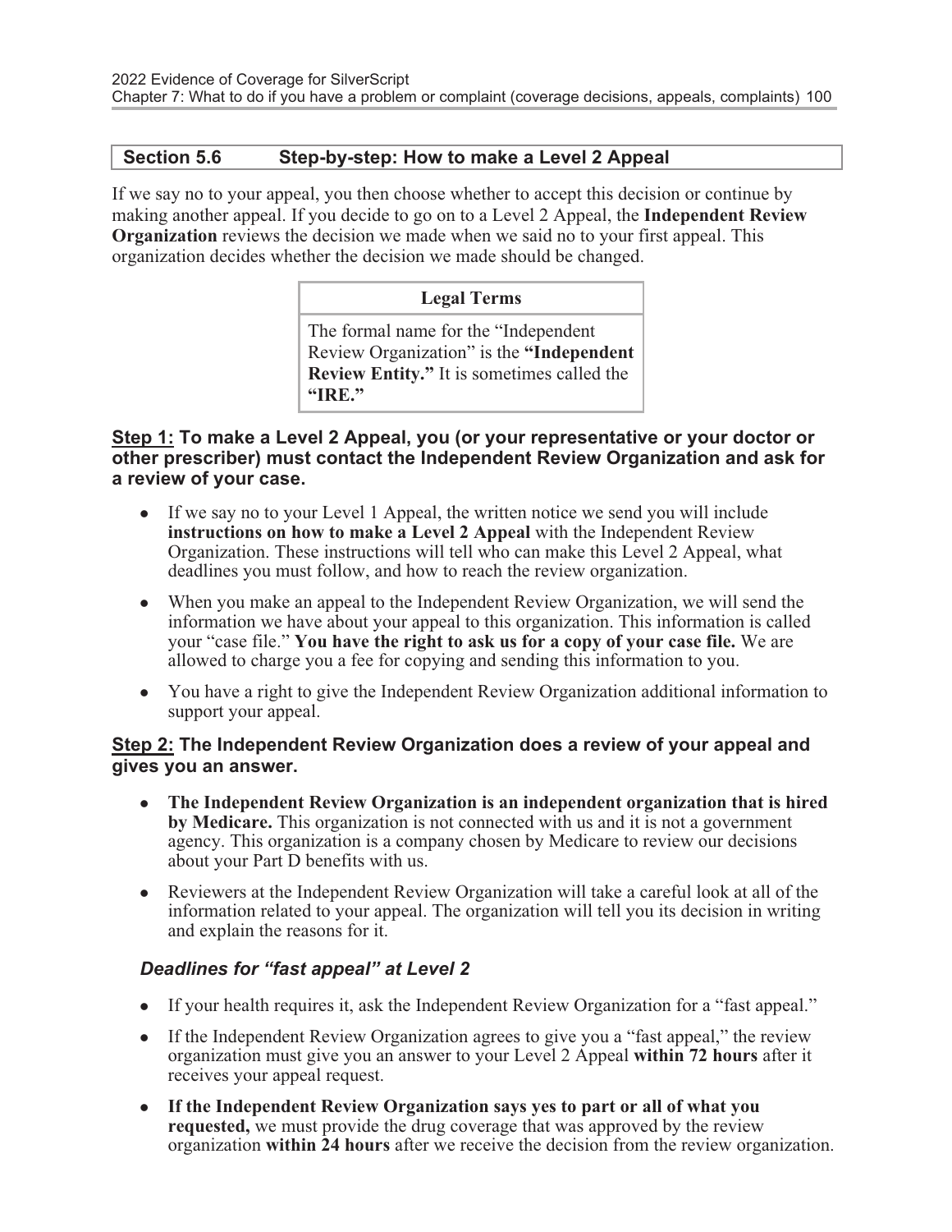## Section 5.6 Step-by-step: How to make a Level 2 Appeal

If we say no to your appeal, you then choose whether to accept this decision or continue by making another appeal. If you decide to go on to a Level 2 Appeal, the **Independent Review Organization** reviews the decision we made when we said no to your first appeal. This organization decides whether the decision we made should be changed.

| Legal Terms |
|---|
| The formal name for the "Independent Review Organization" is the **"Independent Review Entity."** It is sometimes called the **"IRE."** |

**Step 1: To make a Level 2 Appeal, you (or your representative or your doctor or other prescriber) must contact the Independent Review Organization and ask for a review of your case.**

- If we say no to your Level 1 Appeal, the written notice we send you will include **instructions on how to make a Level 2 Appeal** with the Independent Review Organization. These instructions will tell who can make this Level 2 Appeal, what deadlines you must follow, and how to reach the review organization.
- When you make an appeal to the Independent Review Organization, we will send the information we have about your appeal to this organization. This information is called your "case file." **You have the right to ask us for a copy of your case file.** We are allowed to charge you a fee for copying and sending this information to you.
- You have a right to give the Independent Review Organization additional information to support your appeal.

**Step 2: The Independent Review Organization does a review of your appeal and gives you an answer.**

- **The Independent Review Organization is an independent organization that is hired by Medicare.** This organization is not connected with us and it is not a government agency. This organization is a company chosen by Medicare to review our decisions about your Part D benefits with us.
- Reviewers at the Independent Review Organization will take a careful look at all of the information related to your appeal. The organization will tell you its decision in writing and explain the reasons for it.

### *Deadlines for "fast appeal" at Level 2*

- If your health requires it, ask the Independent Review Organization for a "fast appeal."
- If the Independent Review Organization agrees to give you a "fast appeal," the review organization must give you an answer to your Level 2 Appeal **within 72 hours** after it receives your appeal request.
- **If the Independent Review Organization says yes to part or all of what you requested,** we must provide the drug coverage that was approved by the review organization **within 24 hours** after we receive the decision from the review organization.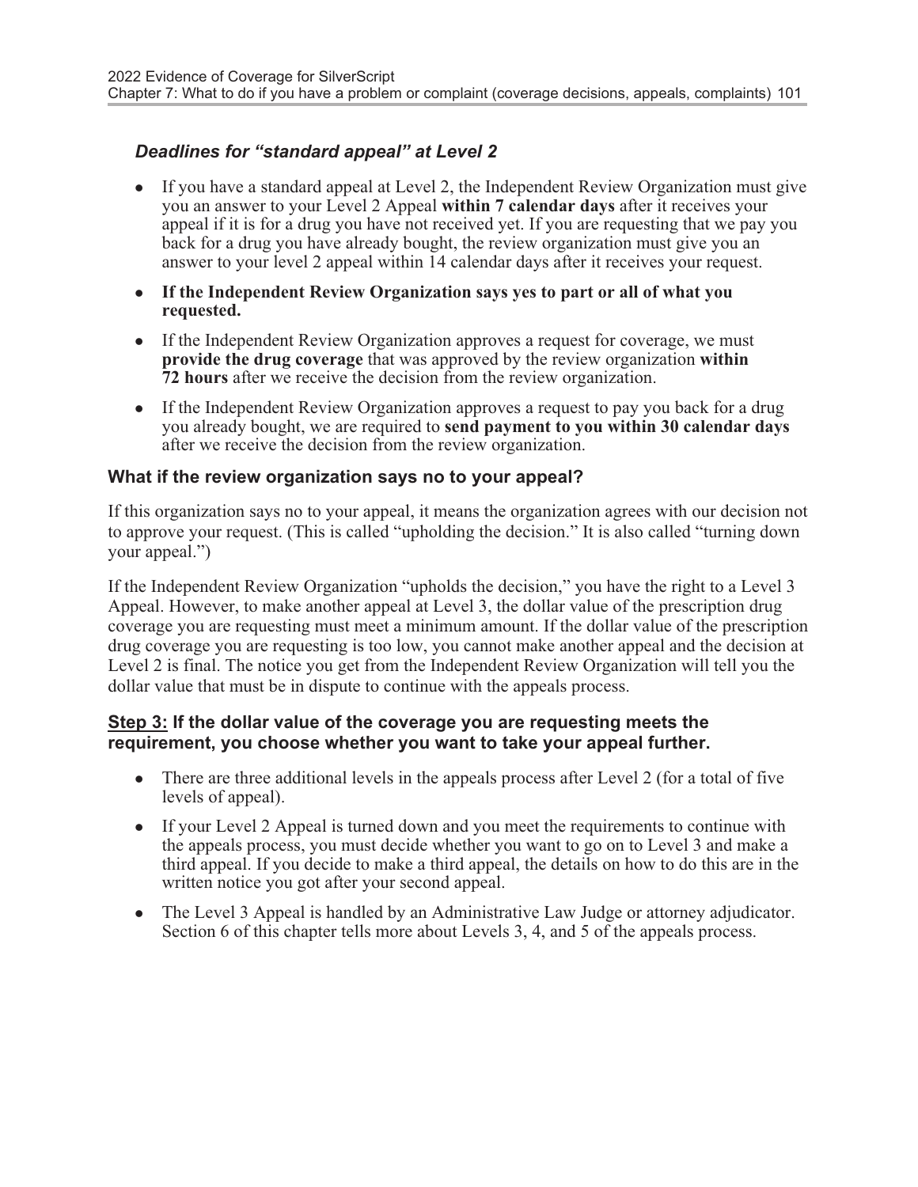### *Deadlines for "standard appeal" at Level 2*

- If you have a standard appeal at Level 2, the Independent Review Organization must give you an answer to your Level 2 Appeal **within 7 calendar days** after it receives your appeal if it is for a drug you have not received yet. If you are requesting that we pay you back for a drug you have already bought, the review organization must give you an answer to your level 2 appeal within 14 calendar days after it receives your request.
- **If the Independent Review Organization says yes to part or all of what you requested.**
- If the Independent Review Organization approves a request for coverage, we must **provide the drug coverage** that was approved by the review organization **within 72 hours** after we receive the decision from the review organization.
- If the Independent Review Organization approves a request to pay you back for a drug you already bought, we are required to **send payment to you within 30 calendar days** after we receive the decision from the review organization.

### What if the review organization says no to your appeal?

If this organization says no to your appeal, it means the organization agrees with our decision not to approve your request. (This is called "upholding the decision." It is also called "turning down your appeal.")

If the Independent Review Organization "upholds the decision," you have the right to a Level 3 Appeal. However, to make another appeal at Level 3, the dollar value of the prescription drug coverage you are requesting must meet a minimum amount. If the dollar value of the prescription drug coverage you are requesting is too low, you cannot make another appeal and the decision at Level 2 is final. The notice you get from the Independent Review Organization will tell you the dollar value that must be in dispute to continue with the appeals process.

### <u>Step 3:</u> If the dollar value of the coverage you are requesting meets the requirement, you choose whether you want to take your appeal further.

- There are three additional levels in the appeals process after Level 2 (for a total of five levels of appeal).
- If your Level 2 Appeal is turned down and you meet the requirements to continue with the appeals process, you must decide whether you want to go on to Level 3 and make a third appeal. If you decide to make a third appeal, the details on how to do this are in the written notice you got after your second appeal.
- The Level 3 Appeal is handled by an Administrative Law Judge or attorney adjudicator. Section 6 of this chapter tells more about Levels 3, 4, and 5 of the appeals process.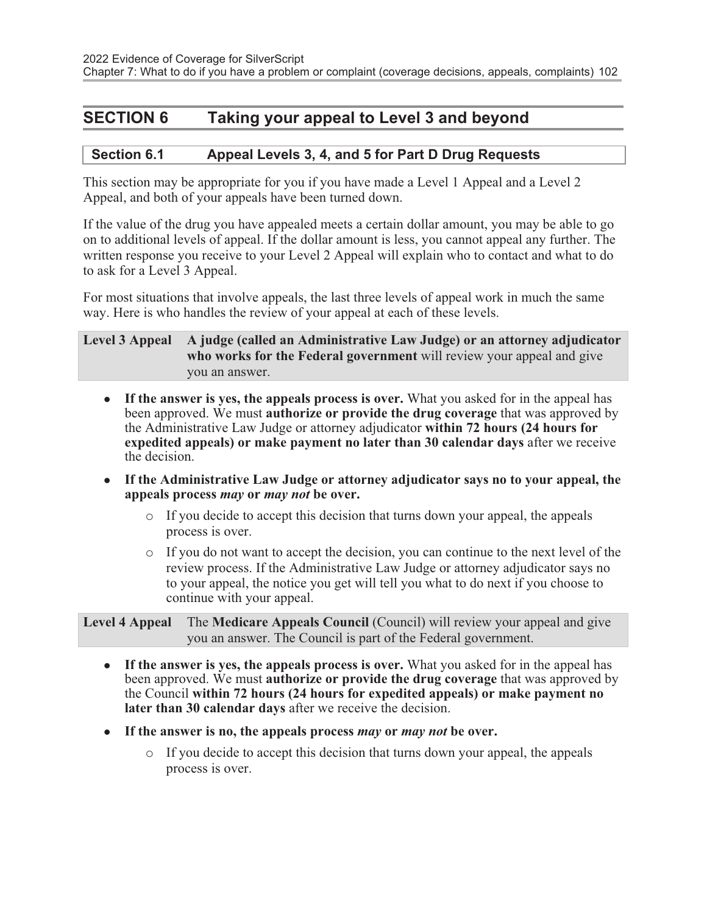## SECTION 6 Taking your appeal to Level 3 and beyond

### Section 6.1 Appeal Levels 3, 4, and 5 for Part D Drug Requests

This section may be appropriate for you if you have made a Level 1 Appeal and a Level 2 Appeal, and both of your appeals have been turned down.

If the value of the drug you have appealed meets a certain dollar amount, you may be able to go on to additional levels of appeal. If the dollar amount is less, you cannot appeal any further. The written response you receive to your Level 2 Appeal will explain who to contact and what to do to ask for a Level 3 Appeal.

For most situations that involve appeals, the last three levels of appeal work in much the same way. Here is who handles the review of your appeal at each of these levels.

| | |
|---|---|
| **Level 3 Appeal** | **A judge (called an Administrative Law Judge) or an attorney adjudicator who works for the Federal government** will review your appeal and give you an answer. |

- **If the answer is yes, the appeals process is over.** What you asked for in the appeal has been approved. We must **authorize or provide the drug coverage** that was approved by the Administrative Law Judge or attorney adjudicator **within 72 hours (24 hours for expedited appeals) or make payment no later than 30 calendar days** after we receive the decision.
- **If the Administrative Law Judge or attorney adjudicator says no to your appeal, the appeals process *may* or *may not* be over.**
  - If you decide to accept this decision that turns down your appeal, the appeals process is over.
  - If you do not want to accept the decision, you can continue to the next level of the review process. If the Administrative Law Judge or attorney adjudicator says no to your appeal, the notice you get will tell you what to do next if you choose to continue with your appeal.

| | |
|---|---|
| **Level 4 Appeal** | The **Medicare Appeals Council** (Council) will review your appeal and give you an answer. The Council is part of the Federal government. |

- **If the answer is yes, the appeals process is over.** What you asked for in the appeal has been approved. We must **authorize or provide the drug coverage** that was approved by the Council **within 72 hours (24 hours for expedited appeals) or make payment no later than 30 calendar days** after we receive the decision.
- **If the answer is no, the appeals process *may* or *may not* be over.**
  - If you decide to accept this decision that turns down your appeal, the appeals process is over.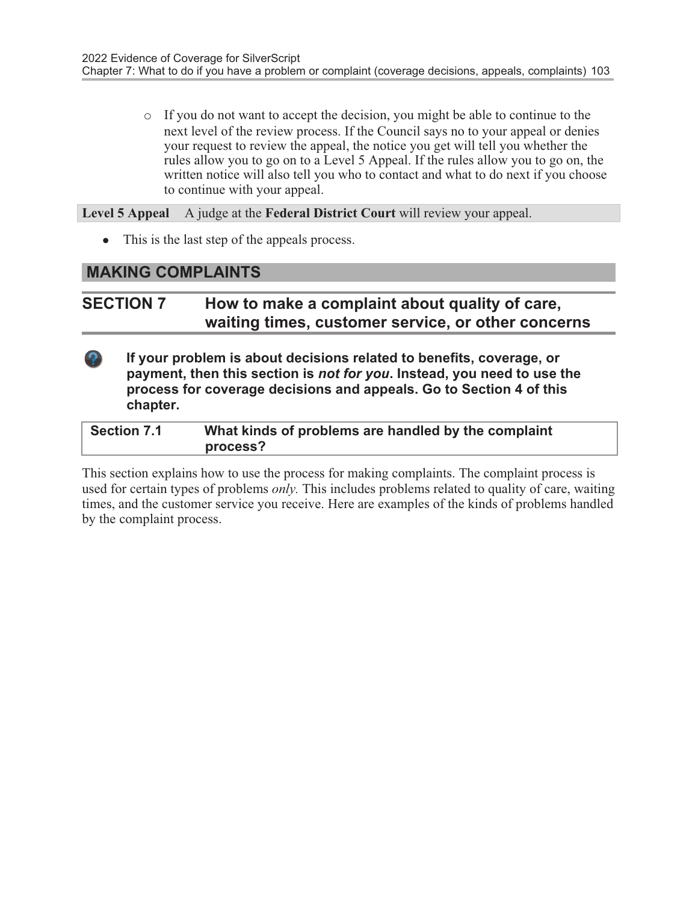- If you do not want to accept the decision, you might be able to continue to the next level of the review process. If the Council says no to your appeal or denies your request to review the appeal, the notice you get will tell you whether the rules allow you to go on to a Level 5 Appeal. If the rules allow you to go on, the written notice will also tell you who to contact and what to do next if you choose to continue with your appeal.

**Level 5 Appeal** A judge at the **Federal District Court** will review your appeal.

- This is the last step of the appeals process.

# MAKING COMPLAINTS

## SECTION 7 How to make a complaint about quality of care, waiting times, customer service, or other concerns

**If your problem is about decisions related to benefits, coverage, or payment, then this section is *not for you*. Instead, you need to use the process for coverage decisions and appeals. Go to Section 4 of this chapter.**

### Section 7.1 What kinds of problems are handled by the complaint process?

This section explains how to use the process for making complaints. The complaint process is used for certain types of problems *only.* This includes problems related to quality of care, waiting times, and the customer service you receive. Here are examples of the kinds of problems handled by the complaint process.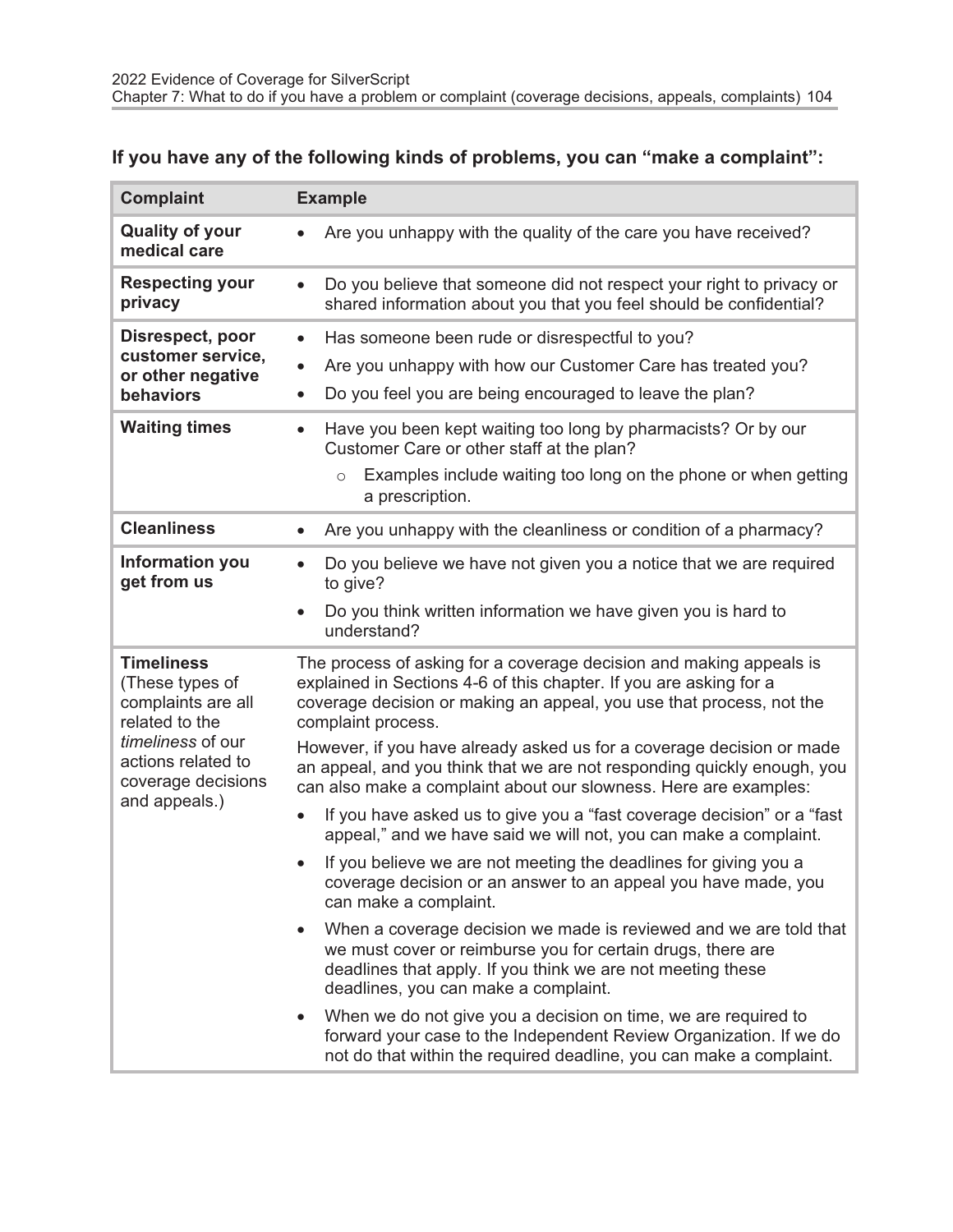### If you have any of the following kinds of problems, you can "make a complaint":

| Complaint | Example |
|---|---|
| **Quality of your medical care** | • Are you unhappy with the quality of the care you have received? |
| **Respecting your privacy** | • Do you believe that someone did not respect your right to privacy or shared information about you that you feel should be confidential? |
| **Disrespect, poor customer service, or other negative behaviors** | • Has someone been rude or disrespectful to you?<br>• Are you unhappy with how our Customer Care has treated you?<br>• Do you feel you are being encouraged to leave the plan? |
| **Waiting times** | • Have you been kept waiting too long by pharmacists? Or by our Customer Care or other staff at the plan?<br>  ○ Examples include waiting too long on the phone or when getting a prescription. |
| **Cleanliness** | • Are you unhappy with the cleanliness or condition of a pharmacy? |
| **Information you get from us** | • Do you believe we have not given you a notice that we are required to give?<br>• Do you think written information we have given you is hard to understand? |
| **Timeliness** (These types of complaints are all related to the *timeliness* of our actions related to coverage decisions and appeals.) | The process of asking for a coverage decision and making appeals is explained in Sections 4-6 of this chapter. If you are asking for a coverage decision or making an appeal, you use that process, not the complaint process.<br>However, if you have already asked us for a coverage decision or made an appeal, and you think that we are not responding quickly enough, you can also make a complaint about our slowness. Here are examples:<br>• If you have asked us to give you a "fast coverage decision" or a "fast appeal," and we have said we will not, you can make a complaint.<br>• If you believe we are not meeting the deadlines for giving you a coverage decision or an answer to an appeal you have made, you can make a complaint.<br>• When a coverage decision we made is reviewed and we are told that we must cover or reimburse you for certain drugs, there are deadlines that apply. If you think we are not meeting these deadlines, you can make a complaint.<br>• When we do not give you a decision on time, we are required to forward your case to the Independent Review Organization. If we do not do that within the required deadline, you can make a complaint. |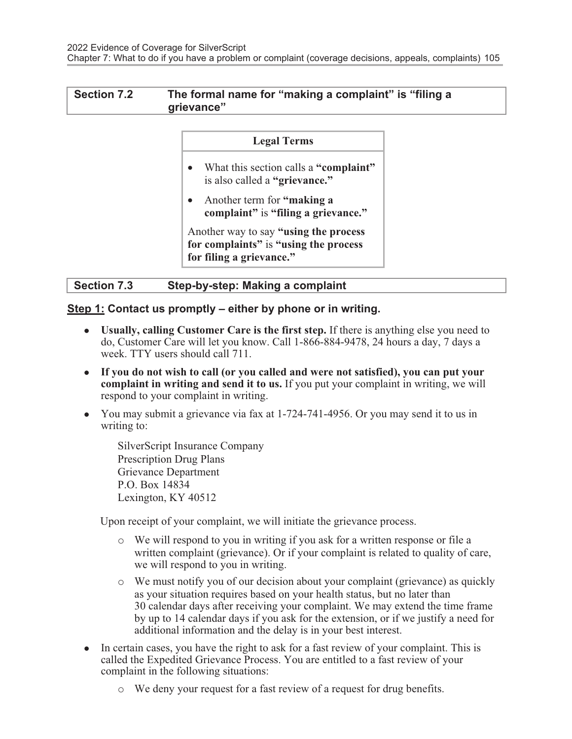## Section 7.2 The formal name for "making a complaint" is "filing a grievance"

| Legal Terms |
|---|
| • What this section calls a **"complaint"** is also called a **"grievance."**<br>• Another term for **"making a complaint"** is **"filing a grievance."**<br>Another way to say **"using the process for complaints"** is **"using the process for filing a grievance."** |

## Section 7.3 Step-by-step: Making a complaint

**Step 1: Contact us promptly – either by phone or in writing.**

- **Usually, calling Customer Care is the first step.** If there is anything else you need to do, Customer Care will let you know. Call 1-866-884-9478, 24 hours a day, 7 days a week. TTY users should call 711.
- **If you do not wish to call (or you called and were not satisfied), you can put your complaint in writing and send it to us.** If you put your complaint in writing, we will respond to your complaint in writing.
- You may submit a grievance via fax at 1-724-741-4956. Or you may send it to us in writing to:

  SilverScript Insurance Company
  Prescription Drug Plans
  Grievance Department
  P.O. Box 14834
  Lexington, KY 40512

  Upon receipt of your complaint, we will initiate the grievance process.

  - We will respond to you in writing if you ask for a written response or file a written complaint (grievance). Or if your complaint is related to quality of care, we will respond to you in writing.
  - We must notify you of our decision about your complaint (grievance) as quickly as your situation requires based on your health status, but no later than 30 calendar days after receiving your complaint. We may extend the time frame by up to 14 calendar days if you ask for the extension, or if we justify a need for additional information and the delay is in your best interest.
- In certain cases, you have the right to ask for a fast review of your complaint. This is called the Expedited Grievance Process. You are entitled to a fast review of your complaint in the following situations:
  - We deny your request for a fast review of a request for drug benefits.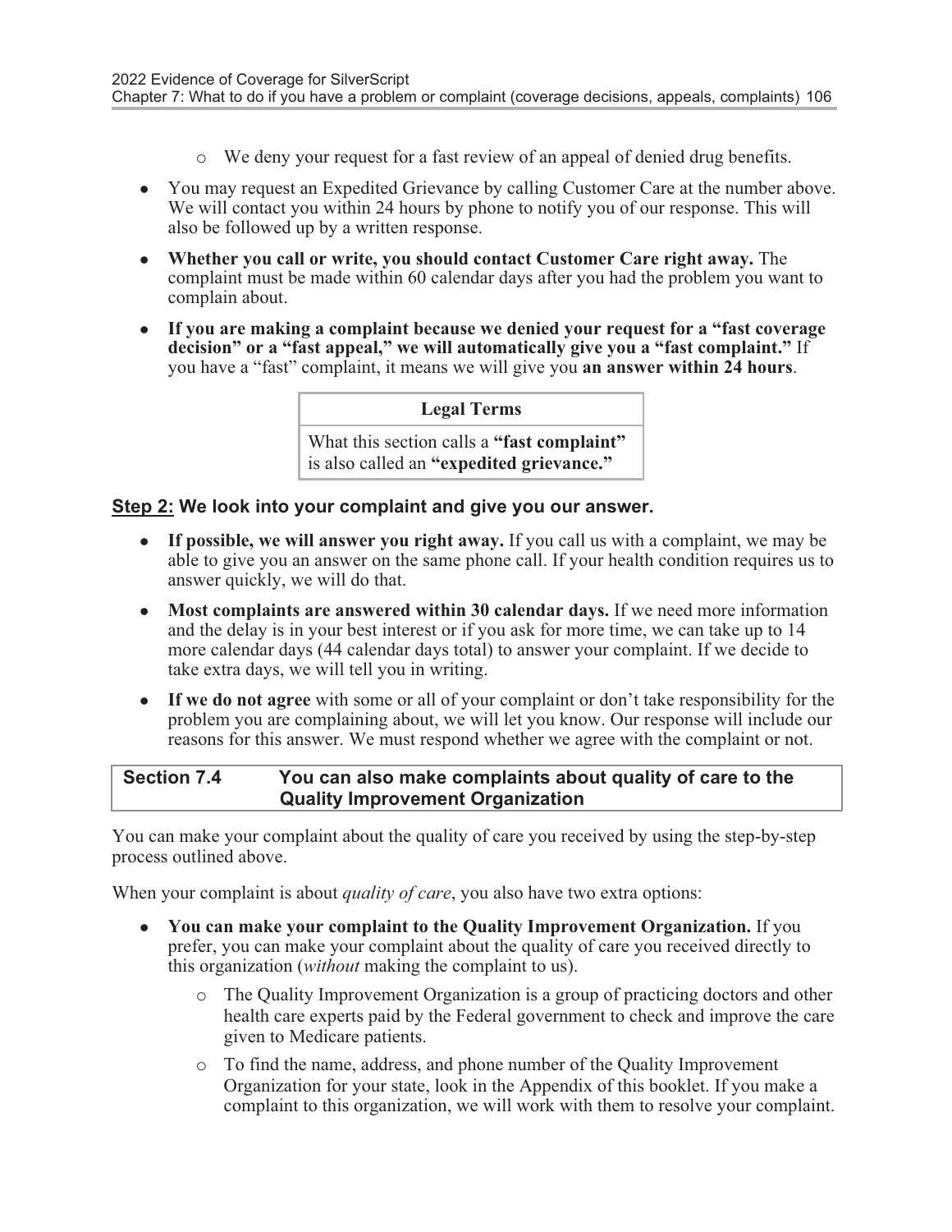- We deny your request for a fast review of an appeal of denied drug benefits.
- You may request an Expedited Grievance by calling Customer Care at the number above. We will contact you within 24 hours by phone to notify you of our response. This will also be followed up by a written response.
- **Whether you call or write, you should contact Customer Care right away.** The complaint must be made within 60 calendar days after you had the problem you want to complain about.
- **If you are making a complaint because we denied your request for a "fast coverage decision" or a "fast appeal," we will automatically give you a "fast complaint."** If you have a "fast" complaint, it means we will give you **an answer within 24 hours**.

| Legal Terms |
| --- |
| What this section calls a **"fast complaint"** is also called an **"expedited grievance."** |

**Step 2: We look into your complaint and give you our answer.**

- **If possible, we will answer you right away.** If you call us with a complaint, we may be able to give you an answer on the same phone call. If your health condition requires us to answer quickly, we will do that.
- **Most complaints are answered within 30 calendar days.** If we need more information and the delay is in your best interest or if you ask for more time, we can take up to 14 more calendar days (44 calendar days total) to answer your complaint. If we decide to take extra days, we will tell you in writing.
- **If we do not agree** with some or all of your complaint or don't take responsibility for the problem you are complaining about, we will let you know. Our response will include our reasons for this answer. We must respond whether we agree with the complaint or not.

## Section 7.4 You can also make complaints about quality of care to the Quality Improvement Organization

You can make your complaint about the quality of care you received by using the step-by-step process outlined above.

When your complaint is about *quality of care*, you also have two extra options:

- **You can make your complaint to the Quality Improvement Organization.** If you prefer, you can make your complaint about the quality of care you received directly to this organization (*without* making the complaint to us).
  - The Quality Improvement Organization is a group of practicing doctors and other health care experts paid by the Federal government to check and improve the care given to Medicare patients.
  - To find the name, address, and phone number of the Quality Improvement Organization for your state, look in the Appendix of this booklet. If you make a complaint to this organization, we will work with them to resolve your complaint.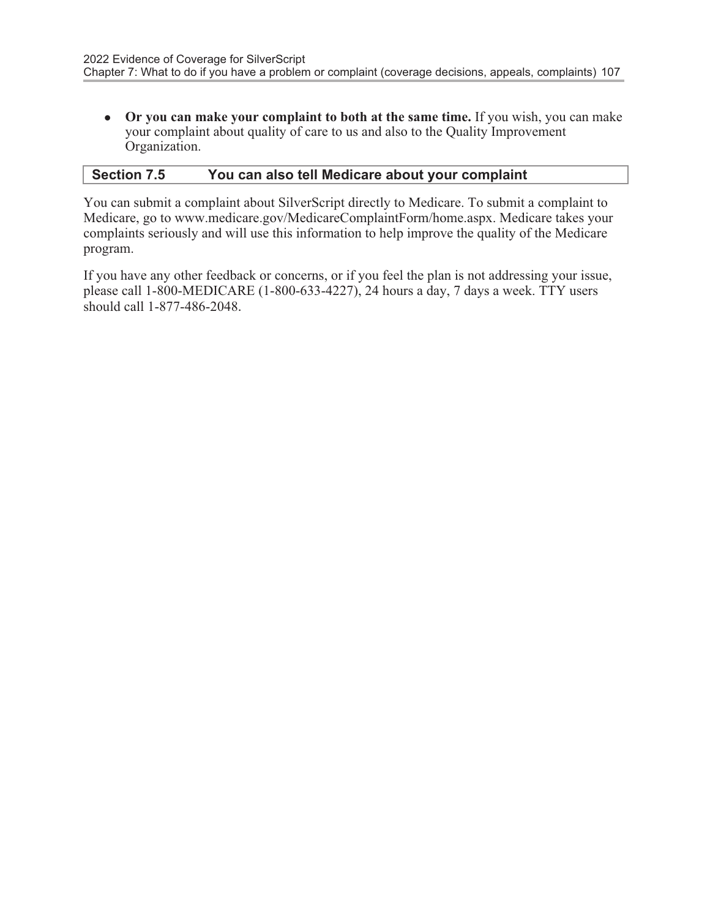- **Or you can make your complaint to both at the same time.** If you wish, you can make your complaint about quality of care to us and also to the Quality Improvement Organization.

## Section 7.5 You can also tell Medicare about your complaint

You can submit a complaint about SilverScript directly to Medicare. To submit a complaint to Medicare, go to www.medicare.gov/MedicareComplaintForm/home.aspx. Medicare takes your complaints seriously and will use this information to help improve the quality of the Medicare program.

If you have any other feedback or concerns, or if you feel the plan is not addressing your issue, please call 1-800-MEDICARE (1-800-633-4227), 24 hours a day, 7 days a week. TTY users should call 1-877-486-2048.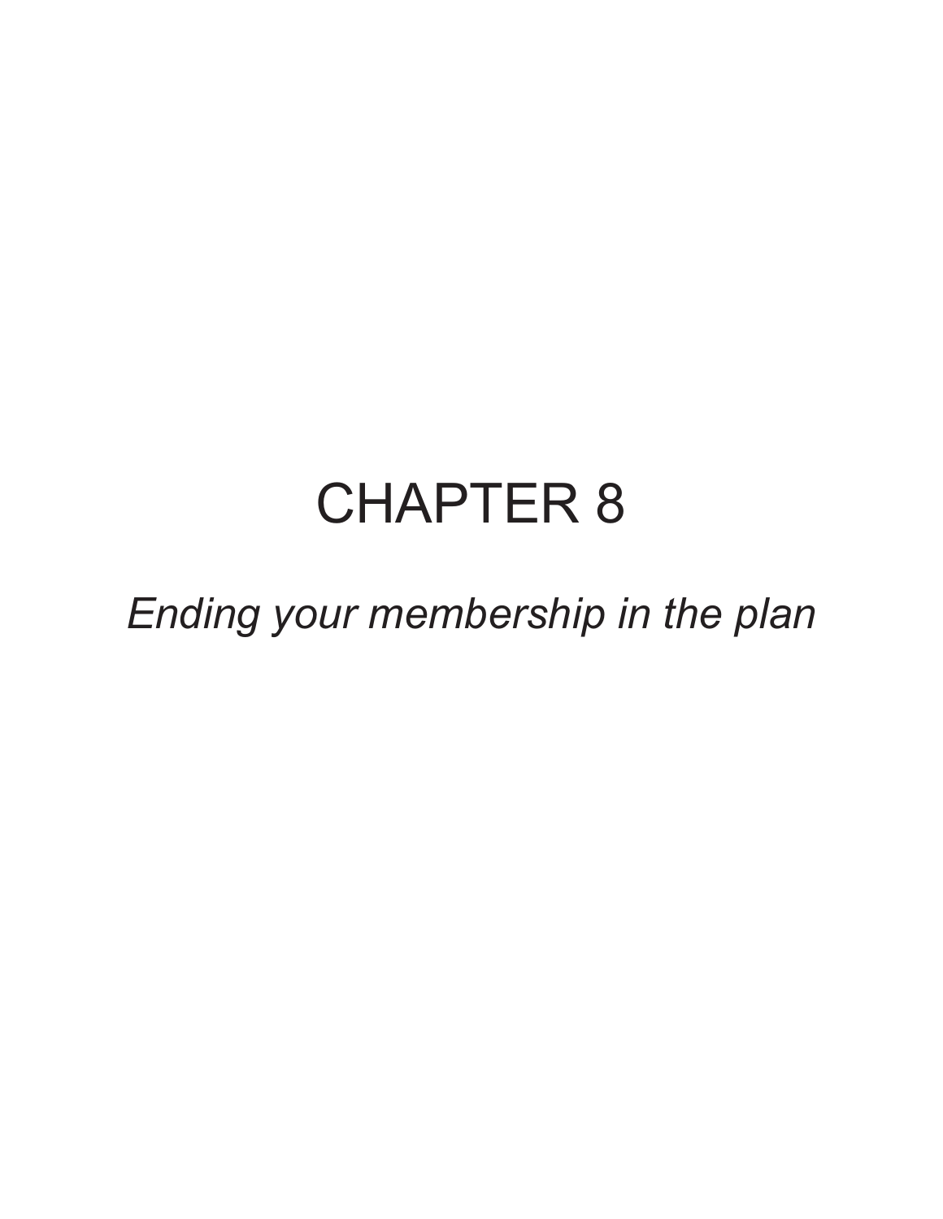# CHAPTER 8

*Ending your membership in the plan*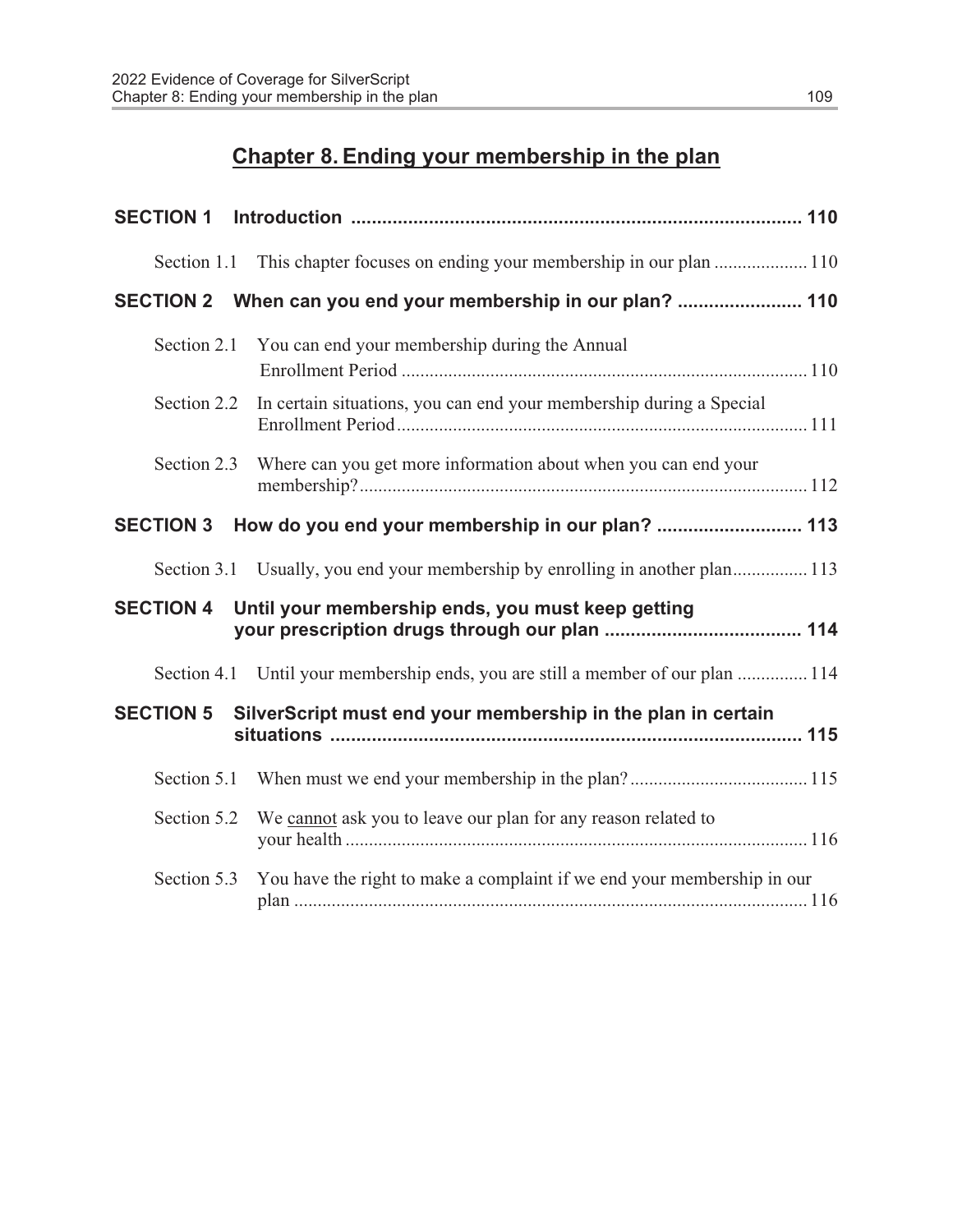# Chapter 8. Ending your membership in the plan

**SECTION 1 Introduction** ....................................................................................... 110

Section 1.1 This chapter focuses on ending your membership in our plan .................... 110

**SECTION 2 When can you end your membership in our plan?** ........................ 110

Section 2.1 You can end your membership during the Annual Enrollment Period ...................................................................................... 110

Section 2.2 In certain situations, you can end your membership during a Special Enrollment Period....................................................................................... 111

Section 2.3 Where can you get more information about when you can end your membership?................................................................................................ 112

**SECTION 3 How do you end your membership in our plan?** ............................ 113

Section 3.1 Usually, you end your membership by enrolling in another plan................ 113

**SECTION 4 Until your membership ends, you must keep getting your prescription drugs through our plan** ...................................... 114

Section 4.1 Until your membership ends, you are still a member of our plan ............... 114

**SECTION 5 SilverScript must end your membership in the plan in certain situations** ........................................................................................... 115

Section 5.1 When must we end your membership in the plan?...................................... 115

Section 5.2 We <u>cannot</u> ask you to leave our plan for any reason related to your health .................................................................................................. 116

Section 5.3 You have the right to make a complaint if we end your membership in our plan .............................................................................................................. 116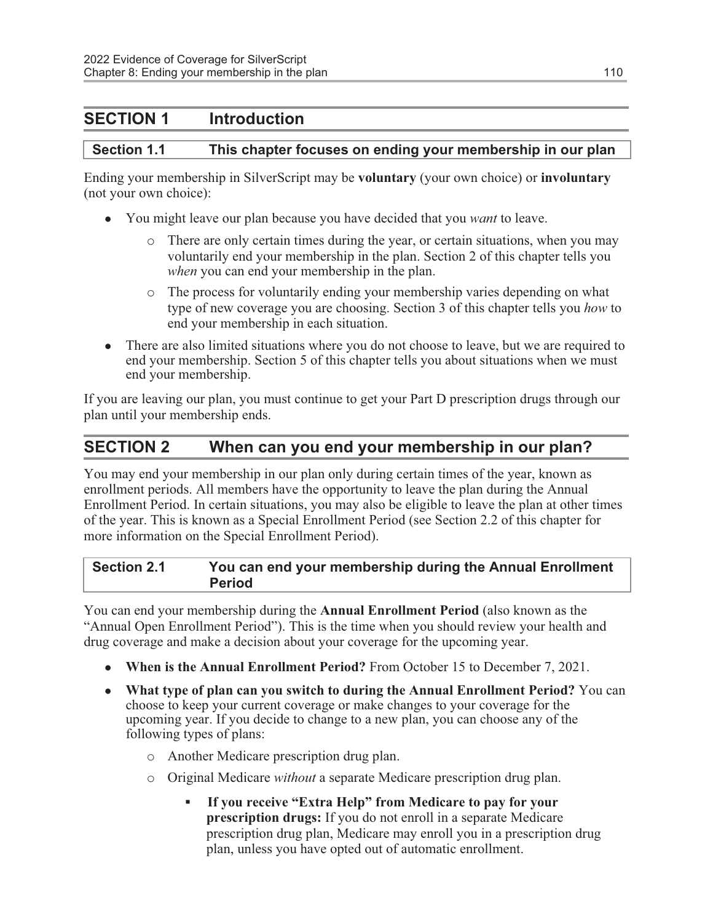## SECTION 1 Introduction

### Section 1.1 This chapter focuses on ending your membership in our plan

Ending your membership in SilverScript may be **voluntary** (your own choice) or **involuntary** (not your own choice):

- You might leave our plan because you have decided that you *want* to leave.
  - There are only certain times during the year, or certain situations, when you may voluntarily end your membership in the plan. Section 2 of this chapter tells you *when* you can end your membership in the plan.
  - The process for voluntarily ending your membership varies depending on what type of new coverage you are choosing. Section 3 of this chapter tells you *how* to end your membership in each situation.
- There are also limited situations where you do not choose to leave, but we are required to end your membership. Section 5 of this chapter tells you about situations when we must end your membership.

If you are leaving our plan, you must continue to get your Part D prescription drugs through our plan until your membership ends.

## SECTION 2 When can you end your membership in our plan?

You may end your membership in our plan only during certain times of the year, known as enrollment periods. All members have the opportunity to leave the plan during the Annual Enrollment Period. In certain situations, you may also be eligible to leave the plan at other times of the year. This is known as a Special Enrollment Period (see Section 2.2 of this chapter for more information on the Special Enrollment Period).

### Section 2.1 You can end your membership during the Annual Enrollment Period

You can end your membership during the **Annual Enrollment Period** (also known as the "Annual Open Enrollment Period"). This is the time when you should review your health and drug coverage and make a decision about your coverage for the upcoming year.

- **When is the Annual Enrollment Period?** From October 15 to December 7, 2021.
- **What type of plan can you switch to during the Annual Enrollment Period?** You can choose to keep your current coverage or make changes to your coverage for the upcoming year. If you decide to change to a new plan, you can choose any of the following types of plans:
  - Another Medicare prescription drug plan.
  - Original Medicare *without* a separate Medicare prescription drug plan.
    - **If you receive "Extra Help" from Medicare to pay for your prescription drugs:** If you do not enroll in a separate Medicare prescription drug plan, Medicare may enroll you in a prescription drug plan, unless you have opted out of automatic enrollment.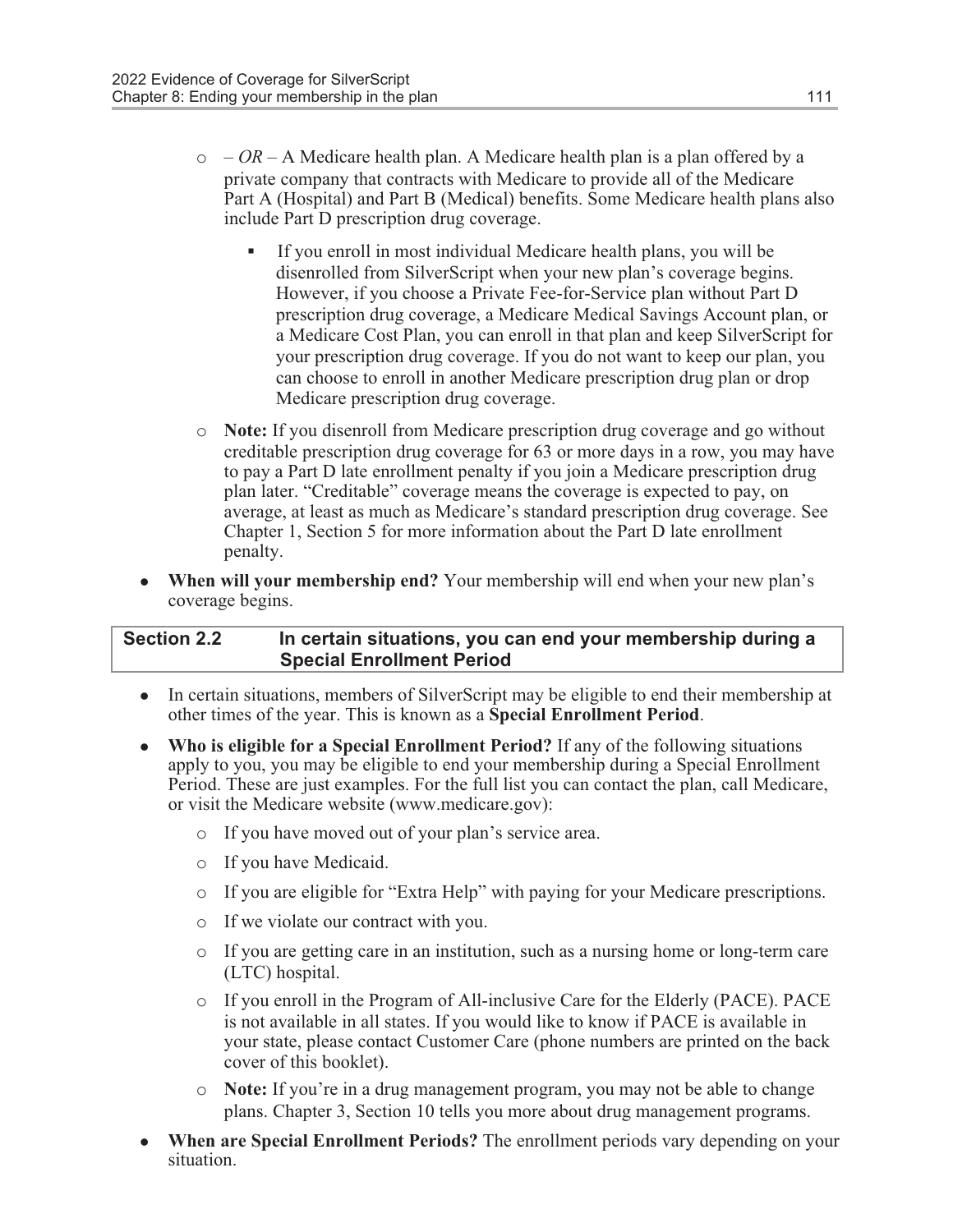- *– OR –* A Medicare health plan. A Medicare health plan is a plan offered by a private company that contracts with Medicare to provide all of the Medicare Part A (Hospital) and Part B (Medical) benefits. Some Medicare health plans also include Part D prescription drug coverage.
    - If you enroll in most individual Medicare health plans, you will be disenrolled from SilverScript when your new plan's coverage begins. However, if you choose a Private Fee-for-Service plan without Part D prescription drug coverage, a Medicare Medical Savings Account plan, or a Medicare Cost Plan, you can enroll in that plan and keep SilverScript for your prescription drug coverage. If you do not want to keep our plan, you can choose to enroll in another Medicare prescription drug plan or drop Medicare prescription drug coverage.
  - **Note:** If you disenroll from Medicare prescription drug coverage and go without creditable prescription drug coverage for 63 or more days in a row, you may have to pay a Part D late enrollment penalty if you join a Medicare prescription drug plan later. "Creditable" coverage means the coverage is expected to pay, on average, at least as much as Medicare's standard prescription drug coverage. See Chapter 1, Section 5 for more information about the Part D late enrollment penalty.
- **When will your membership end?** Your membership will end when your new plan's coverage begins.

### Section 2.2 In certain situations, you can end your membership during a Special Enrollment Period

- In certain situations, members of SilverScript may be eligible to end their membership at other times of the year. This is known as a **Special Enrollment Period**.
- **Who is eligible for a Special Enrollment Period?** If any of the following situations apply to you, you may be eligible to end your membership during a Special Enrollment Period. These are just examples. For the full list you can contact the plan, call Medicare, or visit the Medicare website (www.medicare.gov):
  - If you have moved out of your plan's service area.
  - If you have Medicaid.
  - If you are eligible for "Extra Help" with paying for your Medicare prescriptions.
  - If we violate our contract with you.
  - If you are getting care in an institution, such as a nursing home or long-term care (LTC) hospital.
  - If you enroll in the Program of All-inclusive Care for the Elderly (PACE). PACE is not available in all states. If you would like to know if PACE is available in your state, please contact Customer Care (phone numbers are printed on the back cover of this booklet).
  - **Note:** If you're in a drug management program, you may not be able to change plans. Chapter 3, Section 10 tells you more about drug management programs.
- **When are Special Enrollment Periods?** The enrollment periods vary depending on your situation.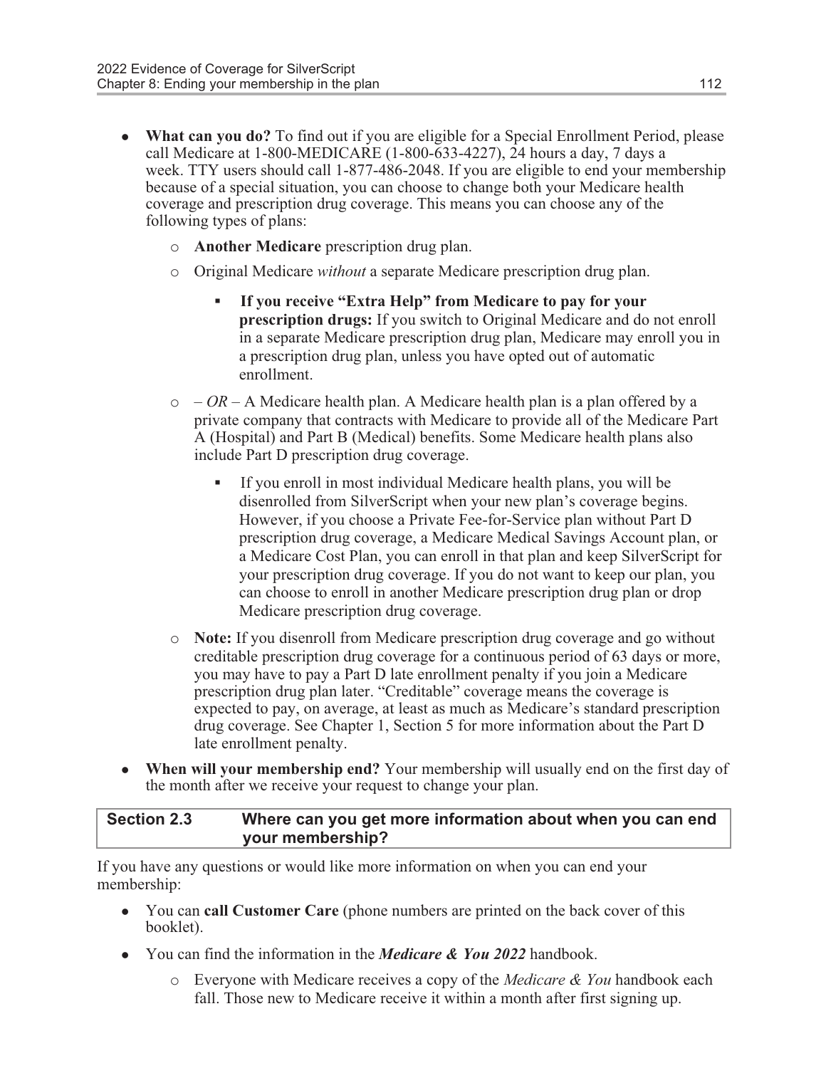- **What can you do?** To find out if you are eligible for a Special Enrollment Period, please call Medicare at 1-800-MEDICARE (1-800-633-4227), 24 hours a day, 7 days a week. TTY users should call 1-877-486-2048. If you are eligible to end your membership because of a special situation, you can choose to change both your Medicare health coverage and prescription drug coverage. This means you can choose any of the following types of plans:
  - **Another Medicare** prescription drug plan.
  - Original Medicare *without* a separate Medicare prescription drug plan.
    - **If you receive "Extra Help" from Medicare to pay for your prescription drugs:** If you switch to Original Medicare and do not enroll in a separate Medicare prescription drug plan, Medicare may enroll you in a prescription drug plan, unless you have opted out of automatic enrollment.
  - – *OR* – A Medicare health plan. A Medicare health plan is a plan offered by a private company that contracts with Medicare to provide all of the Medicare Part A (Hospital) and Part B (Medical) benefits. Some Medicare health plans also include Part D prescription drug coverage.
    - If you enroll in most individual Medicare health plans, you will be disenrolled from SilverScript when your new plan's coverage begins. However, if you choose a Private Fee-for-Service plan without Part D prescription drug coverage, a Medicare Medical Savings Account plan, or a Medicare Cost Plan, you can enroll in that plan and keep SilverScript for your prescription drug coverage. If you do not want to keep our plan, you can choose to enroll in another Medicare prescription drug plan or drop Medicare prescription drug coverage.
  - **Note:** If you disenroll from Medicare prescription drug coverage and go without creditable prescription drug coverage for a continuous period of 63 days or more, you may have to pay a Part D late enrollment penalty if you join a Medicare prescription drug plan later. "Creditable" coverage means the coverage is expected to pay, on average, at least as much as Medicare's standard prescription drug coverage. See Chapter 1, Section 5 for more information about the Part D late enrollment penalty.
- **When will your membership end?** Your membership will usually end on the first day of the month after we receive your request to change your plan.

## Section 2.3 Where can you get more information about when you can end your membership?

If you have any questions or would like more information on when you can end your membership:

- You can **call Customer Care** (phone numbers are printed on the back cover of this booklet).
- You can find the information in the ***Medicare & You 2022*** handbook.
  - Everyone with Medicare receives a copy of the *Medicare & You* handbook each fall. Those new to Medicare receive it within a month after first signing up.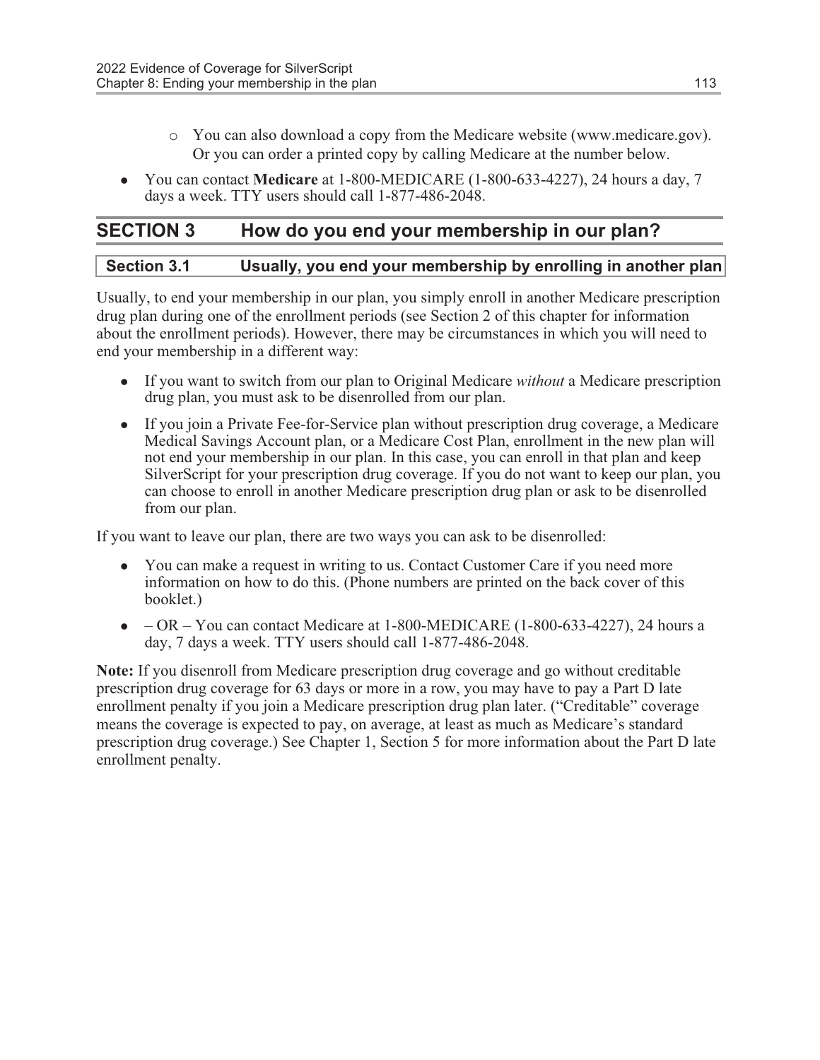- You can also download a copy from the Medicare website (www.medicare.gov). Or you can order a printed copy by calling Medicare at the number below.

- You can contact **Medicare** at 1-800-MEDICARE (1-800-633-4227), 24 hours a day, 7 days a week. TTY users should call 1-877-486-2048.

## SECTION 3 How do you end your membership in our plan?

### Section 3.1 Usually, you end your membership by enrolling in another plan

Usually, to end your membership in our plan, you simply enroll in another Medicare prescription drug plan during one of the enrollment periods (see Section 2 of this chapter for information about the enrollment periods). However, there may be circumstances in which you will need to end your membership in a different way:

- If you want to switch from our plan to Original Medicare *without* a Medicare prescription drug plan, you must ask to be disenrolled from our plan.
- If you join a Private Fee-for-Service plan without prescription drug coverage, a Medicare Medical Savings Account plan, or a Medicare Cost Plan, enrollment in the new plan will not end your membership in our plan. In this case, you can enroll in that plan and keep SilverScript for your prescription drug coverage. If you do not want to keep our plan, you can choose to enroll in another Medicare prescription drug plan or ask to be disenrolled from our plan.

If you want to leave our plan, there are two ways you can ask to be disenrolled:

- You can make a request in writing to us. Contact Customer Care if you need more information on how to do this. (Phone numbers are printed on the back cover of this booklet.)
- – OR – You can contact Medicare at 1-800-MEDICARE (1-800-633-4227), 24 hours a day, 7 days a week. TTY users should call 1-877-486-2048.

**Note:** If you disenroll from Medicare prescription drug coverage and go without creditable prescription drug coverage for 63 days or more in a row, you may have to pay a Part D late enrollment penalty if you join a Medicare prescription drug plan later. ("Creditable" coverage means the coverage is expected to pay, on average, at least as much as Medicare's standard prescription drug coverage.) See Chapter 1, Section 5 for more information about the Part D late enrollment penalty.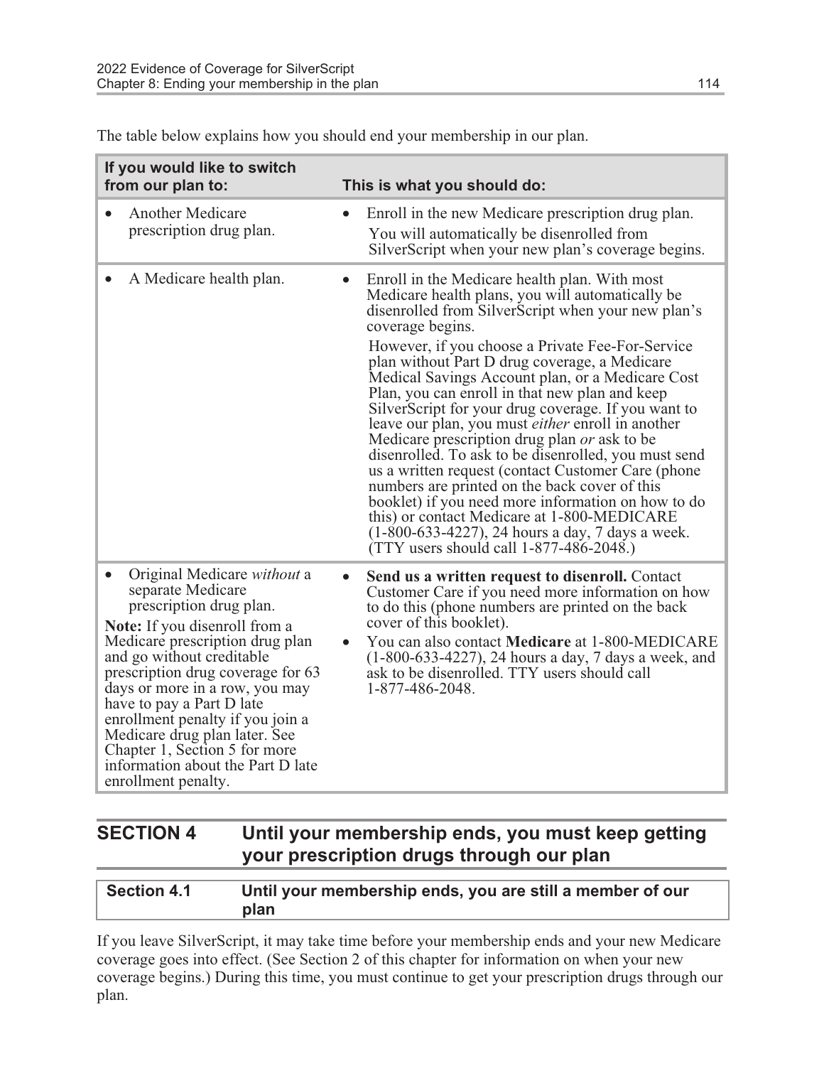The table below explains how you should end your membership in our plan.

| If you would like to switch from our plan to: | This is what you should do: |
|---|---|
| • Another Medicare prescription drug plan. | • Enroll in the new Medicare prescription drug plan. You will automatically be disenrolled from SilverScript when your new plan's coverage begins. |
| • A Medicare health plan. | • Enroll in the Medicare health plan. With most Medicare health plans, you will automatically be disenrolled from SilverScript when your new plan's coverage begins. However, if you choose a Private Fee-For-Service plan without Part D drug coverage, a Medicare Medical Savings Account plan, or a Medicare Cost Plan, you can enroll in that new plan and keep SilverScript for your drug coverage. If you want to leave our plan, you must *either* enroll in another Medicare prescription drug plan *or* ask to be disenrolled. To ask to be disenrolled, you must send us a written request (contact Customer Care (phone numbers are printed on the back cover of this booklet) if you need more information on how to do this) or contact Medicare at 1-800-MEDICARE (1-800-633-4227), 24 hours a day, 7 days a week. (TTY users should call 1-877-486-2048.) |
| • Original Medicare *without* a separate Medicare prescription drug plan. **Note:** If you disenroll from a Medicare prescription drug plan and go without creditable prescription drug coverage for 63 days or more in a row, you may have to pay a Part D late enrollment penalty if you join a Medicare drug plan later. See Chapter 1, Section 5 for more information about the Part D late enrollment penalty. | • **Send us a written request to disenroll.** Contact Customer Care if you need more information on how to do this (phone numbers are printed on the back cover of this booklet). • You can also contact **Medicare** at 1-800-MEDICARE (1-800-633-4227), 24 hours a day, 7 days a week, and ask to be disenrolled. TTY users should call 1-877-486-2048. |

## SECTION 4 Until your membership ends, you must keep getting your prescription drugs through our plan

### Section 4.1 Until your membership ends, you are still a member of our plan

If you leave SilverScript, it may take time before your membership ends and your new Medicare coverage goes into effect. (See Section 2 of this chapter for information on when your new coverage begins.) During this time, you must continue to get your prescription drugs through our plan.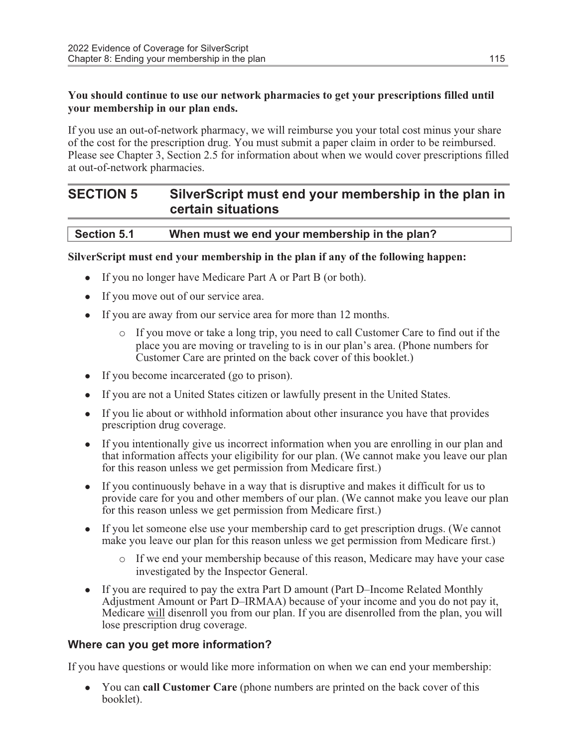**You should continue to use our network pharmacies to get your prescriptions filled until your membership in our plan ends.**

If you use an out-of-network pharmacy, we will reimburse you your total cost minus your share of the cost for the prescription drug. You must submit a paper claim in order to be reimbursed. Please see Chapter 3, Section 2.5 for information about when we would cover prescriptions filled at out-of-network pharmacies.

# SECTION 5 SilverScript must end your membership in the plan in certain situations

## Section 5.1 When must we end your membership in the plan?

**SilverScript must end your membership in the plan if any of the following happen:**

- If you no longer have Medicare Part A or Part B (or both).
- If you move out of our service area.
- If you are away from our service area for more than 12 months.
  - If you move or take a long trip, you need to call Customer Care to find out if the place you are moving or traveling to is in our plan's area. (Phone numbers for Customer Care are printed on the back cover of this booklet.)
- If you become incarcerated (go to prison).
- If you are not a United States citizen or lawfully present in the United States.
- If you lie about or withhold information about other insurance you have that provides prescription drug coverage.
- If you intentionally give us incorrect information when you are enrolling in our plan and that information affects your eligibility for our plan. (We cannot make you leave our plan for this reason unless we get permission from Medicare first.)
- If you continuously behave in a way that is disruptive and makes it difficult for us to provide care for you and other members of our plan. (We cannot make you leave our plan for this reason unless we get permission from Medicare first.)
- If you let someone else use your membership card to get prescription drugs. (We cannot make you leave our plan for this reason unless we get permission from Medicare first.)
  - If we end your membership because of this reason, Medicare may have your case investigated by the Inspector General.
- If you are required to pay the extra Part D amount (Part D–Income Related Monthly Adjustment Amount or Part D–IRMAA) because of your income and you do not pay it, Medicare will disenroll you from our plan. If you are disenrolled from the plan, you will lose prescription drug coverage.

### Where can you get more information?

If you have questions or would like more information on when we can end your membership:

- You can **call Customer Care** (phone numbers are printed on the back cover of this booklet).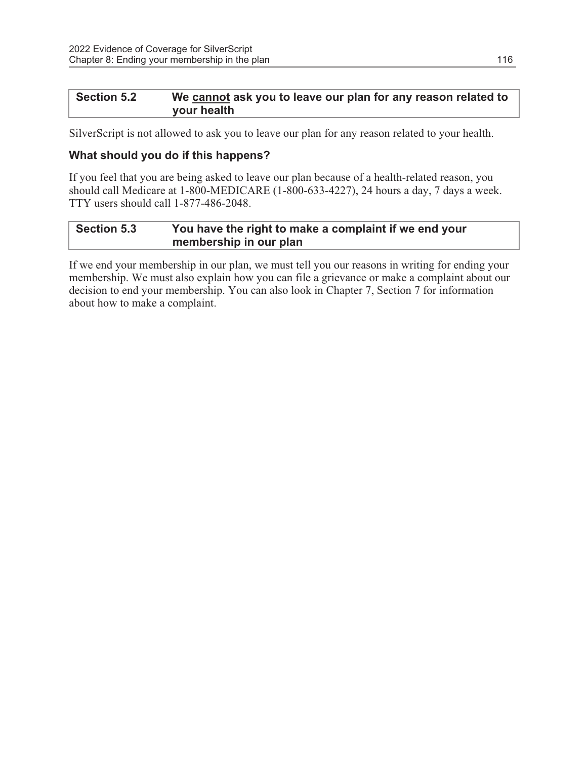## Section 5.2 We <u>cannot</u> ask you to leave our plan for any reason related to your health

SilverScript is not allowed to ask you to leave our plan for any reason related to your health.

### What should you do if this happens?

If you feel that you are being asked to leave our plan because of a health-related reason, you should call Medicare at 1-800-MEDICARE (1-800-633-4227), 24 hours a day, 7 days a week. TTY users should call 1-877-486-2048.

## Section 5.3 You have the right to make a complaint if we end your membership in our plan

If we end your membership in our plan, we must tell you our reasons in writing for ending your membership. We must also explain how you can file a grievance or make a complaint about our decision to end your membership. You can also look in Chapter 7, Section 7 for information about how to make a complaint.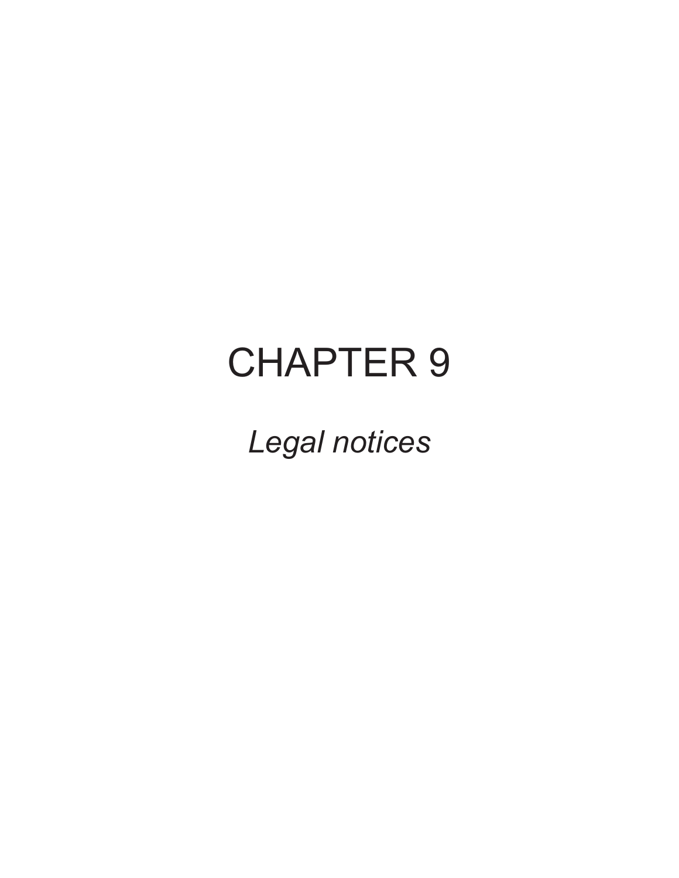# CHAPTER 9

*Legal notices*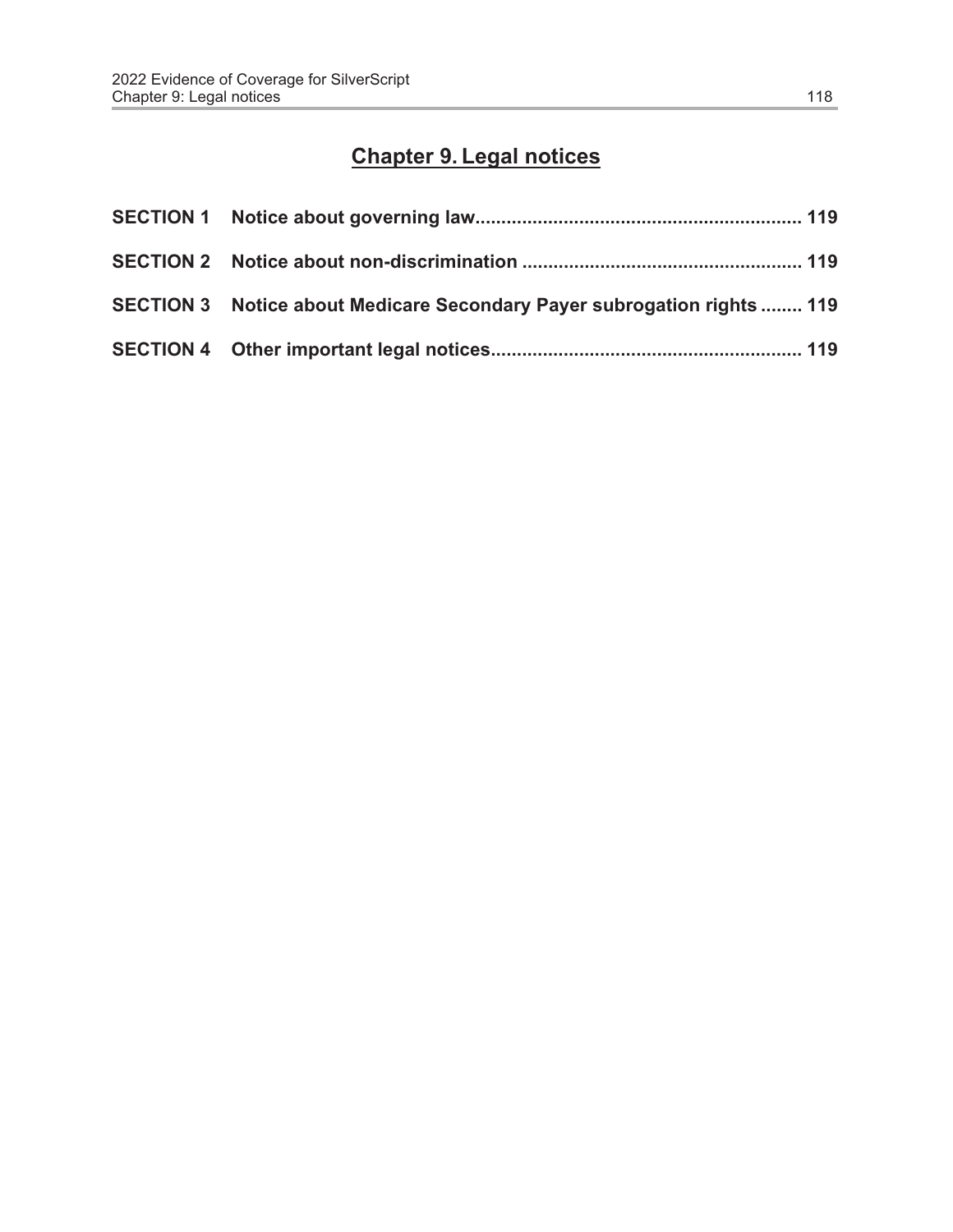# Chapter 9. Legal notices

**SECTION 1 Notice about governing law.............................................................. 119**

**SECTION 2 Notice about non-discrimination ..................................................... 119**

**SECTION 3 Notice about Medicare Secondary Payer subrogation rights ........ 119**

**SECTION 4 Other important legal notices........................................................... 119**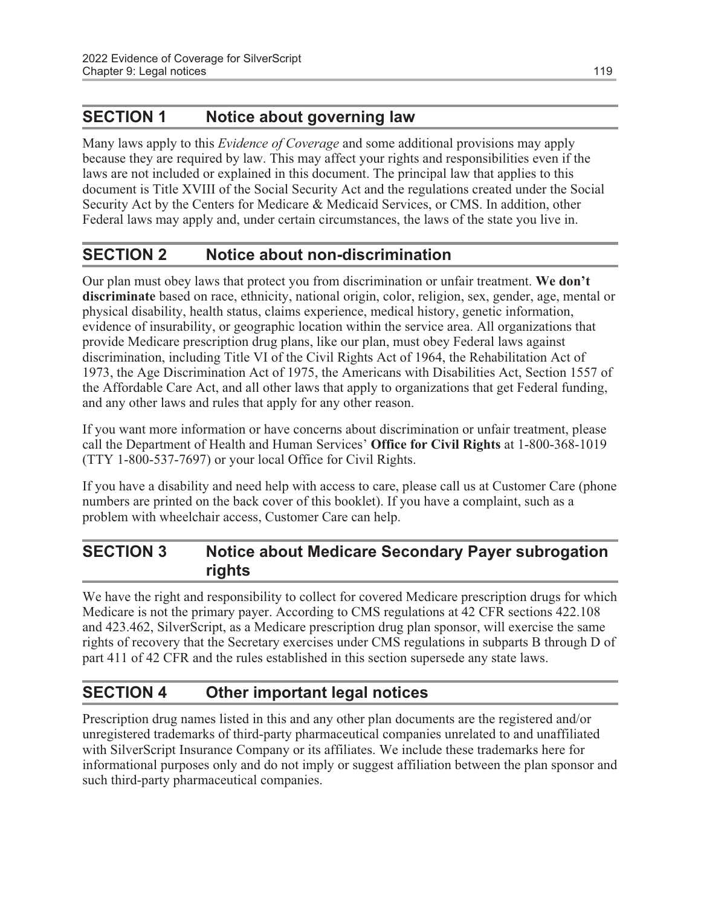## SECTION 1 Notice about governing law

Many laws apply to this *Evidence of Coverage* and some additional provisions may apply because they are required by law. This may affect your rights and responsibilities even if the laws are not included or explained in this document. The principal law that applies to this document is Title XVIII of the Social Security Act and the regulations created under the Social Security Act by the Centers for Medicare & Medicaid Services, or CMS. In addition, other Federal laws may apply and, under certain circumstances, the laws of the state you live in.

## SECTION 2 Notice about non-discrimination

Our plan must obey laws that protect you from discrimination or unfair treatment. **We don't discriminate** based on race, ethnicity, national origin, color, religion, sex, gender, age, mental or physical disability, health status, claims experience, medical history, genetic information, evidence of insurability, or geographic location within the service area. All organizations that provide Medicare prescription drug plans, like our plan, must obey Federal laws against discrimination, including Title VI of the Civil Rights Act of 1964, the Rehabilitation Act of 1973, the Age Discrimination Act of 1975, the Americans with Disabilities Act, Section 1557 of the Affordable Care Act, and all other laws that apply to organizations that get Federal funding, and any other laws and rules that apply for any other reason.

If you want more information or have concerns about discrimination or unfair treatment, please call the Department of Health and Human Services' **Office for Civil Rights** at 1-800-368-1019 (TTY 1-800-537-7697) or your local Office for Civil Rights.

If you have a disability and need help with access to care, please call us at Customer Care (phone numbers are printed on the back cover of this booklet). If you have a complaint, such as a problem with wheelchair access, Customer Care can help.

## SECTION 3 Notice about Medicare Secondary Payer subrogation rights

We have the right and responsibility to collect for covered Medicare prescription drugs for which Medicare is not the primary payer. According to CMS regulations at 42 CFR sections 422.108 and 423.462, SilverScript, as a Medicare prescription drug plan sponsor, will exercise the same rights of recovery that the Secretary exercises under CMS regulations in subparts B through D of part 411 of 42 CFR and the rules established in this section supersede any state laws.

## SECTION 4 Other important legal notices

Prescription drug names listed in this and any other plan documents are the registered and/or unregistered trademarks of third-party pharmaceutical companies unrelated to and unaffiliated with SilverScript Insurance Company or its affiliates. We include these trademarks here for informational purposes only and do not imply or suggest affiliation between the plan sponsor and such third-party pharmaceutical companies.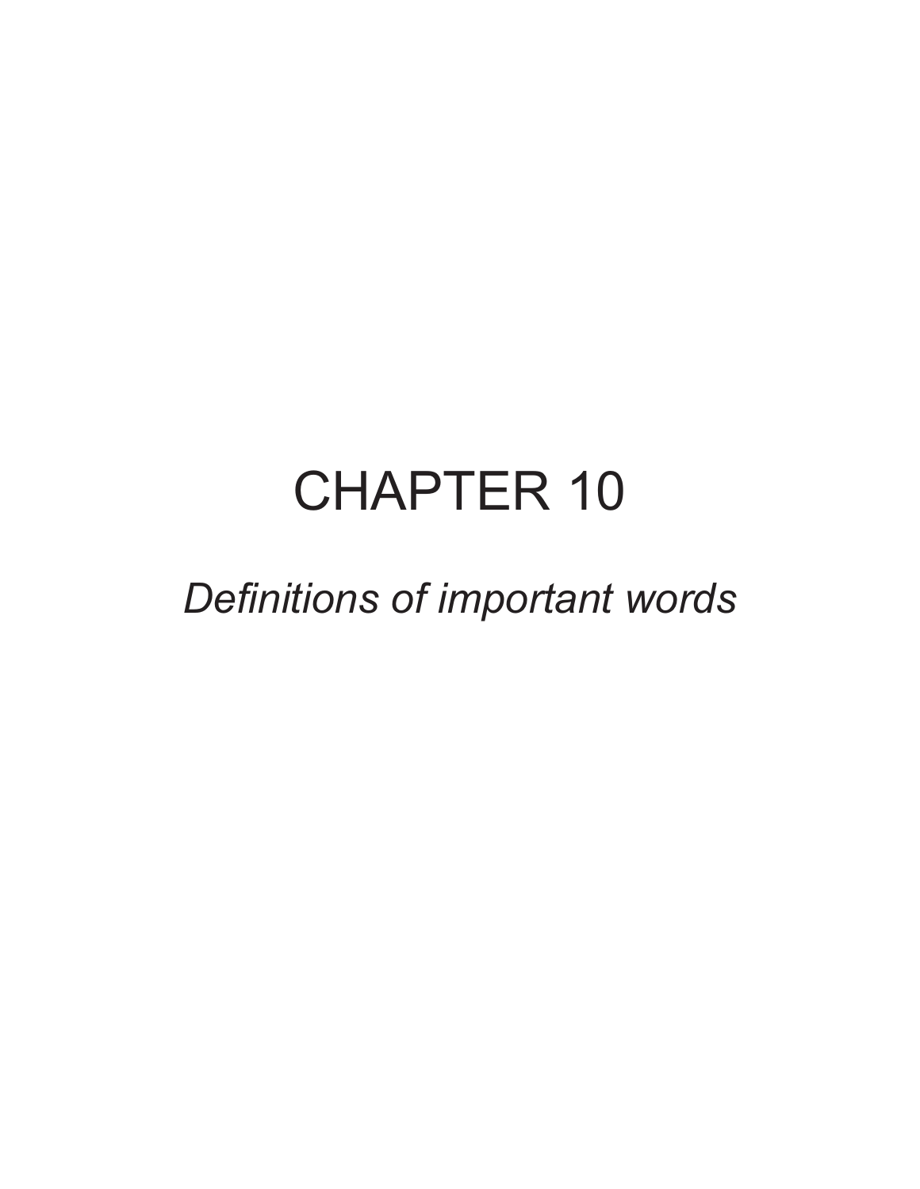# CHAPTER 10

*Definitions of important words*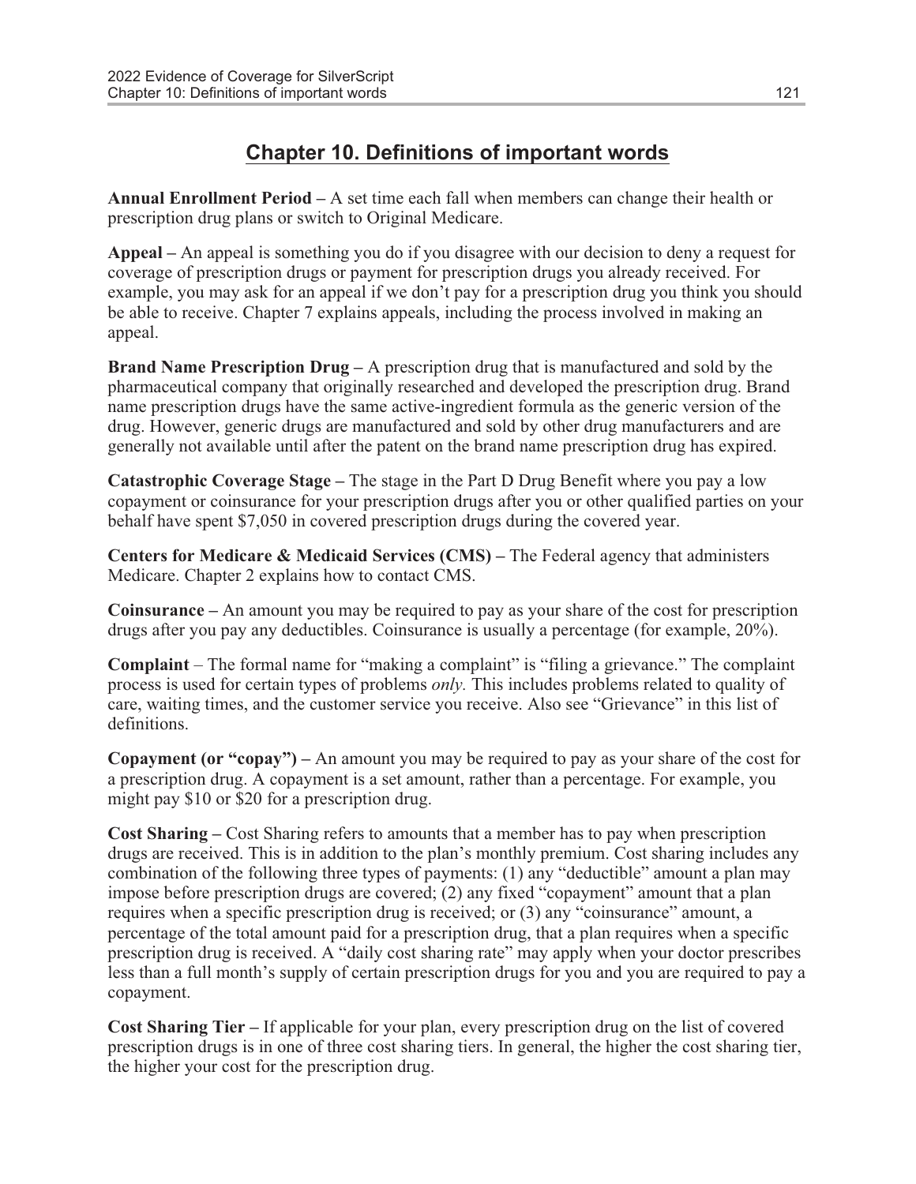# Chapter 10. Definitions of important words

**Annual Enrollment Period –** A set time each fall when members can change their health or prescription drug plans or switch to Original Medicare.

**Appeal –** An appeal is something you do if you disagree with our decision to deny a request for coverage of prescription drugs or payment for prescription drugs you already received. For example, you may ask for an appeal if we don't pay for a prescription drug you think you should be able to receive. Chapter 7 explains appeals, including the process involved in making an appeal.

**Brand Name Prescription Drug –** A prescription drug that is manufactured and sold by the pharmaceutical company that originally researched and developed the prescription drug. Brand name prescription drugs have the same active-ingredient formula as the generic version of the drug. However, generic drugs are manufactured and sold by other drug manufacturers and are generally not available until after the patent on the brand name prescription drug has expired.

**Catastrophic Coverage Stage –** The stage in the Part D Drug Benefit where you pay a low copayment or coinsurance for your prescription drugs after you or other qualified parties on your behalf have spent $7,050 in covered prescription drugs during the covered year.

**Centers for Medicare & Medicaid Services (CMS) –** The Federal agency that administers Medicare. Chapter 2 explains how to contact CMS.

**Coinsurance –** An amount you may be required to pay as your share of the cost for prescription drugs after you pay any deductibles. Coinsurance is usually a percentage (for example, 20%).

**Complaint** – The formal name for "making a complaint" is "filing a grievance." The complaint process is used for certain types of problems *only.* This includes problems related to quality of care, waiting times, and the customer service you receive. Also see "Grievance" in this list of definitions.

**Copayment (or "copay") –** An amount you may be required to pay as your share of the cost for a prescription drug. A copayment is a set amount, rather than a percentage. For example, you might pay $10 or $20 for a prescription drug.

**Cost Sharing –** Cost Sharing refers to amounts that a member has to pay when prescription drugs are received. This is in addition to the plan's monthly premium. Cost sharing includes any combination of the following three types of payments: (1) any "deductible" amount a plan may impose before prescription drugs are covered; (2) any fixed "copayment" amount that a plan requires when a specific prescription drug is received; or (3) any "coinsurance" amount, a percentage of the total amount paid for a prescription drug, that a plan requires when a specific prescription drug is received. A "daily cost sharing rate" may apply when your doctor prescribes less than a full month's supply of certain prescription drugs for you and you are required to pay a copayment.

**Cost Sharing Tier –** If applicable for your plan, every prescription drug on the list of covered prescription drugs is in one of three cost sharing tiers. In general, the higher the cost sharing tier, the higher your cost for the prescription drug.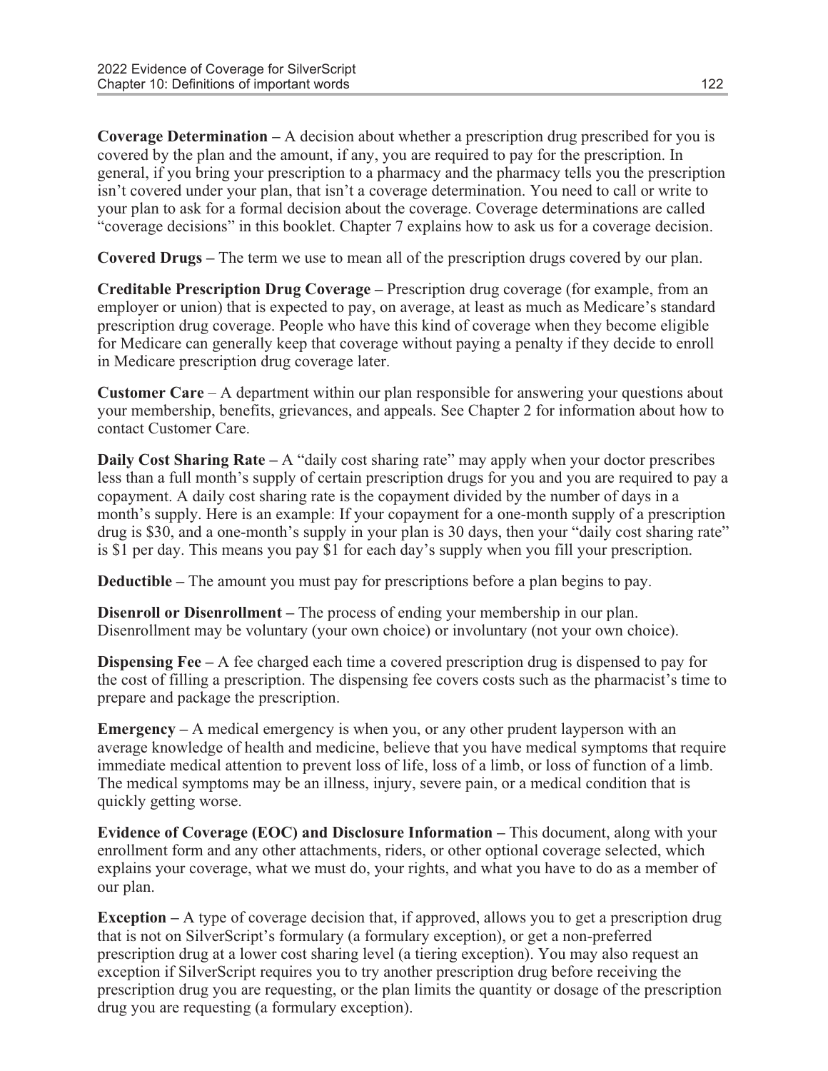**Coverage Determination –** A decision about whether a prescription drug prescribed for you is covered by the plan and the amount, if any, you are required to pay for the prescription. In general, if you bring your prescription to a pharmacy and the pharmacy tells you the prescription isn't covered under your plan, that isn't a coverage determination. You need to call or write to your plan to ask for a formal decision about the coverage. Coverage determinations are called "coverage decisions" in this booklet. Chapter 7 explains how to ask us for a coverage decision.

**Covered Drugs –** The term we use to mean all of the prescription drugs covered by our plan.

**Creditable Prescription Drug Coverage –** Prescription drug coverage (for example, from an employer or union) that is expected to pay, on average, at least as much as Medicare's standard prescription drug coverage. People who have this kind of coverage when they become eligible for Medicare can generally keep that coverage without paying a penalty if they decide to enroll in Medicare prescription drug coverage later.

**Customer Care** – A department within our plan responsible for answering your questions about your membership, benefits, grievances, and appeals. See Chapter 2 for information about how to contact Customer Care.

**Daily Cost Sharing Rate –** A "daily cost sharing rate" may apply when your doctor prescribes less than a full month's supply of certain prescription drugs for you and you are required to pay a copayment. A daily cost sharing rate is the copayment divided by the number of days in a month's supply. Here is an example: If your copayment for a one-month supply of a prescription drug is $30, and a one-month's supply in your plan is 30 days, then your "daily cost sharing rate" is $1 per day. This means you pay $1 for each day's supply when you fill your prescription.

**Deductible –** The amount you must pay for prescriptions before a plan begins to pay.

**Disenroll or Disenrollment –** The process of ending your membership in our plan. Disenrollment may be voluntary (your own choice) or involuntary (not your own choice).

**Dispensing Fee –** A fee charged each time a covered prescription drug is dispensed to pay for the cost of filling a prescription. The dispensing fee covers costs such as the pharmacist's time to prepare and package the prescription.

**Emergency –** A medical emergency is when you, or any other prudent layperson with an average knowledge of health and medicine, believe that you have medical symptoms that require immediate medical attention to prevent loss of life, loss of a limb, or loss of function of a limb. The medical symptoms may be an illness, injury, severe pain, or a medical condition that is quickly getting worse.

**Evidence of Coverage (EOC) and Disclosure Information –** This document, along with your enrollment form and any other attachments, riders, or other optional coverage selected, which explains your coverage, what we must do, your rights, and what you have to do as a member of our plan.

**Exception –** A type of coverage decision that, if approved, allows you to get a prescription drug that is not on SilverScript's formulary (a formulary exception), or get a non-preferred prescription drug at a lower cost sharing level (a tiering exception). You may also request an exception if SilverScript requires you to try another prescription drug before receiving the prescription drug you are requesting, or the plan limits the quantity or dosage of the prescription drug you are requesting (a formulary exception).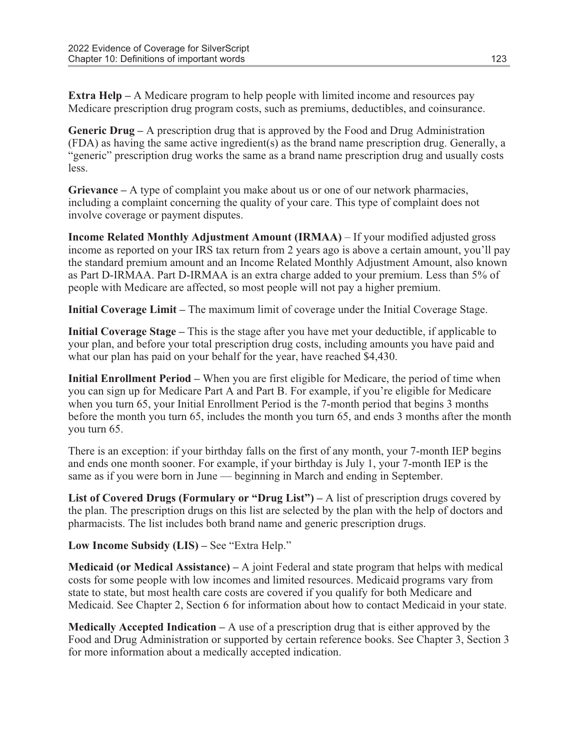**Extra Help –** A Medicare program to help people with limited income and resources pay Medicare prescription drug program costs, such as premiums, deductibles, and coinsurance.

**Generic Drug –** A prescription drug that is approved by the Food and Drug Administration (FDA) as having the same active ingredient(s) as the brand name prescription drug. Generally, a "generic" prescription drug works the same as a brand name prescription drug and usually costs less.

**Grievance –** A type of complaint you make about us or one of our network pharmacies, including a complaint concerning the quality of your care. This type of complaint does not involve coverage or payment disputes.

**Income Related Monthly Adjustment Amount (IRMAA)** – If your modified adjusted gross income as reported on your IRS tax return from 2 years ago is above a certain amount, you'll pay the standard premium amount and an Income Related Monthly Adjustment Amount, also known as Part D-IRMAA. Part D-IRMAA is an extra charge added to your premium. Less than 5% of people with Medicare are affected, so most people will not pay a higher premium.

**Initial Coverage Limit –** The maximum limit of coverage under the Initial Coverage Stage.

**Initial Coverage Stage –** This is the stage after you have met your deductible, if applicable to your plan, and before your total prescription drug costs, including amounts you have paid and what our plan has paid on your behalf for the year, have reached $4,430.

**Initial Enrollment Period –** When you are first eligible for Medicare, the period of time when you can sign up for Medicare Part A and Part B. For example, if you're eligible for Medicare when you turn 65, your Initial Enrollment Period is the 7-month period that begins 3 months before the month you turn 65, includes the month you turn 65, and ends 3 months after the month you turn 65.

There is an exception: if your birthday falls on the first of any month, your 7-month IEP begins and ends one month sooner. For example, if your birthday is July 1, your 7-month IEP is the same as if you were born in June — beginning in March and ending in September.

**List of Covered Drugs (Formulary or "Drug List") –** A list of prescription drugs covered by the plan. The prescription drugs on this list are selected by the plan with the help of doctors and pharmacists. The list includes both brand name and generic prescription drugs.

**Low Income Subsidy (LIS) –** See "Extra Help."

**Medicaid (or Medical Assistance) –** A joint Federal and state program that helps with medical costs for some people with low incomes and limited resources. Medicaid programs vary from state to state, but most health care costs are covered if you qualify for both Medicare and Medicaid. See Chapter 2, Section 6 for information about how to contact Medicaid in your state.

**Medically Accepted Indication –** A use of a prescription drug that is either approved by the Food and Drug Administration or supported by certain reference books. See Chapter 3, Section 3 for more information about a medically accepted indication.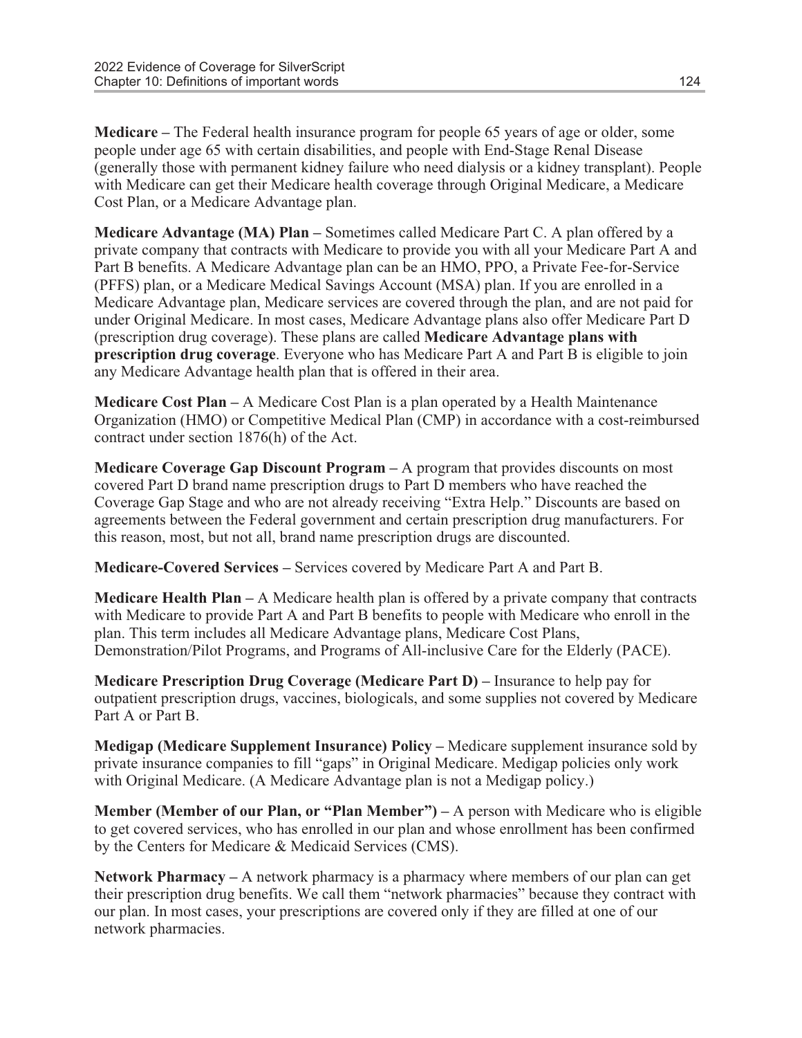**Medicare –** The Federal health insurance program for people 65 years of age or older, some people under age 65 with certain disabilities, and people with End-Stage Renal Disease (generally those with permanent kidney failure who need dialysis or a kidney transplant). People with Medicare can get their Medicare health coverage through Original Medicare, a Medicare Cost Plan, or a Medicare Advantage plan.

**Medicare Advantage (MA) Plan –** Sometimes called Medicare Part C. A plan offered by a private company that contracts with Medicare to provide you with all your Medicare Part A and Part B benefits. A Medicare Advantage plan can be an HMO, PPO, a Private Fee-for-Service (PFFS) plan, or a Medicare Medical Savings Account (MSA) plan. If you are enrolled in a Medicare Advantage plan, Medicare services are covered through the plan, and are not paid for under Original Medicare. In most cases, Medicare Advantage plans also offer Medicare Part D (prescription drug coverage). These plans are called **Medicare Advantage plans with prescription drug coverage**. Everyone who has Medicare Part A and Part B is eligible to join any Medicare Advantage health plan that is offered in their area.

**Medicare Cost Plan –** A Medicare Cost Plan is a plan operated by a Health Maintenance Organization (HMO) or Competitive Medical Plan (CMP) in accordance with a cost-reimbursed contract under section 1876(h) of the Act.

**Medicare Coverage Gap Discount Program –** A program that provides discounts on most covered Part D brand name prescription drugs to Part D members who have reached the Coverage Gap Stage and who are not already receiving "Extra Help." Discounts are based on agreements between the Federal government and certain prescription drug manufacturers. For this reason, most, but not all, brand name prescription drugs are discounted.

**Medicare-Covered Services –** Services covered by Medicare Part A and Part B.

**Medicare Health Plan –** A Medicare health plan is offered by a private company that contracts with Medicare to provide Part A and Part B benefits to people with Medicare who enroll in the plan. This term includes all Medicare Advantage plans, Medicare Cost Plans, Demonstration/Pilot Programs, and Programs of All-inclusive Care for the Elderly (PACE).

**Medicare Prescription Drug Coverage (Medicare Part D) –** Insurance to help pay for outpatient prescription drugs, vaccines, biologicals, and some supplies not covered by Medicare Part A or Part B.

**Medigap (Medicare Supplement Insurance) Policy –** Medicare supplement insurance sold by private insurance companies to fill "gaps" in Original Medicare. Medigap policies only work with Original Medicare. (A Medicare Advantage plan is not a Medigap policy.)

**Member (Member of our Plan, or "Plan Member") –** A person with Medicare who is eligible to get covered services, who has enrolled in our plan and whose enrollment has been confirmed by the Centers for Medicare & Medicaid Services (CMS).

**Network Pharmacy –** A network pharmacy is a pharmacy where members of our plan can get their prescription drug benefits. We call them "network pharmacies" because they contract with our plan. In most cases, your prescriptions are covered only if they are filled at one of our network pharmacies.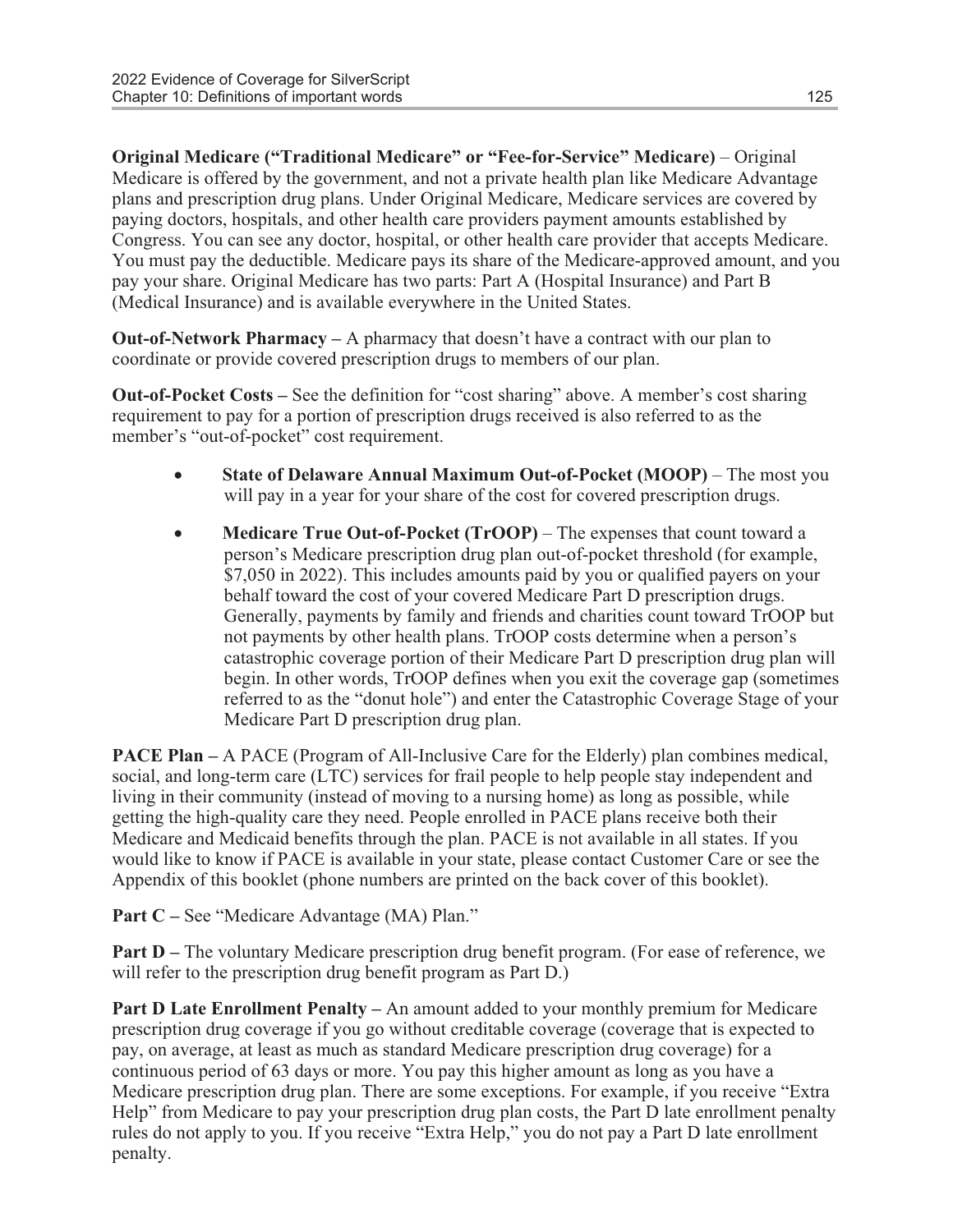**Original Medicare ("Traditional Medicare" or "Fee-for-Service" Medicare)** – Original Medicare is offered by the government, and not a private health plan like Medicare Advantage plans and prescription drug plans. Under Original Medicare, Medicare services are covered by paying doctors, hospitals, and other health care providers payment amounts established by Congress. You can see any doctor, hospital, or other health care provider that accepts Medicare. You must pay the deductible. Medicare pays its share of the Medicare-approved amount, and you pay your share. Original Medicare has two parts: Part A (Hospital Insurance) and Part B (Medical Insurance) and is available everywhere in the United States.

**Out-of-Network Pharmacy –** A pharmacy that doesn't have a contract with our plan to coordinate or provide covered prescription drugs to members of our plan.

**Out-of-Pocket Costs –** See the definition for "cost sharing" above. A member's cost sharing requirement to pay for a portion of prescription drugs received is also referred to as the member's "out-of-pocket" cost requirement.

- **State of Delaware Annual Maximum Out-of-Pocket (MOOP)** – The most you will pay in a year for your share of the cost for covered prescription drugs.
- **Medicare True Out-of-Pocket (TrOOP)** – The expenses that count toward a person's Medicare prescription drug plan out-of-pocket threshold (for example, $7,050 in 2022). This includes amounts paid by you or qualified payers on your behalf toward the cost of your covered Medicare Part D prescription drugs. Generally, payments by family and friends and charities count toward TrOOP but not payments by other health plans. TrOOP costs determine when a person's catastrophic coverage portion of their Medicare Part D prescription drug plan will begin. In other words, TrOOP defines when you exit the coverage gap (sometimes referred to as the "donut hole") and enter the Catastrophic Coverage Stage of your Medicare Part D prescription drug plan.

**PACE Plan –** A PACE (Program of All-Inclusive Care for the Elderly) plan combines medical, social, and long-term care (LTC) services for frail people to help people stay independent and living in their community (instead of moving to a nursing home) as long as possible, while getting the high-quality care they need. People enrolled in PACE plans receive both their Medicare and Medicaid benefits through the plan. PACE is not available in all states. If you would like to know if PACE is available in your state, please contact Customer Care or see the Appendix of this booklet (phone numbers are printed on the back cover of this booklet).

**Part C –** See "Medicare Advantage (MA) Plan."

**Part D –** The voluntary Medicare prescription drug benefit program. (For ease of reference, we will refer to the prescription drug benefit program as Part D.)

**Part D Late Enrollment Penalty –** An amount added to your monthly premium for Medicare prescription drug coverage if you go without creditable coverage (coverage that is expected to pay, on average, at least as much as standard Medicare prescription drug coverage) for a continuous period of 63 days or more. You pay this higher amount as long as you have a Medicare prescription drug plan. There are some exceptions. For example, if you receive "Extra Help" from Medicare to pay your prescription drug plan costs, the Part D late enrollment penalty rules do not apply to you. If you receive "Extra Help," you do not pay a Part D late enrollment penalty.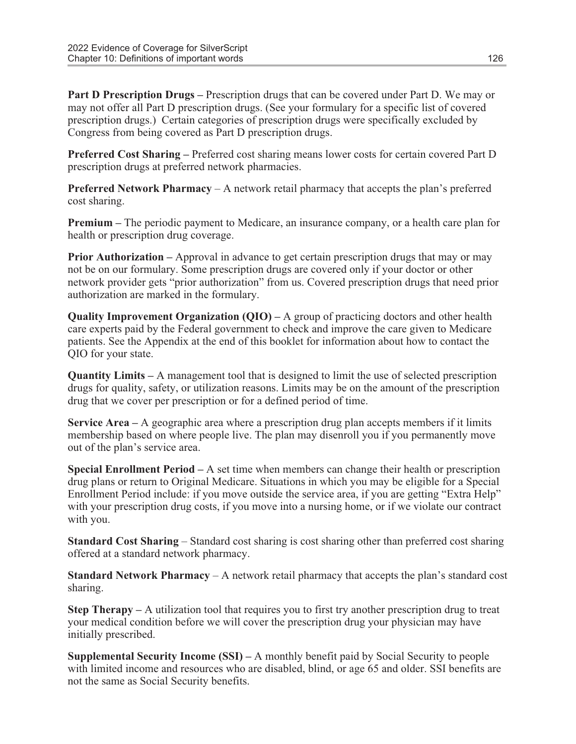**Part D Prescription Drugs –** Prescription drugs that can be covered under Part D. We may or may not offer all Part D prescription drugs. (See your formulary for a specific list of covered prescription drugs.) Certain categories of prescription drugs were specifically excluded by Congress from being covered as Part D prescription drugs.

**Preferred Cost Sharing –** Preferred cost sharing means lower costs for certain covered Part D prescription drugs at preferred network pharmacies.

**Preferred Network Pharmacy** – A network retail pharmacy that accepts the plan's preferred cost sharing.

**Premium –** The periodic payment to Medicare, an insurance company, or a health care plan for health or prescription drug coverage.

**Prior Authorization –** Approval in advance to get certain prescription drugs that may or may not be on our formulary. Some prescription drugs are covered only if your doctor or other network provider gets "prior authorization" from us. Covered prescription drugs that need prior authorization are marked in the formulary.

**Quality Improvement Organization (QIO) –** A group of practicing doctors and other health care experts paid by the Federal government to check and improve the care given to Medicare patients. See the Appendix at the end of this booklet for information about how to contact the QIO for your state.

**Quantity Limits –** A management tool that is designed to limit the use of selected prescription drugs for quality, safety, or utilization reasons. Limits may be on the amount of the prescription drug that we cover per prescription or for a defined period of time.

**Service Area –** A geographic area where a prescription drug plan accepts members if it limits membership based on where people live. The plan may disenroll you if you permanently move out of the plan's service area.

**Special Enrollment Period –** A set time when members can change their health or prescription drug plans or return to Original Medicare. Situations in which you may be eligible for a Special Enrollment Period include: if you move outside the service area, if you are getting "Extra Help" with your prescription drug costs, if you move into a nursing home, or if we violate our contract with you.

**Standard Cost Sharing** – Standard cost sharing is cost sharing other than preferred cost sharing offered at a standard network pharmacy.

**Standard Network Pharmacy** – A network retail pharmacy that accepts the plan's standard cost sharing.

**Step Therapy –** A utilization tool that requires you to first try another prescription drug to treat your medical condition before we will cover the prescription drug your physician may have initially prescribed.

**Supplemental Security Income (SSI) –** A monthly benefit paid by Social Security to people with limited income and resources who are disabled, blind, or age 65 and older. SSI benefits are not the same as Social Security benefits.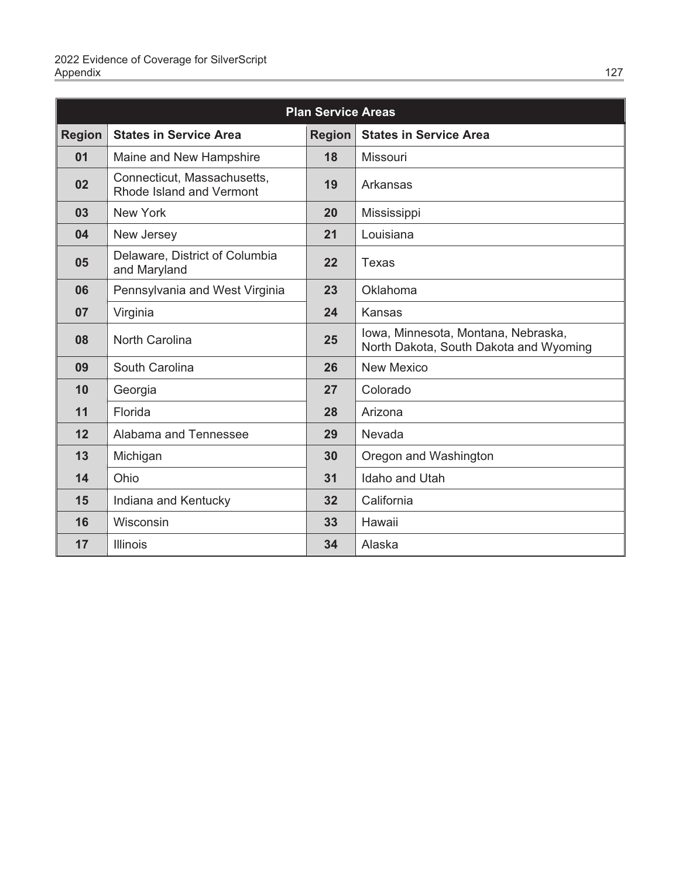| Plan Service Areas | | | |
|---|---|---|---|
| **Region** | **States in Service Area** | **Region** | **States in Service Area** |
| **01** | Maine and New Hampshire | **18** | Missouri |
| **02** | Connecticut, Massachusetts, Rhode Island and Vermont | **19** | Arkansas |
| **03** | New York | **20** | Mississippi |
| **04** | New Jersey | **21** | Louisiana |
| **05** | Delaware, District of Columbia and Maryland | **22** | Texas |
| **06** | Pennsylvania and West Virginia | **23** | Oklahoma |
| **07** | Virginia | **24** | Kansas |
| **08** | North Carolina | **25** | Iowa, Minnesota, Montana, Nebraska, North Dakota, South Dakota and Wyoming |
| **09** | South Carolina | **26** | New Mexico |
| **10** | Georgia | **27** | Colorado |
| **11** | Florida | **28** | Arizona |
| **12** | Alabama and Tennessee | **29** | Nevada |
| **13** | Michigan | **30** | Oregon and Washington |
| **14** | Ohio | **31** | Idaho and Utah |
| **15** | Indiana and Kentucky | **32** | California |
| **16** | Wisconsin | **33** | Hawaii |
| **17** | Illinois | **34** | Alaska |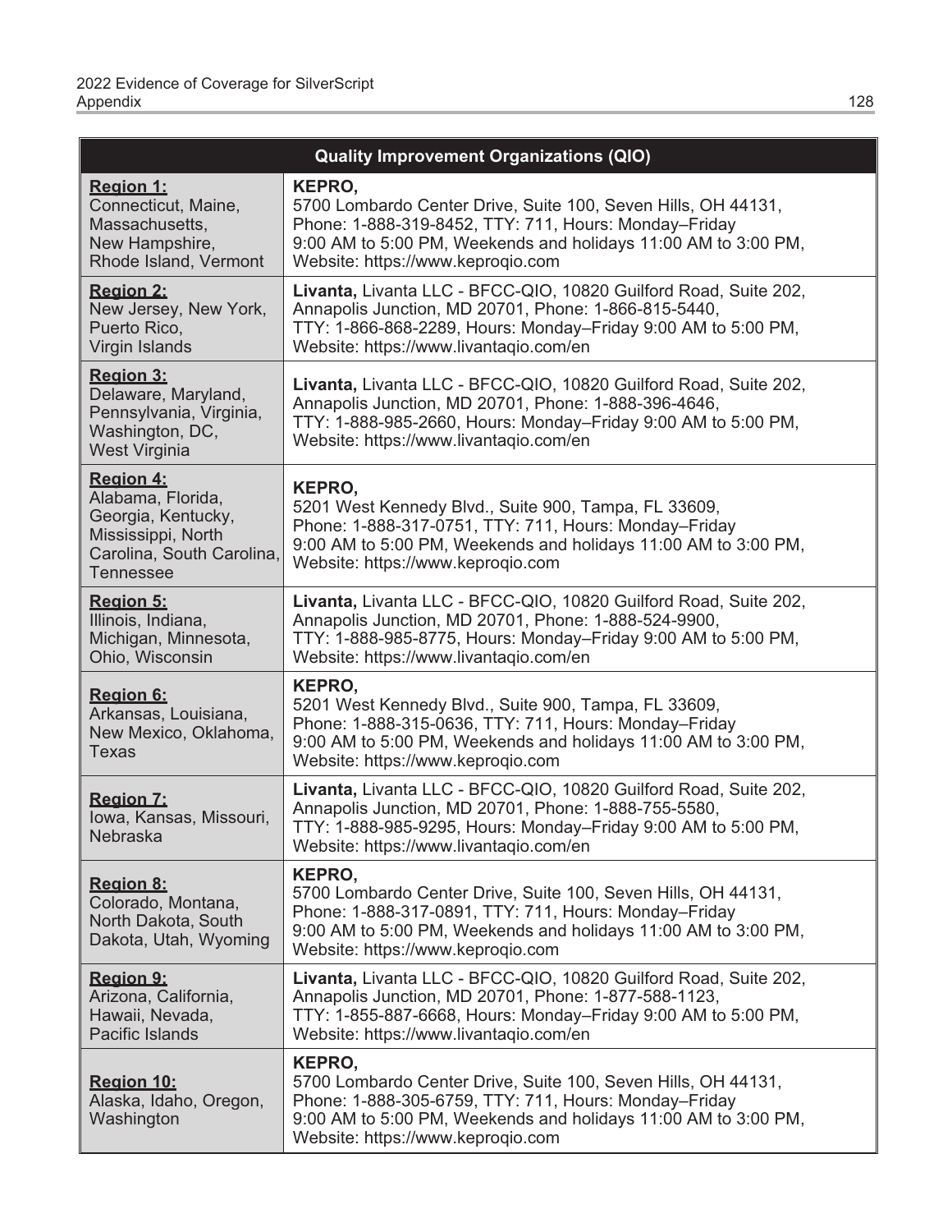| Quality Improvement Organizations (QIO) | |
|---|---|
| **Region 1:** Connecticut, Maine, Massachusetts, New Hampshire, Rhode Island, Vermont | **KEPRO,** 5700 Lombardo Center Drive, Suite 100, Seven Hills, OH 44131, Phone: 1-888-319-8452, TTY: 711, Hours: Monday–Friday 9:00 AM to 5:00 PM, Weekends and holidays 11:00 AM to 3:00 PM, Website: https://www.keproqio.com |
| **Region 2:** New Jersey, New York, Puerto Rico, Virgin Islands | **Livanta,** Livanta LLC - BFCC-QIO, 10820 Guilford Road, Suite 202, Annapolis Junction, MD 20701, Phone: 1-866-815-5440, TTY: 1-866-868-2289, Hours: Monday–Friday 9:00 AM to 5:00 PM, Website: https://www.livantaqio.com/en |
| **Region 3:** Delaware, Maryland, Pennsylvania, Virginia, Washington, DC, West Virginia | **Livanta,** Livanta LLC - BFCC-QIO, 10820 Guilford Road, Suite 202, Annapolis Junction, MD 20701, Phone: 1-888-396-4646, TTY: 1-888-985-2660, Hours: Monday–Friday 9:00 AM to 5:00 PM, Website: https://www.livantaqio.com/en |
| **Region 4:** Alabama, Florida, Georgia, Kentucky, Mississippi, North Carolina, South Carolina, Tennessee | **KEPRO,** 5201 West Kennedy Blvd., Suite 900, Tampa, FL 33609, Phone: 1-888-317-0751, TTY: 711, Hours: Monday–Friday 9:00 AM to 5:00 PM, Weekends and holidays 11:00 AM to 3:00 PM, Website: https://www.keproqio.com |
| **Region 5:** Illinois, Indiana, Michigan, Minnesota, Ohio, Wisconsin | **Livanta,** Livanta LLC - BFCC-QIO, 10820 Guilford Road, Suite 202, Annapolis Junction, MD 20701, Phone: 1-888-524-9900, TTY: 1-888-985-8775, Hours: Monday–Friday 9:00 AM to 5:00 PM, Website: https://www.livantaqio.com/en |
| **Region 6:** Arkansas, Louisiana, New Mexico, Oklahoma, Texas | **KEPRO,** 5201 West Kennedy Blvd., Suite 900, Tampa, FL 33609, Phone: 1-888-315-0636, TTY: 711, Hours: Monday–Friday 9:00 AM to 5:00 PM, Weekends and holidays 11:00 AM to 3:00 PM, Website: https://www.keproqio.com |
| **Region 7:** Iowa, Kansas, Missouri, Nebraska | **Livanta,** Livanta LLC - BFCC-QIO, 10820 Guilford Road, Suite 202, Annapolis Junction, MD 20701, Phone: 1-888-755-5580, TTY: 1-888-985-9295, Hours: Monday–Friday 9:00 AM to 5:00 PM, Website: https://www.livantaqio.com/en |
| **Region 8:** Colorado, Montana, North Dakota, South Dakota, Utah, Wyoming | **KEPRO,** 5700 Lombardo Center Drive, Suite 100, Seven Hills, OH 44131, Phone: 1-888-317-0891, TTY: 711, Hours: Monday–Friday 9:00 AM to 5:00 PM, Weekends and holidays 11:00 AM to 3:00 PM, Website: https://www.keproqio.com |
| **Region 9:** Arizona, California, Hawaii, Nevada, Pacific Islands | **Livanta,** Livanta LLC - BFCC-QIO, 10820 Guilford Road, Suite 202, Annapolis Junction, MD 20701, Phone: 1-877-588-1123, TTY: 1-855-887-6668, Hours: Monday–Friday 9:00 AM to 5:00 PM, Website: https://www.livantaqio.com/en |
| **Region 10:** Alaska, Idaho, Oregon, Washington | **KEPRO,** 5700 Lombardo Center Drive, Suite 100, Seven Hills, OH 44131, Phone: 1-888-305-6759, TTY: 711, Hours: Monday–Friday 9:00 AM to 5:00 PM, Weekends and holidays 11:00 AM to 3:00 PM, Website: https://www.keproqio.com |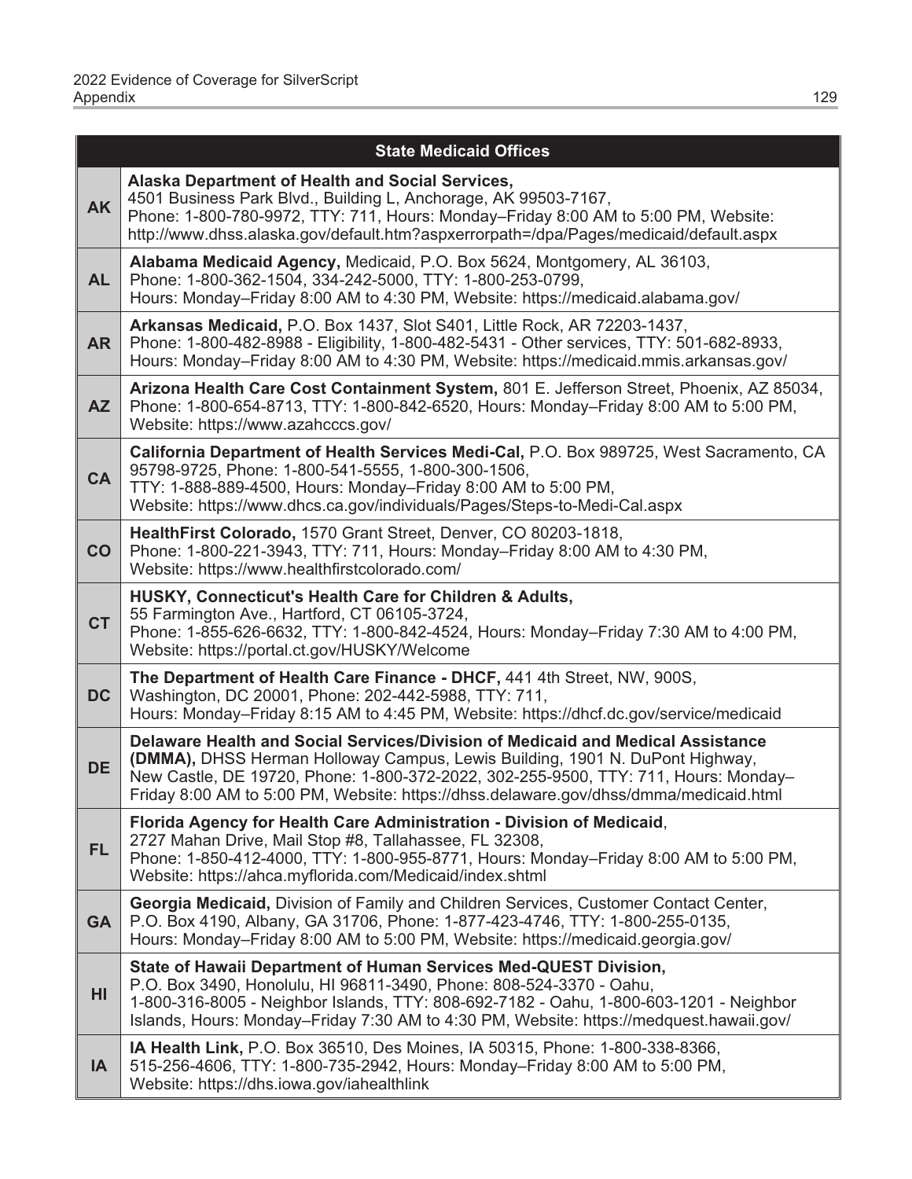| State Medicaid Offices | |
|---|---|
| **AK** | **Alaska Department of Health and Social Services,** 4501 Business Park Blvd., Building L, Anchorage, AK 99503-7167, Phone: 1-800-780-9972, TTY: 711, Hours: Monday–Friday 8:00 AM to 5:00 PM, Website: http://www.dhss.alaska.gov/default.htm?aspxerrorpath=/dpa/Pages/medicaid/default.aspx |
| **AL** | **Alabama Medicaid Agency,** Medicaid, P.O. Box 5624, Montgomery, AL 36103, Phone: 1-800-362-1504, 334-242-5000, TTY: 1-800-253-0799, Hours: Monday–Friday 8:00 AM to 4:30 PM, Website: https://medicaid.alabama.gov/ |
| **AR** | **Arkansas Medicaid,** P.O. Box 1437, Slot S401, Little Rock, AR 72203-1437, Phone: 1-800-482-8988 - Eligibility, 1-800-482-5431 - Other services, TTY: 501-682-8933, Hours: Monday–Friday 8:00 AM to 4:30 PM, Website: https://medicaid.mmis.arkansas.gov/ |
| **AZ** | **Arizona Health Care Cost Containment System,** 801 E. Jefferson Street, Phoenix, AZ 85034, Phone: 1-800-654-8713, TTY: 1-800-842-6520, Hours: Monday–Friday 8:00 AM to 5:00 PM, Website: https://www.azahcccs.gov/ |
| **CA** | **California Department of Health Services Medi-Cal,** P.O. Box 989725, West Sacramento, CA 95798-9725, Phone: 1-800-541-5555, 1-800-300-1506, TTY: 1-888-889-4500, Hours: Monday–Friday 8:00 AM to 5:00 PM, Website: https://www.dhcs.ca.gov/individuals/Pages/Steps-to-Medi-Cal.aspx |
| **CO** | **HealthFirst Colorado,** 1570 Grant Street, Denver, CO 80203-1818, Phone: 1-800-221-3943, TTY: 711, Hours: Monday–Friday 8:00 AM to 4:30 PM, Website: https://www.healthfirstcolorado.com/ |
| **CT** | **HUSKY, Connecticut's Health Care for Children & Adults,** 55 Farmington Ave., Hartford, CT 06105-3724, Phone: 1-855-626-6632, TTY: 1-800-842-4524, Hours: Monday–Friday 7:30 AM to 4:00 PM, Website: https://portal.ct.gov/HUSKY/Welcome |
| **DC** | **The Department of Health Care Finance - DHCF,** 441 4th Street, NW, 900S, Washington, DC 20001, Phone: 202-442-5988, TTY: 711, Hours: Monday–Friday 8:15 AM to 4:45 PM, Website: https://dhcf.dc.gov/service/medicaid |
| **DE** | **Delaware Health and Social Services/Division of Medicaid and Medical Assistance (DMMA),** DHSS Herman Holloway Campus, Lewis Building, 1901 N. DuPont Highway, New Castle, DE 19720, Phone: 1-800-372-2022, 302-255-9500, TTY: 711, Hours: Monday–Friday 8:00 AM to 5:00 PM, Website: https://dhss.delaware.gov/dhss/dmma/medicaid.html |
| **FL** | **Florida Agency for Health Care Administration - Division of Medicaid**, 2727 Mahan Drive, Mail Stop #8, Tallahassee, FL 32308, Phone: 1-850-412-4000, TTY: 1-800-955-8771, Hours: Monday–Friday 8:00 AM to 5:00 PM, Website: https://ahca.myflorida.com/Medicaid/index.shtml |
| **GA** | **Georgia Medicaid,** Division of Family and Children Services, Customer Contact Center, P.O. Box 4190, Albany, GA 31706, Phone: 1-877-423-4746, TTY: 1-800-255-0135, Hours: Monday–Friday 8:00 AM to 5:00 PM, Website: https://medicaid.georgia.gov/ |
| **HI** | **State of Hawaii Department of Human Services Med-QUEST Division,** P.O. Box 3490, Honolulu, HI 96811-3490, Phone: 808-524-3370 - Oahu, 1-800-316-8005 - Neighbor Islands, TTY: 808-692-7182 - Oahu, 1-800-603-1201 - Neighbor Islands, Hours: Monday–Friday 7:30 AM to 4:30 PM, Website: https://medquest.hawaii.gov/ |
| **IA** | **IA Health Link,** P.O. Box 36510, Des Moines, IA 50315, Phone: 1-800-338-8366, 515-256-4606, TTY: 1-800-735-2942, Hours: Monday–Friday 8:00 AM to 5:00 PM, Website: https://dhs.iowa.gov/iahealthlink |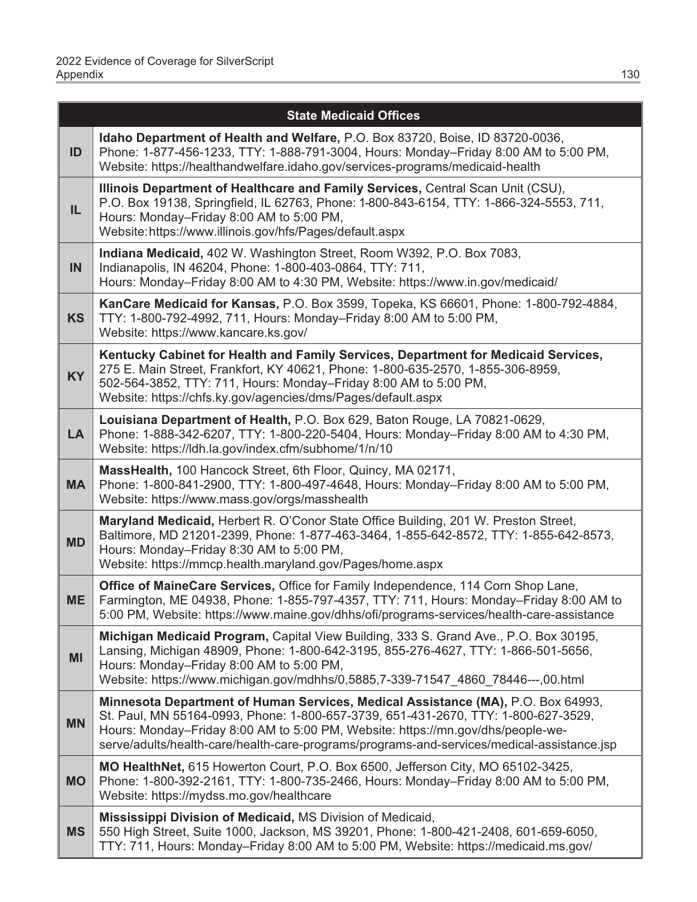| State Medicaid Offices | |
|---|---|
| **ID** | **Idaho Department of Health and Welfare,** P.O. Box 83720, Boise, ID 83720-0036, Phone: 1-877-456-1233, TTY: 1-888-791-3004, Hours: Monday–Friday 8:00 AM to 5:00 PM, Website: https://healthandwelfare.idaho.gov/services-programs/medicaid-health |
| **IL** | **Illinois Department of Healthcare and Family Services,** Central Scan Unit (CSU), P.O. Box 19138, Springfield, IL 62763, Phone: 1-800-843-6154, TTY: 1-866-324-5553, 711, Hours: Monday–Friday 8:00 AM to 5:00 PM, Website: https://www.illinois.gov/hfs/Pages/default.aspx |
| **IN** | **Indiana Medicaid,** 402 W. Washington Street, Room W392, P.O. Box 7083, Indianapolis, IN 46204, Phone: 1-800-403-0864, TTY: 711, Hours: Monday–Friday 8:00 AM to 4:30 PM, Website: https://www.in.gov/medicaid/ |
| **KS** | **KanCare Medicaid for Kansas,** P.O. Box 3599, Topeka, KS 66601, Phone: 1-800-792-4884, TTY: 1-800-792-4992, 711, Hours: Monday–Friday 8:00 AM to 5:00 PM, Website: https://www.kancare.ks.gov/ |
| **KY** | **Kentucky Cabinet for Health and Family Services, Department for Medicaid Services,** 275 E. Main Street, Frankfort, KY 40621, Phone: 1-800-635-2570, 1-855-306-8959, 502-564-3852, TTY: 711, Hours: Monday–Friday 8:00 AM to 5:00 PM, Website: https://chfs.ky.gov/agencies/dms/Pages/default.aspx |
| **LA** | **Louisiana Department of Health,** P.O. Box 629, Baton Rouge, LA 70821-0629, Phone: 1-888-342-6207, TTY: 1-800-220-5404, Hours: Monday–Friday 8:00 AM to 4:30 PM, Website: https://ldh.la.gov/index.cfm/subhome/1/n/10 |
| **MA** | **MassHealth,** 100 Hancock Street, 6th Floor, Quincy, MA 02171, Phone: 1-800-841-2900, TTY: 1-800-497-4648, Hours: Monday–Friday 8:00 AM to 5:00 PM, Website: https://www.mass.gov/orgs/masshealth |
| **MD** | **Maryland Medicaid,** Herbert R. O'Conor State Office Building, 201 W. Preston Street, Baltimore, MD 21201-2399, Phone: 1-877-463-3464, 1-855-642-8572, TTY: 1-855-642-8573, Hours: Monday–Friday 8:30 AM to 5:00 PM, Website: https://mmcp.health.maryland.gov/Pages/home.aspx |
| **ME** | **Office of MaineCare Services,** Office for Family Independence, 114 Corn Shop Lane, Farmington, ME 04938, Phone: 1-855-797-4357, TTY: 711, Hours: Monday–Friday 8:00 AM to 5:00 PM, Website: https://www.maine.gov/dhhs/ofi/programs-services/health-care-assistance |
| **MI** | **Michigan Medicaid Program,** Capital View Building, 333 S. Grand Ave., P.O. Box 30195, Lansing, Michigan 48909, Phone: 1-800-642-3195, 855-276-4627, TTY: 1-866-501-5656, Hours: Monday–Friday 8:00 AM to 5:00 PM, Website: https://www.michigan.gov/mdhhs/0,5885,7-339-71547_4860_78446---,00.html |
| **MN** | **Minnesota Department of Human Services, Medical Assistance (MA),** P.O. Box 64993, St. Paul, MN 55164-0993, Phone: 1-800-657-3739, 651-431-2670, TTY: 1-800-627-3529, Hours: Monday–Friday 8:00 AM to 5:00 PM, Website: https://mn.gov/dhs/people-we-serve/adults/health-care/health-care-programs/programs-and-services/medical-assistance.jsp |
| **MO** | **MO HealthNet,** 615 Howerton Court, P.O. Box 6500, Jefferson City, MO 65102-3425, Phone: 1-800-392-2161, TTY: 1-800-735-2466, Hours: Monday–Friday 8:00 AM to 5:00 PM, Website: https://mydss.mo.gov/healthcare |
| **MS** | **Mississippi Division of Medicaid,** MS Division of Medicaid, 550 High Street, Suite 1000, Jackson, MS 39201, Phone: 1-800-421-2408, 601-659-6050, TTY: 711, Hours: Monday–Friday 8:00 AM to 5:00 PM, Website: https://medicaid.ms.gov/ |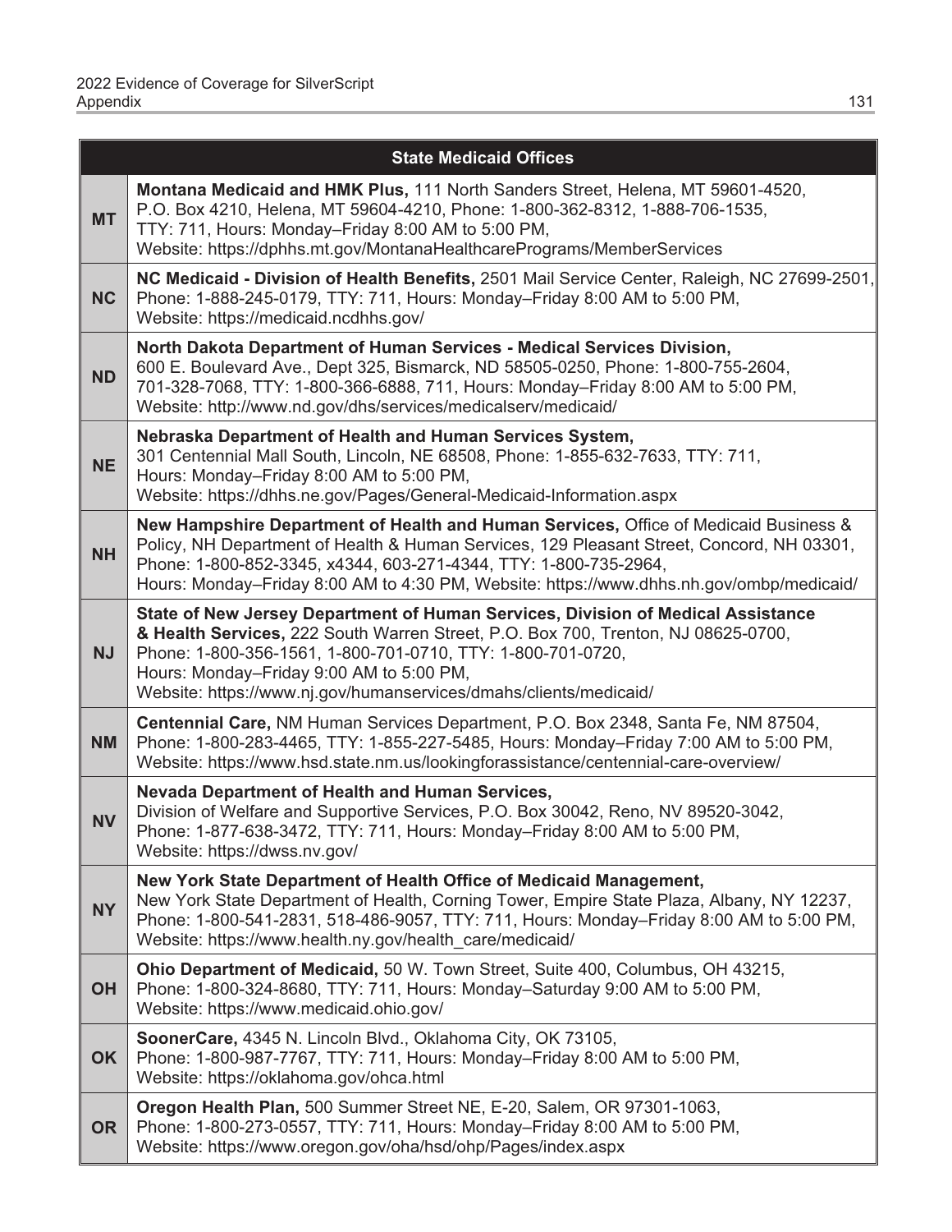| State Medicaid Offices | |
|---|---|
| **MT** | **Montana Medicaid and HMK Plus,** 111 North Sanders Street, Helena, MT 59601-4520, P.O. Box 4210, Helena, MT 59604-4210, Phone: 1-800-362-8312, 1-888-706-1535, TTY: 711, Hours: Monday–Friday 8:00 AM to 5:00 PM, Website: https://dphhs.mt.gov/MontanaHealthcarePrograms/MemberServices |
| **NC** | **NC Medicaid - Division of Health Benefits,** 2501 Mail Service Center, Raleigh, NC 27699-2501, Phone: 1-888-245-0179, TTY: 711, Hours: Monday–Friday 8:00 AM to 5:00 PM, Website: https://medicaid.ncdhhs.gov/ |
| **ND** | **North Dakota Department of Human Services - Medical Services Division,** 600 E. Boulevard Ave., Dept 325, Bismarck, ND 58505-0250, Phone: 1-800-755-2604, 701-328-7068, TTY: 1-800-366-6888, 711, Hours: Monday–Friday 8:00 AM to 5:00 PM, Website: http://www.nd.gov/dhs/services/medicalserv/medicaid/ |
| **NE** | **Nebraska Department of Health and Human Services System,** 301 Centennial Mall South, Lincoln, NE 68508, Phone: 1-855-632-7633, TTY: 711, Hours: Monday–Friday 8:00 AM to 5:00 PM, Website: https://dhhs.ne.gov/Pages/General-Medicaid-Information.aspx |
| **NH** | **New Hampshire Department of Health and Human Services,** Office of Medicaid Business & Policy, NH Department of Health & Human Services, 129 Pleasant Street, Concord, NH 03301, Phone: 1-800-852-3345, x4344, 603-271-4344, TTY: 1-800-735-2964, Hours: Monday–Friday 8:00 AM to 4:30 PM, Website: https://www.dhhs.nh.gov/ombp/medicaid/ |
| **NJ** | **State of New Jersey Department of Human Services, Division of Medical Assistance & Health Services,** 222 South Warren Street, P.O. Box 700, Trenton, NJ 08625-0700, Phone: 1-800-356-1561, 1-800-701-0710, TTY: 1-800-701-0720, Hours: Monday–Friday 9:00 AM to 5:00 PM, Website: https://www.nj.gov/humanservices/dmahs/clients/medicaid/ |
| **NM** | **Centennial Care,** NM Human Services Department, P.O. Box 2348, Santa Fe, NM 87504, Phone: 1-800-283-4465, TTY: 1-855-227-5485, Hours: Monday–Friday 7:00 AM to 5:00 PM, Website: https://www.hsd.state.nm.us/lookingforassistance/centennial-care-overview/ |
| **NV** | **Nevada Department of Health and Human Services,** Division of Welfare and Supportive Services, P.O. Box 30042, Reno, NV 89520-3042, Phone: 1-877-638-3472, TTY: 711, Hours: Monday–Friday 8:00 AM to 5:00 PM, Website: https://dwss.nv.gov/ |
| **NY** | **New York State Department of Health Office of Medicaid Management,** New York State Department of Health, Corning Tower, Empire State Plaza, Albany, NY 12237, Phone: 1-800-541-2831, 518-486-9057, TTY: 711, Hours: Monday–Friday 8:00 AM to 5:00 PM, Website: https://www.health.ny.gov/health_care/medicaid/ |
| **OH** | **Ohio Department of Medicaid,** 50 W. Town Street, Suite 400, Columbus, OH 43215, Phone: 1-800-324-8680, TTY: 711, Hours: Monday–Saturday 9:00 AM to 5:00 PM, Website: https://www.medicaid.ohio.gov/ |
| **OK** | **SoonerCare,** 4345 N. Lincoln Blvd., Oklahoma City, OK 73105, Phone: 1-800-987-7767, TTY: 711, Hours: Monday–Friday 8:00 AM to 5:00 PM, Website: https://oklahoma.gov/ohca.html |
| **OR** | **Oregon Health Plan,** 500 Summer Street NE, E-20, Salem, OR 97301-1063, Phone: 1-800-273-0557, TTY: 711, Hours: Monday–Friday 8:00 AM to 5:00 PM, Website: https://www.oregon.gov/oha/hsd/ohp/Pages/index.aspx |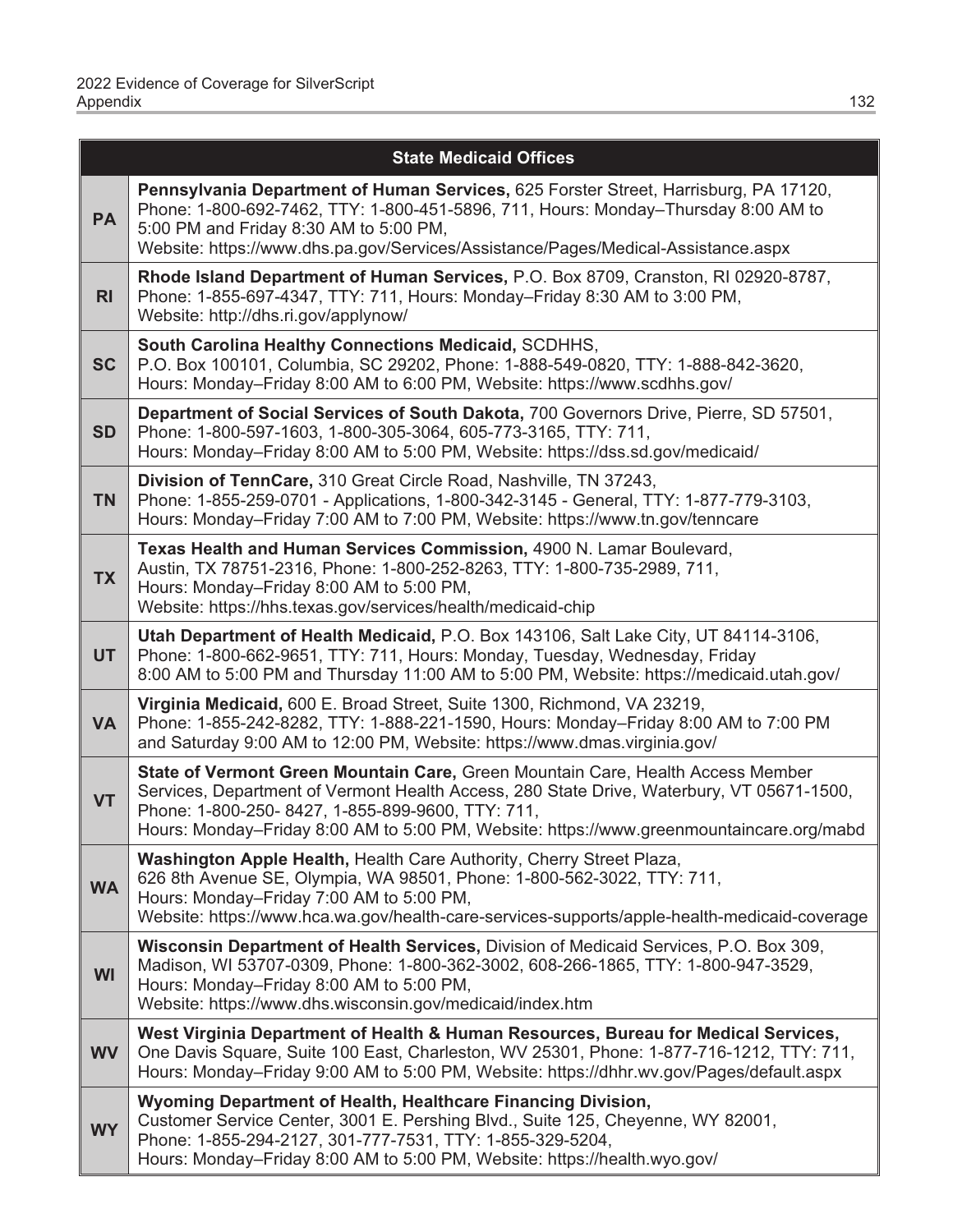| State Medicaid Offices | |
|---|---|
| **PA** | **Pennsylvania Department of Human Services,** 625 Forster Street, Harrisburg, PA 17120, Phone: 1-800-692-7462, TTY: 1-800-451-5896, 711, Hours: Monday–Thursday 8:00 AM to 5:00 PM and Friday 8:30 AM to 5:00 PM, Website: https://www.dhs.pa.gov/Services/Assistance/Pages/Medical-Assistance.aspx |
| **RI** | **Rhode Island Department of Human Services,** P.O. Box 8709, Cranston, RI 02920-8787, Phone: 1-855-697-4347, TTY: 711, Hours: Monday–Friday 8:30 AM to 3:00 PM, Website: http://dhs.ri.gov/applynow/ |
| **SC** | **South Carolina Healthy Connections Medicaid,** SCDHHS, P.O. Box 100101, Columbia, SC 29202, Phone: 1-888-549-0820, TTY: 1-888-842-3620, Hours: Monday–Friday 8:00 AM to 6:00 PM, Website: https://www.scdhhs.gov/ |
| **SD** | **Department of Social Services of South Dakota,** 700 Governors Drive, Pierre, SD 57501, Phone: 1-800-597-1603, 1-800-305-3064, 605-773-3165, TTY: 711, Hours: Monday–Friday 8:00 AM to 5:00 PM, Website: https://dss.sd.gov/medicaid/ |
| **TN** | **Division of TennCare,** 310 Great Circle Road, Nashville, TN 37243, Phone: 1-855-259-0701 - Applications, 1-800-342-3145 - General, TTY: 1-877-779-3103, Hours: Monday–Friday 7:00 AM to 7:00 PM, Website: https://www.tn.gov/tenncare |
| **TX** | **Texas Health and Human Services Commission,** 4900 N. Lamar Boulevard, Austin, TX 78751-2316, Phone: 1-800-252-8263, TTY: 1-800-735-2989, 711, Hours: Monday–Friday 8:00 AM to 5:00 PM, Website: https://hhs.texas.gov/services/health/medicaid-chip |
| **UT** | **Utah Department of Health Medicaid,** P.O. Box 143106, Salt Lake City, UT 84114-3106, Phone: 1-800-662-9651, TTY: 711, Hours: Monday, Tuesday, Wednesday, Friday 8:00 AM to 5:00 PM and Thursday 11:00 AM to 5:00 PM, Website: https://medicaid.utah.gov/ |
| **VA** | **Virginia Medicaid,** 600 E. Broad Street, Suite 1300, Richmond, VA 23219, Phone: 1-855-242-8282, TTY: 1-888-221-1590, Hours: Monday–Friday 8:00 AM to 7:00 PM and Saturday 9:00 AM to 12:00 PM, Website: https://www.dmas.virginia.gov/ |
| **VT** | **State of Vermont Green Mountain Care,** Green Mountain Care, Health Access Member Services, Department of Vermont Health Access, 280 State Drive, Waterbury, VT 05671-1500, Phone: 1-800-250- 8427, 1-855-899-9600, TTY: 711, Hours: Monday–Friday 8:00 AM to 5:00 PM, Website: https://www.greenmountaincare.org/mabd |
| **WA** | **Washington Apple Health,** Health Care Authority, Cherry Street Plaza, 626 8th Avenue SE, Olympia, WA 98501, Phone: 1-800-562-3022, TTY: 711, Hours: Monday–Friday 7:00 AM to 5:00 PM, Website: https://www.hca.wa.gov/health-care-services-supports/apple-health-medicaid-coverage |
| **WI** | **Wisconsin Department of Health Services,** Division of Medicaid Services, P.O. Box 309, Madison, WI 53707-0309, Phone: 1-800-362-3002, 608-266-1865, TTY: 1-800-947-3529, Hours: Monday–Friday 8:00 AM to 5:00 PM, Website: https://www.dhs.wisconsin.gov/medicaid/index.htm |
| **WV** | **West Virginia Department of Health & Human Resources, Bureau for Medical Services,** One Davis Square, Suite 100 East, Charleston, WV 25301, Phone: 1-877-716-1212, TTY: 711, Hours: Monday–Friday 9:00 AM to 5:00 PM, Website: https://dhhr.wv.gov/Pages/default.aspx |
| **WY** | **Wyoming Department of Health, Healthcare Financing Division,** Customer Service Center, 3001 E. Pershing Blvd., Suite 125, Cheyenne, WY 82001, Phone: 1-855-294-2127, 301-777-7531, TTY: 1-855-329-5204, Hours: Monday–Friday 8:00 AM to 5:00 PM, Website: https://health.wyo.gov/ |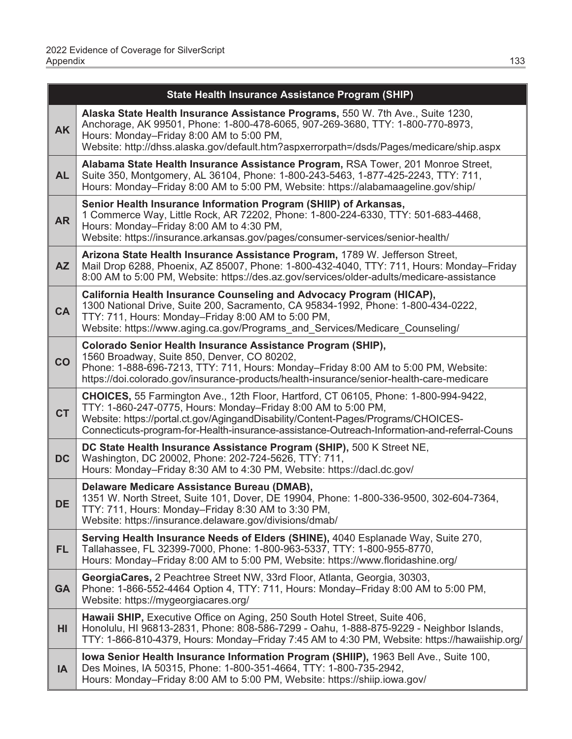| State Health Insurance Assistance Program (SHIP) | |
|---|---|
| **AK** | **Alaska State Health Insurance Assistance Programs,** 550 W. 7th Ave., Suite 1230, Anchorage, AK 99501, Phone: 1-800-478-6065, 907-269-3680, TTY: 1-800-770-8973, Hours: Monday–Friday 8:00 AM to 5:00 PM, Website: http://dhss.alaska.gov/default.htm?aspxerrorpath=/dsds/Pages/medicare/ship.aspx |
| **AL** | **Alabama State Health Insurance Assistance Program,** RSA Tower, 201 Monroe Street, Suite 350, Montgomery, AL 36104, Phone: 1-800-243-5463, 1-877-425-2243, TTY: 711, Hours: Monday–Friday 8:00 AM to 5:00 PM, Website: https://alabamaageline.gov/ship/ |
| **AR** | **Senior Health Insurance Information Program (SHIIP) of Arkansas,** 1 Commerce Way, Little Rock, AR 72202, Phone: 1-800-224-6330, TTY: 501-683-4468, Hours: Monday–Friday 8:00 AM to 4:30 PM, Website: https://insurance.arkansas.gov/pages/consumer-services/senior-health/ |
| **AZ** | **Arizona State Health Insurance Assistance Program,** 1789 W. Jefferson Street, Mail Drop 6288, Phoenix, AZ 85007, Phone: 1-800-432-4040, TTY: 711, Hours: Monday–Friday 8:00 AM to 5:00 PM, Website: https://des.az.gov/services/older-adults/medicare-assistance |
| **CA** | **California Health Insurance Counseling and Advocacy Program (HICAP),** 1300 National Drive, Suite 200, Sacramento, CA 95834-1992, Phone: 1-800-434-0222, TTY: 711, Hours: Monday–Friday 8:00 AM to 5:00 PM, Website: https://www.aging.ca.gov/Programs_and_Services/Medicare_Counseling/ |
| **CO** | **Colorado Senior Health Insurance Assistance Program (SHIP),** 1560 Broadway, Suite 850, Denver, CO 80202, Phone: 1-888-696-7213, TTY: 711, Hours: Monday–Friday 8:00 AM to 5:00 PM, Website: https://doi.colorado.gov/insurance-products/health-insurance/senior-health-care-medicare |
| **CT** | **CHOICES,** 55 Farmington Ave., 12th Floor, Hartford, CT 06105, Phone: 1-800-994-9422, TTY: 1-860-247-0775, Hours: Monday–Friday 8:00 AM to 5:00 PM, Website: https://portal.ct.gov/AgingandDisability/Content-Pages/Programs/CHOICES-Connecticuts-program-for-Health-insurance-assistance-Outreach-Information-and-referral-Couns |
| **DC** | **DC State Health Insurance Assistance Program (SHIP),** 500 K Street NE, Washington, DC 20002, Phone: 202-724-5626, TTY: 711, Hours: Monday–Friday 8:30 AM to 4:30 PM, Website: https://dacl.dc.gov/ |
| **DE** | **Delaware Medicare Assistance Bureau (DMAB),** 1351 W. North Street, Suite 101, Dover, DE 19904, Phone: 1-800-336-9500, 302-604-7364, TTY: 711, Hours: Monday–Friday 8:30 AM to 3:30 PM, Website: https://insurance.delaware.gov/divisions/dmab/ |
| **FL** | **Serving Health Insurance Needs of Elders (SHINE),** 4040 Esplanade Way, Suite 270, Tallahassee, FL 32399-7000, Phone: 1-800-963-5337, TTY: 1-800-955-8770, Hours: Monday–Friday 8:00 AM to 5:00 PM, Website: https://www.floridashine.org/ |
| **GA** | **GeorgiaCares,** 2 Peachtree Street NW, 33rd Floor, Atlanta, Georgia, 30303, Phone: 1-866-552-4464 Option 4, TTY: 711, Hours: Monday–Friday 8:00 AM to 5:00 PM, Website: https://mygeorgiacares.org/ |
| **HI** | **Hawaii SHIP,** Executive Office on Aging, 250 South Hotel Street, Suite 406, Honolulu, HI 96813-2831, Phone: 808-586-7299 - Oahu, 1-888-875-9229 - Neighbor Islands, TTY: 1-866-810-4379, Hours: Monday–Friday 7:45 AM to 4:30 PM, Website: https://hawaiiship.org/ |
| **IA** | **Iowa Senior Health Insurance Information Program (SHIIP),** 1963 Bell Ave., Suite 100, Des Moines, IA 50315, Phone: 1-800-351-4664, TTY: 1-800-735-2942, Hours: Monday–Friday 8:00 AM to 5:00 PM, Website: https://shiip.iowa.gov/ |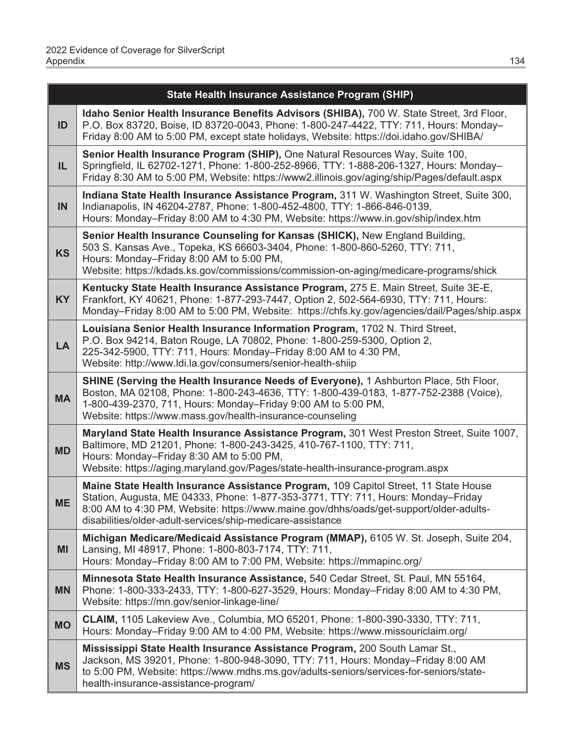| | State Health Insurance Assistance Program (SHIP) |
|---|---|
| ID | **Idaho Senior Health Insurance Benefits Advisors (SHIBA),** 700 W. State Street, 3rd Floor, P.O. Box 83720, Boise, ID 83720-0043, Phone: 1-800-247-4422, TTY: 711, Hours: Monday–Friday 8:00 AM to 5:00 PM, except state holidays, Website: https://doi.idaho.gov/SHIBA/ |
| IL | **Senior Health Insurance Program (SHIP),** One Natural Resources Way, Suite 100, Springfield, IL 62702-1271, Phone: 1-800-252-8966, TTY: 1-888-206-1327, Hours: Monday–Friday 8:30 AM to 5:00 PM, Website: https://www2.illinois.gov/aging/ship/Pages/default.aspx |
| IN | **Indiana State Health Insurance Assistance Program,** 311 W. Washington Street, Suite 300, Indianapolis, IN 46204-2787, Phone: 1-800-452-4800, TTY: 1-866-846-0139, Hours: Monday–Friday 8:00 AM to 4:30 PM, Website: https://www.in.gov/ship/index.htm |
| KS | **Senior Health Insurance Counseling for Kansas (SHICK),** New England Building, 503 S. Kansas Ave., Topeka, KS 66603-3404, Phone: 1-800-860-5260, TTY: 711, Hours: Monday–Friday 8:00 AM to 5:00 PM, Website: https://kdads.ks.gov/commissions/commission-on-aging/medicare-programs/shick |
| KY | **Kentucky State Health Insurance Assistance Program,** 275 E. Main Street, Suite 3E-E, Frankfort, KY 40621, Phone: 1-877-293-7447, Option 2, 502-564-6930, TTY: 711, Hours: Monday–Friday 8:00 AM to 5:00 PM, Website: https://chfs.ky.gov/agencies/dail/Pages/ship.aspx |
| LA | **Louisiana Senior Health Insurance Information Program,** 1702 N. Third Street, P.O. Box 94214, Baton Rouge, LA 70802, Phone: 1-800-259-5300, Option 2, 225-342-5900, TTY: 711, Hours: Monday–Friday 8:00 AM to 4:30 PM, Website: http://www.ldi.la.gov/consumers/senior-health-shiip |
| MA | **SHINE (Serving the Health Insurance Needs of Everyone),** 1 Ashburton Place, 5th Floor, Boston, MA 02108, Phone: 1-800-243-4636, TTY: 1-800-439-0183, 1-877-752-2388 (Voice), 1-800-439-2370, 711, Hours: Monday–Friday 9:00 AM to 5:00 PM, Website: https://www.mass.gov/health-insurance-counseling |
| MD | **Maryland State Health Insurance Assistance Program,** 301 West Preston Street, Suite 1007, Baltimore, MD 21201, Phone: 1-800-243-3425, 410-767-1100, TTY: 711, Hours: Monday–Friday 8:30 AM to 5:00 PM, Website: https://aging.maryland.gov/Pages/state-health-insurance-program.aspx |
| ME | **Maine State Health Insurance Assistance Program,** 109 Capitol Street, 11 State House Station, Augusta, ME 04333, Phone: 1-877-353-3771, TTY: 711, Hours: Monday–Friday 8:00 AM to 4:30 PM, Website: https://www.maine.gov/dhhs/oads/get-support/older-adults-disabilities/older-adult-services/ship-medicare-assistance |
| MI | **Michigan Medicare/Medicaid Assistance Program (MMAP),** 6105 W. St. Joseph, Suite 204, Lansing, MI 48917, Phone: 1-800-803-7174, TTY: 711, Hours: Monday–Friday 8:00 AM to 7:00 PM, Website: https://mmapinc.org/ |
| MN | **Minnesota State Health Insurance Assistance,** 540 Cedar Street, St. Paul, MN 55164, Phone: 1-800-333-2433, TTY: 1-800-627-3529, Hours: Monday–Friday 8:00 AM to 4:30 PM, Website: https://mn.gov/senior-linkage-line/ |
| MO | **CLAIM,** 1105 Lakeview Ave., Columbia, MO 65201, Phone: 1-800-390-3330, TTY: 711, Hours: Monday–Friday 9:00 AM to 4:00 PM, Website: https://www.missouriclaim.org/ |
| MS | **Mississippi State Health Insurance Assistance Program,** 200 South Lamar St., Jackson, MS 39201, Phone: 1-800-948-3090, TTY: 711, Hours: Monday–Friday 8:00 AM to 5:00 PM, Website: https://www.mdhs.ms.gov/adults-seniors/services-for-seniors/state-health-insurance-assistance-program/ |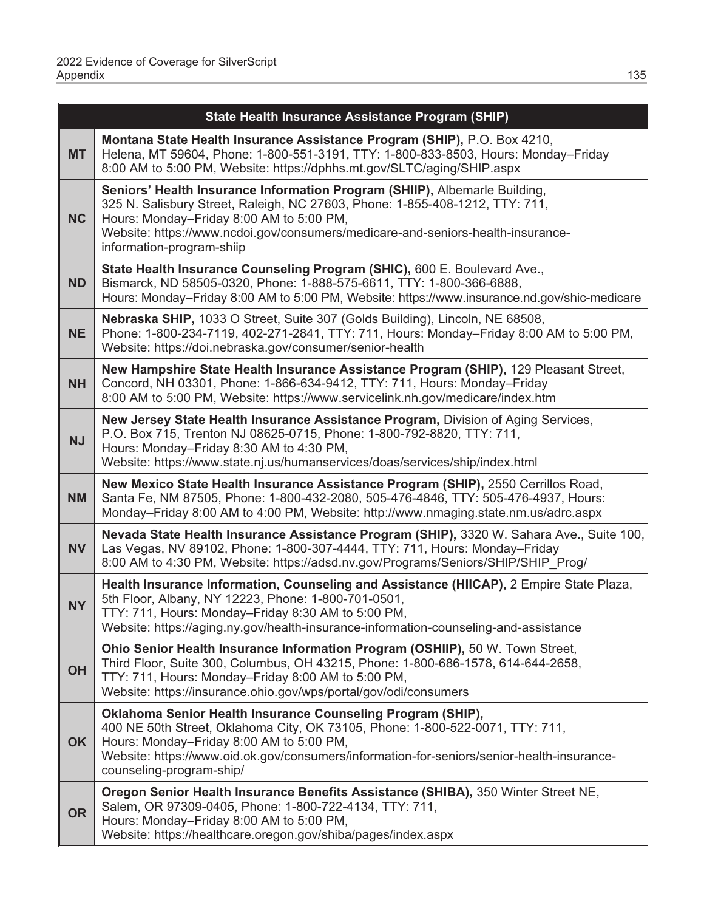| | State Health Insurance Assistance Program (SHIP) |
|---|---|
| MT | **Montana State Health Insurance Assistance Program (SHIP),** P.O. Box 4210, Helena, MT 59604, Phone: 1-800-551-3191, TTY: 1-800-833-8503, Hours: Monday–Friday 8:00 AM to 5:00 PM, Website: https://dphhs.mt.gov/SLTC/aging/SHIP.aspx |
| NC | **Seniors' Health Insurance Information Program (SHIIP),** Albemarle Building, 325 N. Salisbury Street, Raleigh, NC 27603, Phone: 1-855-408-1212, TTY: 711, Hours: Monday–Friday 8:00 AM to 5:00 PM, Website: https://www.ncdoi.gov/consumers/medicare-and-seniors-health-insurance-information-program-shiip |
| ND | **State Health Insurance Counseling Program (SHIC),** 600 E. Boulevard Ave., Bismarck, ND 58505-0320, Phone: 1-888-575-6611, TTY: 1-800-366-6888, Hours: Monday–Friday 8:00 AM to 5:00 PM, Website: https://www.insurance.nd.gov/shic-medicare |
| NE | **Nebraska SHIP,** 1033 O Street, Suite 307 (Golds Building), Lincoln, NE 68508, Phone: 1-800-234-7119, 402-271-2841, TTY: 711, Hours: Monday–Friday 8:00 AM to 5:00 PM, Website: https://doi.nebraska.gov/consumer/senior-health |
| NH | **New Hampshire State Health Insurance Assistance Program (SHIP),** 129 Pleasant Street, Concord, NH 03301, Phone: 1-866-634-9412, TTY: 711, Hours: Monday–Friday 8:00 AM to 5:00 PM, Website: https://www.servicelink.nh.gov/medicare/index.htm |
| NJ | **New Jersey State Health Insurance Assistance Program,** Division of Aging Services, P.O. Box 715, Trenton NJ 08625-0715, Phone: 1-800-792-8820, TTY: 711, Hours: Monday–Friday 8:30 AM to 4:30 PM, Website: https://www.state.nj.us/humanservices/doas/services/ship/index.html |
| NM | **New Mexico State Health Insurance Assistance Program (SHIP),** 2550 Cerrillos Road, Santa Fe, NM 87505, Phone: 1-800-432-2080, 505-476-4846, TTY: 505-476-4937, Hours: Monday–Friday 8:00 AM to 4:00 PM, Website: http://www.nmaging.state.nm.us/adrc.aspx |
| NV | **Nevada State Health Insurance Assistance Program (SHIP),** 3320 W. Sahara Ave., Suite 100, Las Vegas, NV 89102, Phone: 1-800-307-4444, TTY: 711, Hours: Monday–Friday 8:00 AM to 4:30 PM, Website: https://adsd.nv.gov/Programs/Seniors/SHIP/SHIP_Prog/ |
| NY | **Health Insurance Information, Counseling and Assistance (HIICAP),** 2 Empire State Plaza, 5th Floor, Albany, NY 12223, Phone: 1-800-701-0501, TTY: 711, Hours: Monday–Friday 8:30 AM to 5:00 PM, Website: https://aging.ny.gov/health-insurance-information-counseling-and-assistance |
| OH | **Ohio Senior Health Insurance Information Program (OSHIIP),** 50 W. Town Street, Third Floor, Suite 300, Columbus, OH 43215, Phone: 1-800-686-1578, 614-644-2658, TTY: 711, Hours: Monday–Friday 8:00 AM to 5:00 PM, Website: https://insurance.ohio.gov/wps/portal/gov/odi/consumers |
| OK | **Oklahoma Senior Health Insurance Counseling Program (SHIP),** 400 NE 50th Street, Oklahoma City, OK 73105, Phone: 1-800-522-0071, TTY: 711, Hours: Monday–Friday 8:00 AM to 5:00 PM, Website: https://www.oid.ok.gov/consumers/information-for-seniors/senior-health-insurance-counseling-program-ship/ |
| OR | **Oregon Senior Health Insurance Benefits Assistance (SHIBA),** 350 Winter Street NE, Salem, OR 97309-0405, Phone: 1-800-722-4134, TTY: 711, Hours: Monday–Friday 8:00 AM to 5:00 PM, Website: https://healthcare.oregon.gov/shiba/pages/index.aspx |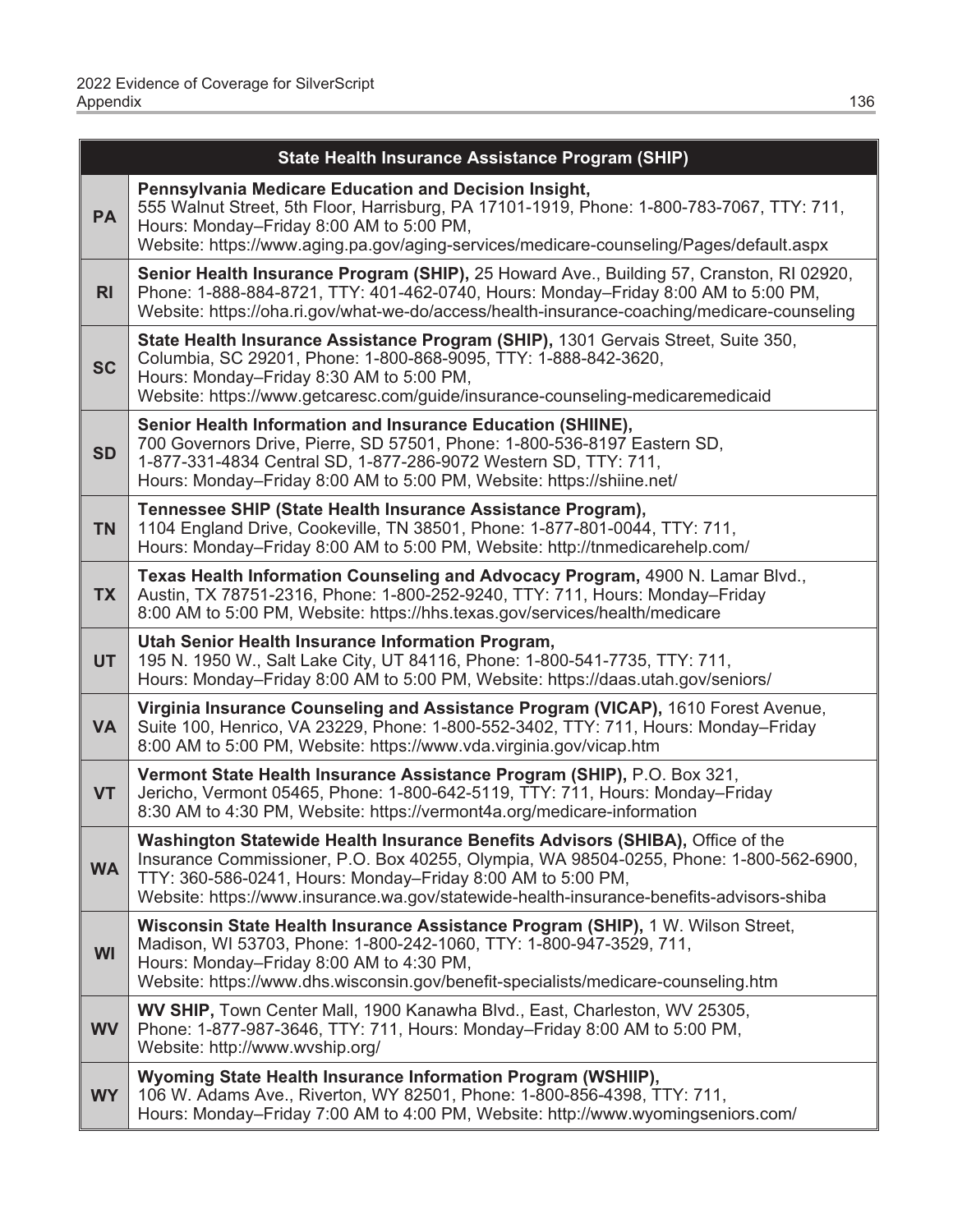| State Health Insurance Assistance Program (SHIP) | |
|---|---|
| **PA** | **Pennsylvania Medicare Education and Decision Insight,** 555 Walnut Street, 5th Floor, Harrisburg, PA 17101-1919, Phone: 1-800-783-7067, TTY: 711, Hours: Monday–Friday 8:00 AM to 5:00 PM, Website: https://www.aging.pa.gov/aging-services/medicare-counseling/Pages/default.aspx |
| **RI** | **Senior Health Insurance Program (SHIP),** 25 Howard Ave., Building 57, Cranston, RI 02920, Phone: 1-888-884-8721, TTY: 401-462-0740, Hours: Monday–Friday 8:00 AM to 5:00 PM, Website: https://oha.ri.gov/what-we-do/access/health-insurance-coaching/medicare-counseling |
| **SC** | **State Health Insurance Assistance Program (SHIP),** 1301 Gervais Street, Suite 350, Columbia, SC 29201, Phone: 1-800-868-9095, TTY: 1-888-842-3620, Hours: Monday–Friday 8:30 AM to 5:00 PM, Website: https://www.getcaresc.com/guide/insurance-counseling-medicaremedicaid |
| **SD** | **Senior Health Information and Insurance Education (SHIINE),** 700 Governors Drive, Pierre, SD 57501, Phone: 1-800-536-8197 Eastern SD, 1-877-331-4834 Central SD, 1-877-286-9072 Western SD, TTY: 711, Hours: Monday–Friday 8:00 AM to 5:00 PM, Website: https://shiine.net/ |
| **TN** | **Tennessee SHIP (State Health Insurance Assistance Program),** 1104 England Drive, Cookeville, TN 38501, Phone: 1-877-801-0044, TTY: 711, Hours: Monday–Friday 8:00 AM to 5:00 PM, Website: http://tnmedicarehelp.com/ |
| **TX** | **Texas Health Information Counseling and Advocacy Program,** 4900 N. Lamar Blvd., Austin, TX 78751-2316, Phone: 1-800-252-9240, TTY: 711, Hours: Monday–Friday 8:00 AM to 5:00 PM, Website: https://hhs.texas.gov/services/health/medicare |
| **UT** | **Utah Senior Health Insurance Information Program,** 195 N. 1950 W., Salt Lake City, UT 84116, Phone: 1-800-541-7735, TTY: 711, Hours: Monday–Friday 8:00 AM to 5:00 PM, Website: https://daas.utah.gov/seniors/ |
| **VA** | **Virginia Insurance Counseling and Assistance Program (VICAP),** 1610 Forest Avenue, Suite 100, Henrico, VA 23229, Phone: 1-800-552-3402, TTY: 711, Hours: Monday–Friday 8:00 AM to 5:00 PM, Website: https://www.vda.virginia.gov/vicap.htm |
| **VT** | **Vermont State Health Insurance Assistance Program (SHIP),** P.O. Box 321, Jericho, Vermont 05465, Phone: 1-800-642-5119, TTY: 711, Hours: Monday–Friday 8:30 AM to 4:30 PM, Website: https://vermont4a.org/medicare-information |
| **WA** | **Washington Statewide Health Insurance Benefits Advisors (SHIBA),** Office of the Insurance Commissioner, P.O. Box 40255, Olympia, WA 98504-0255, Phone: 1-800-562-6900, TTY: 360-586-0241, Hours: Monday–Friday 8:00 AM to 5:00 PM, Website: https://www.insurance.wa.gov/statewide-health-insurance-benefits-advisors-shiba |
| **WI** | **Wisconsin State Health Insurance Assistance Program (SHIP),** 1 W. Wilson Street, Madison, WI 53703, Phone: 1-800-242-1060, TTY: 1-800-947-3529, 711, Hours: Monday–Friday 8:00 AM to 4:30 PM, Website: https://www.dhs.wisconsin.gov/benefit-specialists/medicare-counseling.htm |
| **WV** | **WV SHIP,** Town Center Mall, 1900 Kanawha Blvd., East, Charleston, WV 25305, Phone: 1-877-987-3646, TTY: 711, Hours: Monday–Friday 8:00 AM to 5:00 PM, Website: http://www.wvship.org/ |
| **WY** | **Wyoming State Health Insurance Information Program (WSHIIP),** 106 W. Adams Ave., Riverton, WY 82501, Phone: 1-800-856-4398, TTY: 711, Hours: Monday–Friday 7:00 AM to 4:00 PM, Website: http://www.wyomingseniors.com/ |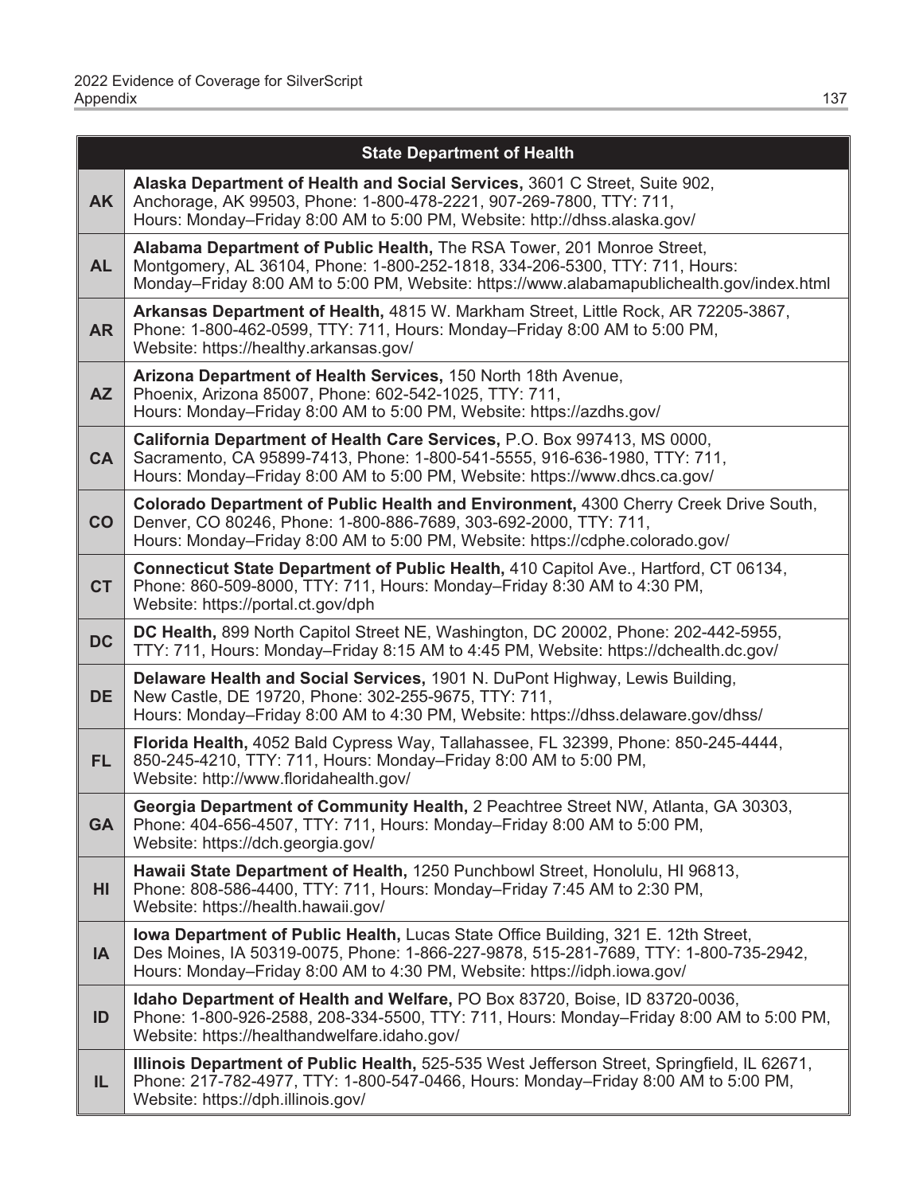| State Department of Health | |
|---|---|
| **AK** | **Alaska Department of Health and Social Services,** 3601 C Street, Suite 902, Anchorage, AK 99503, Phone: 1-800-478-2221, 907-269-7800, TTY: 711, Hours: Monday–Friday 8:00 AM to 5:00 PM, Website: http://dhss.alaska.gov/ |
| **AL** | **Alabama Department of Public Health,** The RSA Tower, 201 Monroe Street, Montgomery, AL 36104, Phone: 1-800-252-1818, 334-206-5300, TTY: 711, Hours: Monday–Friday 8:00 AM to 5:00 PM, Website: https://www.alabamapublichealth.gov/index.html |
| **AR** | **Arkansas Department of Health,** 4815 W. Markham Street, Little Rock, AR 72205-3867, Phone: 1-800-462-0599, TTY: 711, Hours: Monday–Friday 8:00 AM to 5:00 PM, Website: https://healthy.arkansas.gov/ |
| **AZ** | **Arizona Department of Health Services,** 150 North 18th Avenue, Phoenix, Arizona 85007, Phone: 602-542-1025, TTY: 711, Hours: Monday–Friday 8:00 AM to 5:00 PM, Website: https://azdhs.gov/ |
| **CA** | **California Department of Health Care Services,** P.O. Box 997413, MS 0000, Sacramento, CA 95899-7413, Phone: 1-800-541-5555, 916-636-1980, TTY: 711, Hours: Monday–Friday 8:00 AM to 5:00 PM, Website: https://www.dhcs.ca.gov/ |
| **CO** | **Colorado Department of Public Health and Environment,** 4300 Cherry Creek Drive South, Denver, CO 80246, Phone: 1-800-886-7689, 303-692-2000, TTY: 711, Hours: Monday–Friday 8:00 AM to 5:00 PM, Website: https://cdphe.colorado.gov/ |
| **CT** | **Connecticut State Department of Public Health,** 410 Capitol Ave., Hartford, CT 06134, Phone: 860-509-8000, TTY: 711, Hours: Monday–Friday 8:30 AM to 4:30 PM, Website: https://portal.ct.gov/dph |
| **DC** | **DC Health,** 899 North Capitol Street NE, Washington, DC 20002, Phone: 202-442-5955, TTY: 711, Hours: Monday–Friday 8:15 AM to 4:45 PM, Website: https://dchealth.dc.gov/ |
| **DE** | **Delaware Health and Social Services,** 1901 N. DuPont Highway, Lewis Building, New Castle, DE 19720, Phone: 302-255-9675, TTY: 711, Hours: Monday–Friday 8:00 AM to 4:30 PM, Website: https://dhss.delaware.gov/dhss/ |
| **FL** | **Florida Health,** 4052 Bald Cypress Way, Tallahassee, FL 32399, Phone: 850-245-4444, 850-245-4210, TTY: 711, Hours: Monday–Friday 8:00 AM to 5:00 PM, Website: http://www.floridahealth.gov/ |
| **GA** | **Georgia Department of Community Health,** 2 Peachtree Street NW, Atlanta, GA 30303, Phone: 404-656-4507, TTY: 711, Hours: Monday–Friday 8:00 AM to 5:00 PM, Website: https://dch.georgia.gov/ |
| **HI** | **Hawaii State Department of Health,** 1250 Punchbowl Street, Honolulu, HI 96813, Phone: 808-586-4400, TTY: 711, Hours: Monday–Friday 7:45 AM to 2:30 PM, Website: https://health.hawaii.gov/ |
| **IA** | **Iowa Department of Public Health,** Lucas State Office Building, 321 E. 12th Street, Des Moines, IA 50319-0075, Phone: 1-866-227-9878, 515-281-7689, TTY: 1-800-735-2942, Hours: Monday–Friday 8:00 AM to 4:30 PM, Website: https://idph.iowa.gov/ |
| **ID** | **Idaho Department of Health and Welfare,** PO Box 83720, Boise, ID 83720-0036, Phone: 1-800-926-2588, 208-334-5500, TTY: 711, Hours: Monday–Friday 8:00 AM to 5:00 PM, Website: https://healthandwelfare.idaho.gov/ |
| **IL** | **Illinois Department of Public Health,** 525-535 West Jefferson Street, Springfield, IL 62671, Phone: 217-782-4977, TTY: 1-800-547-0466, Hours: Monday–Friday 8:00 AM to 5:00 PM, Website: https://dph.illinois.gov/ |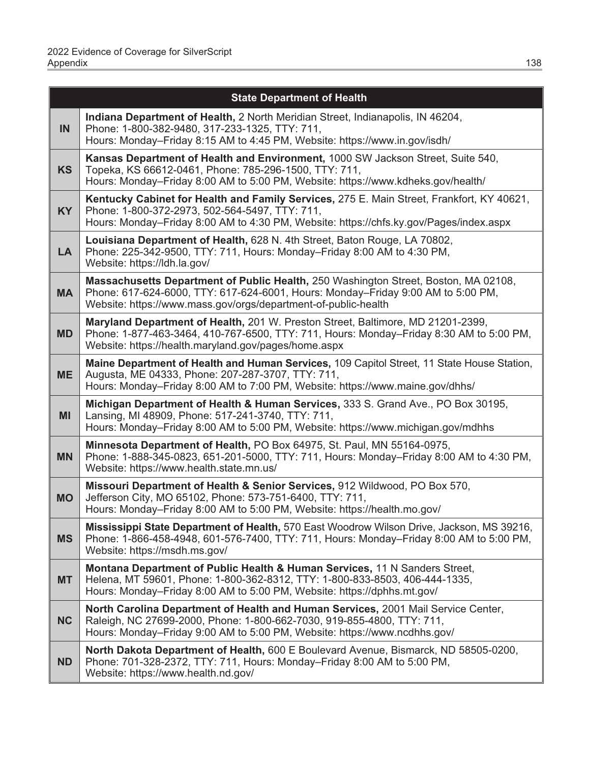| State Department of Health | |
|---|---|
| **IN** | **Indiana Department of Health,** 2 North Meridian Street, Indianapolis, IN 46204, Phone: 1-800-382-9480, 317-233-1325, TTY: 711, Hours: Monday–Friday 8:15 AM to 4:45 PM, Website: https://www.in.gov/isdh/ |
| **KS** | **Kansas Department of Health and Environment,** 1000 SW Jackson Street, Suite 540, Topeka, KS 66612-0461, Phone: 785-296-1500, TTY: 711, Hours: Monday–Friday 8:00 AM to 5:00 PM, Website: https://www.kdheks.gov/health/ |
| **KY** | **Kentucky Cabinet for Health and Family Services,** 275 E. Main Street, Frankfort, KY 40621, Phone: 1-800-372-2973, 502-564-5497, TTY: 711, Hours: Monday–Friday 8:00 AM to 4:30 PM, Website: https://chfs.ky.gov/Pages/index.aspx |
| **LA** | **Louisiana Department of Health,** 628 N. 4th Street, Baton Rouge, LA 70802, Phone: 225-342-9500, TTY: 711, Hours: Monday–Friday 8:00 AM to 4:30 PM, Website: https://ldh.la.gov/ |
| **MA** | **Massachusetts Department of Public Health,** 250 Washington Street, Boston, MA 02108, Phone: 617-624-6000, TTY: 617-624-6001, Hours: Monday–Friday 9:00 AM to 5:00 PM, Website: https://www.mass.gov/orgs/department-of-public-health |
| **MD** | **Maryland Department of Health,** 201 W. Preston Street, Baltimore, MD 21201-2399, Phone: 1-877-463-3464, 410-767-6500, TTY: 711, Hours: Monday–Friday 8:30 AM to 5:00 PM, Website: https://health.maryland.gov/pages/home.aspx |
| **ME** | **Maine Department of Health and Human Services,** 109 Capitol Street, 11 State House Station, Augusta, ME 04333, Phone: 207-287-3707, TTY: 711, Hours: Monday–Friday 8:00 AM to 7:00 PM, Website: https://www.maine.gov/dhhs/ |
| **MI** | **Michigan Department of Health & Human Services,** 333 S. Grand Ave., PO Box 30195, Lansing, MI 48909, Phone: 517-241-3740, TTY: 711, Hours: Monday–Friday 8:00 AM to 5:00 PM, Website: https://www.michigan.gov/mdhhs |
| **MN** | **Minnesota Department of Health,** PO Box 64975, St. Paul, MN 55164-0975, Phone: 1-888-345-0823, 651-201-5000, TTY: 711, Hours: Monday–Friday 8:00 AM to 4:30 PM, Website: https://www.health.state.mn.us/ |
| **MO** | **Missouri Department of Health & Senior Services,** 912 Wildwood, PO Box 570, Jefferson City, MO 65102, Phone: 573-751-6400, TTY: 711, Hours: Monday–Friday 8:00 AM to 5:00 PM, Website: https://health.mo.gov/ |
| **MS** | **Mississippi State Department of Health,** 570 East Woodrow Wilson Drive, Jackson, MS 39216, Phone: 1-866-458-4948, 601-576-7400, TTY: 711, Hours: Monday–Friday 8:00 AM to 5:00 PM, Website: https://msdh.ms.gov/ |
| **MT** | **Montana Department of Public Health & Human Services,** 11 N Sanders Street, Helena, MT 59601, Phone: 1-800-362-8312, TTY: 1-800-833-8503, 406-444-1335, Hours: Monday–Friday 8:00 AM to 5:00 PM, Website: https://dphhs.mt.gov/ |
| **NC** | **North Carolina Department of Health and Human Services,** 2001 Mail Service Center, Raleigh, NC 27699-2000, Phone: 1-800-662-7030, 919-855-4800, TTY: 711, Hours: Monday–Friday 9:00 AM to 5:00 PM, Website: https://www.ncdhhs.gov/ |
| **ND** | **North Dakota Department of Health,** 600 E Boulevard Avenue, Bismarck, ND 58505-0200, Phone: 701-328-2372, TTY: 711, Hours: Monday–Friday 8:00 AM to 5:00 PM, Website: https://www.health.nd.gov/ |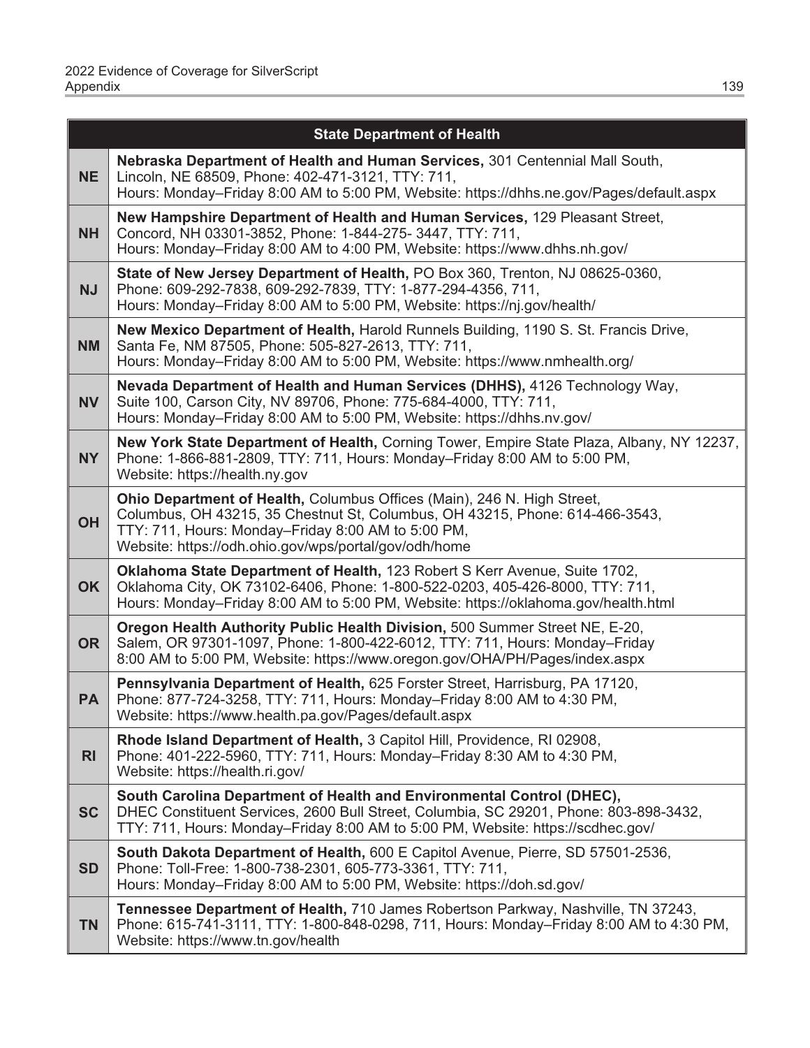| | State Department of Health |
|---|---|
| **NE** | **Nebraska Department of Health and Human Services,** 301 Centennial Mall South, Lincoln, NE 68509, Phone: 402-471-3121, TTY: 711, Hours: Monday–Friday 8:00 AM to 5:00 PM, Website: https://dhhs.ne.gov/Pages/default.aspx |
| **NH** | **New Hampshire Department of Health and Human Services,** 129 Pleasant Street, Concord, NH 03301-3852, Phone: 1-844-275- 3447, TTY: 711, Hours: Monday–Friday 8:00 AM to 4:00 PM, Website: https://www.dhhs.nh.gov/ |
| **NJ** | **State of New Jersey Department of Health,** PO Box 360, Trenton, NJ 08625-0360, Phone: 609-292-7838, 609-292-7839, TTY: 1-877-294-4356, 711, Hours: Monday–Friday 8:00 AM to 5:00 PM, Website: https://nj.gov/health/ |
| **NM** | **New Mexico Department of Health,** Harold Runnels Building, 1190 S. St. Francis Drive, Santa Fe, NM 87505, Phone: 505-827-2613, TTY: 711, Hours: Monday–Friday 8:00 AM to 5:00 PM, Website: https://www.nmhealth.org/ |
| **NV** | **Nevada Department of Health and Human Services (DHHS),** 4126 Technology Way, Suite 100, Carson City, NV 89706, Phone: 775-684-4000, TTY: 711, Hours: Monday–Friday 8:00 AM to 5:00 PM, Website: https://dhhs.nv.gov/ |
| **NY** | **New York State Department of Health,** Corning Tower, Empire State Plaza, Albany, NY 12237, Phone: 1-866-881-2809, TTY: 711, Hours: Monday–Friday 8:00 AM to 5:00 PM, Website: https://health.ny.gov |
| **OH** | **Ohio Department of Health,** Columbus Offices (Main), 246 N. High Street, Columbus, OH 43215, 35 Chestnut St, Columbus, OH 43215, Phone: 614-466-3543, TTY: 711, Hours: Monday–Friday 8:00 AM to 5:00 PM, Website: https://odh.ohio.gov/wps/portal/gov/odh/home |
| **OK** | **Oklahoma State Department of Health,** 123 Robert S Kerr Avenue, Suite 1702, Oklahoma City, OK 73102-6406, Phone: 1-800-522-0203, 405-426-8000, TTY: 711, Hours: Monday–Friday 8:00 AM to 5:00 PM, Website: https://oklahoma.gov/health.html |
| **OR** | **Oregon Health Authority Public Health Division,** 500 Summer Street NE, E-20, Salem, OR 97301-1097, Phone: 1-800-422-6012, TTY: 711, Hours: Monday–Friday 8:00 AM to 5:00 PM, Website: https://www.oregon.gov/OHA/PH/Pages/index.aspx |
| **PA** | **Pennsylvania Department of Health,** 625 Forster Street, Harrisburg, PA 17120, Phone: 877-724-3258, TTY: 711, Hours: Monday–Friday 8:00 AM to 4:30 PM, Website: https://www.health.pa.gov/Pages/default.aspx |
| **RI** | **Rhode Island Department of Health,** 3 Capitol Hill, Providence, RI 02908, Phone: 401-222-5960, TTY: 711, Hours: Monday–Friday 8:30 AM to 4:30 PM, Website: https://health.ri.gov/ |
| **SC** | **South Carolina Department of Health and Environmental Control (DHEC),** DHEC Constituent Services, 2600 Bull Street, Columbia, SC 29201, Phone: 803-898-3432, TTY: 711, Hours: Monday–Friday 8:00 AM to 5:00 PM, Website: https://scdhec.gov/ |
| **SD** | **South Dakota Department of Health,** 600 E Capitol Avenue, Pierre, SD 57501-2536, Phone: Toll-Free: 1-800-738-2301, 605-773-3361, TTY: 711, Hours: Monday–Friday 8:00 AM to 5:00 PM, Website: https://doh.sd.gov/ |
| **TN** | **Tennessee Department of Health,** 710 James Robertson Parkway, Nashville, TN 37243, Phone: 615-741-3111, TTY: 1-800-848-0298, 711, Hours: Monday–Friday 8:00 AM to 4:30 PM, Website: https://www.tn.gov/health |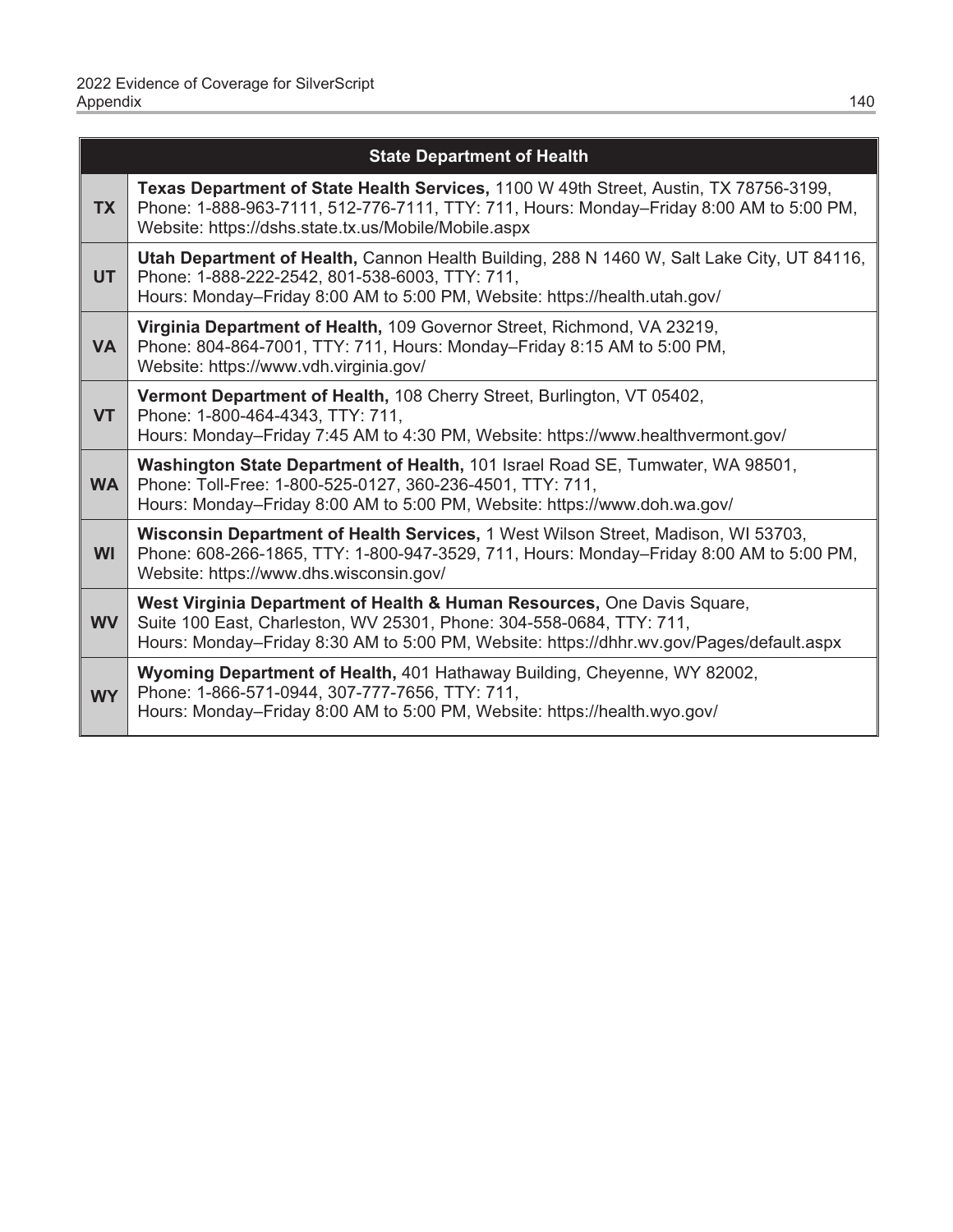| | State Department of Health |
|---|---|
| **TX** | **Texas Department of State Health Services,** 1100 W 49th Street, Austin, TX 78756-3199, Phone: 1-888-963-7111, 512-776-7111, TTY: 711, Hours: Monday–Friday 8:00 AM to 5:00 PM, Website: https://dshs.state.tx.us/Mobile/Mobile.aspx |
| **UT** | **Utah Department of Health,** Cannon Health Building, 288 N 1460 W, Salt Lake City, UT 84116, Phone: 1-888-222-2542, 801-538-6003, TTY: 711, Hours: Monday–Friday 8:00 AM to 5:00 PM, Website: https://health.utah.gov/ |
| **VA** | **Virginia Department of Health,** 109 Governor Street, Richmond, VA 23219, Phone: 804-864-7001, TTY: 711, Hours: Monday–Friday 8:15 AM to 5:00 PM, Website: https://www.vdh.virginia.gov/ |
| **VT** | **Vermont Department of Health,** 108 Cherry Street, Burlington, VT 05402, Phone: 1-800-464-4343, TTY: 711, Hours: Monday–Friday 7:45 AM to 4:30 PM, Website: https://www.healthvermont.gov/ |
| **WA** | **Washington State Department of Health,** 101 Israel Road SE, Tumwater, WA 98501, Phone: Toll-Free: 1-800-525-0127, 360-236-4501, TTY: 711, Hours: Monday–Friday 8:00 AM to 5:00 PM, Website: https://www.doh.wa.gov/ |
| **WI** | **Wisconsin Department of Health Services,** 1 West Wilson Street, Madison, WI 53703, Phone: 608-266-1865, TTY: 1-800-947-3529, 711, Hours: Monday–Friday 8:00 AM to 5:00 PM, Website: https://www.dhs.wisconsin.gov/ |
| **WV** | **West Virginia Department of Health & Human Resources,** One Davis Square, Suite 100 East, Charleston, WV 25301, Phone: 304-558-0684, TTY: 711, Hours: Monday–Friday 8:30 AM to 5:00 PM, Website: https://dhhr.wv.gov/Pages/default.aspx |
| **WY** | **Wyoming Department of Health,** 401 Hathaway Building, Cheyenne, WY 82002, Phone: 1-866-571-0944, 307-777-7656, TTY: 711, Hours: Monday–Friday 8:00 AM to 5:00 PM, Website: https://health.wyo.gov/ |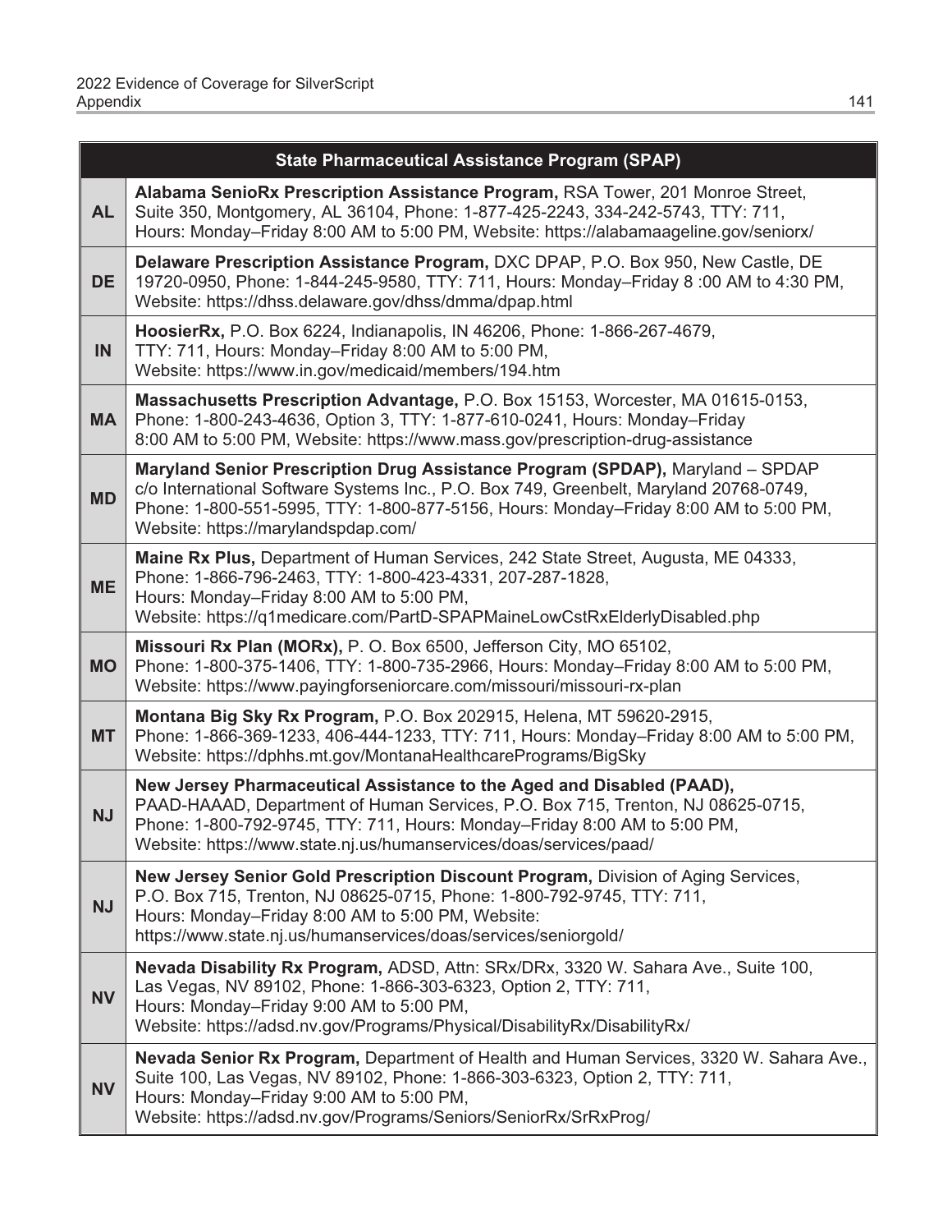| State Pharmaceutical Assistance Program (SPAP) | |
|---|---|
| **AL** | **Alabama SenioRx Prescription Assistance Program,** RSA Tower, 201 Monroe Street, Suite 350, Montgomery, AL 36104, Phone: 1-877-425-2243, 334-242-5743, TTY: 711, Hours: Monday–Friday 8:00 AM to 5:00 PM, Website: https://alabamaageline.gov/seniorx/ |
| **DE** | **Delaware Prescription Assistance Program,** DXC DPAP, P.O. Box 950, New Castle, DE 19720-0950, Phone: 1-844-245-9580, TTY: 711, Hours: Monday–Friday 8 :00 AM to 4:30 PM, Website: https://dhss.delaware.gov/dhss/dmma/dpap.html |
| **IN** | **HoosierRx,** P.O. Box 6224, Indianapolis, IN 46206, Phone: 1-866-267-4679, TTY: 711, Hours: Monday–Friday 8:00 AM to 5:00 PM, Website: https://www.in.gov/medicaid/members/194.htm |
| **MA** | **Massachusetts Prescription Advantage,** P.O. Box 15153, Worcester, MA 01615-0153, Phone: 1-800-243-4636, Option 3, TTY: 1-877-610-0241, Hours: Monday–Friday 8:00 AM to 5:00 PM, Website: https://www.mass.gov/prescription-drug-assistance |
| **MD** | **Maryland Senior Prescription Drug Assistance Program (SPDAP),** Maryland – SPDAP c/o International Software Systems Inc., P.O. Box 749, Greenbelt, Maryland 20768-0749, Phone: 1-800-551-5995, TTY: 1-800-877-5156, Hours: Monday–Friday 8:00 AM to 5:00 PM, Website: https://marylandspdap.com/ |
| **ME** | **Maine Rx Plus,** Department of Human Services, 242 State Street, Augusta, ME 04333, Phone: 1-866-796-2463, TTY: 1-800-423-4331, 207-287-1828, Hours: Monday–Friday 8:00 AM to 5:00 PM, Website: https://q1medicare.com/PartD-SPAPMaineLowCstRxElderlyDisabled.php |
| **MO** | **Missouri Rx Plan (MORx),** P. O. Box 6500, Jefferson City, MO 65102, Phone: 1-800-375-1406, TTY: 1-800-735-2966, Hours: Monday–Friday 8:00 AM to 5:00 PM, Website: https://www.payingforseniorcare.com/missouri/missouri-rx-plan |
| **MT** | **Montana Big Sky Rx Program,** P.O. Box 202915, Helena, MT 59620-2915, Phone: 1-866-369-1233, 406-444-1233, TTY: 711, Hours: Monday–Friday 8:00 AM to 5:00 PM, Website: https://dphhs.mt.gov/MontanaHealthcarePrograms/BigSky |
| **NJ** | **New Jersey Pharmaceutical Assistance to the Aged and Disabled (PAAD),** PAAD-HAAAD, Department of Human Services, P.O. Box 715, Trenton, NJ 08625-0715, Phone: 1-800-792-9745, TTY: 711, Hours: Monday–Friday 8:00 AM to 5:00 PM, Website: https://www.state.nj.us/humanservices/doas/services/paad/ |
| **NJ** | **New Jersey Senior Gold Prescription Discount Program,** Division of Aging Services, P.O. Box 715, Trenton, NJ 08625-0715, Phone: 1-800-792-9745, TTY: 711, Hours: Monday–Friday 8:00 AM to 5:00 PM, Website: https://www.state.nj.us/humanservices/doas/services/seniorgold/ |
| **NV** | **Nevada Disability Rx Program,** ADSD, Attn: SRx/DRx, 3320 W. Sahara Ave., Suite 100, Las Vegas, NV 89102, Phone: 1-866-303-6323, Option 2, TTY: 711, Hours: Monday–Friday 9:00 AM to 5:00 PM, Website: https://adsd.nv.gov/Programs/Physical/DisabilityRx/DisabilityRx/ |
| **NV** | **Nevada Senior Rx Program,** Department of Health and Human Services, 3320 W. Sahara Ave., Suite 100, Las Vegas, NV 89102, Phone: 1-866-303-6323, Option 2, TTY: 711, Hours: Monday–Friday 9:00 AM to 5:00 PM, Website: https://adsd.nv.gov/Programs/Seniors/SeniorRx/SrRxProg/ |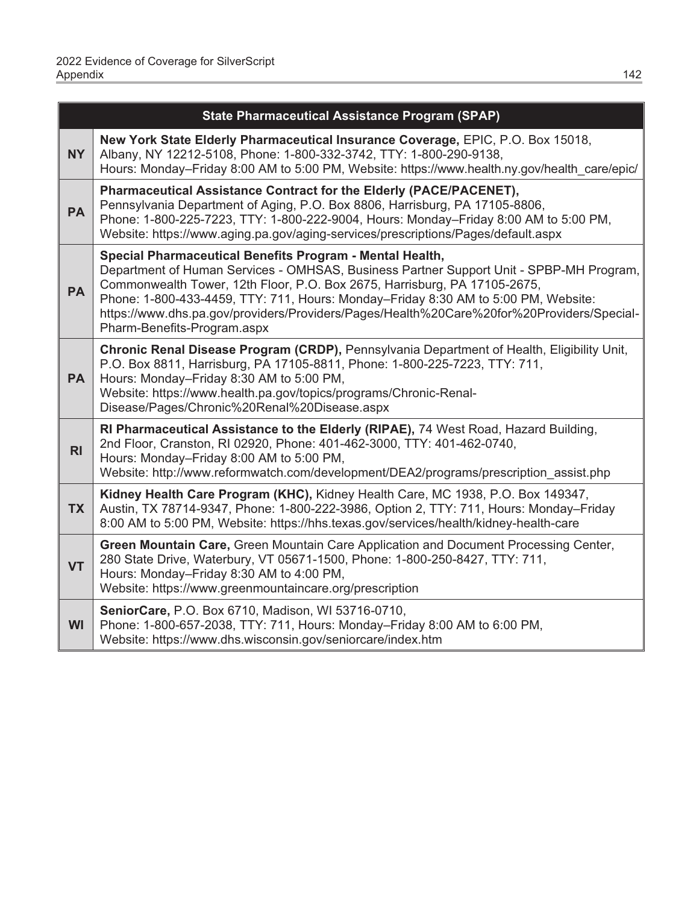| | State Pharmaceutical Assistance Program (SPAP) |
|---|---|
| **NY** | **New York State Elderly Pharmaceutical Insurance Coverage,** EPIC, P.O. Box 15018, Albany, NY 12212-5108, Phone: 1-800-332-3742, TTY: 1-800-290-9138, Hours: Monday–Friday 8:00 AM to 5:00 PM, Website: https://www.health.ny.gov/health_care/epic/ |
| **PA** | **Pharmaceutical Assistance Contract for the Elderly (PACE/PACENET),** Pennsylvania Department of Aging, P.O. Box 8806, Harrisburg, PA 17105-8806, Phone: 1-800-225-7223, TTY: 1-800-222-9004, Hours: Monday–Friday 8:00 AM to 5:00 PM, Website: https://www.aging.pa.gov/aging-services/prescriptions/Pages/default.aspx |
| **PA** | **Special Pharmaceutical Benefits Program - Mental Health,** Department of Human Services - OMHSAS, Business Partner Support Unit - SPBP-MH Program, Commonwealth Tower, 12th Floor, P.O. Box 2675, Harrisburg, PA 17105-2675, Phone: 1-800-433-4459, TTY: 711, Hours: Monday–Friday 8:30 AM to 5:00 PM, Website: https://www.dhs.pa.gov/providers/Providers/Pages/Health%20Care%20for%20Providers/Special-Pharm-Benefits-Program.aspx |
| **PA** | **Chronic Renal Disease Program (CRDP),** Pennsylvania Department of Health, Eligibility Unit, P.O. Box 8811, Harrisburg, PA 17105-8811, Phone: 1-800-225-7223, TTY: 711, Hours: Monday–Friday 8:30 AM to 5:00 PM, Website: https://www.health.pa.gov/topics/programs/Chronic-Renal-Disease/Pages/Chronic%20Renal%20Disease.aspx |
| **RI** | **RI Pharmaceutical Assistance to the Elderly (RIPAE),** 74 West Road, Hazard Building, 2nd Floor, Cranston, RI 02920, Phone: 401-462-3000, TTY: 401-462-0740, Hours: Monday–Friday 8:00 AM to 5:00 PM, Website: http://www.reformwatch.com/development/DEA2/programs/prescription_assist.php |
| **TX** | **Kidney Health Care Program (KHC),** Kidney Health Care, MC 1938, P.O. Box 149347, Austin, TX 78714-9347, Phone: 1-800-222-3986, Option 2, TTY: 711, Hours: Monday–Friday 8:00 AM to 5:00 PM, Website: https://hhs.texas.gov/services/health/kidney-health-care |
| **VT** | **Green Mountain Care,** Green Mountain Care Application and Document Processing Center, 280 State Drive, Waterbury, VT 05671-1500, Phone: 1-800-250-8427, TTY: 711, Hours: Monday–Friday 8:30 AM to 4:00 PM, Website: https://www.greenmountaincare.org/prescription |
| **WI** | **SeniorCare,** P.O. Box 6710, Madison, WI 53716-0710, Phone: 1-800-657-2038, TTY: 711, Hours: Monday–Friday 8:00 AM to 6:00 PM, Website: https://www.dhs.wisconsin.gov/seniorcare/index.htm |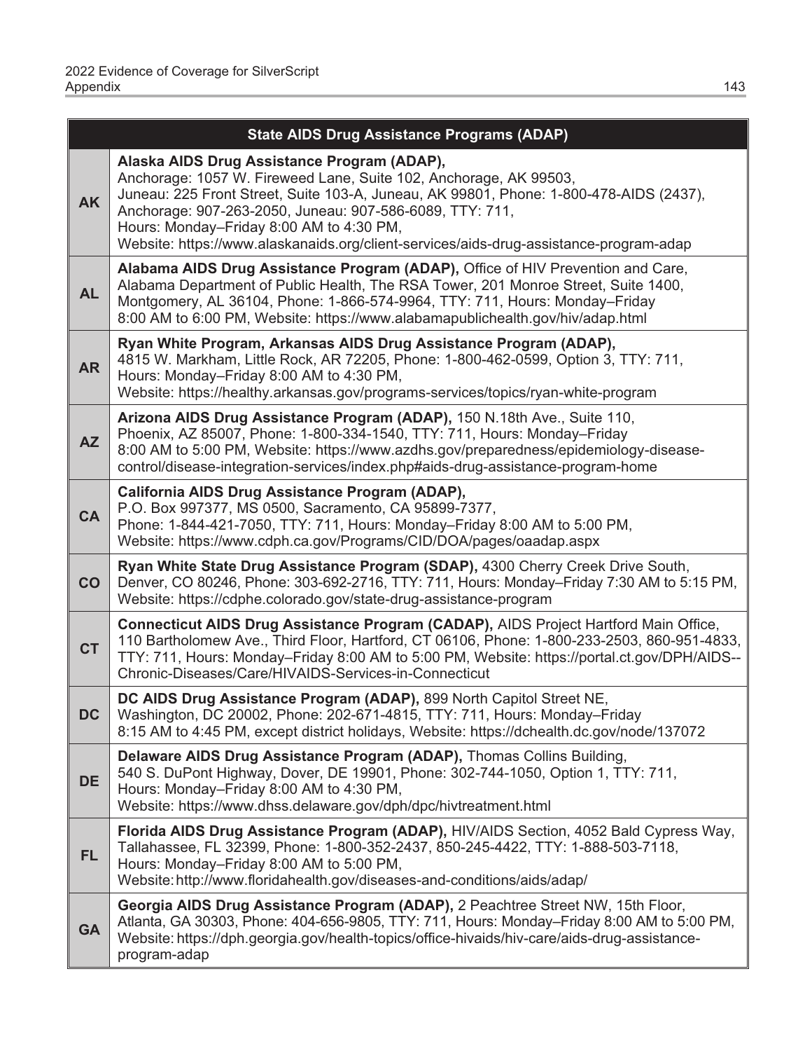| State AIDS Drug Assistance Programs (ADAP) | |
|---|---|
| **AK** | **Alaska AIDS Drug Assistance Program (ADAP),** Anchorage: 1057 W. Fireweed Lane, Suite 102, Anchorage, AK 99503, Juneau: 225 Front Street, Suite 103-A, Juneau, AK 99801, Phone: 1-800-478-AIDS (2437), Anchorage: 907-263-2050, Juneau: 907-586-6089, TTY: 711, Hours: Monday–Friday 8:00 AM to 4:30 PM, Website: https://www.alaskanaids.org/client-services/aids-drug-assistance-program-adap |
| **AL** | **Alabama AIDS Drug Assistance Program (ADAP),** Office of HIV Prevention and Care, Alabama Department of Public Health, The RSA Tower, 201 Monroe Street, Suite 1400, Montgomery, AL 36104, Phone: 1-866-574-9964, TTY: 711, Hours: Monday–Friday 8:00 AM to 6:00 PM, Website: https://www.alabamapublichealth.gov/hiv/adap.html |
| **AR** | **Ryan White Program, Arkansas AIDS Drug Assistance Program (ADAP),** 4815 W. Markham, Little Rock, AR 72205, Phone: 1-800-462-0599, Option 3, TTY: 711, Hours: Monday–Friday 8:00 AM to 4:30 PM, Website: https://healthy.arkansas.gov/programs-services/topics/ryan-white-program |
| **AZ** | **Arizona AIDS Drug Assistance Program (ADAP),** 150 N.18th Ave., Suite 110, Phoenix, AZ 85007, Phone: 1-800-334-1540, TTY: 711, Hours: Monday–Friday 8:00 AM to 5:00 PM, Website: https://www.azdhs.gov/preparedness/epidemiology-disease-control/disease-integration-services/index.php#aids-drug-assistance-program-home |
| **CA** | **California AIDS Drug Assistance Program (ADAP),** P.O. Box 997377, MS 0500, Sacramento, CA 95899-7377, Phone: 1-844-421-7050, TTY: 711, Hours: Monday–Friday 8:00 AM to 5:00 PM, Website: https://www.cdph.ca.gov/Programs/CID/DOA/pages/oaadap.aspx |
| **CO** | **Ryan White State Drug Assistance Program (SDAP),** 4300 Cherry Creek Drive South, Denver, CO 80246, Phone: 303-692-2716, TTY: 711, Hours: Monday–Friday 7:30 AM to 5:15 PM, Website: https://cdphe.colorado.gov/state-drug-assistance-program |
| **CT** | **Connecticut AIDS Drug Assistance Program (CADAP),** AIDS Project Hartford Main Office, 110 Bartholomew Ave., Third Floor, Hartford, CT 06106, Phone: 1-800-233-2503, 860-951-4833, TTY: 711, Hours: Monday–Friday 8:00 AM to 5:00 PM, Website: https://portal.ct.gov/DPH/AIDS--Chronic-Diseases/Care/HIVAIDS-Services-in-Connecticut |
| **DC** | **DC AIDS Drug Assistance Program (ADAP),** 899 North Capitol Street NE, Washington, DC 20002, Phone: 202-671-4815, TTY: 711, Hours: Monday–Friday 8:15 AM to 4:45 PM, except district holidays, Website: https://dchealth.dc.gov/node/137072 |
| **DE** | **Delaware AIDS Drug Assistance Program (ADAP),** Thomas Collins Building, 540 S. DuPont Highway, Dover, DE 19901, Phone: 302-744-1050, Option 1, TTY: 711, Hours: Monday–Friday 8:00 AM to 4:30 PM, Website: https://www.dhss.delaware.gov/dph/dpc/hivtreatment.html |
| **FL** | **Florida AIDS Drug Assistance Program (ADAP),** HIV/AIDS Section, 4052 Bald Cypress Way, Tallahassee, FL 32399, Phone: 1-800-352-2437, 850-245-4422, TTY: 1-888-503-7118, Hours: Monday–Friday 8:00 AM to 5:00 PM, Website: http://www.floridahealth.gov/diseases-and-conditions/aids/adap/ |
| **GA** | **Georgia AIDS Drug Assistance Program (ADAP),** 2 Peachtree Street NW, 15th Floor, Atlanta, GA 30303, Phone: 404-656-9805, TTY: 711, Hours: Monday–Friday 8:00 AM to 5:00 PM, Website: https://dph.georgia.gov/health-topics/office-hivaids/hiv-care/aids-drug-assistance-program-adap |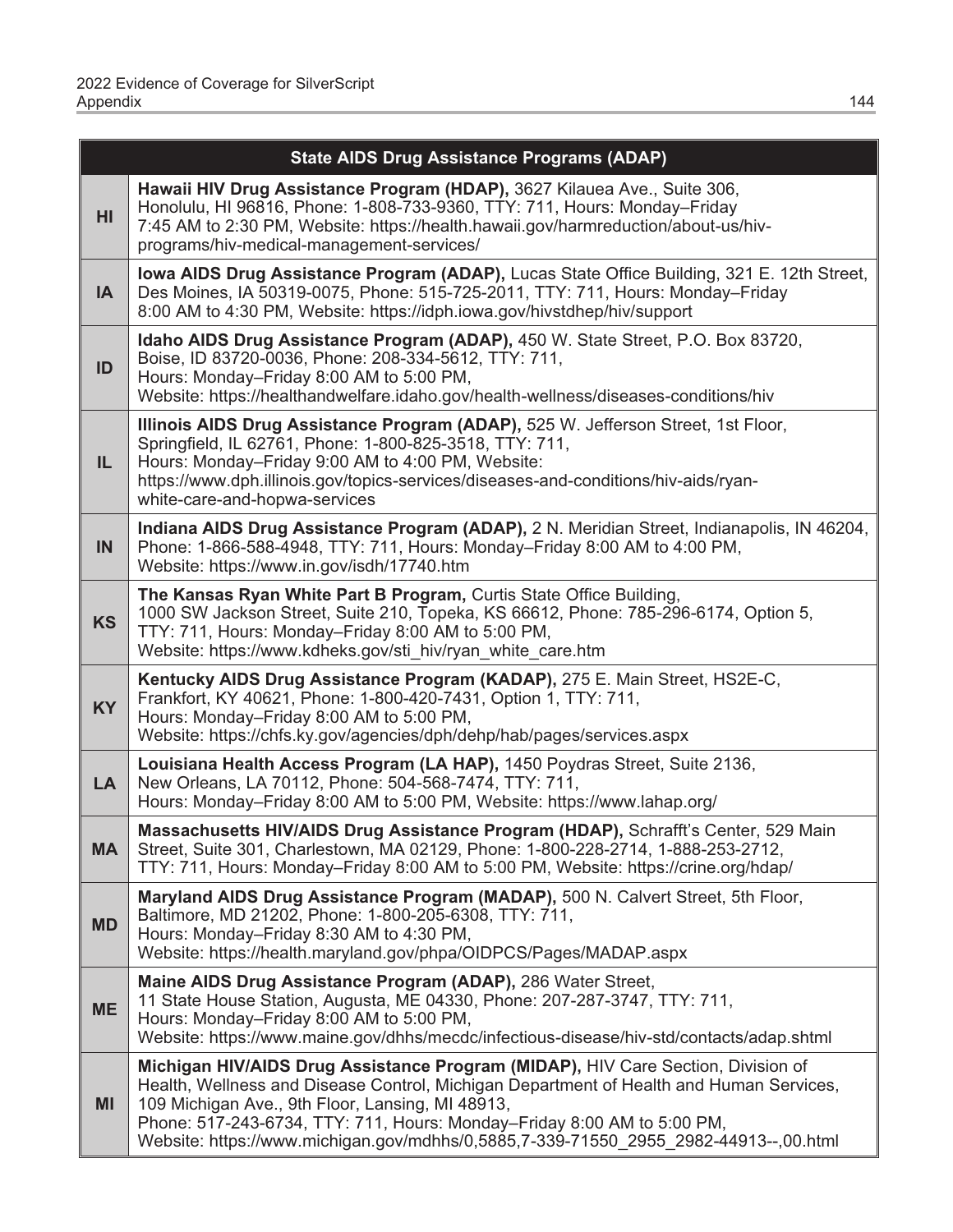| State AIDS Drug Assistance Programs (ADAP) | |
|---|---|
| **HI** | **Hawaii HIV Drug Assistance Program (HDAP),** 3627 Kilauea Ave., Suite 306, Honolulu, HI 96816, Phone: 1-808-733-9360, TTY: 711, Hours: Monday–Friday 7:45 AM to 2:30 PM, Website: https://health.hawaii.gov/harmreduction/about-us/hiv-programs/hiv-medical-management-services/ |
| **IA** | **Iowa AIDS Drug Assistance Program (ADAP),** Lucas State Office Building, 321 E. 12th Street, Des Moines, IA 50319-0075, Phone: 515-725-2011, TTY: 711, Hours: Monday–Friday 8:00 AM to 4:30 PM, Website: https://idph.iowa.gov/hivstdhep/hiv/support |
| **ID** | **Idaho AIDS Drug Assistance Program (ADAP),** 450 W. State Street, P.O. Box 83720, Boise, ID 83720-0036, Phone: 208-334-5612, TTY: 711, Hours: Monday–Friday 8:00 AM to 5:00 PM, Website: https://healthandwelfare.idaho.gov/health-wellness/diseases-conditions/hiv |
| **IL** | **Illinois AIDS Drug Assistance Program (ADAP),** 525 W. Jefferson Street, 1st Floor, Springfield, IL 62761, Phone: 1-800-825-3518, TTY: 711, Hours: Monday–Friday 9:00 AM to 4:00 PM, Website: https://www.dph.illinois.gov/topics-services/diseases-and-conditions/hiv-aids/ryan-white-care-and-hopwa-services |
| **IN** | **Indiana AIDS Drug Assistance Program (ADAP),** 2 N. Meridian Street, Indianapolis, IN 46204, Phone: 1-866-588-4948, TTY: 711, Hours: Monday–Friday 8:00 AM to 4:00 PM, Website: https://www.in.gov/isdh/17740.htm |
| **KS** | **The Kansas Ryan White Part B Program,** Curtis State Office Building, 1000 SW Jackson Street, Suite 210, Topeka, KS 66612, Phone: 785-296-6174, Option 5, TTY: 711, Hours: Monday–Friday 8:00 AM to 5:00 PM, Website: https://www.kdheks.gov/sti_hiv/ryan_white_care.htm |
| **KY** | **Kentucky AIDS Drug Assistance Program (KADAP),** 275 E. Main Street, HS2E-C, Frankfort, KY 40621, Phone: 1-800-420-7431, Option 1, TTY: 711, Hours: Monday–Friday 8:00 AM to 5:00 PM, Website: https://chfs.ky.gov/agencies/dph/dehp/hab/pages/services.aspx |
| **LA** | **Louisiana Health Access Program (LA HAP),** 1450 Poydras Street, Suite 2136, New Orleans, LA 70112, Phone: 504-568-7474, TTY: 711, Hours: Monday–Friday 8:00 AM to 5:00 PM, Website: https://www.lahap.org/ |
| **MA** | **Massachusetts HIV/AIDS Drug Assistance Program (HDAP),** Schrafft's Center, 529 Main Street, Suite 301, Charlestown, MA 02129, Phone: 1-800-228-2714, 1-888-253-2712, TTY: 711, Hours: Monday–Friday 8:00 AM to 5:00 PM, Website: https://crine.org/hdap/ |
| **MD** | **Maryland AIDS Drug Assistance Program (MADAP),** 500 N. Calvert Street, 5th Floor, Baltimore, MD 21202, Phone: 1-800-205-6308, TTY: 711, Hours: Monday–Friday 8:30 AM to 4:30 PM, Website: https://health.maryland.gov/phpa/OIDPCS/Pages/MADAP.aspx |
| **ME** | **Maine AIDS Drug Assistance Program (ADAP),** 286 Water Street, 11 State House Station, Augusta, ME 04330, Phone: 207-287-3747, TTY: 711, Hours: Monday–Friday 8:00 AM to 5:00 PM, Website: https://www.maine.gov/dhhs/mecdc/infectious-disease/hiv-std/contacts/adap.shtml |
| **MI** | **Michigan HIV/AIDS Drug Assistance Program (MIDAP),** HIV Care Section, Division of Health, Wellness and Disease Control, Michigan Department of Health and Human Services, 109 Michigan Ave., 9th Floor, Lansing, MI 48913, Phone: 517-243-6734, TTY: 711, Hours: Monday–Friday 8:00 AM to 5:00 PM, Website: https://www.michigan.gov/mdhhs/0,5885,7-339-71550_2955_2982-44913--,00.html |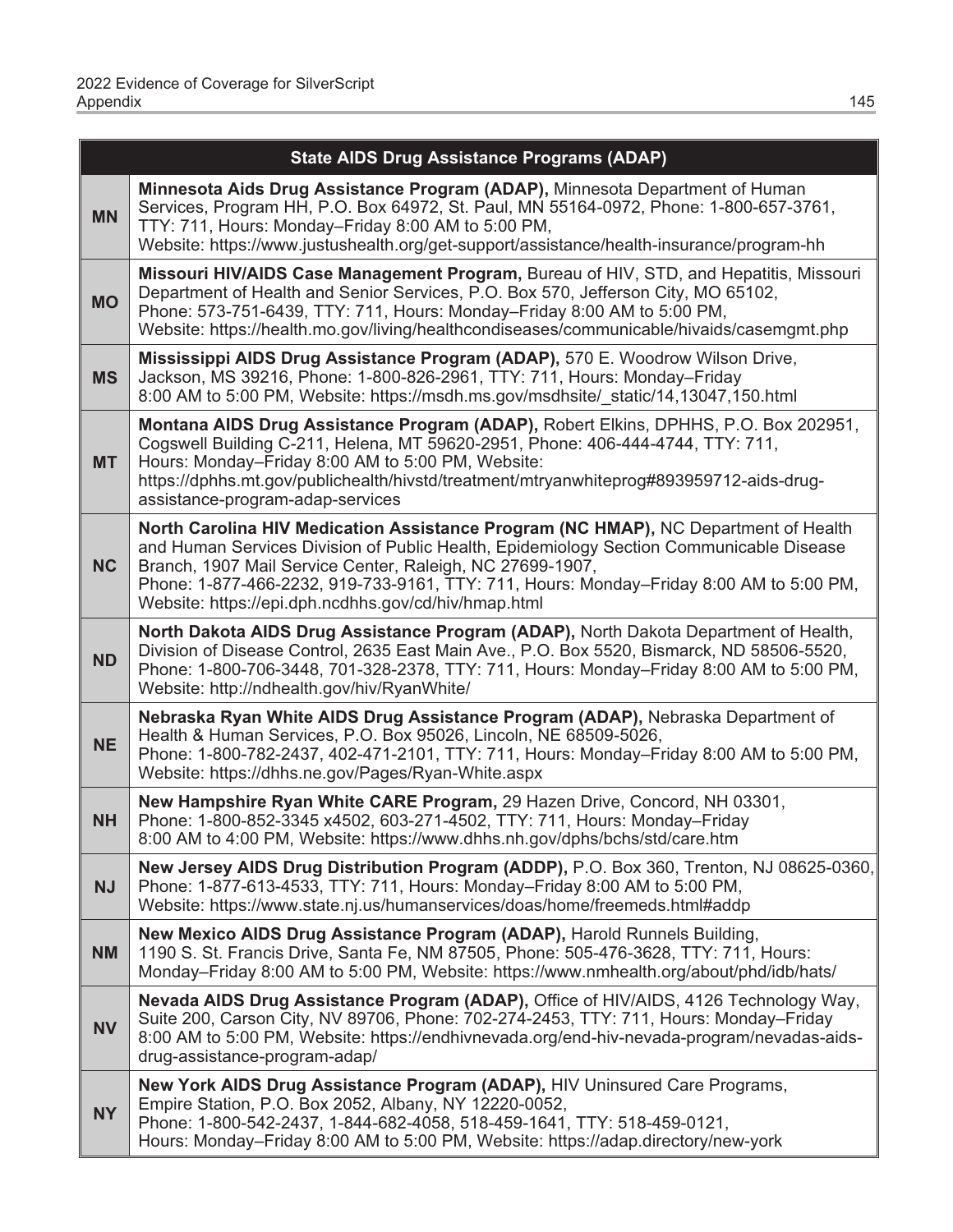| State AIDS Drug Assistance Programs (ADAP) | |
|---|---|
| **MN** | **Minnesota Aids Drug Assistance Program (ADAP),** Minnesota Department of Human Services, Program HH, P.O. Box 64972, St. Paul, MN 55164-0972, Phone: 1-800-657-3761, TTY: 711, Hours: Monday–Friday 8:00 AM to 5:00 PM, Website: https://www.justushealth.org/get-support/assistance/health-insurance/program-hh |
| **MO** | **Missouri HIV/AIDS Case Management Program,** Bureau of HIV, STD, and Hepatitis, Missouri Department of Health and Senior Services, P.O. Box 570, Jefferson City, MO 65102, Phone: 573-751-6439, TTY: 711, Hours: Monday–Friday 8:00 AM to 5:00 PM, Website: https://health.mo.gov/living/healthcondiseases/communicable/hivaids/casemgmt.php |
| **MS** | **Mississippi AIDS Drug Assistance Program (ADAP),** 570 E. Woodrow Wilson Drive, Jackson, MS 39216, Phone: 1-800-826-2961, TTY: 711, Hours: Monday–Friday 8:00 AM to 5:00 PM, Website: https://msdh.ms.gov/msdhsite/_static/14,13047,150.html |
| **MT** | **Montana AIDS Drug Assistance Program (ADAP),** Robert Elkins, DPHHS, P.O. Box 202951, Cogswell Building C-211, Helena, MT 59620-2951, Phone: 406-444-4744, TTY: 711, Hours: Monday–Friday 8:00 AM to 5:00 PM, Website: https://dphhs.mt.gov/publichealth/hivstd/treatment/mtryanwhiteprog#893959712-aids-drug-assistance-program-adap-services |
| **NC** | **North Carolina HIV Medication Assistance Program (NC HMAP),** NC Department of Health and Human Services Division of Public Health, Epidemiology Section Communicable Disease Branch, 1907 Mail Service Center, Raleigh, NC 27699-1907, Phone: 1-877-466-2232, 919-733-9161, TTY: 711, Hours: Monday–Friday 8:00 AM to 5:00 PM, Website: https://epi.dph.ncdhhs.gov/cd/hiv/hmap.html |
| **ND** | **North Dakota AIDS Drug Assistance Program (ADAP),** North Dakota Department of Health, Division of Disease Control, 2635 East Main Ave., P.O. Box 5520, Bismarck, ND 58506-5520, Phone: 1-800-706-3448, 701-328-2378, TTY: 711, Hours: Monday–Friday 8:00 AM to 5:00 PM, Website: http://ndhealth.gov/hiv/RyanWhite/ |
| **NE** | **Nebraska Ryan White AIDS Drug Assistance Program (ADAP),** Nebraska Department of Health & Human Services, P.O. Box 95026, Lincoln, NE 68509-5026, Phone: 1-800-782-2437, 402-471-2101, TTY: 711, Hours: Monday–Friday 8:00 AM to 5:00 PM, Website: https://dhhs.ne.gov/Pages/Ryan-White.aspx |
| **NH** | **New Hampshire Ryan White CARE Program,** 29 Hazen Drive, Concord, NH 03301, Phone: 1-800-852-3345 x4502, 603-271-4502, TTY: 711, Hours: Monday–Friday 8:00 AM to 4:00 PM, Website: https://www.dhhs.nh.gov/dphs/bchs/std/care.htm |
| **NJ** | **New Jersey AIDS Drug Distribution Program (ADDP),** P.O. Box 360, Trenton, NJ 08625-0360, Phone: 1-877-613-4533, TTY: 711, Hours: Monday–Friday 8:00 AM to 5:00 PM, Website: https://www.state.nj.us/humanservices/doas/home/freemeds.html#addp |
| **NM** | **New Mexico AIDS Drug Assistance Program (ADAP),** Harold Runnels Building, 1190 S. St. Francis Drive, Santa Fe, NM 87505, Phone: 505-476-3628, TTY: 711, Hours: Monday–Friday 8:00 AM to 5:00 PM, Website: https://www.nmhealth.org/about/phd/idb/hats/ |
| **NV** | **Nevada AIDS Drug Assistance Program (ADAP),** Office of HIV/AIDS, 4126 Technology Way, Suite 200, Carson City, NV 89706, Phone: 702-274-2453, TTY: 711, Hours: Monday–Friday 8:00 AM to 5:00 PM, Website: https://endhivnevada.org/end-hiv-nevada-program/nevadas-aids-drug-assistance-program-adap/ |
| **NY** | **New York AIDS Drug Assistance Program (ADAP),** HIV Uninsured Care Programs, Empire Station, P.O. Box 2052, Albany, NY 12220-0052, Phone: 1-800-542-2437, 1-844-682-4058, 518-459-1641, TTY: 518-459-0121, Hours: Monday–Friday 8:00 AM to 5:00 PM, Website: https://adap.directory/new-york |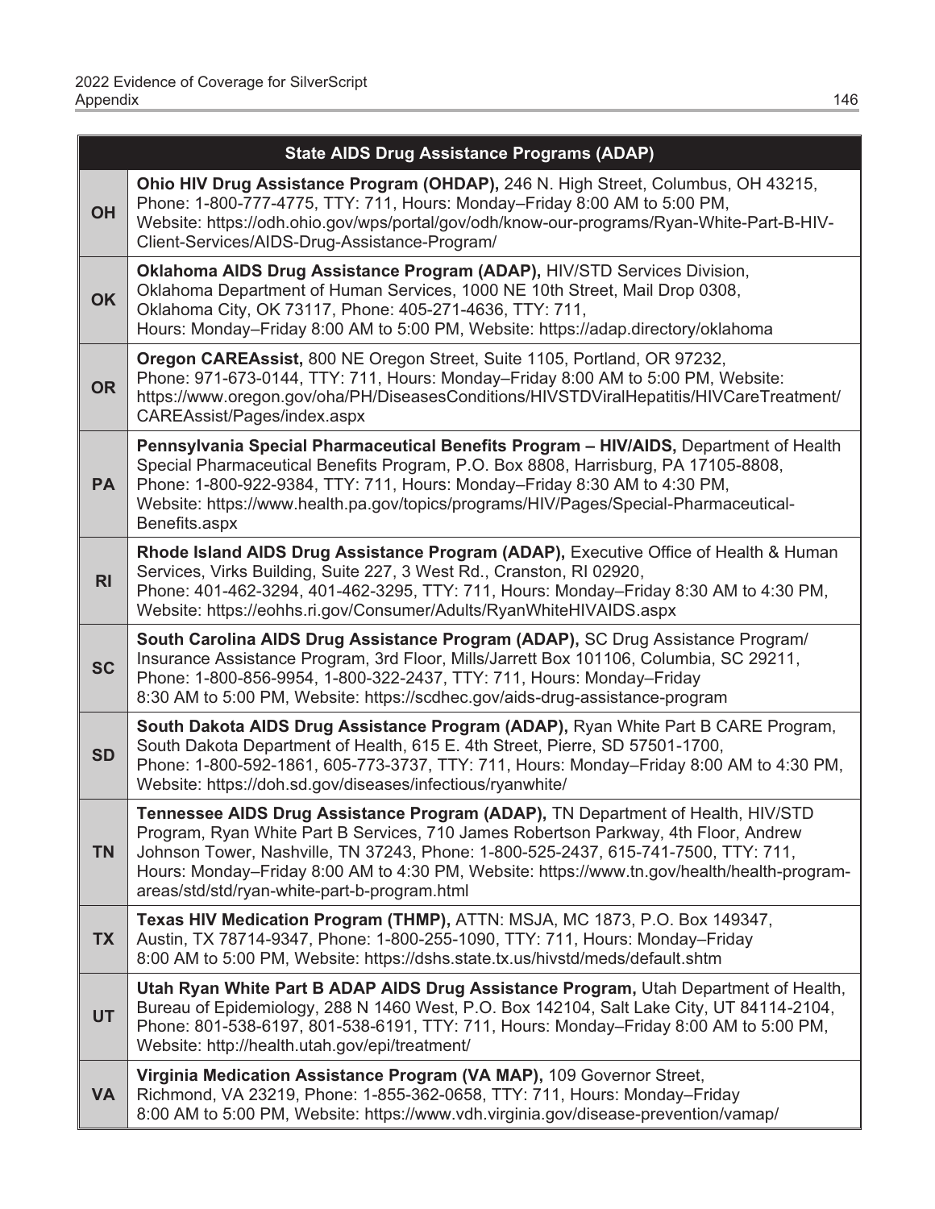| State AIDS Drug Assistance Programs (ADAP) | |
|---|---|
| **OH** | **Ohio HIV Drug Assistance Program (OHDAP),** 246 N. High Street, Columbus, OH 43215, Phone: 1-800-777-4775, TTY: 711, Hours: Monday–Friday 8:00 AM to 5:00 PM, Website: https://odh.ohio.gov/wps/portal/gov/odh/know-our-programs/Ryan-White-Part-B-HIV-Client-Services/AIDS-Drug-Assistance-Program/ |
| **OK** | **Oklahoma AIDS Drug Assistance Program (ADAP),** HIV/STD Services Division, Oklahoma Department of Human Services, 1000 NE 10th Street, Mail Drop 0308, Oklahoma City, OK 73117, Phone: 405-271-4636, TTY: 711, Hours: Monday–Friday 8:00 AM to 5:00 PM, Website: https://adap.directory/oklahoma |
| **OR** | **Oregon CAREAssist,** 800 NE Oregon Street, Suite 1105, Portland, OR 97232, Phone: 971-673-0144, TTY: 711, Hours: Monday–Friday 8:00 AM to 5:00 PM, Website: https://www.oregon.gov/oha/PH/DiseasesConditions/HIVSTDViralHepatitis/HIVCareTreatment/CAREAssist/Pages/index.aspx |
| **PA** | **Pennsylvania Special Pharmaceutical Benefits Program – HIV/AIDS,** Department of Health Special Pharmaceutical Benefits Program, P.O. Box 8808, Harrisburg, PA 17105-8808, Phone: 1-800-922-9384, TTY: 711, Hours: Monday–Friday 8:30 AM to 4:30 PM, Website: https://www.health.pa.gov/topics/programs/HIV/Pages/Special-Pharmaceutical-Benefits.aspx |
| **RI** | **Rhode Island AIDS Drug Assistance Program (ADAP),** Executive Office of Health & Human Services, Virks Building, Suite 227, 3 West Rd., Cranston, RI 02920, Phone: 401-462-3294, 401-462-3295, TTY: 711, Hours: Monday–Friday 8:30 AM to 4:30 PM, Website: https://eohhs.ri.gov/Consumer/Adults/RyanWhiteHIVAIDS.aspx |
| **SC** | **South Carolina AIDS Drug Assistance Program (ADAP),** SC Drug Assistance Program/ Insurance Assistance Program, 3rd Floor, Mills/Jarrett Box 101106, Columbia, SC 29211, Phone: 1-800-856-9954, 1-800-322-2437, TTY: 711, Hours: Monday–Friday 8:30 AM to 5:00 PM, Website: https://scdhec.gov/aids-drug-assistance-program |
| **SD** | **South Dakota AIDS Drug Assistance Program (ADAP),** Ryan White Part B CARE Program, South Dakota Department of Health, 615 E. 4th Street, Pierre, SD 57501-1700, Phone: 1-800-592-1861, 605-773-3737, TTY: 711, Hours: Monday–Friday 8:00 AM to 4:30 PM, Website: https://doh.sd.gov/diseases/infectious/ryanwhite/ |
| **TN** | **Tennessee AIDS Drug Assistance Program (ADAP),** TN Department of Health, HIV/STD Program, Ryan White Part B Services, 710 James Robertson Parkway, 4th Floor, Andrew Johnson Tower, Nashville, TN 37243, Phone: 1-800-525-2437, 615-741-7500, TTY: 711, Hours: Monday–Friday 8:00 AM to 4:30 PM, Website: https://www.tn.gov/health/health-program-areas/std/std/ryan-white-part-b-program.html |
| **TX** | **Texas HIV Medication Program (THMP),** ATTN: MSJA, MC 1873, P.O. Box 149347, Austin, TX 78714-9347, Phone: 1-800-255-1090, TTY: 711, Hours: Monday–Friday 8:00 AM to 5:00 PM, Website: https://dshs.state.tx.us/hivstd/meds/default.shtm |
| **UT** | **Utah Ryan White Part B ADAP AIDS Drug Assistance Program,** Utah Department of Health, Bureau of Epidemiology, 288 N 1460 West, P.O. Box 142104, Salt Lake City, UT 84114-2104, Phone: 801-538-6197, 801-538-6191, TTY: 711, Hours: Monday–Friday 8:00 AM to 5:00 PM, Website: http://health.utah.gov/epi/treatment/ |
| **VA** | **Virginia Medication Assistance Program (VA MAP),** 109 Governor Street, Richmond, VA 23219, Phone: 1-855-362-0658, TTY: 711, Hours: Monday–Friday 8:00 AM to 5:00 PM, Website: https://www.vdh.virginia.gov/disease-prevention/vamap/ |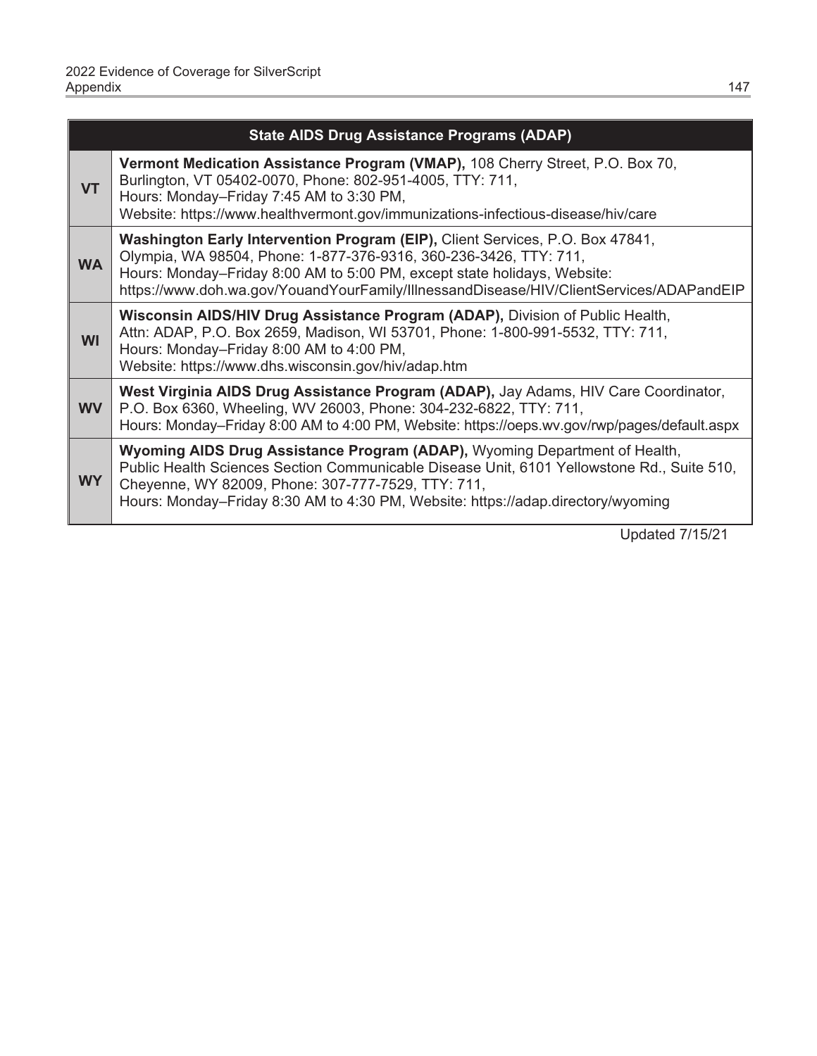| State AIDS Drug Assistance Programs (ADAP) | |
|---|---|
| **VT** | **Vermont Medication Assistance Program (VMAP),** 108 Cherry Street, P.O. Box 70, Burlington, VT 05402-0070, Phone: 802-951-4005, TTY: 711, Hours: Monday–Friday 7:45 AM to 3:30 PM, Website: https://www.healthvermont.gov/immunizations-infectious-disease/hiv/care |
| **WA** | **Washington Early Intervention Program (EIP),** Client Services, P.O. Box 47841, Olympia, WA 98504, Phone: 1-877-376-9316, 360-236-3426, TTY: 711, Hours: Monday–Friday 8:00 AM to 5:00 PM, except state holidays, Website: https://www.doh.wa.gov/YouandYourFamily/IllnessandDisease/HIV/ClientServices/ADAPandEIP |
| **WI** | **Wisconsin AIDS/HIV Drug Assistance Program (ADAP),** Division of Public Health, Attn: ADAP, P.O. Box 2659, Madison, WI 53701, Phone: 1-800-991-5532, TTY: 711, Hours: Monday–Friday 8:00 AM to 4:00 PM, Website: https://www.dhs.wisconsin.gov/hiv/adap.htm |
| **WV** | **West Virginia AIDS Drug Assistance Program (ADAP),** Jay Adams, HIV Care Coordinator, P.O. Box 6360, Wheeling, WV 26003, Phone: 304-232-6822, TTY: 711, Hours: Monday–Friday 8:00 AM to 4:00 PM, Website: https://oeps.wv.gov/rwp/pages/default.aspx |
| **WY** | **Wyoming AIDS Drug Assistance Program (ADAP),** Wyoming Department of Health, Public Health Sciences Section Communicable Disease Unit, 6101 Yellowstone Rd., Suite 510, Cheyenne, WY 82009, Phone: 307-777-7529, TTY: 711, Hours: Monday–Friday 8:30 AM to 4:30 PM, Website: https://adap.directory/wyoming |

Updated 7/15/21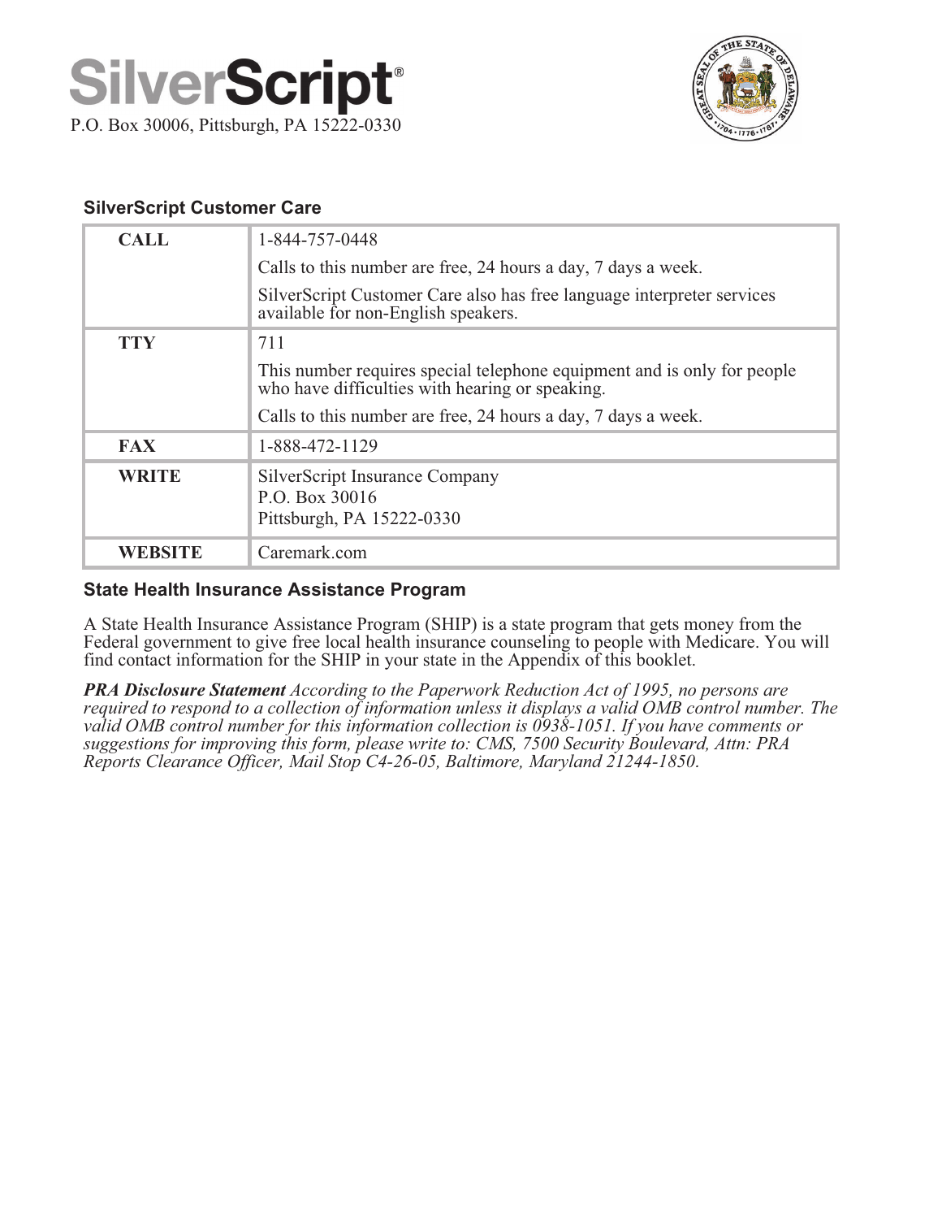**SilverScript®**

P.O. Box 30006, Pittsburgh, PA 15222-0330

### SilverScript Customer Care

| | |
|---|---|
| **CALL** | 1-844-757-0448<br>Calls to this number are free, 24 hours a day, 7 days a week.<br>SilverScript Customer Care also has free language interpreter services available for non-English speakers. |
| **TTY** | 711<br>This number requires special telephone equipment and is only for people who have difficulties with hearing or speaking.<br>Calls to this number are free, 24 hours a day, 7 days a week. |
| **FAX** | 1-888-472-1129 |
| **WRITE** | SilverScript Insurance Company<br>P.O. Box 30016<br>Pittsburgh, PA 15222-0330 |
| **WEBSITE** | Caremark.com |

### State Health Insurance Assistance Program

A State Health Insurance Assistance Program (SHIP) is a state program that gets money from the Federal government to give free local health insurance counseling to people with Medicare. You will find contact information for the SHIP in your state in the Appendix of this booklet.

***PRA Disclosure Statement*** *According to the Paperwork Reduction Act of 1995, no persons are required to respond to a collection of information unless it displays a valid OMB control number. The valid OMB control number for this information collection is 0938-1051. If you have comments or suggestions for improving this form, please write to: CMS, 7500 Security Boulevard, Attn: PRA Reports Clearance Officer, Mail Stop C4-26-05, Baltimore, Maryland 21244-1850.*